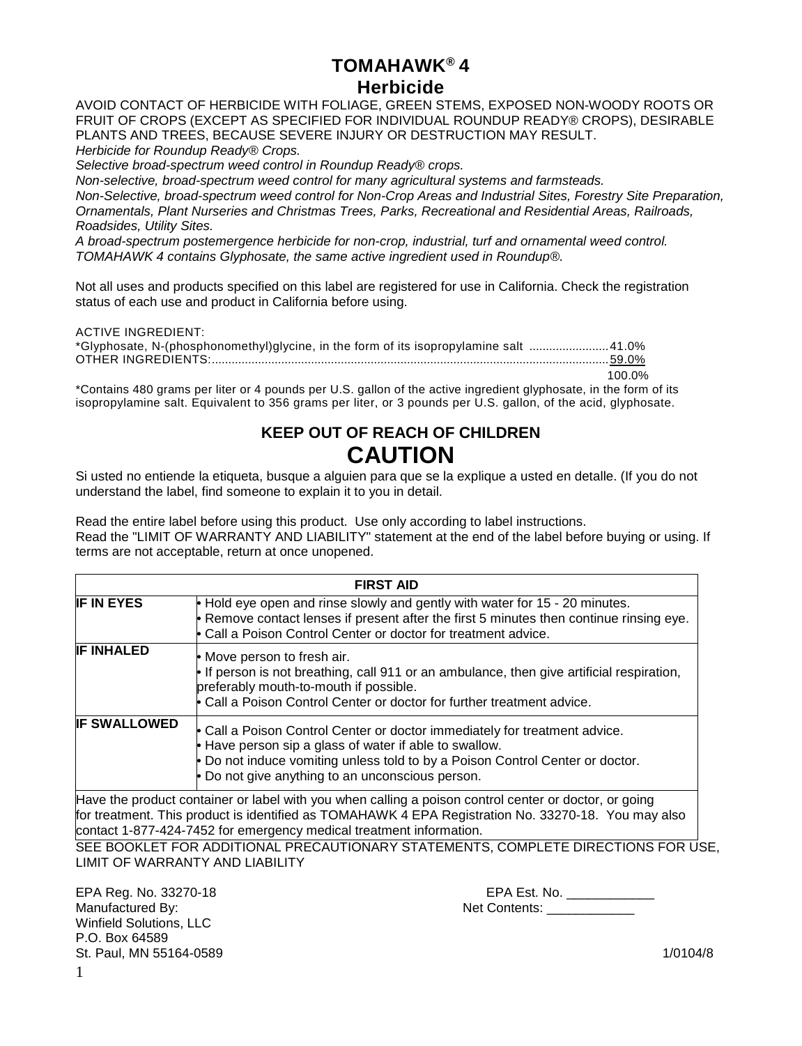# TOMAHAWK® 4
## Herbicide

AVOID CONTACT OF HERBICIDE WITH FOLIAGE, GREEN STEMS, EXPOSED NON-WOODY ROOTS OR FRUIT OF CROPS (EXCEPT AS SPECIFIED FOR INDIVIDUAL ROUNDUP READY® CROPS), DESIRABLE PLANTS AND TREES, BECAUSE SEVERE INJURY OR DESTRUCTION MAY RESULT.

*Herbicide for Roundup Ready® Crops.*

*Selective broad-spectrum weed control in Roundup Ready® crops.*

*Non-selective, broad-spectrum weed control for many agricultural systems and farmsteads.*

*Non-Selective, broad-spectrum weed control for Non-Crop Areas and Industrial Sites, Forestry Site Preparation, Ornamentals, Plant Nurseries and Christmas Trees, Parks, Recreational and Residential Areas, Railroads, Roadsides, Utility Sites.*

*A broad-spectrum postemergence herbicide for non-crop, industrial, turf and ornamental weed control.*

*TOMAHAWK 4 contains Glyphosate, the same active ingredient used in Roundup®.*

Not all uses and products specified on this label are registered for use in California. Check the registration status of each use and product in California before using.

ACTIVE INGREDIENT:
*Glyphosate, N-(phosphonomethyl)glycine, in the form of its isopropylamine salt ........................41.0%
OTHER INGREDIENTS:........................................................................................................................59.0%
100.0%

*Contains 480 grams per liter or 4 pounds per U.S. gallon of the active ingredient glyphosate, in the form of its isopropylamine salt. Equivalent to 356 grams per liter, or 3 pounds per U.S. gallon, of the acid, glyphosate.

## KEEP OUT OF REACH OF CHILDREN
# CAUTION

Si usted no entiende la etiqueta, busque a alguien para que se la explique a usted en detalle. (If you do not understand the label, find someone to explain it to you in detail.

Read the entire label before using this product. Use only according to label instructions.
Read the "LIMIT OF WARRANTY AND LIABILITY" statement at the end of the label before buying or using. If terms are not acceptable, return at once unopened.

| FIRST AID | |
|---|---|
| **IF IN EYES** | • Hold eye open and rinse slowly and gently with water for 15 - 20 minutes.<br>• Remove contact lenses if present after the first 5 minutes then continue rinsing eye.<br>• Call a Poison Control Center or doctor for treatment advice. |
| **IF INHALED** | • Move person to fresh air.<br>• If person is not breathing, call 911 or an ambulance, then give artificial respiration, preferably mouth-to-mouth if possible.<br>• Call a Poison Control Center or doctor for further treatment advice. |
| **IF SWALLOWED** | • Call a Poison Control Center or doctor immediately for treatment advice.<br>• Have person sip a glass of water if able to swallow.<br>• Do not induce vomiting unless told to by a Poison Control Center or doctor.<br>• Do not give anything to an unconscious person. |
| Have the product container or label with you when calling a poison control center or doctor, or going for treatment. This product is identified as TOMAHAWK 4 EPA Registration No. 33270-18. You may also contact 1-877-424-7452 for emergency medical treatment information. | |

SEE BOOKLET FOR ADDITIONAL PRECAUTIONARY STATEMENTS, COMPLETE DIRECTIONS FOR USE, LIMIT OF WARRANTY AND LIABILITY

EPA Reg. No. 33270-18
Manufactured By:
Winfield Solutions, LLC
P.O. Box 64589
St. Paul, MN 55164-0589

EPA Est. No. ____________
Net Contents: ____________

1/0104/8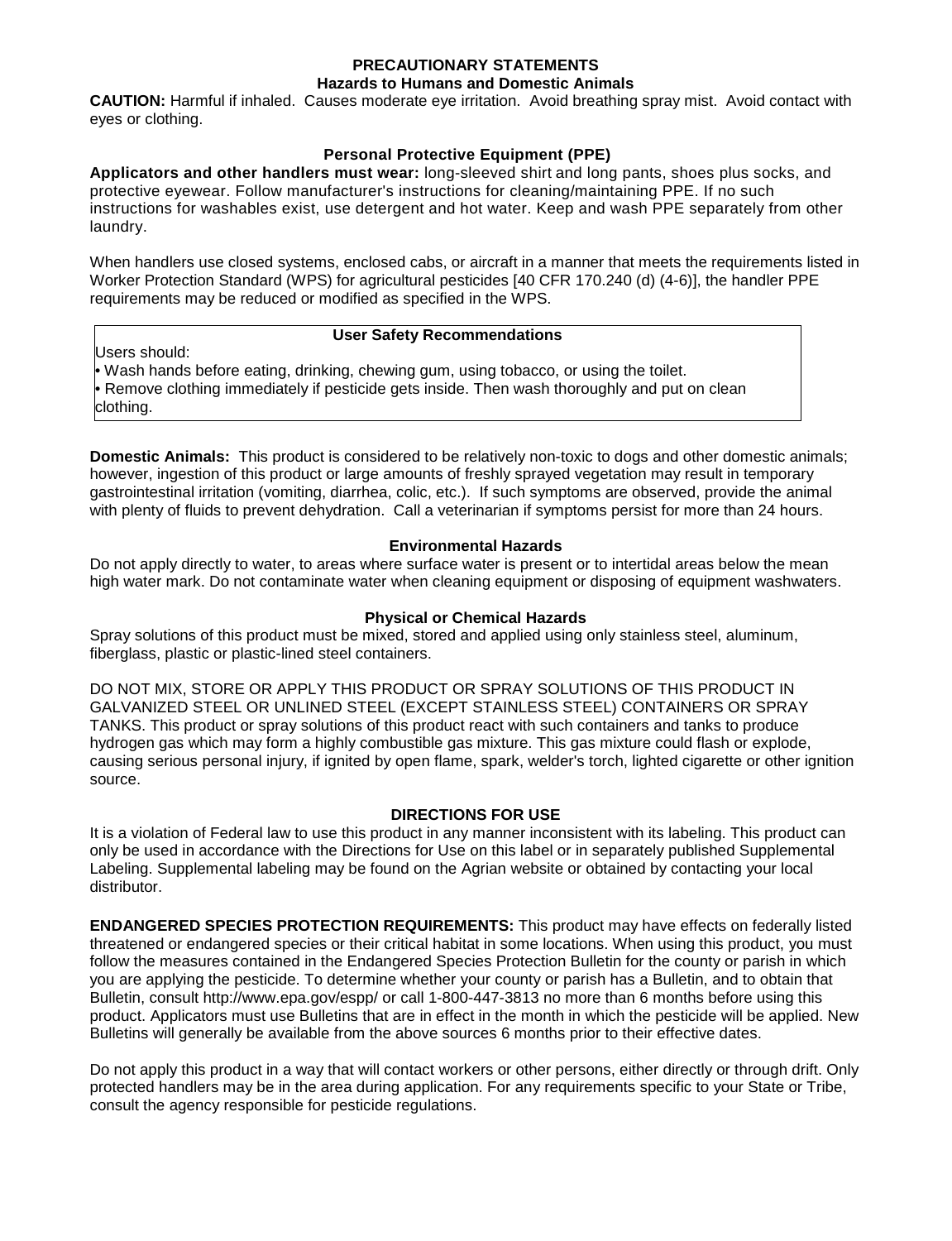# PRECAUTIONARY STATEMENTS

## Hazards to Humans and Domestic Animals

**CAUTION:** Harmful if inhaled. Causes moderate eye irritation. Avoid breathing spray mist. Avoid contact with eyes or clothing.

### Personal Protective Equipment (PPE)

**Applicators and other handlers must wear:** long-sleeved shirt and long pants, shoes plus socks, and protective eyewear. Follow manufacturer's instructions for cleaning/maintaining PPE. If no such instructions for washables exist, use detergent and hot water. Keep and wash PPE separately from other laundry.

When handlers use closed systems, enclosed cabs, or aircraft in a manner that meets the requirements listed in Worker Protection Standard (WPS) for agricultural pesticides [40 CFR 170.240 (d) (4-6)], the handler PPE requirements may be reduced or modified as specified in the WPS.

### User Safety Recommendations

Users should:

- Wash hands before eating, drinking, chewing gum, using tobacco, or using the toilet.
- Remove clothing immediately if pesticide gets inside. Then wash thoroughly and put on clean clothing.

**Domestic Animals:** This product is considered to be relatively non-toxic to dogs and other domestic animals; however, ingestion of this product or large amounts of freshly sprayed vegetation may result in temporary gastrointestinal irritation (vomiting, diarrhea, colic, etc.). If such symptoms are observed, provide the animal with plenty of fluids to prevent dehydration. Call a veterinarian if symptoms persist for more than 24 hours.

### Environmental Hazards

Do not apply directly to water, to areas where surface water is present or to intertidal areas below the mean high water mark. Do not contaminate water when cleaning equipment or disposing of equipment washwaters.

### Physical or Chemical Hazards

Spray solutions of this product must be mixed, stored and applied using only stainless steel, aluminum, fiberglass, plastic or plastic-lined steel containers.

DO NOT MIX, STORE OR APPLY THIS PRODUCT OR SPRAY SOLUTIONS OF THIS PRODUCT IN GALVANIZED STEEL OR UNLINED STEEL (EXCEPT STAINLESS STEEL) CONTAINERS OR SPRAY TANKS. This product or spray solutions of this product react with such containers and tanks to produce hydrogen gas which may form a highly combustible gas mixture. This gas mixture could flash or explode, causing serious personal injury, if ignited by open flame, spark, welder's torch, lighted cigarette or other ignition source.

# DIRECTIONS FOR USE

It is a violation of Federal law to use this product in any manner inconsistent with its labeling. This product can only be used in accordance with the Directions for Use on this label or in separately published Supplemental Labeling. Supplemental labeling may be found on the Agrian website or obtained by contacting your local distributor.

**ENDANGERED SPECIES PROTECTION REQUIREMENTS:** This product may have effects on federally listed threatened or endangered species or their critical habitat in some locations. When using this product, you must follow the measures contained in the Endangered Species Protection Bulletin for the county or parish in which you are applying the pesticide. To determine whether your county or parish has a Bulletin, and to obtain that Bulletin, consult http://www.epa.gov/espp/ or call 1-800-447-3813 no more than 6 months before using this product. Applicators must use Bulletins that are in effect in the month in which the pesticide will be applied. New Bulletins will generally be available from the above sources 6 months prior to their effective dates.

Do not apply this product in a way that will contact workers or other persons, either directly or through drift. Only protected handlers may be in the area during application. For any requirements specific to your State or Tribe, consult the agency responsible for pesticide regulations.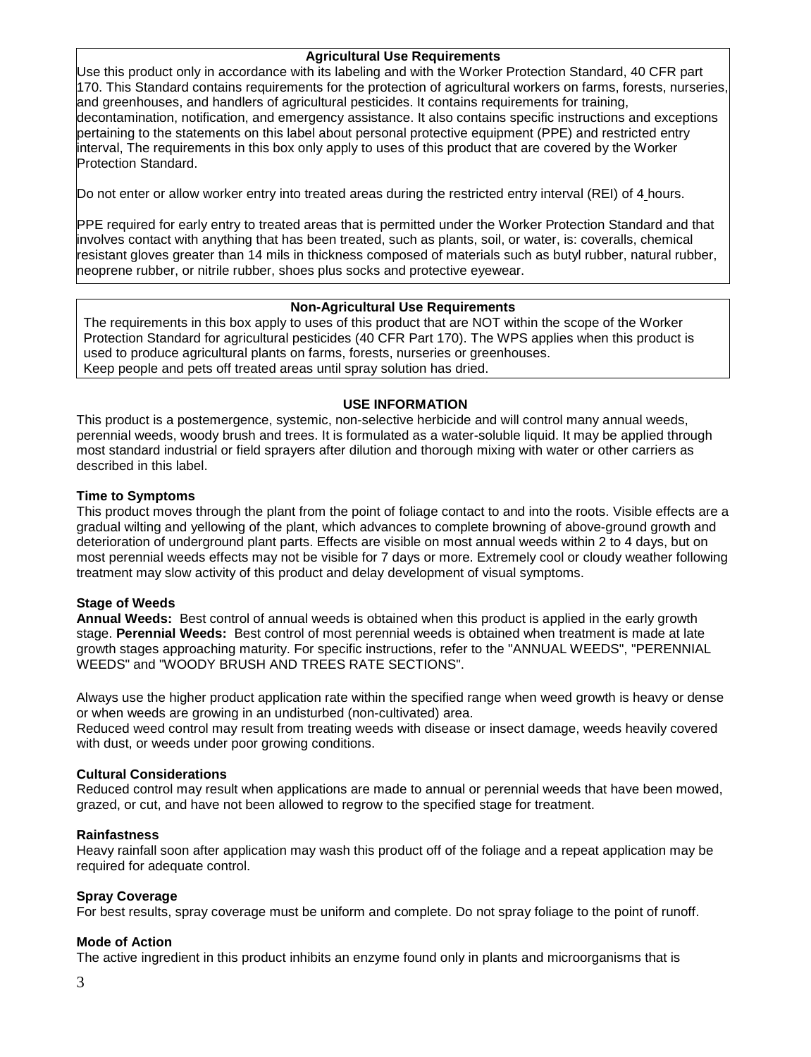**Agricultural Use Requirements**

Use this product only in accordance with its labeling and with the Worker Protection Standard, 40 CFR part 170. This Standard contains requirements for the protection of agricultural workers on farms, forests, nurseries, and greenhouses, and handlers of agricultural pesticides. It contains requirements for training, decontamination, notification, and emergency assistance. It also contains specific instructions and exceptions pertaining to the statements on this label about personal protective equipment (PPE) and restricted entry interval, The requirements in this box only apply to uses of this product that are covered by the Worker Protection Standard.

Do not enter or allow worker entry into treated areas during the restricted entry interval (REI) of 4 hours.

PPE required for early entry to treated areas that is permitted under the Worker Protection Standard and that involves contact with anything that has been treated, such as plants, soil, or water, is: coveralls, chemical resistant gloves greater than 14 mils in thickness composed of materials such as butyl rubber, natural rubber, neoprene rubber, or nitrile rubber, shoes plus socks and protective eyewear.

**Non-Agricultural Use Requirements**

The requirements in this box apply to uses of this product that are NOT within the scope of the Worker Protection Standard for agricultural pesticides (40 CFR Part 170). The WPS applies when this product is used to produce agricultural plants on farms, forests, nurseries or greenhouses.
Keep people and pets off treated areas until spray solution has dried.

## USE INFORMATION

This product is a postemergence, systemic, non-selective herbicide and will control many annual weeds, perennial weeds, woody brush and trees. It is formulated as a water-soluble liquid. It may be applied through most standard industrial or field sprayers after dilution and thorough mixing with water or other carriers as described in this label.

### Time to Symptoms

This product moves through the plant from the point of foliage contact to and into the roots. Visible effects are a gradual wilting and yellowing of the plant, which advances to complete browning of above-ground growth and deterioration of underground plant parts. Effects are visible on most annual weeds within 2 to 4 days, but on most perennial weeds effects may not be visible for 7 days or more. Extremely cool or cloudy weather following treatment may slow activity of this product and delay development of visual symptoms.

### Stage of Weeds

**Annual Weeds:** Best control of annual weeds is obtained when this product is applied in the early growth stage. **Perennial Weeds:** Best control of most perennial weeds is obtained when treatment is made at late growth stages approaching maturity. For specific instructions, refer to the "ANNUAL WEEDS", "PERENNIAL WEEDS" and "WOODY BRUSH AND TREES RATE SECTIONS".

Always use the higher product application rate within the specified range when weed growth is heavy or dense or when weeds are growing in an undisturbed (non-cultivated) area.
Reduced weed control may result from treating weeds with disease or insect damage, weeds heavily covered with dust, or weeds under poor growing conditions.

### Cultural Considerations

Reduced control may result when applications are made to annual or perennial weeds that have been mowed, grazed, or cut, and have not been allowed to regrow to the specified stage for treatment.

### Rainfastness

Heavy rainfall soon after application may wash this product off of the foliage and a repeat application may be required for adequate control.

### Spray Coverage

For best results, spray coverage must be uniform and complete. Do not spray foliage to the point of runoff.

### Mode of Action

The active ingredient in this product inhibits an enzyme found only in plants and microorganisms that is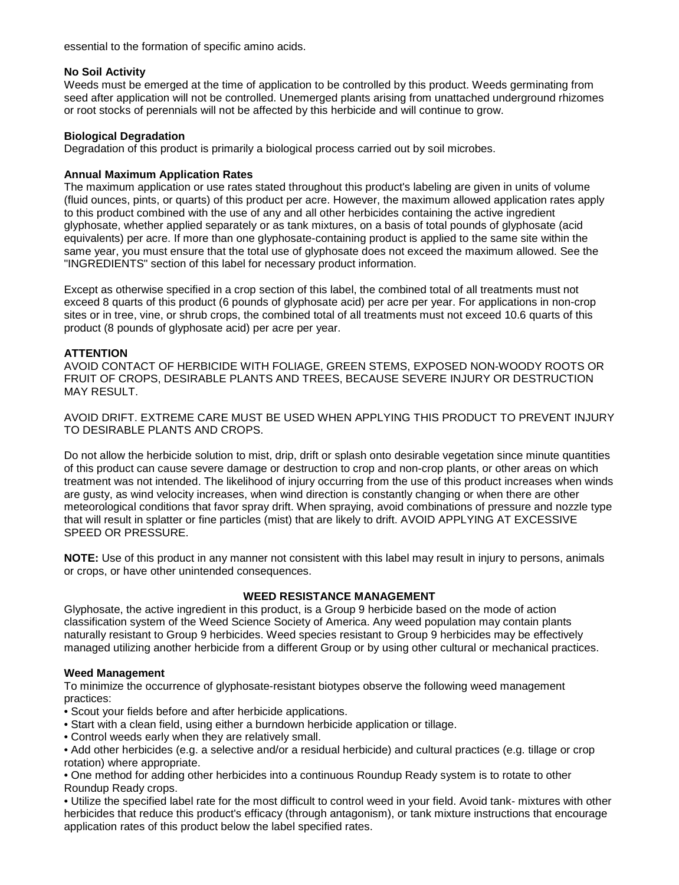essential to the formation of specific amino acids.

**No Soil Activity**
Weeds must be emerged at the time of application to be controlled by this product. Weeds germinating from seed after application will not be controlled. Unemerged plants arising from unattached underground rhizomes or root stocks of perennials will not be affected by this herbicide and will continue to grow.

**Biological Degradation**
Degradation of this product is primarily a biological process carried out by soil microbes.

**Annual Maximum Application Rates**
The maximum application or use rates stated throughout this product's labeling are given in units of volume (fluid ounces, pints, or quarts) of this product per acre. However, the maximum allowed application rates apply to this product combined with the use of any and all other herbicides containing the active ingredient glyphosate, whether applied separately or as tank mixtures, on a basis of total pounds of glyphosate (acid equivalents) per acre. If more than one glyphosate-containing product is applied to the same site within the same year, you must ensure that the total use of glyphosate does not exceed the maximum allowed. See the "INGREDIENTS" section of this label for necessary product information.

Except as otherwise specified in a crop section of this label, the combined total of all treatments must not exceed 8 quarts of this product (6 pounds of glyphosate acid) per acre per year. For applications in non-crop sites or in tree, vine, or shrub crops, the combined total of all treatments must not exceed 10.6 quarts of this product (8 pounds of glyphosate acid) per acre per year.

**ATTENTION**
AVOID CONTACT OF HERBICIDE WITH FOLIAGE, GREEN STEMS, EXPOSED NON-WOODY ROOTS OR FRUIT OF CROPS, DESIRABLE PLANTS AND TREES, BECAUSE SEVERE INJURY OR DESTRUCTION MAY RESULT.

AVOID DRIFT. EXTREME CARE MUST BE USED WHEN APPLYING THIS PRODUCT TO PREVENT INJURY TO DESIRABLE PLANTS AND CROPS.

Do not allow the herbicide solution to mist, drip, drift or splash onto desirable vegetation since minute quantities of this product can cause severe damage or destruction to crop and non-crop plants, or other areas on which treatment was not intended. The likelihood of injury occurring from the use of this product increases when winds are gusty, as wind velocity increases, when wind direction is constantly changing or when there are other meteorological conditions that favor spray drift. When spraying, avoid combinations of pressure and nozzle type that will result in splatter or fine particles (mist) that are likely to drift. AVOID APPLYING AT EXCESSIVE SPEED OR PRESSURE.

**NOTE:** Use of this product in any manner not consistent with this label may result in injury to persons, animals or crops, or have other unintended consequences.

## WEED RESISTANCE MANAGEMENT

Glyphosate, the active ingredient in this product, is a Group 9 herbicide based on the mode of action classification system of the Weed Science Society of America. Any weed population may contain plants naturally resistant to Group 9 herbicides. Weed species resistant to Group 9 herbicides may be effectively managed utilizing another herbicide from a different Group or by using other cultural or mechanical practices.

**Weed Management**
To minimize the occurrence of glyphosate-resistant biotypes observe the following weed management practices:

- Scout your fields before and after herbicide applications.
- Start with a clean field, using either a burndown herbicide application or tillage.
- Control weeds early when they are relatively small.
- Add other herbicides (e.g. a selective and/or a residual herbicide) and cultural practices (e.g. tillage or crop rotation) where appropriate.
- One method for adding other herbicides into a continuous Roundup Ready system is to rotate to other Roundup Ready crops.
- Utilize the specified label rate for the most difficult to control weed in your field. Avoid tank- mixtures with other herbicides that reduce this product's efficacy (through antagonism), or tank mixture instructions that encourage application rates of this product below the label specified rates.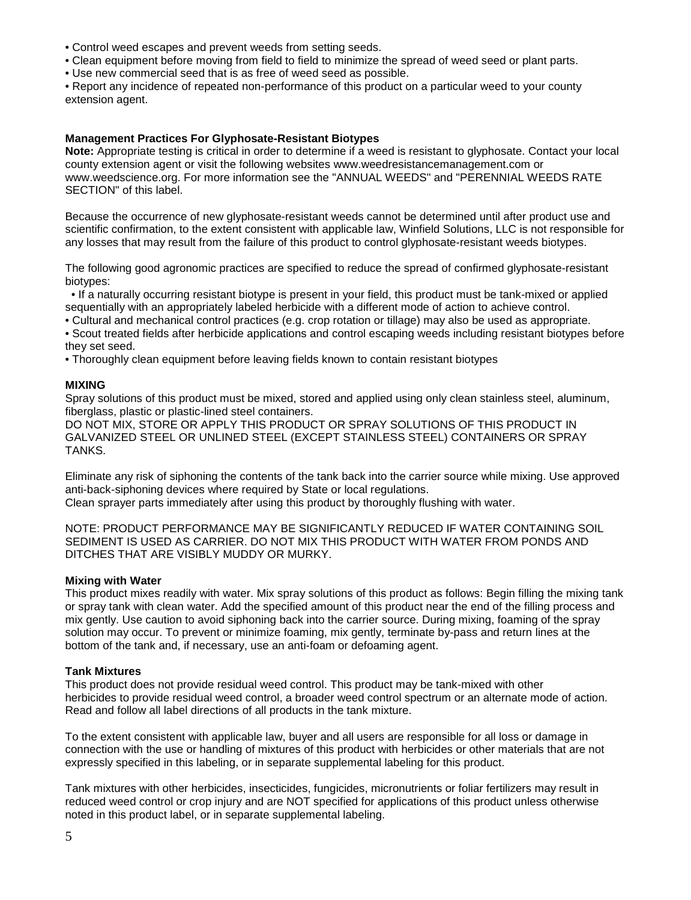- Control weed escapes and prevent weeds from setting seeds.
- Clean equipment before moving from field to field to minimize the spread of weed seed or plant parts.
- Use new commercial seed that is as free of weed seed as possible.
- Report any incidence of repeated non-performance of this product on a particular weed to your county extension agent.

**Management Practices For Glyphosate-Resistant Biotypes**

**Note:** Appropriate testing is critical in order to determine if a weed is resistant to glyphosate. Contact your local county extension agent or visit the following websites www.weedresistancemanagement.com or www.weedscience.org. For more information see the "ANNUAL WEEDS" and "PERENNIAL WEEDS RATE SECTION" of this label.

Because the occurrence of new glyphosate-resistant weeds cannot be determined until after product use and scientific confirmation, to the extent consistent with applicable law, Winfield Solutions, LLC is not responsible for any losses that may result from the failure of this product to control glyphosate-resistant weeds biotypes.

The following good agronomic practices are specified to reduce the spread of confirmed glyphosate-resistant biotypes:

- If a naturally occurring resistant biotype is present in your field, this product must be tank-mixed or applied sequentially with an appropriately labeled herbicide with a different mode of action to achieve control.
- Cultural and mechanical control practices (e.g. crop rotation or tillage) may also be used as appropriate.
- Scout treated fields after herbicide applications and control escaping weeds including resistant biotypes before they set seed.
- Thoroughly clean equipment before leaving fields known to contain resistant biotypes

**MIXING**

Spray solutions of this product must be mixed, stored and applied using only clean stainless steel, aluminum, fiberglass, plastic or plastic-lined steel containers.
DO NOT MIX, STORE OR APPLY THIS PRODUCT OR SPRAY SOLUTIONS OF THIS PRODUCT IN GALVANIZED STEEL OR UNLINED STEEL (EXCEPT STAINLESS STEEL) CONTAINERS OR SPRAY TANKS.

Eliminate any risk of siphoning the contents of the tank back into the carrier source while mixing. Use approved anti-back-siphoning devices where required by State or local regulations.
Clean sprayer parts immediately after using this product by thoroughly flushing with water.

NOTE: PRODUCT PERFORMANCE MAY BE SIGNIFICANTLY REDUCED IF WATER CONTAINING SOIL SEDIMENT IS USED AS CARRIER. DO NOT MIX THIS PRODUCT WITH WATER FROM PONDS AND DITCHES THAT ARE VISIBLY MUDDY OR MURKY.

**Mixing with Water**

This product mixes readily with water. Mix spray solutions of this product as follows: Begin filling the mixing tank or spray tank with clean water. Add the specified amount of this product near the end of the filling process and mix gently. Use caution to avoid siphoning back into the carrier source. During mixing, foaming of the spray solution may occur. To prevent or minimize foaming, mix gently, terminate by-pass and return lines at the bottom of the tank and, if necessary, use an anti-foam or defoaming agent.

**Tank Mixtures**

This product does not provide residual weed control. This product may be tank-mixed with other herbicides to provide residual weed control, a broader weed control spectrum or an alternate mode of action. Read and follow all label directions of all products in the tank mixture.

To the extent consistent with applicable law, buyer and all users are responsible for all loss or damage in connection with the use or handling of mixtures of this product with herbicides or other materials that are not expressly specified in this labeling, or in separate supplemental labeling for this product.

Tank mixtures with other herbicides, insecticides, fungicides, micronutrients or foliar fertilizers may result in reduced weed control or crop injury and are NOT specified for applications of this product unless otherwise noted in this product label, or in separate supplemental labeling.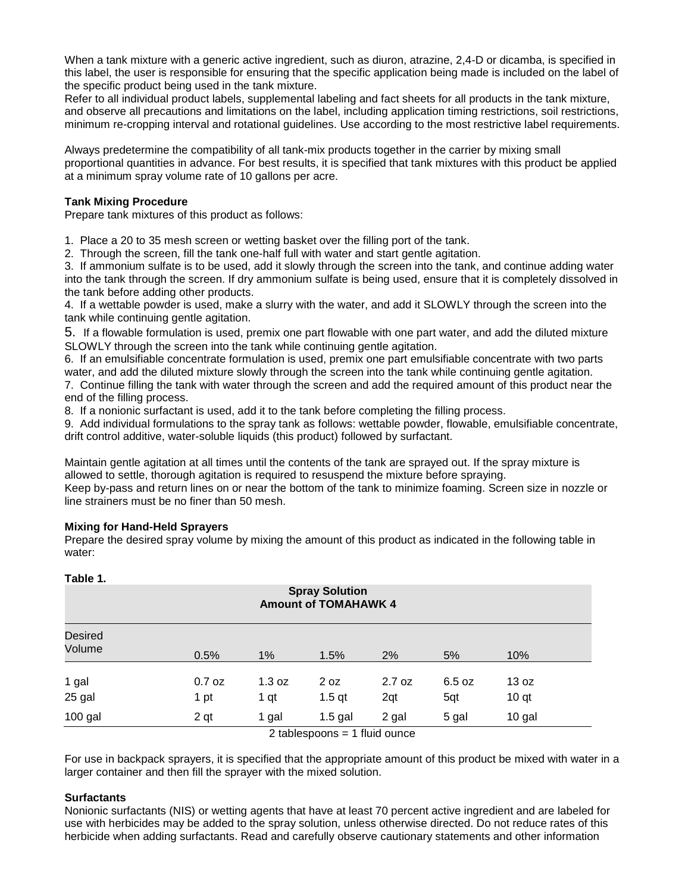When a tank mixture with a generic active ingredient, such as diuron, atrazine, 2,4-D or dicamba, is specified in this label, the user is responsible for ensuring that the specific application being made is included on the label of the specific product being used in the tank mixture.
Refer to all individual product labels, supplemental labeling and fact sheets for all products in the tank mixture, and observe all precautions and limitations on the label, including application timing restrictions, soil restrictions, minimum re-cropping interval and rotational guidelines. Use according to the most restrictive label requirements.

Always predetermine the compatibility of all tank-mix products together in the carrier by mixing small proportional quantities in advance. For best results, it is specified that tank mixtures with this product be applied at a minimum spray volume rate of 10 gallons per acre.

**Tank Mixing Procedure**
Prepare tank mixtures of this product as follows:

1. Place a 20 to 35 mesh screen or wetting basket over the filling port of the tank.
2. Through the screen, fill the tank one-half full with water and start gentle agitation.
3. If ammonium sulfate is to be used, add it slowly through the screen into the tank, and continue adding water into the tank through the screen. If dry ammonium sulfate is being used, ensure that it is completely dissolved in the tank before adding other products.
4. If a wettable powder is used, make a slurry with the water, and add it SLOWLY through the screen into the tank while continuing gentle agitation.
5. If a flowable formulation is used, premix one part flowable with one part water, and add the diluted mixture SLOWLY through the screen into the tank while continuing gentle agitation.
6. If an emulsifiable concentrate formulation is used, premix one part emulsifiable concentrate with two parts water, and add the diluted mixture slowly through the screen into the tank while continuing gentle agitation.
7. Continue filling the tank with water through the screen and add the required amount of this product near the end of the filling process.
8. If a nonionic surfactant is used, add it to the tank before completing the filling process.
9. Add individual formulations to the spray tank as follows: wettable powder, flowable, emulsifiable concentrate, drift control additive, water-soluble liquids (this product) followed by surfactant.

Maintain gentle agitation at all times until the contents of the tank are sprayed out. If the spray mixture is allowed to settle, thorough agitation is required to resuspend the mixture before spraying.
Keep by-pass and return lines on or near the bottom of the tank to minimize foaming. Screen size in nozzle or line strainers must be no finer than 50 mesh.

**Mixing for Hand-Held Sprayers**
Prepare the desired spray volume by mixing the amount of this product as indicated in the following table in water:

**Table 1.**

| | Spray Solution Amount of TOMAHAWK 4 | | | | | |
|---|---|---|---|---|---|---|
| Desired Volume | 0.5% | 1% | 1.5% | 2% | 5% | 10% |
| 1 gal | 0.7 oz | 1.3 oz | 2 oz | 2.7 oz | 6.5 oz | 13 oz |
| 25 gal | 1 pt | 1 qt | 1.5 qt | 2qt | 5qt | 10 qt |
| 100 gal | 2 qt | 1 gal | 1.5 gal | 2 gal | 5 gal | 10 gal |

2 tablespoons = 1 fluid ounce

For use in backpack sprayers, it is specified that the appropriate amount of this product be mixed with water in a larger container and then fill the sprayer with the mixed solution.

**Surfactants**
Nonionic surfactants (NIS) or wetting agents that have at least 70 percent active ingredient and are labeled for use with herbicides may be added to the spray solution, unless otherwise directed. Do not reduce rates of this herbicide when adding surfactants. Read and carefully observe cautionary statements and other information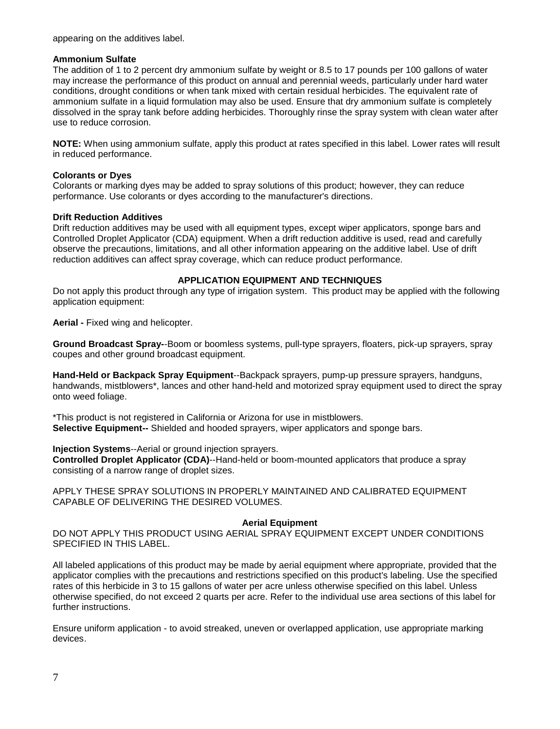appearing on the additives label.

**Ammonium Sulfate**

The addition of 1 to 2 percent dry ammonium sulfate by weight or 8.5 to 17 pounds per 100 gallons of water may increase the performance of this product on annual and perennial weeds, particularly under hard water conditions, drought conditions or when tank mixed with certain residual herbicides. The equivalent rate of ammonium sulfate in a liquid formulation may also be used. Ensure that dry ammonium sulfate is completely dissolved in the spray tank before adding herbicides. Thoroughly rinse the spray system with clean water after use to reduce corrosion.

**NOTE:** When using ammonium sulfate, apply this product at rates specified in this label. Lower rates will result in reduced performance.

**Colorants or Dyes**

Colorants or marking dyes may be added to spray solutions of this product; however, they can reduce performance. Use colorants or dyes according to the manufacturer's directions.

**Drift Reduction Additives**

Drift reduction additives may be used with all equipment types, except wiper applicators, sponge bars and Controlled Droplet Applicator (CDA) equipment. When a drift reduction additive is used, read and carefully observe the precautions, limitations, and all other information appearing on the additive label. Use of drift reduction additives can affect spray coverage, which can reduce product performance.

## APPLICATION EQUIPMENT AND TECHNIQUES

Do not apply this product through any type of irrigation system. This product may be applied with the following application equipment:

**Aerial -** Fixed wing and helicopter.

**Ground Broadcast Spray-**-Boom or boomless systems, pull-type sprayers, floaters, pick-up sprayers, spray coupes and other ground broadcast equipment.

**Hand-Held or Backpack Spray Equipment**--Backpack sprayers, pump-up pressure sprayers, handguns, handwands, mistblowers*, lances and other hand-held and motorized spray equipment used to direct the spray onto weed foliage.

*This product is not registered in California or Arizona for use in mistblowers.

**Selective Equipment--** Shielded and hooded sprayers, wiper applicators and sponge bars.

**Injection Systems**--Aerial or ground injection sprayers.

**Controlled Droplet Applicator (CDA)**--Hand-held or boom-mounted applicators that produce a spray consisting of a narrow range of droplet sizes.

APPLY THESE SPRAY SOLUTIONS IN PROPERLY MAINTAINED AND CALIBRATED EQUIPMENT CAPABLE OF DELIVERING THE DESIRED VOLUMES.

### Aerial Equipment

DO NOT APPLY THIS PRODUCT USING AERIAL SPRAY EQUIPMENT EXCEPT UNDER CONDITIONS SPECIFIED IN THIS LABEL.

All labeled applications of this product may be made by aerial equipment where appropriate, provided that the applicator complies with the precautions and restrictions specified on this product's labeling. Use the specified rates of this herbicide in 3 to 15 gallons of water per acre unless otherwise specified on this label. Unless otherwise specified, do not exceed 2 quarts per acre. Refer to the individual use area sections of this label for further instructions.

Ensure uniform application - to avoid streaked, uneven or overlapped application, use appropriate marking devices.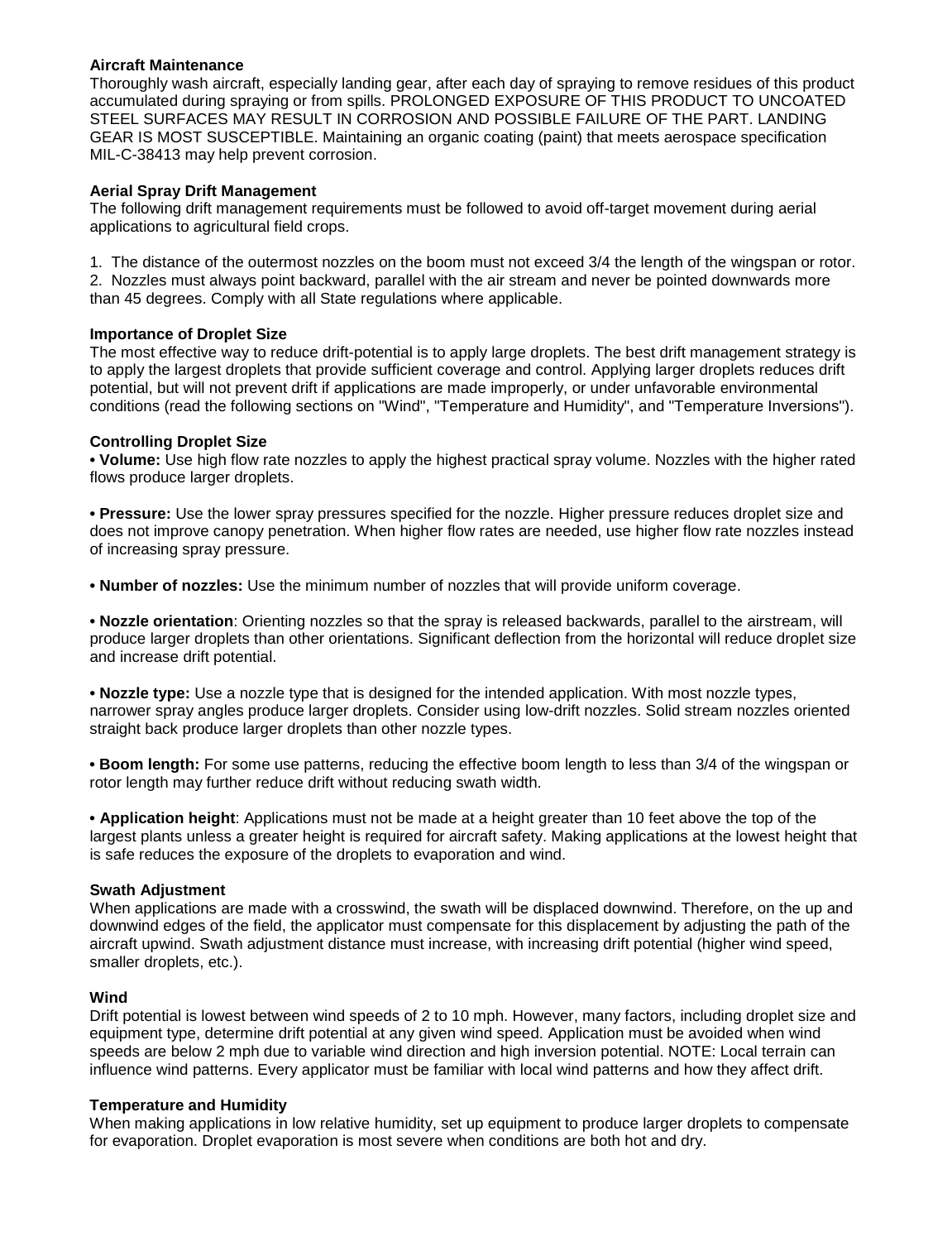**Aircraft Maintenance**

Thoroughly wash aircraft, especially landing gear, after each day of spraying to remove residues of this product accumulated during spraying or from spills. PROLONGED EXPOSURE OF THIS PRODUCT TO UNCOATED STEEL SURFACES MAY RESULT IN CORROSION AND POSSIBLE FAILURE OF THE PART. LANDING GEAR IS MOST SUSCEPTIBLE. Maintaining an organic coating (paint) that meets aerospace specification MIL-C-38413 may help prevent corrosion.

**Aerial Spray Drift Management**

The following drift management requirements must be followed to avoid off-target movement during aerial applications to agricultural field crops.

1. The distance of the outermost nozzles on the boom must not exceed 3/4 the length of the wingspan or rotor.
2. Nozzles must always point backward, parallel with the air stream and never be pointed downwards more than 45 degrees. Comply with all State regulations where applicable.

**Importance of Droplet Size**

The most effective way to reduce drift-potential is to apply large droplets. The best drift management strategy is to apply the largest droplets that provide sufficient coverage and control. Applying larger droplets reduces drift potential, but will not prevent drift if applications are made improperly, or under unfavorable environmental conditions (read the following sections on "Wind", "Temperature and Humidity", and "Temperature Inversions").

**Controlling Droplet Size**

• **Volume:** Use high flow rate nozzles to apply the highest practical spray volume. Nozzles with the higher rated flows produce larger droplets.

• **Pressure:** Use the lower spray pressures specified for the nozzle. Higher pressure reduces droplet size and does not improve canopy penetration. When higher flow rates are needed, use higher flow rate nozzles instead of increasing spray pressure.

• **Number of nozzles:** Use the minimum number of nozzles that will provide uniform coverage.

• **Nozzle orientation**: Orienting nozzles so that the spray is released backwards, parallel to the airstream, will produce larger droplets than other orientations. Significant deflection from the horizontal will reduce droplet size and increase drift potential.

• **Nozzle type:** Use a nozzle type that is designed for the intended application. With most nozzle types, narrower spray angles produce larger droplets. Consider using low-drift nozzles. Solid stream nozzles oriented straight back produce larger droplets than other nozzle types.

• **Boom length:** For some use patterns, reducing the effective boom length to less than 3/4 of the wingspan or rotor length may further reduce drift without reducing swath width.

• **Application height**: Applications must not be made at a height greater than 10 feet above the top of the largest plants unless a greater height is required for aircraft safety. Making applications at the lowest height that is safe reduces the exposure of the droplets to evaporation and wind.

**Swath Adjustment**

When applications are made with a crosswind, the swath will be displaced downwind. Therefore, on the up and downwind edges of the field, the applicator must compensate for this displacement by adjusting the path of the aircraft upwind. Swath adjustment distance must increase, with increasing drift potential (higher wind speed, smaller droplets, etc.).

**Wind**

Drift potential is lowest between wind speeds of 2 to 10 mph. However, many factors, including droplet size and equipment type, determine drift potential at any given wind speed. Application must be avoided when wind speeds are below 2 mph due to variable wind direction and high inversion potential. NOTE: Local terrain can influence wind patterns. Every applicator must be familiar with local wind patterns and how they affect drift.

**Temperature and Humidity**

When making applications in low relative humidity, set up equipment to produce larger droplets to compensate for evaporation. Droplet evaporation is most severe when conditions are both hot and dry.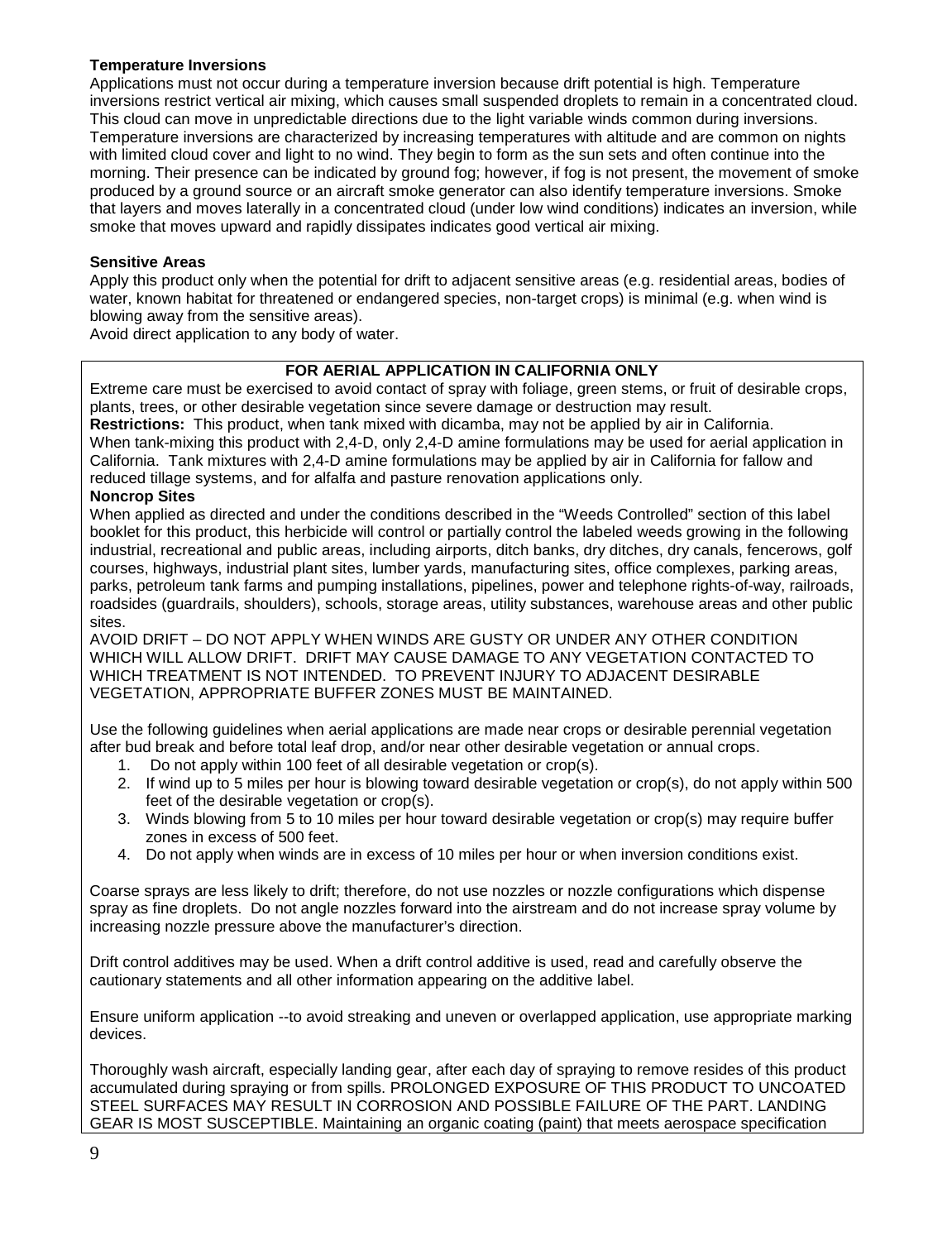**Temperature Inversions**

Applications must not occur during a temperature inversion because drift potential is high. Temperature inversions restrict vertical air mixing, which causes small suspended droplets to remain in a concentrated cloud. This cloud can move in unpredictable directions due to the light variable winds common during inversions. Temperature inversions are characterized by increasing temperatures with altitude and are common on nights with limited cloud cover and light to no wind. They begin to form as the sun sets and often continue into the morning. Their presence can be indicated by ground fog; however, if fog is not present, the movement of smoke produced by a ground source or an aircraft smoke generator can also identify temperature inversions. Smoke that layers and moves laterally in a concentrated cloud (under low wind conditions) indicates an inversion, while smoke that moves upward and rapidly dissipates indicates good vertical air mixing.

**Sensitive Areas**

Apply this product only when the potential for drift to adjacent sensitive areas (e.g. residential areas, bodies of water, known habitat for threatened or endangered species, non-target crops) is minimal (e.g. when wind is blowing away from the sensitive areas).

Avoid direct application to any body of water.

**FOR AERIAL APPLICATION IN CALIFORNIA ONLY**

Extreme care must be exercised to avoid contact of spray with foliage, green stems, or fruit of desirable crops, plants, trees, or other desirable vegetation since severe damage or destruction may result.

**Restrictions:** This product, when tank mixed with dicamba, may not be applied by air in California. When tank-mixing this product with 2,4-D, only 2,4-D amine formulations may be used for aerial application in California. Tank mixtures with 2,4-D amine formulations may be applied by air in California for fallow and reduced tillage systems, and for alfalfa and pasture renovation applications only.

**Noncrop Sites**

When applied as directed and under the conditions described in the "Weeds Controlled" section of this label booklet for this product, this herbicide will control or partially control the labeled weeds growing in the following industrial, recreational and public areas, including airports, ditch banks, dry ditches, dry canals, fencerows, golf courses, highways, industrial plant sites, lumber yards, manufacturing sites, office complexes, parking areas, parks, petroleum tank farms and pumping installations, pipelines, power and telephone rights-of-way, railroads, roadsides (guardrails, shoulders), schools, storage areas, utility substances, warehouse areas and other public sites.

AVOID DRIFT – DO NOT APPLY WHEN WINDS ARE GUSTY OR UNDER ANY OTHER CONDITION WHICH WILL ALLOW DRIFT. DRIFT MAY CAUSE DAMAGE TO ANY VEGETATION CONTACTED TO WHICH TREATMENT IS NOT INTENDED. TO PREVENT INJURY TO ADJACENT DESIRABLE VEGETATION, APPROPRIATE BUFFER ZONES MUST BE MAINTAINED.

Use the following guidelines when aerial applications are made near crops or desirable perennial vegetation after bud break and before total leaf drop, and/or near other desirable vegetation or annual crops.

1. Do not apply within 100 feet of all desirable vegetation or crop(s).
2. If wind up to 5 miles per hour is blowing toward desirable vegetation or crop(s), do not apply within 500 feet of the desirable vegetation or crop(s).
3. Winds blowing from 5 to 10 miles per hour toward desirable vegetation or crop(s) may require buffer zones in excess of 500 feet.
4. Do not apply when winds are in excess of 10 miles per hour or when inversion conditions exist.

Coarse sprays are less likely to drift; therefore, do not use nozzles or nozzle configurations which dispense spray as fine droplets. Do not angle nozzles forward into the airstream and do not increase spray volume by increasing nozzle pressure above the manufacturer's direction.

Drift control additives may be used. When a drift control additive is used, read and carefully observe the cautionary statements and all other information appearing on the additive label.

Ensure uniform application --to avoid streaking and uneven or overlapped application, use appropriate marking devices.

Thoroughly wash aircraft, especially landing gear, after each day of spraying to remove resides of this product accumulated during spraying or from spills. PROLONGED EXPOSURE OF THIS PRODUCT TO UNCOATED STEEL SURFACES MAY RESULT IN CORROSION AND POSSIBLE FAILURE OF THE PART. LANDING GEAR IS MOST SUSCEPTIBLE. Maintaining an organic coating (paint) that meets aerospace specification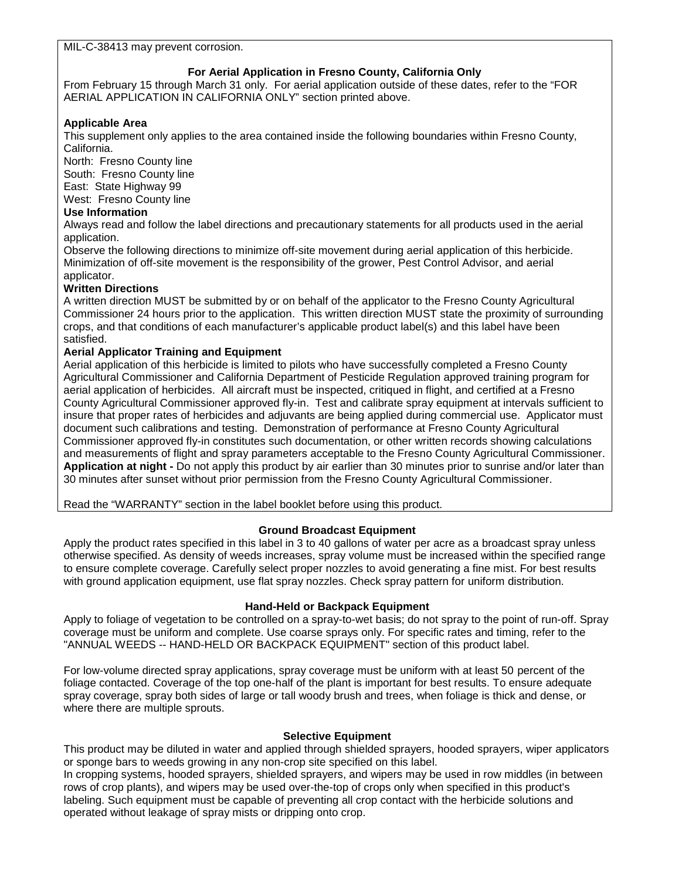MIL-C-38413 may prevent corrosion.

### For Aerial Application in Fresno County, California Only

From February 15 through March 31 only. For aerial application outside of these dates, refer to the "FOR AERIAL APPLICATION IN CALIFORNIA ONLY" section printed above.

**Applicable Area**

This supplement only applies to the area contained inside the following boundaries within Fresno County, California.

North: Fresno County line
South: Fresno County line
East: State Highway 99
West: Fresno County line

**Use Information**

Always read and follow the label directions and precautionary statements for all products used in the aerial application.

Observe the following directions to minimize off-site movement during aerial application of this herbicide. Minimization of off-site movement is the responsibility of the grower, Pest Control Advisor, and aerial applicator.

**Written Directions**

A written direction MUST be submitted by or on behalf of the applicator to the Fresno County Agricultural Commissioner 24 hours prior to the application. This written direction MUST state the proximity of surrounding crops, and that conditions of each manufacturer's applicable product label(s) and this label have been satisfied.

**Aerial Applicator Training and Equipment**

Aerial application of this herbicide is limited to pilots who have successfully completed a Fresno County Agricultural Commissioner and California Department of Pesticide Regulation approved training program for aerial application of herbicides. All aircraft must be inspected, critiqued in flight, and certified at a Fresno County Agricultural Commissioner approved fly-in. Test and calibrate spray equipment at intervals sufficient to insure that proper rates of herbicides and adjuvants are being applied during commercial use. Applicator must document such calibrations and testing. Demonstration of performance at Fresno County Agricultural Commissioner approved fly-in constitutes such documentation, or other written records showing calculations and measurements of flight and spray parameters acceptable to the Fresno County Agricultural Commissioner.

**Application at night -** Do not apply this product by air earlier than 30 minutes prior to sunrise and/or later than 30 minutes after sunset without prior permission from the Fresno County Agricultural Commissioner.

Read the "WARRANTY" section in the label booklet before using this product.

### Ground Broadcast Equipment

Apply the product rates specified in this label in 3 to 40 gallons of water per acre as a broadcast spray unless otherwise specified. As density of weeds increases, spray volume must be increased within the specified range to ensure complete coverage. Carefully select proper nozzles to avoid generating a fine mist. For best results with ground application equipment, use flat spray nozzles. Check spray pattern for uniform distribution.

### Hand-Held or Backpack Equipment

Apply to foliage of vegetation to be controlled on a spray-to-wet basis; do not spray to the point of run-off. Spray coverage must be uniform and complete. Use coarse sprays only. For specific rates and timing, refer to the "ANNUAL WEEDS -- HAND-HELD OR BACKPACK EQUIPMENT" section of this product label.

For low-volume directed spray applications, spray coverage must be uniform with at least 50 percent of the foliage contacted. Coverage of the top one-half of the plant is important for best results. To ensure adequate spray coverage, spray both sides of large or tall woody brush and trees, when foliage is thick and dense, or where there are multiple sprouts.

### Selective Equipment

This product may be diluted in water and applied through shielded sprayers, hooded sprayers, wiper applicators or sponge bars to weeds growing in any non-crop site specified on this label.

In cropping systems, hooded sprayers, shielded sprayers, and wipers may be used in row middles (in between rows of crop plants), and wipers may be used over-the-top of crops only when specified in this product's labeling. Such equipment must be capable of preventing all crop contact with the herbicide solutions and operated without leakage of spray mists or dripping onto crop.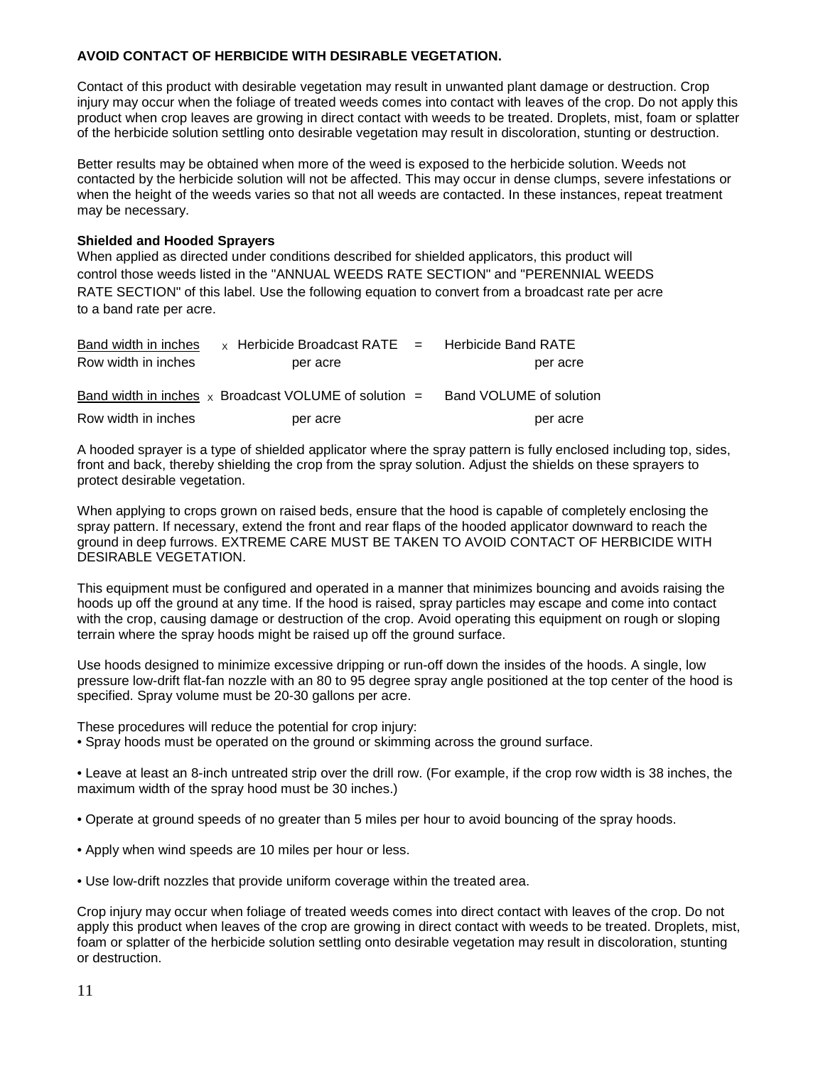**AVOID CONTACT OF HERBICIDE WITH DESIRABLE VEGETATION.**

Contact of this product with desirable vegetation may result in unwanted plant damage or destruction. Crop injury may occur when the foliage of treated weeds comes into contact with leaves of the crop. Do not apply this product when crop leaves are growing in direct contact with weeds to be treated. Droplets, mist, foam or splatter of the herbicide solution settling onto desirable vegetation may result in discoloration, stunting or destruction.

Better results may be obtained when more of the weed is exposed to the herbicide solution. Weeds not contacted by the herbicide solution will not be affected. This may occur in dense clumps, severe infestations or when the height of the weeds varies so that not all weeds are contacted. In these instances, repeat treatment may be necessary.

**Shielded and Hooded Sprayers**

When applied as directed under conditions described for shielded applicators, this product will control those weeds listed in the "ANNUAL WEEDS RATE SECTION" and "PERENNIAL WEEDS RATE SECTION" of this label. Use the following equation to convert from a broadcast rate per acre to a band rate per acre.

$$\frac{\text{Band width in inches}}{\text{Row width in inches}} \times \text{Herbicide Broadcast RATE per acre} = \text{Herbicide Band RATE per acre}$$

$$\frac{\text{Band width in inches}}{\text{Row width in inches}} \times \text{Broadcast VOLUME of solution per acre} = \text{Band VOLUME of solution per acre}$$

A hooded sprayer is a type of shielded applicator where the spray pattern is fully enclosed including top, sides, front and back, thereby shielding the crop from the spray solution. Adjust the shields on these sprayers to protect desirable vegetation.

When applying to crops grown on raised beds, ensure that the hood is capable of completely enclosing the spray pattern. If necessary, extend the front and rear flaps of the hooded applicator downward to reach the ground in deep furrows. EXTREME CARE MUST BE TAKEN TO AVOID CONTACT OF HERBICIDE WITH DESIRABLE VEGETATION.

This equipment must be configured and operated in a manner that minimizes bouncing and avoids raising the hoods up off the ground at any time. If the hood is raised, spray particles may escape and come into contact with the crop, causing damage or destruction of the crop. Avoid operating this equipment on rough or sloping terrain where the spray hoods might be raised up off the ground surface.

Use hoods designed to minimize excessive dripping or run-off down the insides of the hoods. A single, low pressure low-drift flat-fan nozzle with an 80 to 95 degree spray angle positioned at the top center of the hood is specified. Spray volume must be 20-30 gallons per acre.

These procedures will reduce the potential for crop injury:

- Spray hoods must be operated on the ground or skimming across the ground surface.
- Leave at least an 8-inch untreated strip over the drill row. (For example, if the crop row width is 38 inches, the maximum width of the spray hood must be 30 inches.)
- Operate at ground speeds of no greater than 5 miles per hour to avoid bouncing of the spray hoods.
- Apply when wind speeds are 10 miles per hour or less.
- Use low-drift nozzles that provide uniform coverage within the treated area.

Crop injury may occur when foliage of treated weeds comes into direct contact with leaves of the crop. Do not apply this product when leaves of the crop are growing in direct contact with weeds to be treated. Droplets, mist, foam or splatter of the herbicide solution settling onto desirable vegetation may result in discoloration, stunting or destruction.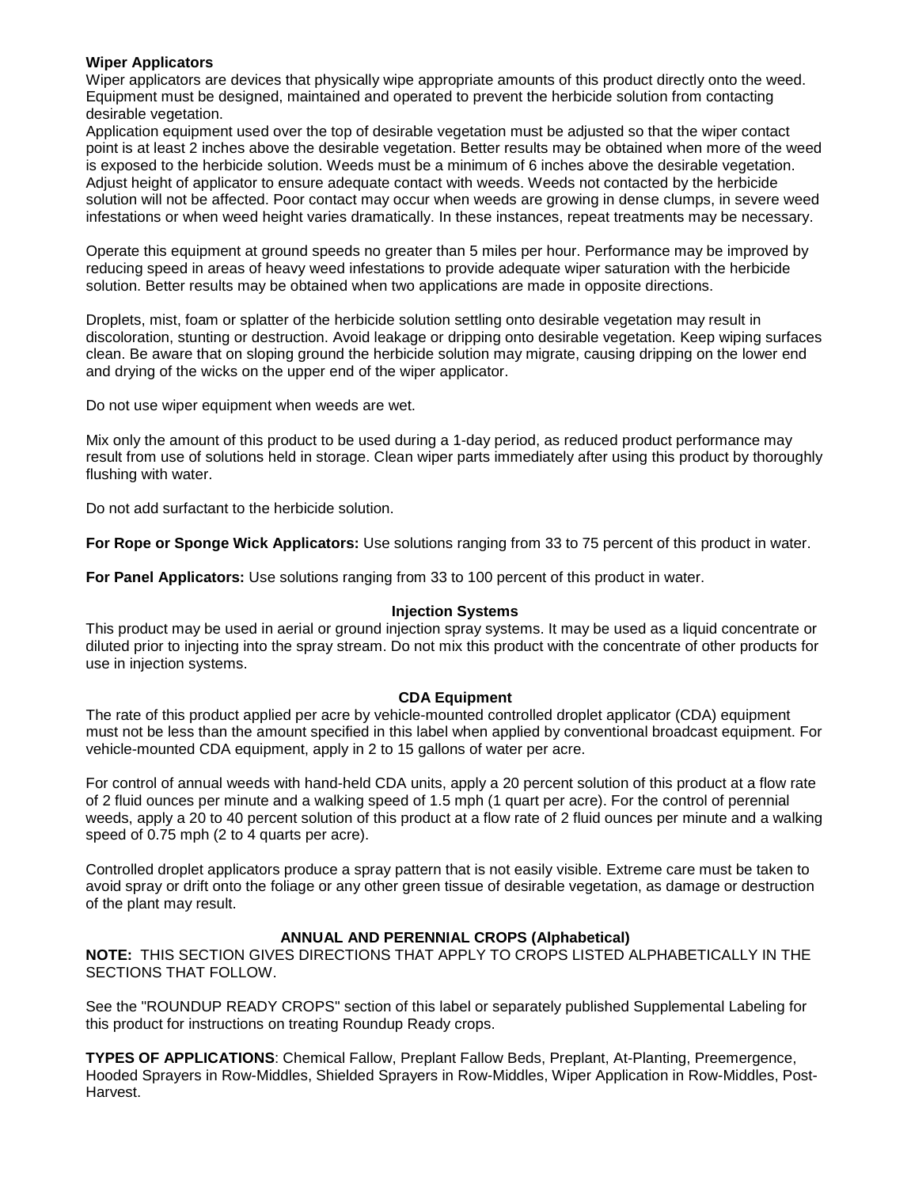**Wiper Applicators**

Wiper applicators are devices that physically wipe appropriate amounts of this product directly onto the weed. Equipment must be designed, maintained and operated to prevent the herbicide solution from contacting desirable vegetation.

Application equipment used over the top of desirable vegetation must be adjusted so that the wiper contact point is at least 2 inches above the desirable vegetation. Better results may be obtained when more of the weed is exposed to the herbicide solution. Weeds must be a minimum of 6 inches above the desirable vegetation. Adjust height of applicator to ensure adequate contact with weeds. Weeds not contacted by the herbicide solution will not be affected. Poor contact may occur when weeds are growing in dense clumps, in severe weed infestations or when weed height varies dramatically. In these instances, repeat treatments may be necessary.

Operate this equipment at ground speeds no greater than 5 miles per hour. Performance may be improved by reducing speed in areas of heavy weed infestations to provide adequate wiper saturation with the herbicide solution. Better results may be obtained when two applications are made in opposite directions.

Droplets, mist, foam or splatter of the herbicide solution settling onto desirable vegetation may result in discoloration, stunting or destruction. Avoid leakage or dripping onto desirable vegetation. Keep wiping surfaces clean. Be aware that on sloping ground the herbicide solution may migrate, causing dripping on the lower end and drying of the wicks on the upper end of the wiper applicator.

Do not use wiper equipment when weeds are wet.

Mix only the amount of this product to be used during a 1-day period, as reduced product performance may result from use of solutions held in storage. Clean wiper parts immediately after using this product by thoroughly flushing with water.

Do not add surfactant to the herbicide solution.

**For Rope or Sponge Wick Applicators:** Use solutions ranging from 33 to 75 percent of this product in water.

**For Panel Applicators:** Use solutions ranging from 33 to 100 percent of this product in water.

**Injection Systems**

This product may be used in aerial or ground injection spray systems. It may be used as a liquid concentrate or diluted prior to injecting into the spray stream. Do not mix this product with the concentrate of other products for use in injection systems.

**CDA Equipment**

The rate of this product applied per acre by vehicle-mounted controlled droplet applicator (CDA) equipment must not be less than the amount specified in this label when applied by conventional broadcast equipment. For vehicle-mounted CDA equipment, apply in 2 to 15 gallons of water per acre.

For control of annual weeds with hand-held CDA units, apply a 20 percent solution of this product at a flow rate of 2 fluid ounces per minute and a walking speed of 1.5 mph (1 quart per acre). For the control of perennial weeds, apply a 20 to 40 percent solution of this product at a flow rate of 2 fluid ounces per minute and a walking speed of 0.75 mph (2 to 4 quarts per acre).

Controlled droplet applicators produce a spray pattern that is not easily visible. Extreme care must be taken to avoid spray or drift onto the foliage or any other green tissue of desirable vegetation, as damage or destruction of the plant may result.

**ANNUAL AND PERENNIAL CROPS (Alphabetical)**

**NOTE:** THIS SECTION GIVES DIRECTIONS THAT APPLY TO CROPS LISTED ALPHABETICALLY IN THE SECTIONS THAT FOLLOW.

See the "ROUNDUP READY CROPS" section of this label or separately published Supplemental Labeling for this product for instructions on treating Roundup Ready crops.

**TYPES OF APPLICATIONS**: Chemical Fallow, Preplant Fallow Beds, Preplant, At-Planting, Preemergence, Hooded Sprayers in Row-Middles, Shielded Sprayers in Row-Middles, Wiper Application in Row-Middles, Post-Harvest.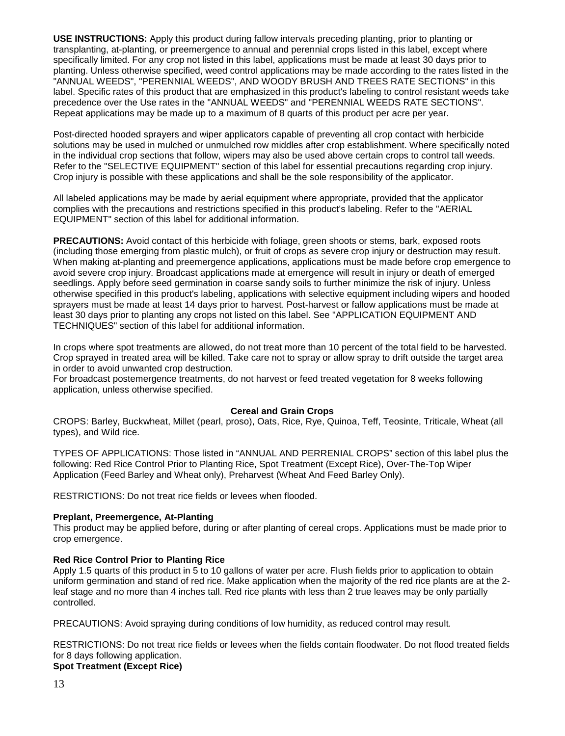**USE INSTRUCTIONS:** Apply this product during fallow intervals preceding planting, prior to planting or transplanting, at-planting, or preemergence to annual and perennial crops listed in this label, except where specifically limited. For any crop not listed in this label, applications must be made at least 30 days prior to planting. Unless otherwise specified, weed control applications may be made according to the rates listed in the "ANNUAL WEEDS", "PERENNIAL WEEDS", AND WOODY BRUSH AND TREES RATE SECTIONS" in this label. Specific rates of this product that are emphasized in this product's labeling to control resistant weeds take precedence over the Use rates in the "ANNUAL WEEDS" and "PERENNIAL WEEDS RATE SECTIONS". Repeat applications may be made up to a maximum of 8 quarts of this product per acre per year.

Post-directed hooded sprayers and wiper applicators capable of preventing all crop contact with herbicide solutions may be used in mulched or unmulched row middles after crop establishment. Where specifically noted in the individual crop sections that follow, wipers may also be used above certain crops to control tall weeds. Refer to the "SELECTIVE EQUIPMENT" section of this label for essential precautions regarding crop injury. Crop injury is possible with these applications and shall be the sole responsibility of the applicator.

All labeled applications may be made by aerial equipment where appropriate, provided that the applicator complies with the precautions and restrictions specified in this product's labeling. Refer to the "AERIAL EQUIPMENT" section of this label for additional information.

**PRECAUTIONS:** Avoid contact of this herbicide with foliage, green shoots or stems, bark, exposed roots (including those emerging from plastic mulch), or fruit of crops as severe crop injury or destruction may result. When making at-planting and preemergence applications, applications must be made before crop emergence to avoid severe crop injury. Broadcast applications made at emergence will result in injury or death of emerged seedlings. Apply before seed germination in coarse sandy soils to further minimize the risk of injury. Unless otherwise specified in this product's labeling, applications with selective equipment including wipers and hooded sprayers must be made at least 14 days prior to harvest. Post-harvest or fallow applications must be made at least 30 days prior to planting any crops not listed on this label. See "APPLICATION EQUIPMENT AND TECHNIQUES" section of this label for additional information.

In crops where spot treatments are allowed, do not treat more than 10 percent of the total field to be harvested. Crop sprayed in treated area will be killed. Take care not to spray or allow spray to drift outside the target area in order to avoid unwanted crop destruction.
For broadcast postemergence treatments, do not harvest or feed treated vegetation for 8 weeks following application, unless otherwise specified.

## Cereal and Grain Crops

CROPS: Barley, Buckwheat, Millet (pearl, proso), Oats, Rice, Rye, Quinoa, Teff, Teosinte, Triticale, Wheat (all types), and Wild rice.

TYPES OF APPLICATIONS: Those listed in "ANNUAL AND PERRENIAL CROPS" section of this label plus the following: Red Rice Control Prior to Planting Rice, Spot Treatment (Except Rice), Over-The-Top Wiper Application (Feed Barley and Wheat only), Preharvest (Wheat And Feed Barley Only).

RESTRICTIONS: Do not treat rice fields or levees when flooded.

### Preplant, Preemergence, At-Planting

This product may be applied before, during or after planting of cereal crops. Applications must be made prior to crop emergence.

### Red Rice Control Prior to Planting Rice

Apply 1.5 quarts of this product in 5 to 10 gallons of water per acre. Flush fields prior to application to obtain uniform germination and stand of red rice. Make application when the majority of the red rice plants are at the 2-leaf stage and no more than 4 inches tall. Red rice plants with less than 2 true leaves may be only partially controlled.

PRECAUTIONS: Avoid spraying during conditions of low humidity, as reduced control may result.

RESTRICTIONS: Do not treat rice fields or levees when the fields contain floodwater. Do not flood treated fields for 8 days following application.

### Spot Treatment (Except Rice)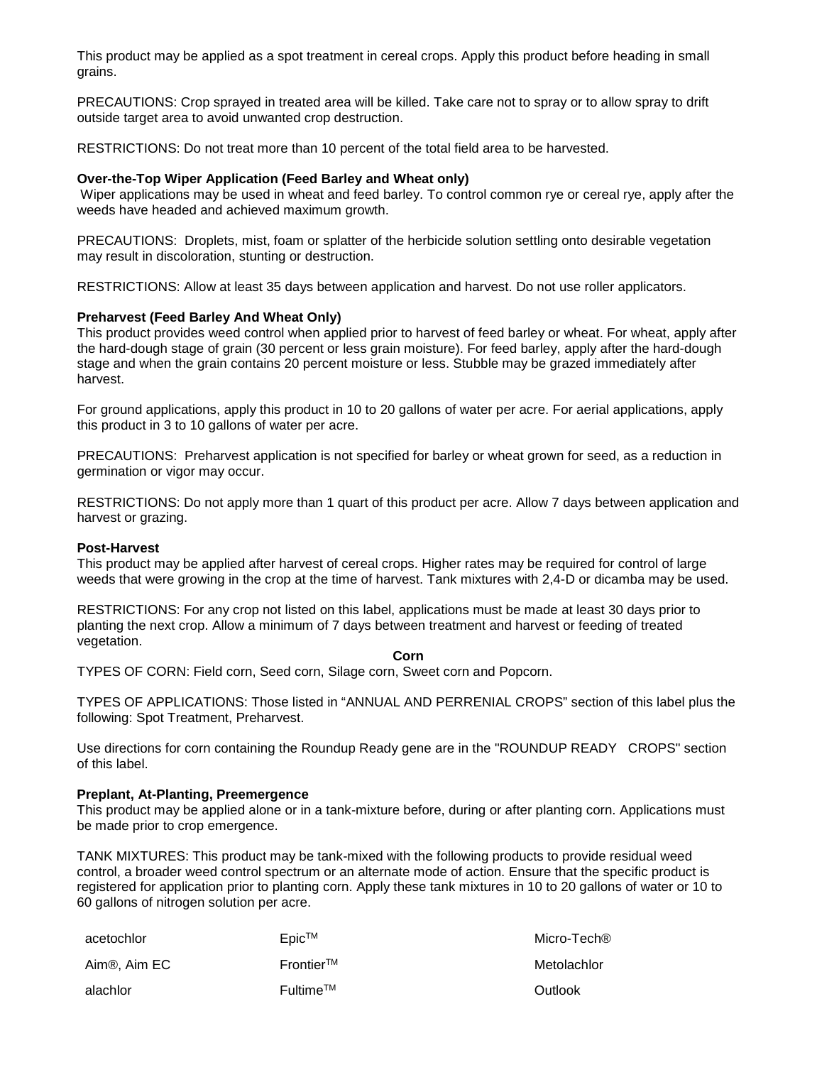This product may be applied as a spot treatment in cereal crops. Apply this product before heading in small grains.

PRECAUTIONS: Crop sprayed in treated area will be killed. Take care not to spray or to allow spray to drift outside target area to avoid unwanted crop destruction.

RESTRICTIONS: Do not treat more than 10 percent of the total field area to be harvested.

**Over-the-Top Wiper Application (Feed Barley and Wheat only)**

Wiper applications may be used in wheat and feed barley. To control common rye or cereal rye, apply after the weeds have headed and achieved maximum growth.

PRECAUTIONS: Droplets, mist, foam or splatter of the herbicide solution settling onto desirable vegetation may result in discoloration, stunting or destruction.

RESTRICTIONS: Allow at least 35 days between application and harvest. Do not use roller applicators.

**Preharvest (Feed Barley And Wheat Only)**

This product provides weed control when applied prior to harvest of feed barley or wheat. For wheat, apply after the hard-dough stage of grain (30 percent or less grain moisture). For feed barley, apply after the hard-dough stage and when the grain contains 20 percent moisture or less. Stubble may be grazed immediately after harvest.

For ground applications, apply this product in 10 to 20 gallons of water per acre. For aerial applications, apply this product in 3 to 10 gallons of water per acre.

PRECAUTIONS: Preharvest application is not specified for barley or wheat grown for seed, as a reduction in germination or vigor may occur.

RESTRICTIONS: Do not apply more than 1 quart of this product per acre. Allow 7 days between application and harvest or grazing.

**Post-Harvest**

This product may be applied after harvest of cereal crops. Higher rates may be required for control of large weeds that were growing in the crop at the time of harvest. Tank mixtures with 2,4-D or dicamba may be used.

RESTRICTIONS: For any crop not listed on this label, applications must be made at least 30 days prior to planting the next crop. Allow a minimum of 7 days between treatment and harvest or feeding of treated vegetation.

**Corn**

TYPES OF CORN: Field corn, Seed corn, Silage corn, Sweet corn and Popcorn.

TYPES OF APPLICATIONS: Those listed in "ANNUAL AND PERRENIAL CROPS" section of this label plus the following: Spot Treatment, Preharvest.

Use directions for corn containing the Roundup Ready gene are in the "ROUNDUP READY CROPS" section of this label.

**Preplant, At-Planting, Preemergence**

This product may be applied alone or in a tank-mixture before, during or after planting corn. Applications must be made prior to crop emergence.

TANK MIXTURES: This product may be tank-mixed with the following products to provide residual weed control, a broader weed control spectrum or an alternate mode of action. Ensure that the specific product is registered for application prior to planting corn. Apply these tank mixtures in 10 to 20 gallons of water or 10 to 60 gallons of nitrogen solution per acre.

| | | |
|---|---|---|
| acetochlor | Epic™ | Micro-Tech® |
| Aim®, Aim EC | Frontier™ | Metolachlor |
| alachlor | Fultime™ | Outlook |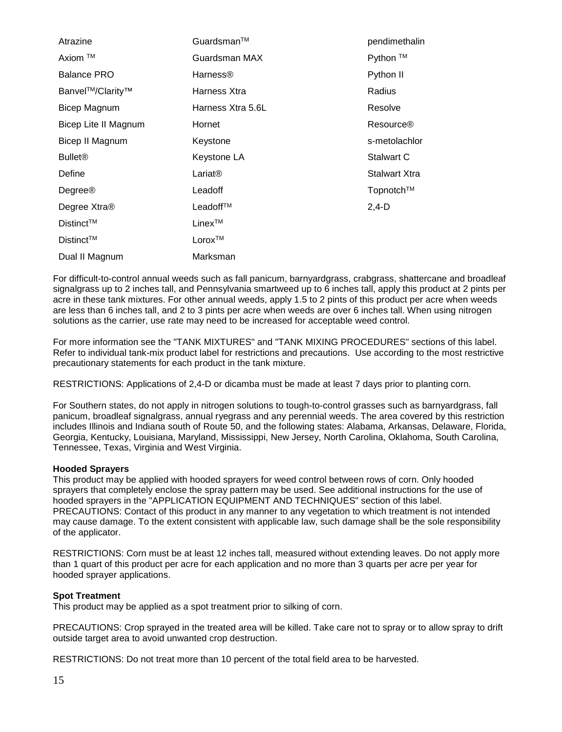| | | |
|---|---|---|
| Atrazine | Guardsman™ | pendimethalin |
| Axiom ™ | Guardsman MAX | Python ™ |
| Balance PRO | Harness® | Python II |
| Banvel™/Clarity™ | Harness Xtra | Radius |
| Bicep Magnum | Harness Xtra 5.6L | Resolve |
| Bicep Lite II Magnum | Hornet | Resource® |
| Bicep II Magnum | Keystone | s-metolachlor |
| Bullet® | Keystone LA | Stalwart C |
| Define | Lariat® | Stalwart Xtra |
| Degree® | Leadoff | Topnotch™ |
| Degree Xtra® | Leadoff™ | 2,4-D |
| Distinct™ | Linex™ | |
| Distinct™ | Lorox™ | |
| Dual II Magnum | Marksman | |

For difficult-to-control annual weeds such as fall panicum, barnyardgrass, crabgrass, shattercane and broadleaf signalgrass up to 2 inches tall, and Pennsylvania smartweed up to 6 inches tall, apply this product at 2 pints per acre in these tank mixtures. For other annual weeds, apply 1.5 to 2 pints of this product per acre when weeds are less than 6 inches tall, and 2 to 3 pints per acre when weeds are over 6 inches tall. When using nitrogen solutions as the carrier, use rate may need to be increased for acceptable weed control.

For more information see the "TANK MIXTURES" and "TANK MIXING PROCEDURES" sections of this label. Refer to individual tank-mix product label for restrictions and precautions. Use according to the most restrictive precautionary statements for each product in the tank mixture.

RESTRICTIONS: Applications of 2,4-D or dicamba must be made at least 7 days prior to planting corn.

For Southern states, do not apply in nitrogen solutions to tough-to-control grasses such as barnyardgrass, fall panicum, broadleaf signalgrass, annual ryegrass and any perennial weeds. The area covered by this restriction includes Illinois and Indiana south of Route 50, and the following states: Alabama, Arkansas, Delaware, Florida, Georgia, Kentucky, Louisiana, Maryland, Mississippi, New Jersey, North Carolina, Oklahoma, South Carolina, Tennessee, Texas, Virginia and West Virginia.

**Hooded Sprayers**

This product may be applied with hooded sprayers for weed control between rows of corn. Only hooded sprayers that completely enclose the spray pattern may be used. See additional instructions for the use of hooded sprayers in the "APPLICATION EQUIPMENT AND TECHNIQUES" section of this label.
PRECAUTIONS: Contact of this product in any manner to any vegetation to which treatment is not intended may cause damage. To the extent consistent with applicable law, such damage shall be the sole responsibility of the applicator.

RESTRICTIONS: Corn must be at least 12 inches tall, measured without extending leaves. Do not apply more than 1 quart of this product per acre for each application and no more than 3 quarts per acre per year for hooded sprayer applications.

**Spot Treatment**

This product may be applied as a spot treatment prior to silking of corn.

PRECAUTIONS: Crop sprayed in the treated area will be killed. Take care not to spray or to allow spray to drift outside target area to avoid unwanted crop destruction.

RESTRICTIONS: Do not treat more than 10 percent of the total field area to be harvested.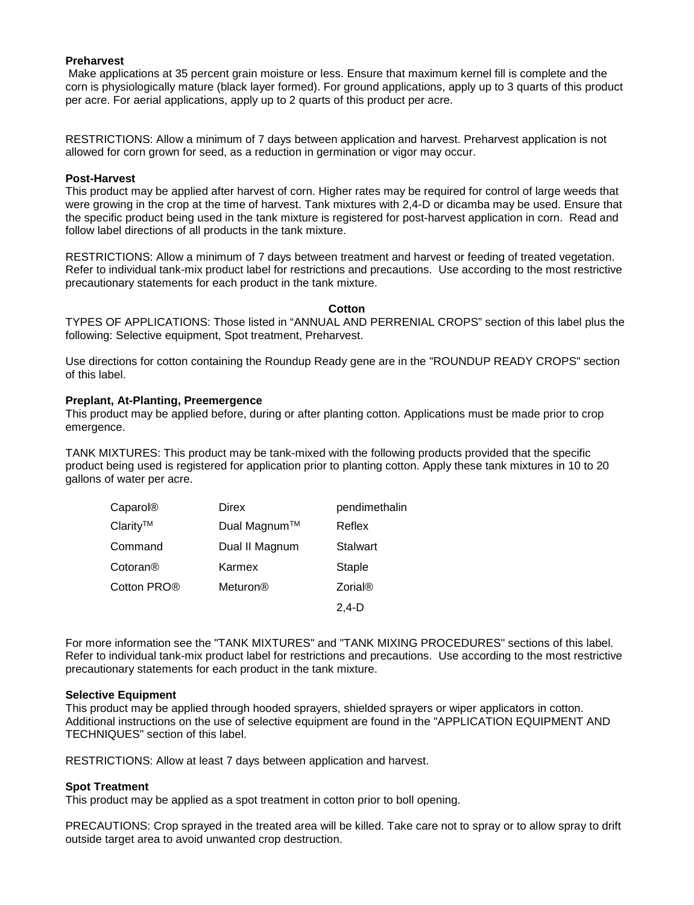**Preharvest**

Make applications at 35 percent grain moisture or less. Ensure that maximum kernel fill is complete and the corn is physiologically mature (black layer formed). For ground applications, apply up to 3 quarts of this product per acre. For aerial applications, apply up to 2 quarts of this product per acre.

RESTRICTIONS: Allow a minimum of 7 days between application and harvest. Preharvest application is not allowed for corn grown for seed, as a reduction in germination or vigor may occur.

**Post-Harvest**

This product may be applied after harvest of corn. Higher rates may be required for control of large weeds that were growing in the crop at the time of harvest. Tank mixtures with 2,4-D or dicamba may be used. Ensure that the specific product being used in the tank mixture is registered for post-harvest application in corn. Read and follow label directions of all products in the tank mixture.

RESTRICTIONS: Allow a minimum of 7 days between treatment and harvest or feeding of treated vegetation. Refer to individual tank-mix product label for restrictions and precautions. Use according to the most restrictive precautionary statements for each product in the tank mixture.

## Cotton

TYPES OF APPLICATIONS: Those listed in "ANNUAL AND PERRENIAL CROPS" section of this label plus the following: Selective equipment, Spot treatment, Preharvest.

Use directions for cotton containing the Roundup Ready gene are in the "ROUNDUP READY CROPS" section of this label.

**Preplant, At-Planting, Preemergence**

This product may be applied before, during or after planting cotton. Applications must be made prior to crop emergence.

TANK MIXTURES: This product may be tank-mixed with the following products provided that the specific product being used is registered for application prior to planting cotton. Apply these tank mixtures in 10 to 20 gallons of water per acre.

| | | |
|---|---|---|
| Caparol® | Direx | pendimethalin |
| Clarity™ | Dual Magnum™ | Reflex |
| Command | Dual II Magnum | Stalwart |
| Cotoran® | Karmex | Staple |
| Cotton PRO® | Meturon® | Zorial® |
| | | 2,4-D |

For more information see the "TANK MIXTURES" and "TANK MIXING PROCEDURES" sections of this label. Refer to individual tank-mix product label for restrictions and precautions. Use according to the most restrictive precautionary statements for each product in the tank mixture.

**Selective Equipment**

This product may be applied through hooded sprayers, shielded sprayers or wiper applicators in cotton. Additional instructions on the use of selective equipment are found in the "APPLICATION EQUIPMENT AND TECHNIQUES" section of this label.

RESTRICTIONS: Allow at least 7 days between application and harvest.

**Spot Treatment**

This product may be applied as a spot treatment in cotton prior to boll opening.

PRECAUTIONS: Crop sprayed in the treated area will be killed. Take care not to spray or to allow spray to drift outside target area to avoid unwanted crop destruction.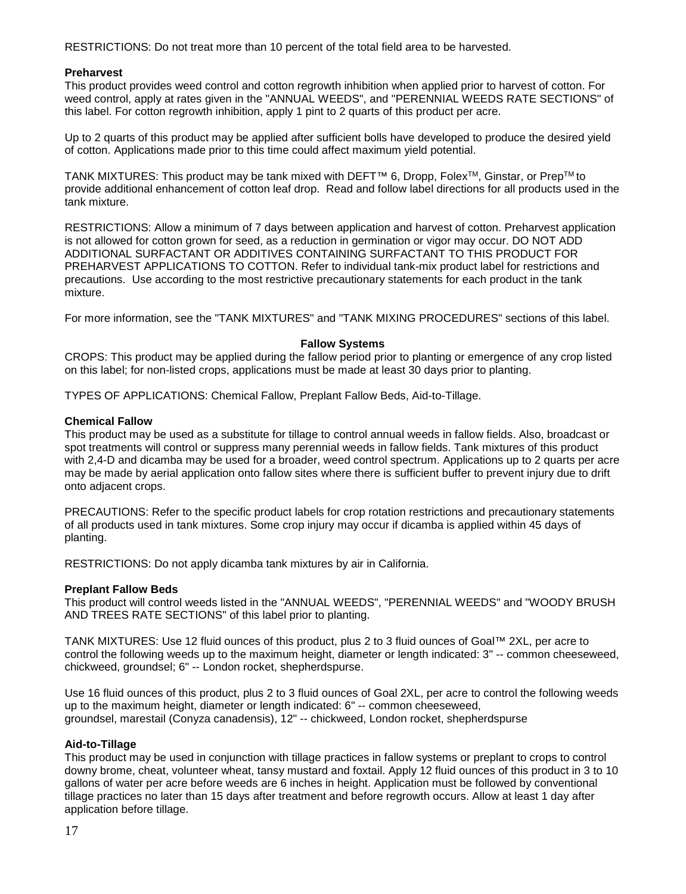RESTRICTIONS: Do not treat more than 10 percent of the total field area to be harvested.

**Preharvest**

This product provides weed control and cotton regrowth inhibition when applied prior to harvest of cotton. For weed control, apply at rates given in the "ANNUAL WEEDS", and "PERENNIAL WEEDS RATE SECTIONS" of this label. For cotton regrowth inhibition, apply 1 pint to 2 quarts of this product per acre.

Up to 2 quarts of this product may be applied after sufficient bolls have developed to produce the desired yield of cotton. Applications made prior to this time could affect maximum yield potential.

TANK MIXTURES: This product may be tank mixed with DEFT™ 6, Dropp, Folex™, Ginstar, or Prep™ to provide additional enhancement of cotton leaf drop. Read and follow label directions for all products used in the tank mixture.

RESTRICTIONS: Allow a minimum of 7 days between application and harvest of cotton. Preharvest application is not allowed for cotton grown for seed, as a reduction in germination or vigor may occur. DO NOT ADD ADDITIONAL SURFACTANT OR ADDITIVES CONTAINING SURFACTANT TO THIS PRODUCT FOR PREHARVEST APPLICATIONS TO COTTON. Refer to individual tank-mix product label for restrictions and precautions. Use according to the most restrictive precautionary statements for each product in the tank mixture.

For more information, see the "TANK MIXTURES" and "TANK MIXING PROCEDURES" sections of this label.

## Fallow Systems

CROPS: This product may be applied during the fallow period prior to planting or emergence of any crop listed on this label; for non-listed crops, applications must be made at least 30 days prior to planting.

TYPES OF APPLICATIONS: Chemical Fallow, Preplant Fallow Beds, Aid-to-Tillage.

**Chemical Fallow**

This product may be used as a substitute for tillage to control annual weeds in fallow fields. Also, broadcast or spot treatments will control or suppress many perennial weeds in fallow fields. Tank mixtures of this product with 2,4-D and dicamba may be used for a broader, weed control spectrum. Applications up to 2 quarts per acre may be made by aerial application onto fallow sites where there is sufficient buffer to prevent injury due to drift onto adjacent crops.

PRECAUTIONS: Refer to the specific product labels for crop rotation restrictions and precautionary statements of all products used in tank mixtures. Some crop injury may occur if dicamba is applied within 45 days of planting.

RESTRICTIONS: Do not apply dicamba tank mixtures by air in California.

**Preplant Fallow Beds**

This product will control weeds listed in the "ANNUAL WEEDS", "PERENNIAL WEEDS" and "WOODY BRUSH AND TREES RATE SECTIONS" of this label prior to planting.

TANK MIXTURES: Use 12 fluid ounces of this product, plus 2 to 3 fluid ounces of Goal™ 2XL, per acre to control the following weeds up to the maximum height, diameter or length indicated: 3" -- common cheeseweed, chickweed, groundsel; 6" -- London rocket, shepherdspurse.

Use 16 fluid ounces of this product, plus 2 to 3 fluid ounces of Goal 2XL, per acre to control the following weeds up to the maximum height, diameter or length indicated: 6" -- common cheeseweed, groundsel, marestail (Conyza canadensis), 12" -- chickweed, London rocket, shepherdspurse

**Aid-to-Tillage**

This product may be used in conjunction with tillage practices in fallow systems or preplant to crops to control downy brome, cheat, volunteer wheat, tansy mustard and foxtail. Apply 12 fluid ounces of this product in 3 to 10 gallons of water per acre before weeds are 6 inches in height. Application must be followed by conventional tillage practices no later than 15 days after treatment and before regrowth occurs. Allow at least 1 day after application before tillage.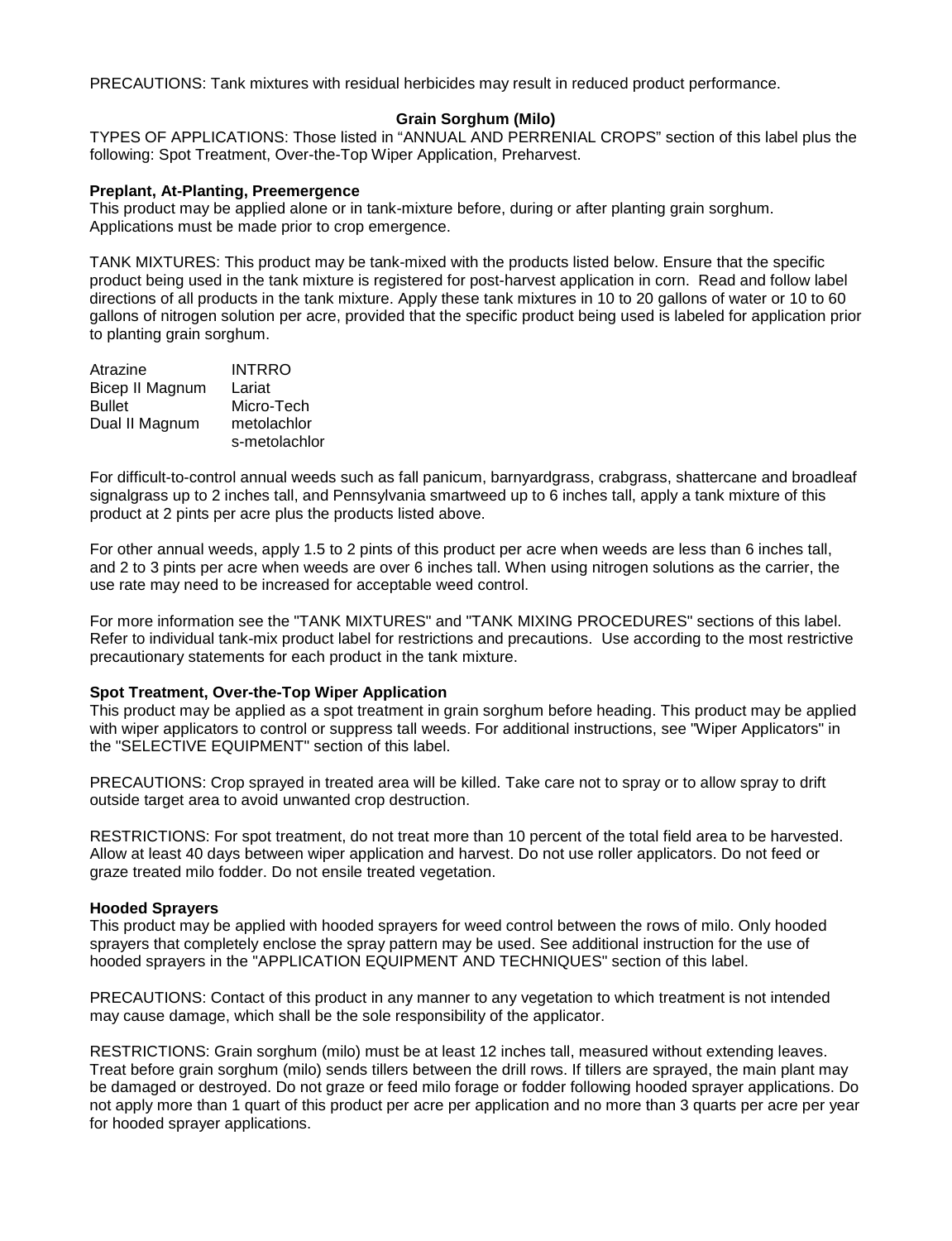PRECAUTIONS: Tank mixtures with residual herbicides may result in reduced product performance.

## Grain Sorghum (Milo)

TYPES OF APPLICATIONS: Those listed in "ANNUAL AND PERRENIAL CROPS" section of this label plus the following: Spot Treatment, Over-the-Top Wiper Application, Preharvest.

**Preplant, At-Planting, Preemergence**

This product may be applied alone or in tank-mixture before, during or after planting grain sorghum. Applications must be made prior to crop emergence.

TANK MIXTURES: This product may be tank-mixed with the products listed below. Ensure that the specific product being used in the tank mixture is registered for post-harvest application in corn. Read and follow label directions of all products in the tank mixture. Apply these tank mixtures in 10 to 20 gallons of water or 10 to 60 gallons of nitrogen solution per acre, provided that the specific product being used is labeled for application prior to planting grain sorghum.

| | |
|---|---|
| Atrazine | INTRRO |
| Bicep II Magnum | Lariat |
| Bullet | Micro-Tech |
| Dual II Magnum | metolachlor |
| | s-metolachlor |

For difficult-to-control annual weeds such as fall panicum, barnyardgrass, crabgrass, shattercane and broadleaf signalgrass up to 2 inches tall, and Pennsylvania smartweed up to 6 inches tall, apply a tank mixture of this product at 2 pints per acre plus the products listed above.

For other annual weeds, apply 1.5 to 2 pints of this product per acre when weeds are less than 6 inches tall, and 2 to 3 pints per acre when weeds are over 6 inches tall. When using nitrogen solutions as the carrier, the use rate may need to be increased for acceptable weed control.

For more information see the "TANK MIXTURES" and "TANK MIXING PROCEDURES" sections of this label. Refer to individual tank-mix product label for restrictions and precautions. Use according to the most restrictive precautionary statements for each product in the tank mixture.

**Spot Treatment, Over-the-Top Wiper Application**

This product may be applied as a spot treatment in grain sorghum before heading. This product may be applied with wiper applicators to control or suppress tall weeds. For additional instructions, see "Wiper Applicators" in the "SELECTIVE EQUIPMENT" section of this label.

PRECAUTIONS: Crop sprayed in treated area will be killed. Take care not to spray or to allow spray to drift outside target area to avoid unwanted crop destruction.

RESTRICTIONS: For spot treatment, do not treat more than 10 percent of the total field area to be harvested. Allow at least 40 days between wiper application and harvest. Do not use roller applicators. Do not feed or graze treated milo fodder. Do not ensile treated vegetation.

**Hooded Sprayers**

This product may be applied with hooded sprayers for weed control between the rows of milo. Only hooded sprayers that completely enclose the spray pattern may be used. See additional instruction for the use of hooded sprayers in the "APPLICATION EQUIPMENT AND TECHNIQUES" section of this label.

PRECAUTIONS: Contact of this product in any manner to any vegetation to which treatment is not intended may cause damage, which shall be the sole responsibility of the applicator.

RESTRICTIONS: Grain sorghum (milo) must be at least 12 inches tall, measured without extending leaves. Treat before grain sorghum (milo) sends tillers between the drill rows. If tillers are sprayed, the main plant may be damaged or destroyed. Do not graze or feed milo forage or fodder following hooded sprayer applications. Do not apply more than 1 quart of this product per acre per application and no more than 3 quarts per acre per year for hooded sprayer applications.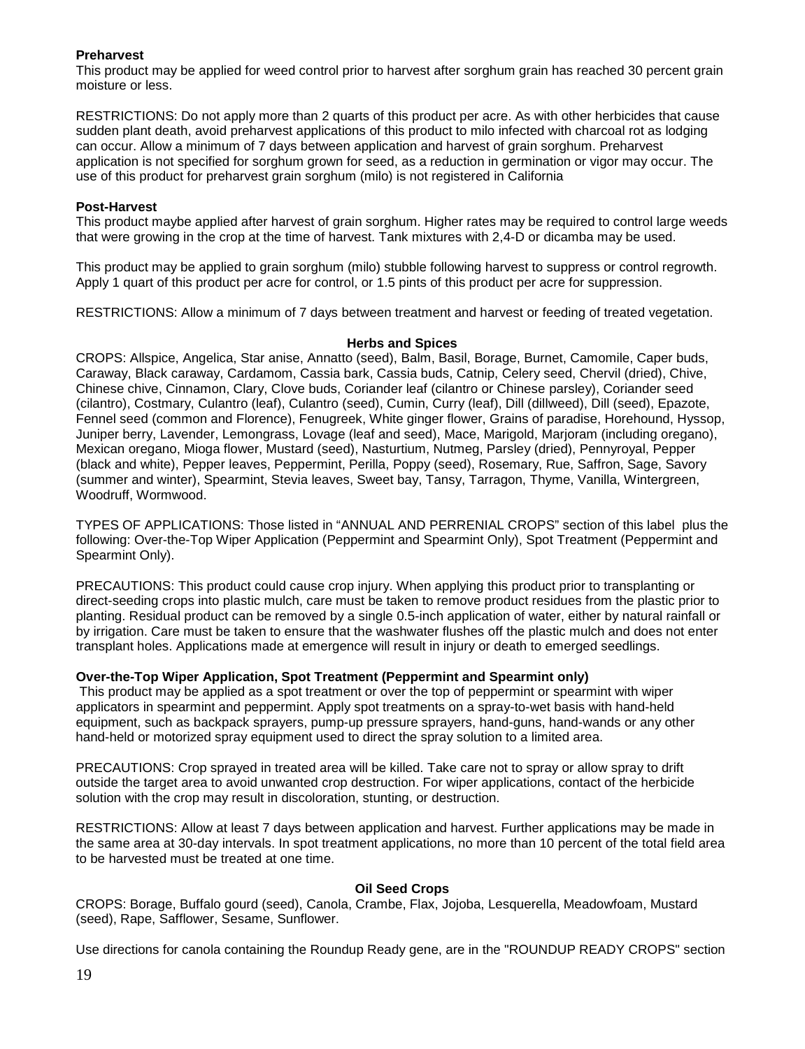**Preharvest**

This product may be applied for weed control prior to harvest after sorghum grain has reached 30 percent grain moisture or less.

RESTRICTIONS: Do not apply more than 2 quarts of this product per acre. As with other herbicides that cause sudden plant death, avoid preharvest applications of this product to milo infected with charcoal rot as lodging can occur. Allow a minimum of 7 days between application and harvest of grain sorghum. Preharvest application is not specified for sorghum grown for seed, as a reduction in germination or vigor may occur. The use of this product for preharvest grain sorghum (milo) is not registered in California

**Post-Harvest**

This product maybe applied after harvest of grain sorghum. Higher rates may be required to control large weeds that were growing in the crop at the time of harvest. Tank mixtures with 2,4-D or dicamba may be used.

This product may be applied to grain sorghum (milo) stubble following harvest to suppress or control regrowth. Apply 1 quart of this product per acre for control, or 1.5 pints of this product per acre for suppression.

RESTRICTIONS: Allow a minimum of 7 days between treatment and harvest or feeding of treated vegetation.

**Herbs and Spices**

CROPS: Allspice, Angelica, Star anise, Annatto (seed), Balm, Basil, Borage, Burnet, Camomile, Caper buds, Caraway, Black caraway, Cardamom, Cassia bark, Cassia buds, Catnip, Celery seed, Chervil (dried), Chive, Chinese chive, Cinnamon, Clary, Clove buds, Coriander leaf (cilantro or Chinese parsley), Coriander seed (cilantro), Costmary, Culantro (leaf), Culantro (seed), Cumin, Curry (leaf), Dill (dillweed), Dill (seed), Epazote, Fennel seed (common and Florence), Fenugreek, White ginger flower, Grains of paradise, Horehound, Hyssop, Juniper berry, Lavender, Lemongrass, Lovage (leaf and seed), Mace, Marigold, Marjoram (including oregano), Mexican oregano, Mioga flower, Mustard (seed), Nasturtium, Nutmeg, Parsley (dried), Pennyroyal, Pepper (black and white), Pepper leaves, Peppermint, Perilla, Poppy (seed), Rosemary, Rue, Saffron, Sage, Savory (summer and winter), Spearmint, Stevia leaves, Sweet bay, Tansy, Tarragon, Thyme, Vanilla, Wintergreen, Woodruff, Wormwood.

TYPES OF APPLICATIONS: Those listed in "ANNUAL AND PERRENIAL CROPS" section of this label plus the following: Over-the-Top Wiper Application (Peppermint and Spearmint Only), Spot Treatment (Peppermint and Spearmint Only).

PRECAUTIONS: This product could cause crop injury. When applying this product prior to transplanting or direct-seeding crops into plastic mulch, care must be taken to remove product residues from the plastic prior to planting. Residual product can be removed by a single 0.5-inch application of water, either by natural rainfall or by irrigation. Care must be taken to ensure that the washwater flushes off the plastic mulch and does not enter transplant holes. Applications made at emergence will result in injury or death to emerged seedlings.

**Over-the-Top Wiper Application, Spot Treatment (Peppermint and Spearmint only)**

This product may be applied as a spot treatment or over the top of peppermint or spearmint with wiper applicators in spearmint and peppermint. Apply spot treatments on a spray-to-wet basis with hand-held equipment, such as backpack sprayers, pump-up pressure sprayers, hand-guns, hand-wands or any other hand-held or motorized spray equipment used to direct the spray solution to a limited area.

PRECAUTIONS: Crop sprayed in treated area will be killed. Take care not to spray or allow spray to drift outside the target area to avoid unwanted crop destruction. For wiper applications, contact of the herbicide solution with the crop may result in discoloration, stunting, or destruction.

RESTRICTIONS: Allow at least 7 days between application and harvest. Further applications may be made in the same area at 30-day intervals. In spot treatment applications, no more than 10 percent of the total field area to be harvested must be treated at one time.

**Oil Seed Crops**

CROPS: Borage, Buffalo gourd (seed), Canola, Crambe, Flax, Jojoba, Lesquerella, Meadowfoam, Mustard (seed), Rape, Safflower, Sesame, Sunflower.

Use directions for canola containing the Roundup Ready gene, are in the "ROUNDUP READY CROPS" section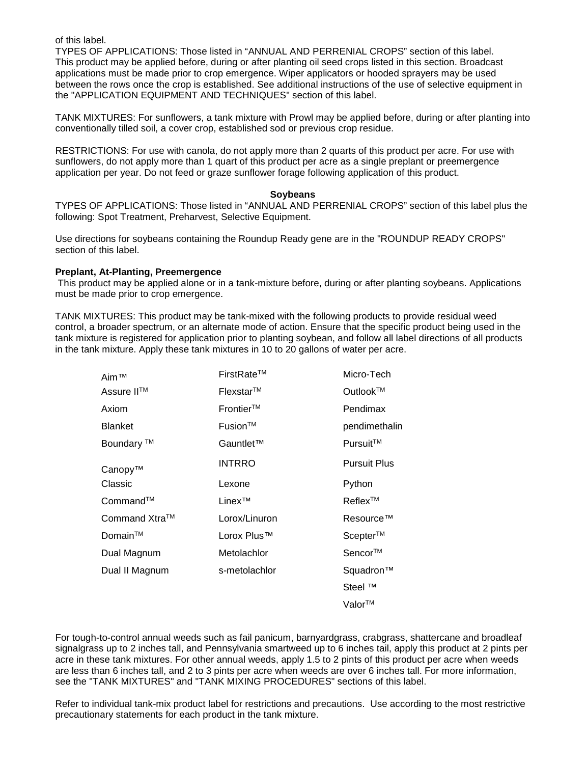of this label.

TYPES OF APPLICATIONS: Those listed in "ANNUAL AND PERRENIAL CROPS" section of this label. This product may be applied before, during or after planting oil seed crops listed in this section. Broadcast applications must be made prior to crop emergence. Wiper applicators or hooded sprayers may be used between the rows once the crop is established. See additional instructions of the use of selective equipment in the "APPLICATION EQUIPMENT AND TECHNIQUES" section of this label.

TANK MIXTURES: For sunflowers, a tank mixture with Prowl may be applied before, during or after planting into conventionally tilled soil, a cover crop, established sod or previous crop residue.

RESTRICTIONS: For use with canola, do not apply more than 2 quarts of this product per acre. For use with sunflowers, do not apply more than 1 quart of this product per acre as a single preplant or preemergence application per year. Do not feed or graze sunflower forage following application of this product.

**Soybeans**

TYPES OF APPLICATIONS: Those listed in "ANNUAL AND PERRENIAL CROPS" section of this label plus the following: Spot Treatment, Preharvest, Selective Equipment.

Use directions for soybeans containing the Roundup Ready gene are in the "ROUNDUP READY CROPS" section of this label.

**Preplant, At-Planting, Preemergence**

This product may be applied alone or in a tank-mixture before, during or after planting soybeans. Applications must be made prior to crop emergence.

TANK MIXTURES: This product may be tank-mixed with the following products to provide residual weed control, a broader spectrum, or an alternate mode of action. Ensure that the specific product being used in the tank mixture is registered for application prior to planting soybean, and follow all label directions of all products in the tank mixture. Apply these tank mixtures in 10 to 20 gallons of water per acre.

| | | |
|---|---|---|
| Aim™ | FirstRate™ | Micro-Tech |
| Assure II™ | Flexstar™ | Outlook™ |
| Axiom | Frontier™ | Pendimax |
| Blanket | Fusion™ | pendimethalin |
| Boundary ™ | Gauntlet™ | Pursuit™ |
| Canopy™ | INTRRO | Pursuit Plus |
| Classic | Lexone | Python |
| Command™ | Linex™ | Reflex™ |
| Command Xtra™ | Lorox/Linuron | Resource™ |
| Domain™ | Lorox Plus™ | Scepter™ |
| Dual Magnum | Metolachlor | Sencor™ |
| Dual II Magnum | s-metolachlor | Squadron™ |
| | | Steel ™ |
| | | Valor™ |

For tough-to-control annual weeds such as fail panicum, barnyardgrass, crabgrass, shattercane and broadleaf signalgrass up to 2 inches tall, and Pennsylvania smartweed up to 6 inches tail, apply this product at 2 pints per acre in these tank mixtures. For other annual weeds, apply 1.5 to 2 pints of this product per acre when weeds are less than 6 inches tall, and 2 to 3 pints per acre when weeds are over 6 inches tall. For more information, see the "TANK MIXTURES" and "TANK MIXING PROCEDURES" sections of this label.

Refer to individual tank-mix product label for restrictions and precautions. Use according to the most restrictive precautionary statements for each product in the tank mixture.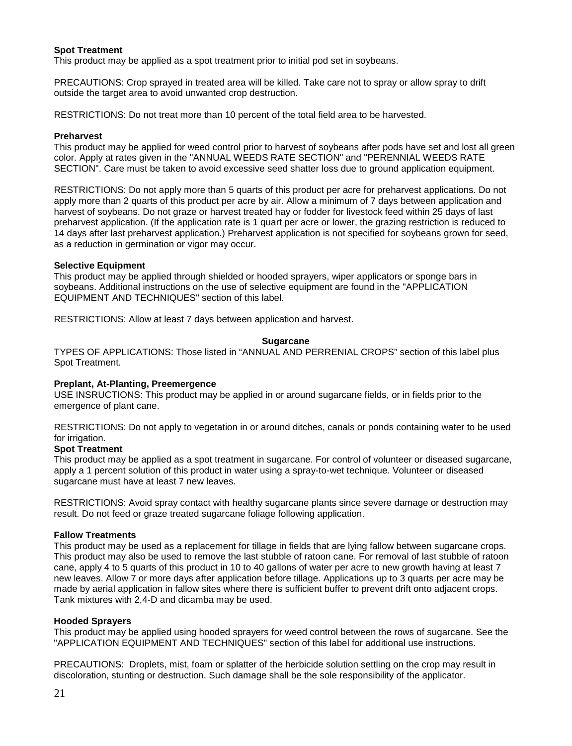**Spot Treatment**
This product may be applied as a spot treatment prior to initial pod set in soybeans.

PRECAUTIONS: Crop sprayed in treated area will be killed. Take care not to spray or allow spray to drift outside the target area to avoid unwanted crop destruction.

RESTRICTIONS: Do not treat more than 10 percent of the total field area to be harvested.

**Preharvest**
This product may be applied for weed control prior to harvest of soybeans after pods have set and lost all green color. Apply at rates given in the "ANNUAL WEEDS RATE SECTION" and "PERENNIAL WEEDS RATE SECTION". Care must be taken to avoid excessive seed shatter loss due to ground application equipment.

RESTRICTIONS: Do not apply more than 5 quarts of this product per acre for preharvest applications. Do not apply more than 2 quarts of this product per acre by air. Allow a minimum of 7 days between application and harvest of soybeans. Do not graze or harvest treated hay or fodder for livestock feed within 25 days of last preharvest application. (If the application rate is 1 quart per acre or lower, the grazing restriction is reduced to 14 days after last preharvest application.) Preharvest application is not specified for soybeans grown for seed, as a reduction in germination or vigor may occur.

**Selective Equipment**
This product may be applied through shielded or hooded sprayers, wiper applicators or sponge bars in soybeans. Additional instructions on the use of selective equipment are found in the "APPLICATION EQUIPMENT AND TECHNIQUES" section of this label.

RESTRICTIONS: Allow at least 7 days between application and harvest.

## Sugarcane

TYPES OF APPLICATIONS: Those listed in "ANNUAL AND PERRENIAL CROPS" section of this label plus Spot Treatment.

**Preplant, At-Planting, Preemergence**
USE INSRUCTIONS: This product may be applied in or around sugarcane fields, or in fields prior to the emergence of plant cane.

RESTRICTIONS: Do not apply to vegetation in or around ditches, canals or ponds containing water to be used for irrigation.

**Spot Treatment**
This product may be applied as a spot treatment in sugarcane. For control of volunteer or diseased sugarcane, apply a 1 percent solution of this product in water using a spray-to-wet technique. Volunteer or diseased sugarcane must have at least 7 new leaves.

RESTRICTIONS: Avoid spray contact with healthy sugarcane plants since severe damage or destruction may result. Do not feed or graze treated sugarcane foliage following application.

**Fallow Treatments**
This product may be used as a replacement for tillage in fields that are lying fallow between sugarcane crops. This product may also be used to remove the last stubble of ratoon cane. For removal of last stubble of ratoon cane, apply 4 to 5 quarts of this product in 10 to 40 gallons of water per acre to new growth having at least 7 new leaves. Allow 7 or more days after application before tillage. Applications up to 3 quarts per acre may be made by aerial application in fallow sites where there is sufficient buffer to prevent drift onto adjacent crops. Tank mixtures with 2,4-D and dicamba may be used.

**Hooded Sprayers**
This product may be applied using hooded sprayers for weed control between the rows of sugarcane. See the "APPLICATION EQUIPMENT AND TECHNIQUES" section of this label for additional use instructions.

PRECAUTIONS: Droplets, mist, foam or splatter of the herbicide solution settling on the crop may result in discoloration, stunting or destruction. Such damage shall be the sole responsibility of the applicator.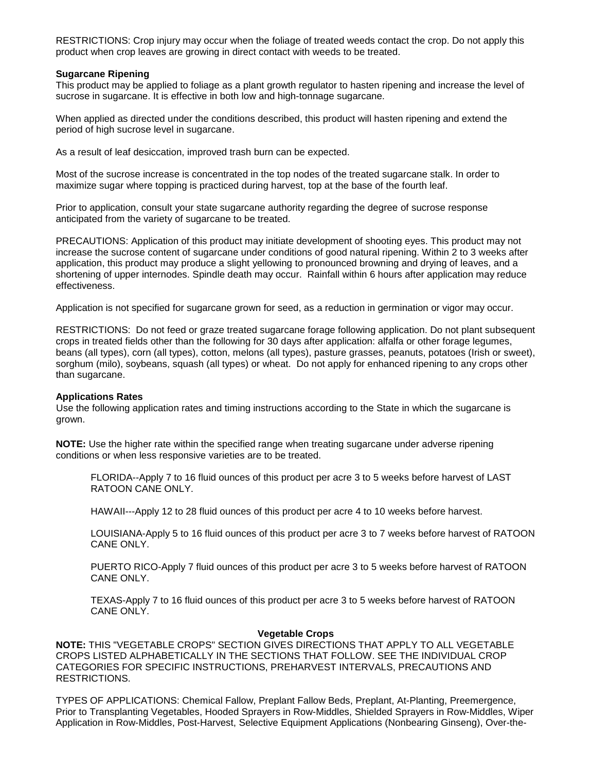RESTRICTIONS: Crop injury may occur when the foliage of treated weeds contact the crop. Do not apply this product when crop leaves are growing in direct contact with weeds to be treated.

**Sugarcane Ripening**

This product may be applied to foliage as a plant growth regulator to hasten ripening and increase the level of sucrose in sugarcane. It is effective in both low and high-tonnage sugarcane.

When applied as directed under the conditions described, this product will hasten ripening and extend the period of high sucrose level in sugarcane.

As a result of leaf desiccation, improved trash burn can be expected.

Most of the sucrose increase is concentrated in the top nodes of the treated sugarcane stalk. In order to maximize sugar where topping is practiced during harvest, top at the base of the fourth leaf.

Prior to application, consult your state sugarcane authority regarding the degree of sucrose response anticipated from the variety of sugarcane to be treated.

PRECAUTIONS: Application of this product may initiate development of shooting eyes. This product may not increase the sucrose content of sugarcane under conditions of good natural ripening. Within 2 to 3 weeks after application, this product may produce a slight yellowing to pronounced browning and drying of leaves, and a shortening of upper internodes. Spindle death may occur. Rainfall within 6 hours after application may reduce effectiveness.

Application is not specified for sugarcane grown for seed, as a reduction in germination or vigor may occur.

RESTRICTIONS: Do not feed or graze treated sugarcane forage following application. Do not plant subsequent crops in treated fields other than the following for 30 days after application: alfalfa or other forage legumes, beans (all types), corn (all types), cotton, melons (all types), pasture grasses, peanuts, potatoes (Irish or sweet), sorghum (milo), soybeans, squash (all types) or wheat. Do not apply for enhanced ripening to any crops other than sugarcane.

**Applications Rates**

Use the following application rates and timing instructions according to the State in which the sugarcane is grown.

**NOTE:** Use the higher rate within the specified range when treating sugarcane under adverse ripening conditions or when less responsive varieties are to be treated.

FLORIDA--Apply 7 to 16 fluid ounces of this product per acre 3 to 5 weeks before harvest of LAST RATOON CANE ONLY.

HAWAII---Apply 12 to 28 fluid ounces of this product per acre 4 to 10 weeks before harvest.

LOUISIANA-Apply 5 to 16 fluid ounces of this product per acre 3 to 7 weeks before harvest of RATOON CANE ONLY.

PUERTO RICO-Apply 7 fluid ounces of this product per acre 3 to 5 weeks before harvest of RATOON CANE ONLY.

TEXAS-Apply 7 to 16 fluid ounces of this product per acre 3 to 5 weeks before harvest of RATOON CANE ONLY.

**Vegetable Crops**

**NOTE:** THIS "VEGETABLE CROPS" SECTION GIVES DIRECTIONS THAT APPLY TO ALL VEGETABLE CROPS LISTED ALPHABETICALLY IN THE SECTIONS THAT FOLLOW. SEE THE INDIVIDUAL CROP CATEGORIES FOR SPECIFIC INSTRUCTIONS, PREHARVEST INTERVALS, PRECAUTIONS AND RESTRICTIONS.

TYPES OF APPLICATIONS: Chemical Fallow, Preplant Fallow Beds, Preplant, At-Planting, Preemergence, Prior to Transplanting Vegetables, Hooded Sprayers in Row-Middles, Shielded Sprayers in Row-Middles, Wiper Application in Row-Middles, Post-Harvest, Selective Equipment Applications (Nonbearing Ginseng), Over-the-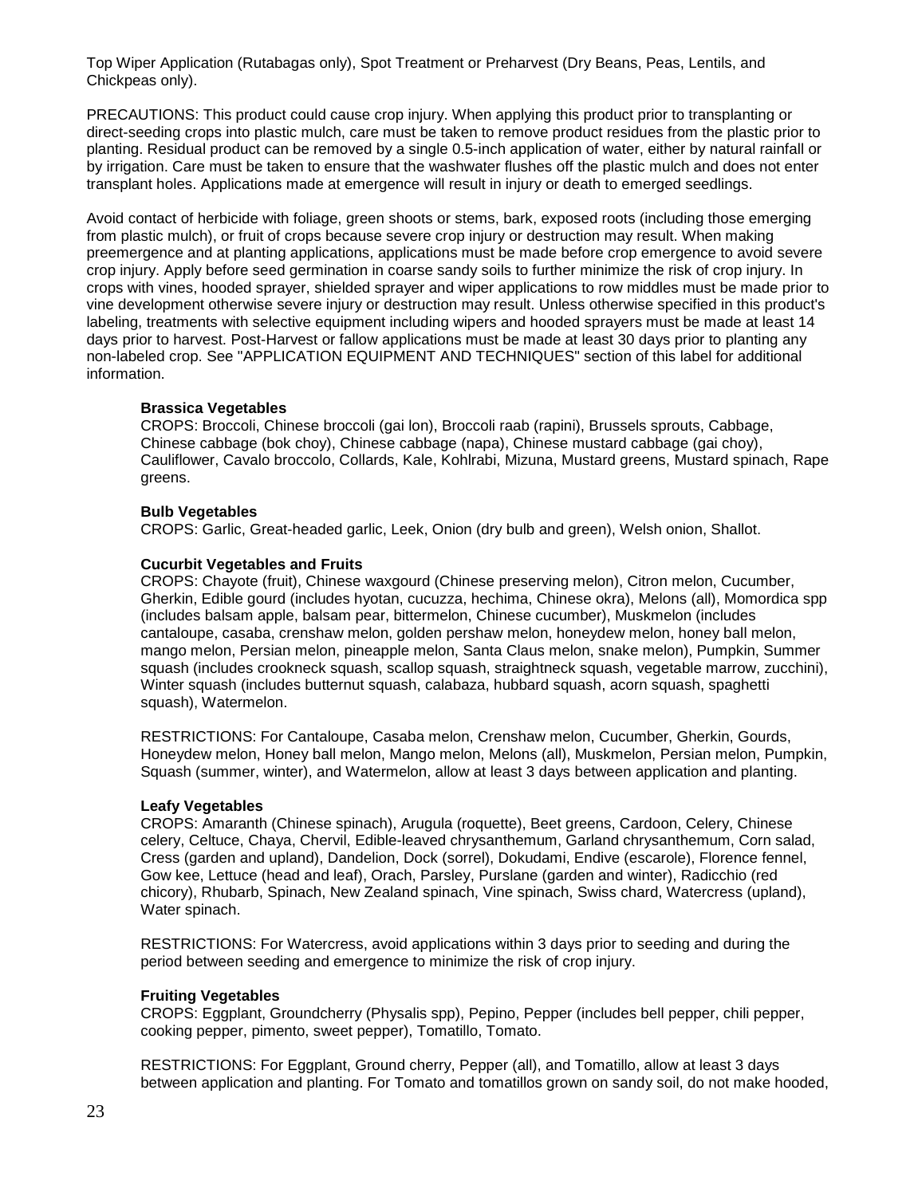Top Wiper Application (Rutabagas only), Spot Treatment or Preharvest (Dry Beans, Peas, Lentils, and Chickpeas only).

PRECAUTIONS: This product could cause crop injury. When applying this product prior to transplanting or direct-seeding crops into plastic mulch, care must be taken to remove product residues from the plastic prior to planting. Residual product can be removed by a single 0.5-inch application of water, either by natural rainfall or by irrigation. Care must be taken to ensure that the washwater flushes off the plastic mulch and does not enter transplant holes. Applications made at emergence will result in injury or death to emerged seedlings.

Avoid contact of herbicide with foliage, green shoots or stems, bark, exposed roots (including those emerging from plastic mulch), or fruit of crops because severe crop injury or destruction may result. When making preemergence and at planting applications, applications must be made before crop emergence to avoid severe crop injury. Apply before seed germination in coarse sandy soils to further minimize the risk of crop injury. In crops with vines, hooded sprayer, shielded sprayer and wiper applications to row middles must be made prior to vine development otherwise severe injury or destruction may result. Unless otherwise specified in this product's labeling, treatments with selective equipment including wipers and hooded sprayers must be made at least 14 days prior to harvest. Post-Harvest or fallow applications must be made at least 30 days prior to planting any non-labeled crop. See "APPLICATION EQUIPMENT AND TECHNIQUES" section of this label for additional information.

**Brassica Vegetables**
CROPS: Broccoli, Chinese broccoli (gai lon), Broccoli raab (rapini), Brussels sprouts, Cabbage, Chinese cabbage (bok choy), Chinese cabbage (napa), Chinese mustard cabbage (gai choy), Cauliflower, Cavalo broccolo, Collards, Kale, Kohlrabi, Mizuna, Mustard greens, Mustard spinach, Rape greens.

**Bulb Vegetables**
CROPS: Garlic, Great-headed garlic, Leek, Onion (dry bulb and green), Welsh onion, Shallot.

**Cucurbit Vegetables and Fruits**
CROPS: Chayote (fruit), Chinese waxgourd (Chinese preserving melon), Citron melon, Cucumber, Gherkin, Edible gourd (includes hyotan, cucuzza, hechima, Chinese okra), Melons (all), Momordica spp (includes balsam apple, balsam pear, bittermelon, Chinese cucumber), Muskmelon (includes cantaloupe, casaba, crenshaw melon, golden pershaw melon, honeydew melon, honey ball melon, mango melon, Persian melon, pineapple melon, Santa Claus melon, snake melon), Pumpkin, Summer squash (includes crookneck squash, scallop squash, straightneck squash, vegetable marrow, zucchini), Winter squash (includes butternut squash, calabaza, hubbard squash, acorn squash, spaghetti squash), Watermelon.

RESTRICTIONS: For Cantaloupe, Casaba melon, Crenshaw melon, Cucumber, Gherkin, Gourds, Honeydew melon, Honey ball melon, Mango melon, Melons (all), Muskmelon, Persian melon, Pumpkin, Squash (summer, winter), and Watermelon, allow at least 3 days between application and planting.

**Leafy Vegetables**
CROPS: Amaranth (Chinese spinach), Arugula (roquette), Beet greens, Cardoon, Celery, Chinese celery, Celtuce, Chaya, Chervil, Edible-leaved chrysanthemum, Garland chrysanthemum, Corn salad, Cress (garden and upland), Dandelion, Dock (sorrel), Dokudami, Endive (escarole), Florence fennel, Gow kee, Lettuce (head and leaf), Orach, Parsley, Purslane (garden and winter), Radicchio (red chicory), Rhubarb, Spinach, New Zealand spinach, Vine spinach, Swiss chard, Watercress (upland), Water spinach.

RESTRICTIONS: For Watercress, avoid applications within 3 days prior to seeding and during the period between seeding and emergence to minimize the risk of crop injury.

**Fruiting Vegetables**
CROPS: Eggplant, Groundcherry (Physalis spp), Pepino, Pepper (includes bell pepper, chili pepper, cooking pepper, pimento, sweet pepper), Tomatillo, Tomato.

RESTRICTIONS: For Eggplant, Ground cherry, Pepper (all), and Tomatillo, allow at least 3 days between application and planting. For Tomato and tomatillos grown on sandy soil, do not make hooded,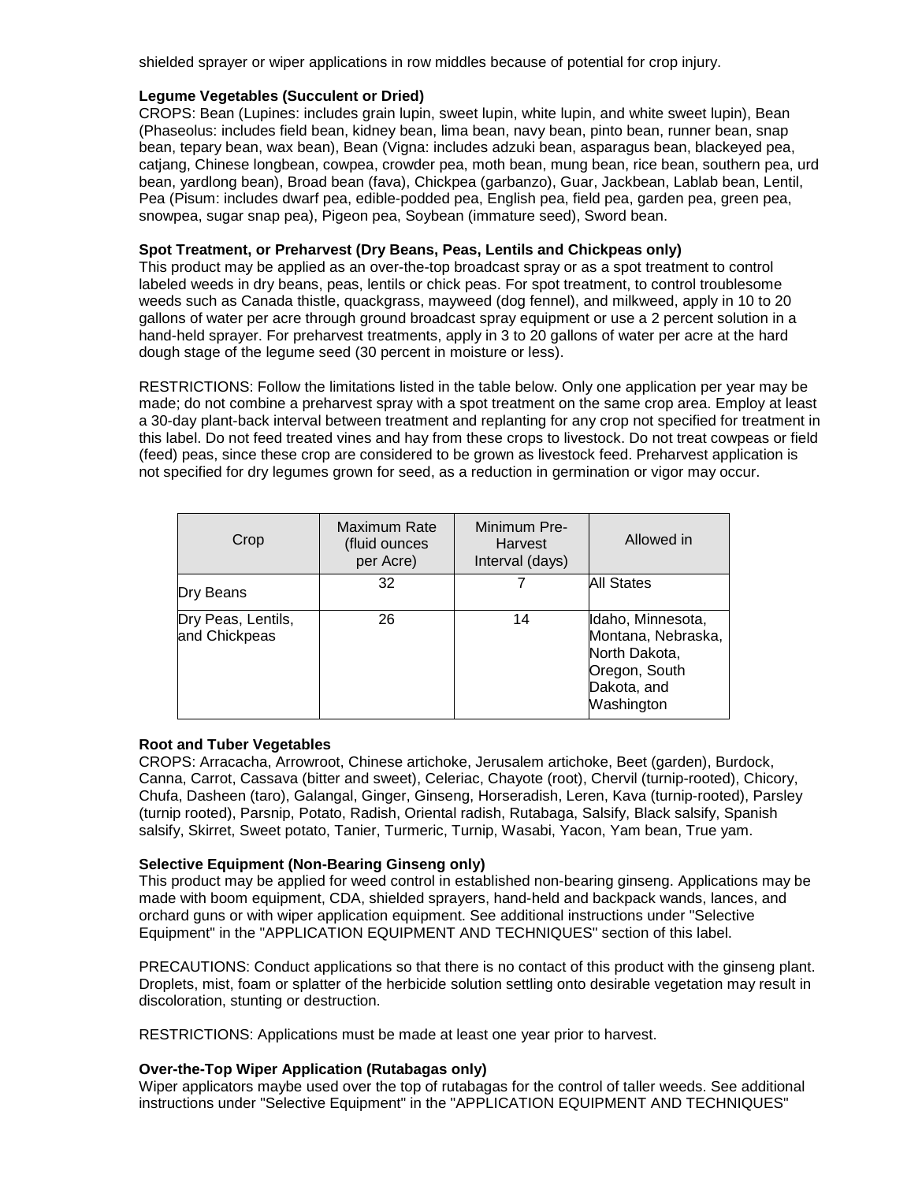shielded sprayer or wiper applications in row middles because of potential for crop injury.

**Legume Vegetables (Succulent or Dried)**

CROPS: Bean (Lupines: includes grain lupin, sweet lupin, white lupin, and white sweet lupin), Bean (Phaseolus: includes field bean, kidney bean, lima bean, navy bean, pinto bean, runner bean, snap bean, tepary bean, wax bean), Bean (Vigna: includes adzuki bean, asparagus bean, blackeyed pea, catjang, Chinese longbean, cowpea, crowder pea, moth bean, mung bean, rice bean, southern pea, urd bean, yardlong bean), Broad bean (fava), Chickpea (garbanzo), Guar, Jackbean, Lablab bean, Lentil, Pea (Pisum: includes dwarf pea, edible-podded pea, English pea, field pea, garden pea, green pea, snowpea, sugar snap pea), Pigeon pea, Soybean (immature seed), Sword bean.

**Spot Treatment, or Preharvest (Dry Beans, Peas, Lentils and Chickpeas only)**

This product may be applied as an over-the-top broadcast spray or as a spot treatment to control labeled weeds in dry beans, peas, lentils or chick peas. For spot treatment, to control troublesome weeds such as Canada thistle, quackgrass, mayweed (dog fennel), and milkweed, apply in 10 to 20 gallons of water per acre through ground broadcast spray equipment or use a 2 percent solution in a hand-held sprayer. For preharvest treatments, apply in 3 to 20 gallons of water per acre at the hard dough stage of the legume seed (30 percent in moisture or less).

RESTRICTIONS: Follow the limitations listed in the table below. Only one application per year may be made; do not combine a preharvest spray with a spot treatment on the same crop area. Employ at least a 30-day plant-back interval between treatment and replanting for any crop not specified for treatment in this label. Do not feed treated vines and hay from these crops to livestock. Do not treat cowpeas or field (feed) peas, since these crop are considered to be grown as livestock feed. Preharvest application is not specified for dry legumes grown for seed, as a reduction in germination or vigor may occur.

| Crop | Maximum Rate (fluid ounces per Acre) | Minimum Pre-Harvest Interval (days) | Allowed in |
|---|---|---|---|
| Dry Beans | 32 | 7 | All States |
| Dry Peas, Lentils, and Chickpeas | 26 | 14 | Idaho, Minnesota, Montana, Nebraska, North Dakota, Oregon, South Dakota, and Washington |

**Root and Tuber Vegetables**

CROPS: Arracacha, Arrowroot, Chinese artichoke, Jerusalem artichoke, Beet (garden), Burdock, Canna, Carrot, Cassava (bitter and sweet), Celeriac, Chayote (root), Chervil (turnip-rooted), Chicory, Chufa, Dasheen (taro), Galangal, Ginger, Ginseng, Horseradish, Leren, Kava (turnip-rooted), Parsley (turnip rooted), Parsnip, Potato, Radish, Oriental radish, Rutabaga, Salsify, Black salsify, Spanish salsify, Skirret, Sweet potato, Tanier, Turmeric, Turnip, Wasabi, Yacon, Yam bean, True yam.

**Selective Equipment (Non-Bearing Ginseng only)**

This product may be applied for weed control in established non-bearing ginseng. Applications may be made with boom equipment, CDA, shielded sprayers, hand-held and backpack wands, lances, and orchard guns or with wiper application equipment. See additional instructions under "Selective Equipment" in the "APPLICATION EQUIPMENT AND TECHNIQUES" section of this label.

PRECAUTIONS: Conduct applications so that there is no contact of this product with the ginseng plant. Droplets, mist, foam or splatter of the herbicide solution settling onto desirable vegetation may result in discoloration, stunting or destruction.

RESTRICTIONS: Applications must be made at least one year prior to harvest.

**Over-the-Top Wiper Application (Rutabagas only)**

Wiper applicators maybe used over the top of rutabagas for the control of taller weeds. See additional instructions under "Selective Equipment" in the "APPLICATION EQUIPMENT AND TECHNIQUES"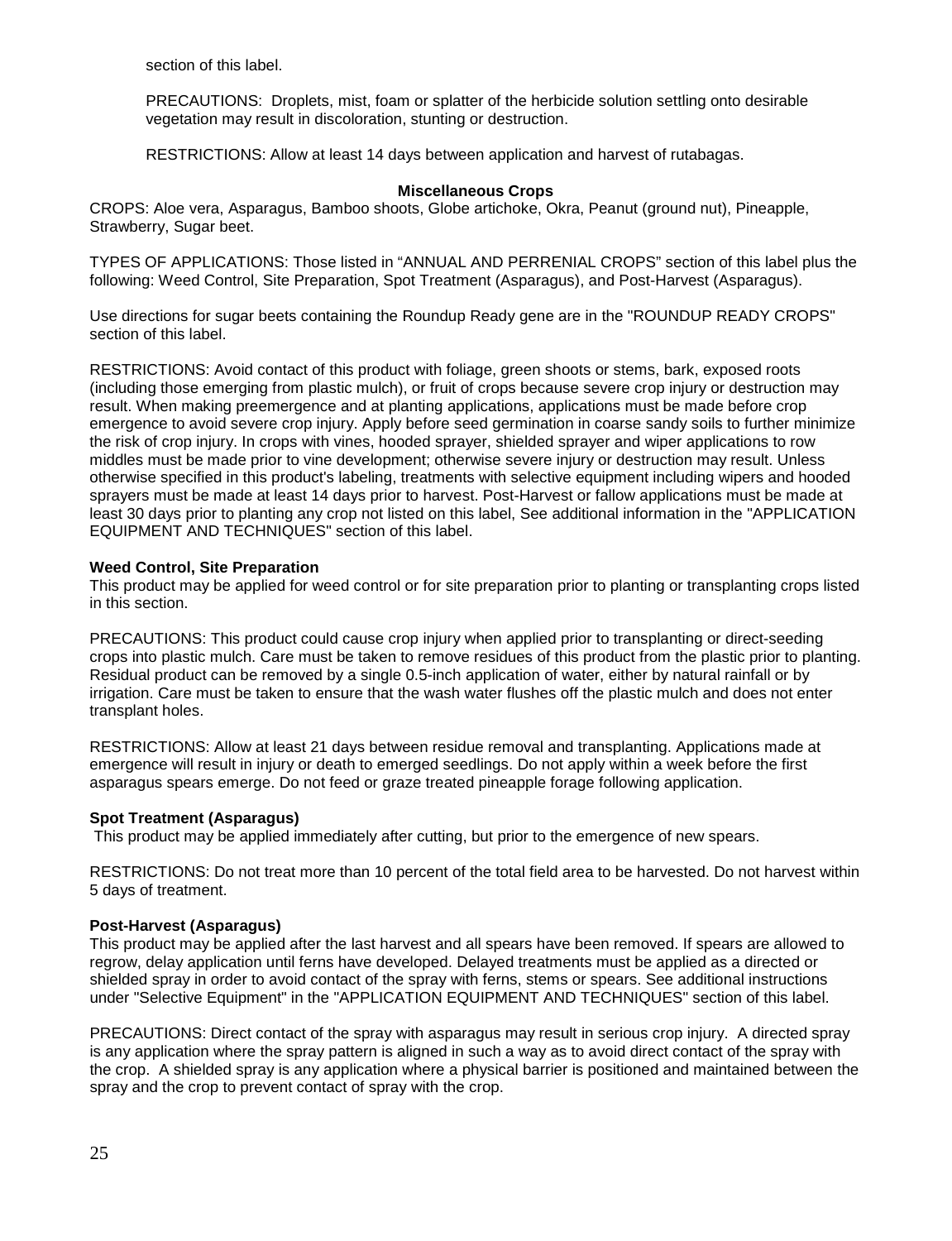section of this label.

PRECAUTIONS: Droplets, mist, foam or splatter of the herbicide solution settling onto desirable vegetation may result in discoloration, stunting or destruction.

RESTRICTIONS: Allow at least 14 days between application and harvest of rutabagas.

### Miscellaneous Crops

CROPS: Aloe vera, Asparagus, Bamboo shoots, Globe artichoke, Okra, Peanut (ground nut), Pineapple, Strawberry, Sugar beet.

TYPES OF APPLICATIONS: Those listed in "ANNUAL AND PERRENIAL CROPS" section of this label plus the following: Weed Control, Site Preparation, Spot Treatment (Asparagus), and Post-Harvest (Asparagus).

Use directions for sugar beets containing the Roundup Ready gene are in the "ROUNDUP READY CROPS" section of this label.

RESTRICTIONS: Avoid contact of this product with foliage, green shoots or stems, bark, exposed roots (including those emerging from plastic mulch), or fruit of crops because severe crop injury or destruction may result. When making preemergence and at planting applications, applications must be made before crop emergence to avoid severe crop injury. Apply before seed germination in coarse sandy soils to further minimize the risk of crop injury. In crops with vines, hooded sprayer, shielded sprayer and wiper applications to row middles must be made prior to vine development; otherwise severe injury or destruction may result. Unless otherwise specified in this product's labeling, treatments with selective equipment including wipers and hooded sprayers must be made at least 14 days prior to harvest. Post-Harvest or fallow applications must be made at least 30 days prior to planting any crop not listed on this label, See additional information in the "APPLICATION EQUIPMENT AND TECHNIQUES" section of this label.

**Weed Control, Site Preparation**

This product may be applied for weed control or for site preparation prior to planting or transplanting crops listed in this section.

PRECAUTIONS: This product could cause crop injury when applied prior to transplanting or direct-seeding crops into plastic mulch. Care must be taken to remove residues of this product from the plastic prior to planting. Residual product can be removed by a single 0.5-inch application of water, either by natural rainfall or by irrigation. Care must be taken to ensure that the wash water flushes off the plastic mulch and does not enter transplant holes.

RESTRICTIONS: Allow at least 21 days between residue removal and transplanting. Applications made at emergence will result in injury or death to emerged seedlings. Do not apply within a week before the first asparagus spears emerge. Do not feed or graze treated pineapple forage following application.

**Spot Treatment (Asparagus)**

This product may be applied immediately after cutting, but prior to the emergence of new spears.

RESTRICTIONS: Do not treat more than 10 percent of the total field area to be harvested. Do not harvest within 5 days of treatment.

**Post-Harvest (Asparagus)**

This product may be applied after the last harvest and all spears have been removed. If spears are allowed to regrow, delay application until ferns have developed. Delayed treatments must be applied as a directed or shielded spray in order to avoid contact of the spray with ferns, stems or spears. See additional instructions under "Selective Equipment" in the "APPLICATION EQUIPMENT AND TECHNIQUES" section of this label.

PRECAUTIONS: Direct contact of the spray with asparagus may result in serious crop injury. A directed spray is any application where the spray pattern is aligned in such a way as to avoid direct contact of the spray with the crop. A shielded spray is any application where a physical barrier is positioned and maintained between the spray and the crop to prevent contact of spray with the crop.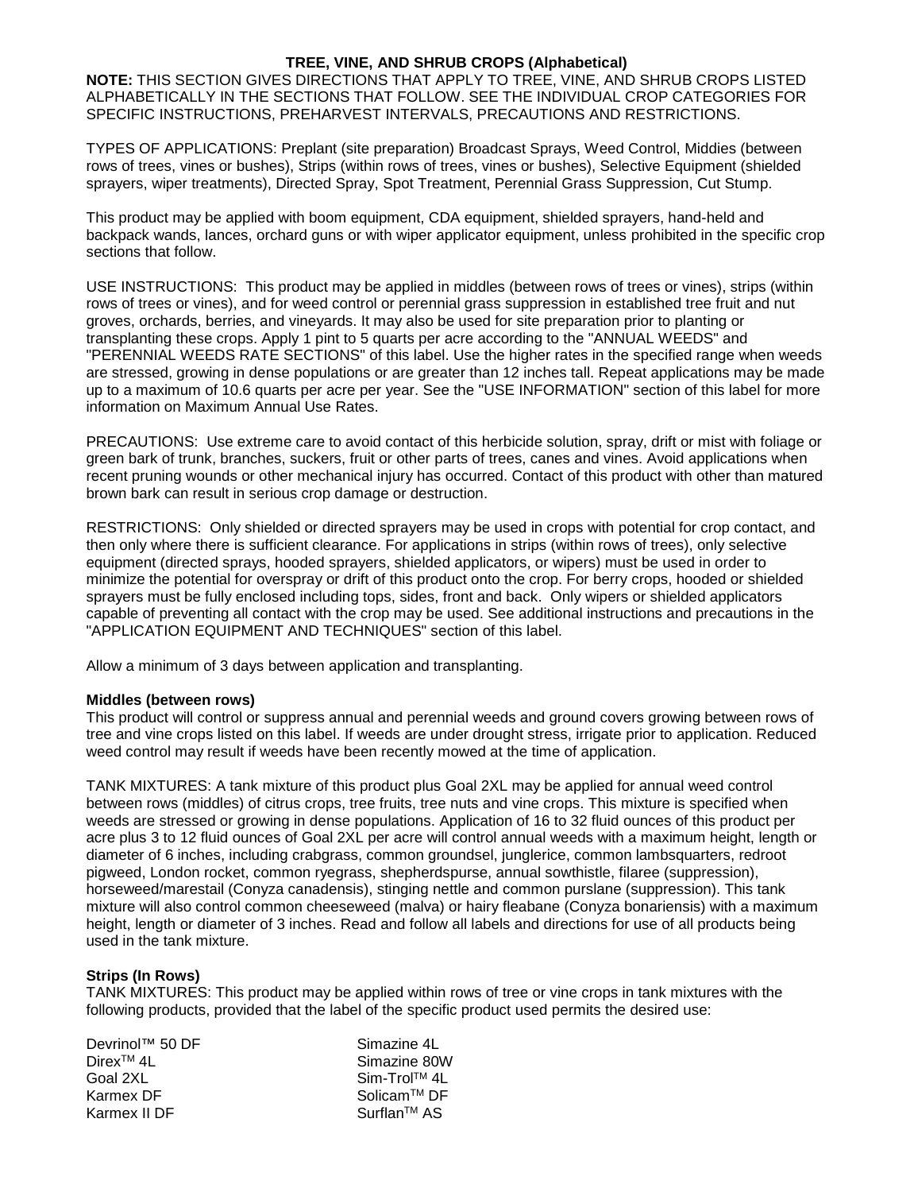## TREE, VINE, AND SHRUB CROPS (Alphabetical)

**NOTE:** THIS SECTION GIVES DIRECTIONS THAT APPLY TO TREE, VINE, AND SHRUB CROPS LISTED ALPHABETICALLY IN THE SECTIONS THAT FOLLOW. SEE THE INDIVIDUAL CROP CATEGORIES FOR SPECIFIC INSTRUCTIONS, PREHARVEST INTERVALS, PRECAUTIONS AND RESTRICTIONS.

TYPES OF APPLICATIONS: Preplant (site preparation) Broadcast Sprays, Weed Control, Middies (between rows of trees, vines or bushes), Strips (within rows of trees, vines or bushes), Selective Equipment (shielded sprayers, wiper treatments), Directed Spray, Spot Treatment, Perennial Grass Suppression, Cut Stump.

This product may be applied with boom equipment, CDA equipment, shielded sprayers, hand-held and backpack wands, lances, orchard guns or with wiper applicator equipment, unless prohibited in the specific crop sections that follow.

USE INSTRUCTIONS: This product may be applied in middles (between rows of trees or vines), strips (within rows of trees or vines), and for weed control or perennial grass suppression in established tree fruit and nut groves, orchards, berries, and vineyards. It may also be used for site preparation prior to planting or transplanting these crops. Apply 1 pint to 5 quarts per acre according to the "ANNUAL WEEDS" and "PERENNIAL WEEDS RATE SECTIONS" of this label. Use the higher rates in the specified range when weeds are stressed, growing in dense populations or are greater than 12 inches tall. Repeat applications may be made up to a maximum of 10.6 quarts per acre per year. See the "USE INFORMATION" section of this label for more information on Maximum Annual Use Rates.

PRECAUTIONS: Use extreme care to avoid contact of this herbicide solution, spray, drift or mist with foliage or green bark of trunk, branches, suckers, fruit or other parts of trees, canes and vines. Avoid applications when recent pruning wounds or other mechanical injury has occurred. Contact of this product with other than matured brown bark can result in serious crop damage or destruction.

RESTRICTIONS: Only shielded or directed sprayers may be used in crops with potential for crop contact, and then only where there is sufficient clearance. For applications in strips (within rows of trees), only selective equipment (directed sprays, hooded sprayers, shielded applicators, or wipers) must be used in order to minimize the potential for overspray or drift of this product onto the crop. For berry crops, hooded or shielded sprayers must be fully enclosed including tops, sides, front and back. Only wipers or shielded applicators capable of preventing all contact with the crop may be used. See additional instructions and precautions in the "APPLICATION EQUIPMENT AND TECHNIQUES" section of this label.

Allow a minimum of 3 days between application and transplanting.

### Middles (between rows)

This product will control or suppress annual and perennial weeds and ground covers growing between rows of tree and vine crops listed on this label. If weeds are under drought stress, irrigate prior to application. Reduced weed control may result if weeds have been recently mowed at the time of application.

TANK MIXTURES: A tank mixture of this product plus Goal 2XL may be applied for annual weed control between rows (middles) of citrus crops, tree fruits, tree nuts and vine crops. This mixture is specified when weeds are stressed or growing in dense populations. Application of 16 to 32 fluid ounces of this product per acre plus 3 to 12 fluid ounces of Goal 2XL per acre will control annual weeds with a maximum height, length or diameter of 6 inches, including crabgrass, common groundsel, junglerice, common lambsquarters, redroot pigweed, London rocket, common ryegrass, shepherdspurse, annual sowthistle, filaree (suppression), horseweed/marestail (Conyza canadensis), stinging nettle and common purslane (suppression). This tank mixture will also control common cheeseweed (malva) or hairy fleabane (Conyza bonariensis) with a maximum height, length or diameter of 3 inches. Read and follow all labels and directions for use of all products being used in the tank mixture.

### Strips (In Rows)

TANK MIXTURES: This product may be applied within rows of tree or vine crops in tank mixtures with the following products, provided that the label of the specific product used permits the desired use:

- Devrinol™ 50 DF
- Direx™ 4L
- Goal 2XL
- Karmex DF
- Karmex II DF
- Simazine 4L
- Simazine 80W
- Sim-Trol™ 4L
- Solicam™ DF
- Surflan™ AS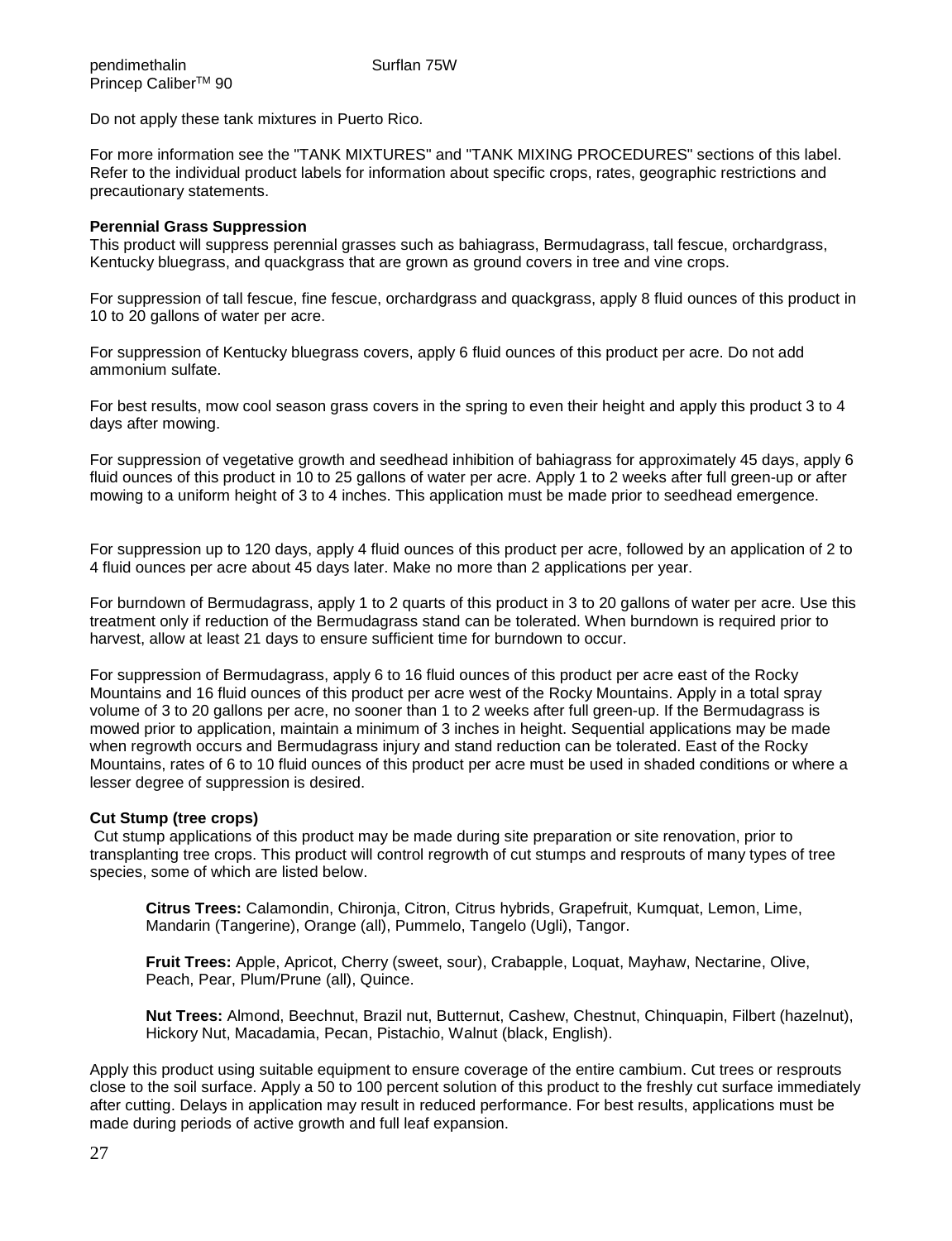pendimethalin Surflan 75W
Princep Caliber™ 90

Do not apply these tank mixtures in Puerto Rico.

For more information see the "TANK MIXTURES" and "TANK MIXING PROCEDURES" sections of this label. Refer to the individual product labels for information about specific crops, rates, geographic restrictions and precautionary statements.

**Perennial Grass Suppression**

This product will suppress perennial grasses such as bahiagrass, Bermudagrass, tall fescue, orchardgrass, Kentucky bluegrass, and quackgrass that are grown as ground covers in tree and vine crops.

For suppression of tall fescue, fine fescue, orchardgrass and quackgrass, apply 8 fluid ounces of this product in 10 to 20 gallons of water per acre.

For suppression of Kentucky bluegrass covers, apply 6 fluid ounces of this product per acre. Do not add ammonium sulfate.

For best results, mow cool season grass covers in the spring to even their height and apply this product 3 to 4 days after mowing.

For suppression of vegetative growth and seedhead inhibition of bahiagrass for approximately 45 days, apply 6 fluid ounces of this product in 10 to 25 gallons of water per acre. Apply 1 to 2 weeks after full green-up or after mowing to a uniform height of 3 to 4 inches. This application must be made prior to seedhead emergence.

For suppression up to 120 days, apply 4 fluid ounces of this product per acre, followed by an application of 2 to 4 fluid ounces per acre about 45 days later. Make no more than 2 applications per year.

For burndown of Bermudagrass, apply 1 to 2 quarts of this product in 3 to 20 gallons of water per acre. Use this treatment only if reduction of the Bermudagrass stand can be tolerated. When burndown is required prior to harvest, allow at least 21 days to ensure sufficient time for burndown to occur.

For suppression of Bermudagrass, apply 6 to 16 fluid ounces of this product per acre east of the Rocky Mountains and 16 fluid ounces of this product per acre west of the Rocky Mountains. Apply in a total spray volume of 3 to 20 gallons per acre, no sooner than 1 to 2 weeks after full green-up. If the Bermudagrass is mowed prior to application, maintain a minimum of 3 inches in height. Sequential applications may be made when regrowth occurs and Bermudagrass injury and stand reduction can be tolerated. East of the Rocky Mountains, rates of 6 to 10 fluid ounces of this product per acre must be used in shaded conditions or where a lesser degree of suppression is desired.

**Cut Stump (tree crops)**

Cut stump applications of this product may be made during site preparation or site renovation, prior to transplanting tree crops. This product will control regrowth of cut stumps and resprouts of many types of tree species, some of which are listed below.

**Citrus Trees:** Calamondin, Chironja, Citron, Citrus hybrids, Grapefruit, Kumquat, Lemon, Lime, Mandarin (Tangerine), Orange (all), Pummelo, Tangelo (Ugli), Tangor.

**Fruit Trees:** Apple, Apricot, Cherry (sweet, sour), Crabapple, Loquat, Mayhaw, Nectarine, Olive, Peach, Pear, Plum/Prune (all), Quince.

**Nut Trees:** Almond, Beechnut, Brazil nut, Butternut, Cashew, Chestnut, Chinquapin, Filbert (hazelnut), Hickory Nut, Macadamia, Pecan, Pistachio, Walnut (black, English).

Apply this product using suitable equipment to ensure coverage of the entire cambium. Cut trees or resprouts close to the soil surface. Apply a 50 to 100 percent solution of this product to the freshly cut surface immediately after cutting. Delays in application may result in reduced performance. For best results, applications must be made during periods of active growth and full leaf expansion.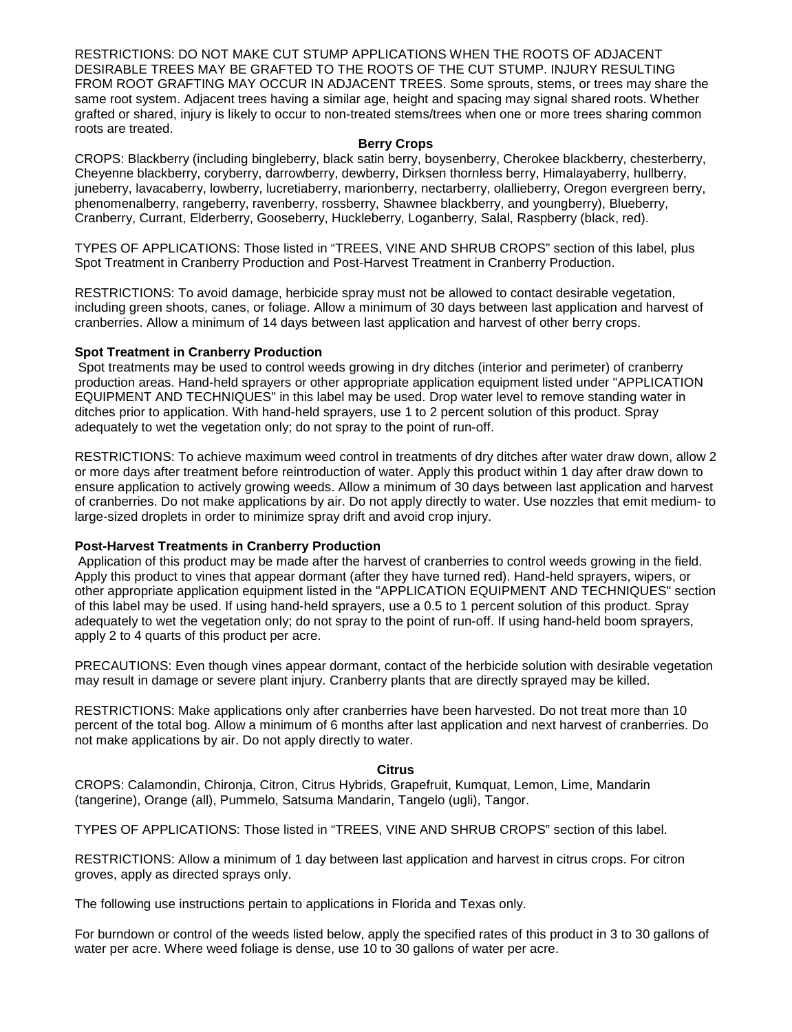RESTRICTIONS: DO NOT MAKE CUT STUMP APPLICATIONS WHEN THE ROOTS OF ADJACENT DESIRABLE TREES MAY BE GRAFTED TO THE ROOTS OF THE CUT STUMP. INJURY RESULTING FROM ROOT GRAFTING MAY OCCUR IN ADJACENT TREES. Some sprouts, stems, or trees may share the same root system. Adjacent trees having a similar age, height and spacing may signal shared roots. Whether grafted or shared, injury is likely to occur to non-treated stems/trees when one or more trees sharing common roots are treated.

## Berry Crops

CROPS: Blackberry (including bingleberry, black satin berry, boysenberry, Cherokee blackberry, chesterberry, Cheyenne blackberry, coryberry, darrowberry, dewberry, Dirksen thornless berry, Himalayaberry, hullberry, juneberry, lavacaberry, lowberry, lucretiaberry, marionberry, nectarberry, olallieberry, Oregon evergreen berry, phenomenalberry, rangeberry, ravenberry, rossberry, Shawnee blackberry, and youngberry), Blueberry, Cranberry, Currant, Elderberry, Gooseberry, Huckleberry, Loganberry, Salal, Raspberry (black, red).

TYPES OF APPLICATIONS: Those listed in "TREES, VINE AND SHRUB CROPS" section of this label, plus Spot Treatment in Cranberry Production and Post-Harvest Treatment in Cranberry Production.

RESTRICTIONS: To avoid damage, herbicide spray must not be allowed to contact desirable vegetation, including green shoots, canes, or foliage. Allow a minimum of 30 days between last application and harvest of cranberries. Allow a minimum of 14 days between last application and harvest of other berry crops.

### Spot Treatment in Cranberry Production

Spot treatments may be used to control weeds growing in dry ditches (interior and perimeter) of cranberry production areas. Hand-held sprayers or other appropriate application equipment listed under "APPLICATION EQUIPMENT AND TECHNIQUES" in this label may be used. Drop water level to remove standing water in ditches prior to application. With hand-held sprayers, use 1 to 2 percent solution of this product. Spray adequately to wet the vegetation only; do not spray to the point of run-off.

RESTRICTIONS: To achieve maximum weed control in treatments of dry ditches after water draw down, allow 2 or more days after treatment before reintroduction of water. Apply this product within 1 day after draw down to ensure application to actively growing weeds. Allow a minimum of 30 days between last application and harvest of cranberries. Do not make applications by air. Do not apply directly to water. Use nozzles that emit medium- to large-sized droplets in order to minimize spray drift and avoid crop injury.

### Post-Harvest Treatments in Cranberry Production

Application of this product may be made after the harvest of cranberries to control weeds growing in the field. Apply this product to vines that appear dormant (after they have turned red). Hand-held sprayers, wipers, or other appropriate application equipment listed in the "APPLICATION EQUIPMENT AND TECHNIQUES" section of this label may be used. If using hand-held sprayers, use a 0.5 to 1 percent solution of this product. Spray adequately to wet the vegetation only; do not spray to the point of run-off. If using hand-held boom sprayers, apply 2 to 4 quarts of this product per acre.

PRECAUTIONS: Even though vines appear dormant, contact of the herbicide solution with desirable vegetation may result in damage or severe plant injury. Cranberry plants that are directly sprayed may be killed.

RESTRICTIONS: Make applications only after cranberries have been harvested. Do not treat more than 10 percent of the total bog. Allow a minimum of 6 months after last application and next harvest of cranberries. Do not make applications by air. Do not apply directly to water.

## Citrus

CROPS: Calamondin, Chironja, Citron, Citrus Hybrids, Grapefruit, Kumquat, Lemon, Lime, Mandarin (tangerine), Orange (all), Pummelo, Satsuma Mandarin, Tangelo (ugli), Tangor.

TYPES OF APPLICATIONS: Those listed in "TREES, VINE AND SHRUB CROPS" section of this label.

RESTRICTIONS: Allow a minimum of 1 day between last application and harvest in citrus crops. For citron groves, apply as directed sprays only.

The following use instructions pertain to applications in Florida and Texas only.

For burndown or control of the weeds listed below, apply the specified rates of this product in 3 to 30 gallons of water per acre. Where weed foliage is dense, use 10 to 30 gallons of water per acre.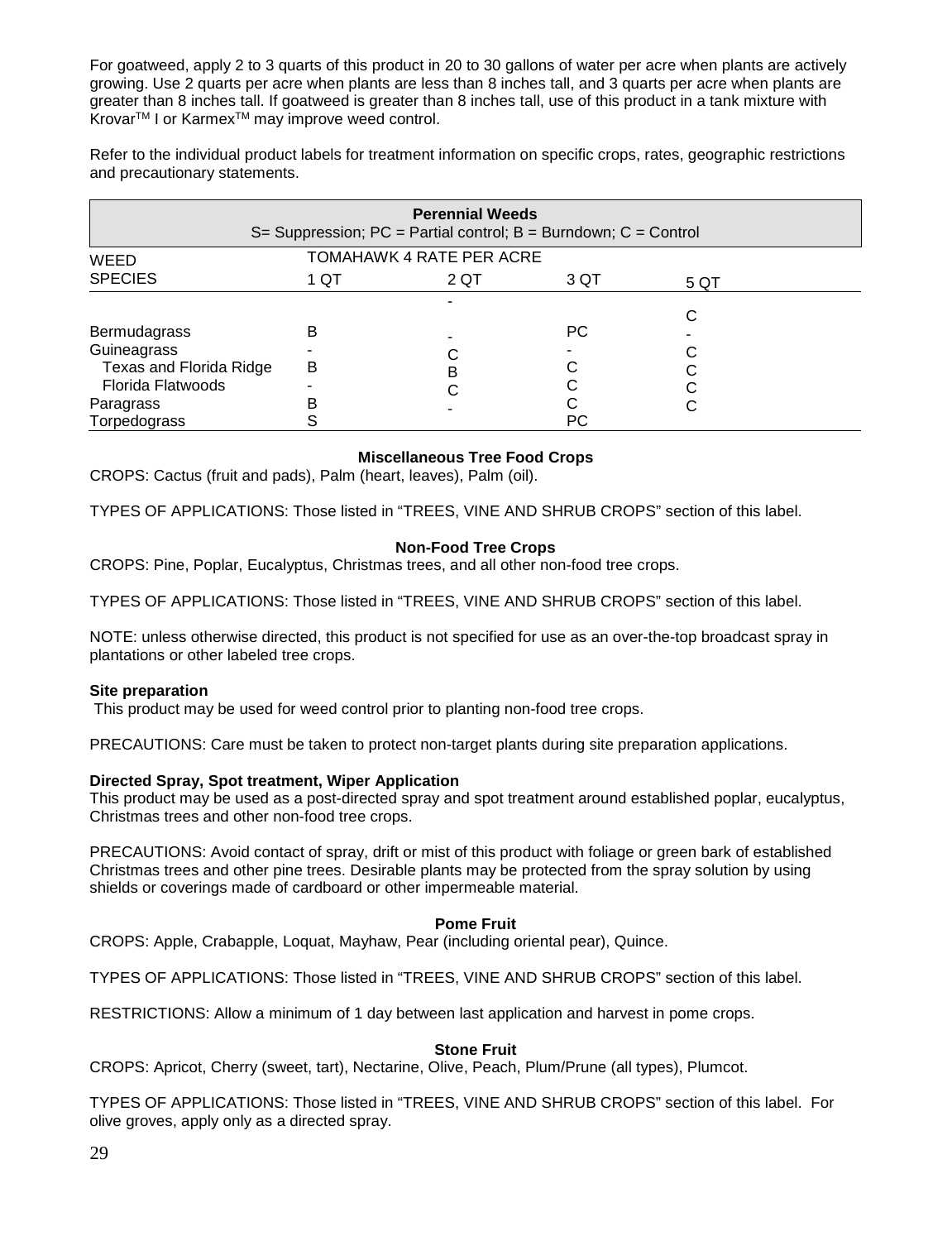For goatweed, apply 2 to 3 quarts of this product in 20 to 30 gallons of water per acre when plants are actively growing. Use 2 quarts per acre when plants are less than 8 inches tall, and 3 quarts per acre when plants are greater than 8 inches tall. If goatweed is greater than 8 inches tall, use of this product in a tank mixture with Krovar™ I or Karmex™ may improve weed control.

Refer to the individual product labels for treatment information on specific crops, rates, geographic restrictions and precautionary statements.

**Perennial Weeds**
S= Suppression; PC = Partial control; B = Burndown; C = Control

| WEED SPECIES | TOMAHAWK 4 RATE PER ACRE | | | |
|---|---|---|---|---|
| | 1 QT | 2 QT | 3 QT | 5 QT |
| Bermudagrass | B | - | PC | C |
| Guineagrass | - | - | - | - |
| Texas and Florida Ridge | B | C | C | C |
| Florida Flatwoods | - | B | C | C |
| Paragrass | B | C | C | C |
| Torpedograss | S | - | PC | C |

**Miscellaneous Tree Food Crops**

CROPS: Cactus (fruit and pads), Palm (heart, leaves), Palm (oil).

TYPES OF APPLICATIONS: Those listed in "TREES, VINE AND SHRUB CROPS" section of this label.

**Non-Food Tree Crops**

CROPS: Pine, Poplar, Eucalyptus, Christmas trees, and all other non-food tree crops.

TYPES OF APPLICATIONS: Those listed in "TREES, VINE AND SHRUB CROPS" section of this label.

NOTE: unless otherwise directed, this product is not specified for use as an over-the-top broadcast spray in plantations or other labeled tree crops.

**Site preparation**

This product may be used for weed control prior to planting non-food tree crops.

PRECAUTIONS: Care must be taken to protect non-target plants during site preparation applications.

**Directed Spray, Spot treatment, Wiper Application**

This product may be used as a post-directed spray and spot treatment around established poplar, eucalyptus, Christmas trees and other non-food tree crops.

PRECAUTIONS: Avoid contact of spray, drift or mist of this product with foliage or green bark of established Christmas trees and other pine trees. Desirable plants may be protected from the spray solution by using shields or coverings made of cardboard or other impermeable material.

**Pome Fruit**

CROPS: Apple, Crabapple, Loquat, Mayhaw, Pear (including oriental pear), Quince.

TYPES OF APPLICATIONS: Those listed in "TREES, VINE AND SHRUB CROPS" section of this label.

RESTRICTIONS: Allow a minimum of 1 day between last application and harvest in pome crops.

**Stone Fruit**

CROPS: Apricot, Cherry (sweet, tart), Nectarine, Olive, Peach, Plum/Prune (all types), Plumcot.

TYPES OF APPLICATIONS: Those listed in "TREES, VINE AND SHRUB CROPS" section of this label. For olive groves, apply only as a directed spray.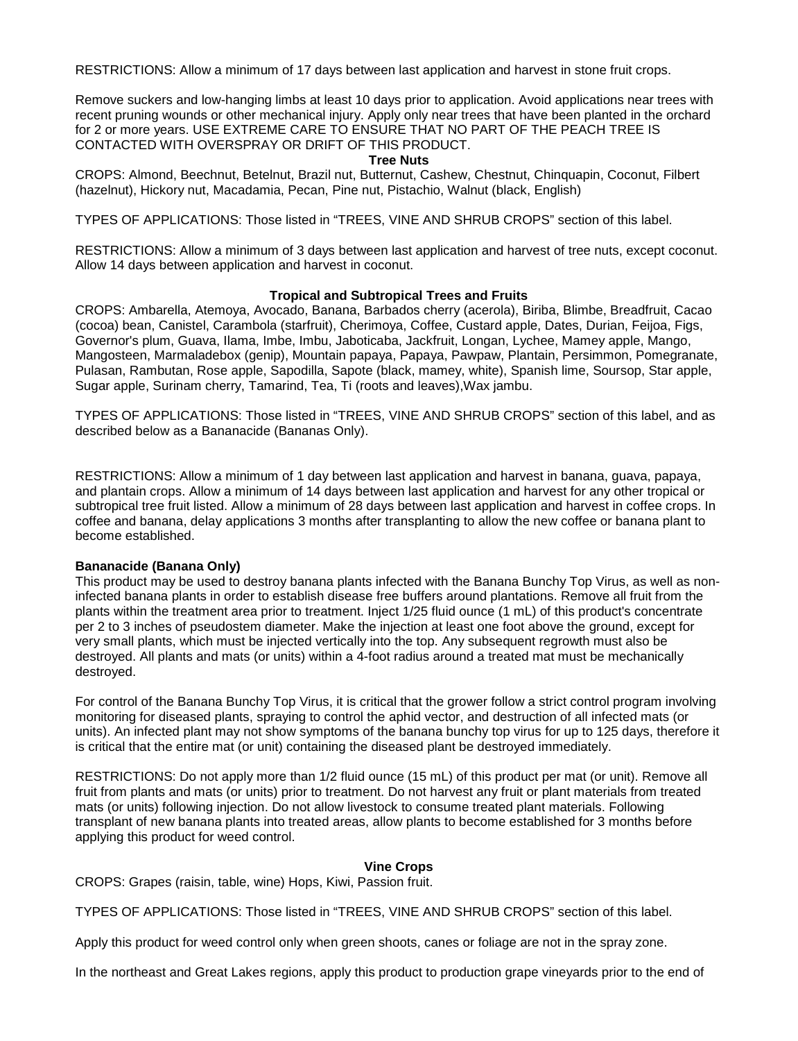RESTRICTIONS: Allow a minimum of 17 days between last application and harvest in stone fruit crops.

Remove suckers and low-hanging limbs at least 10 days prior to application. Avoid applications near trees with recent pruning wounds or other mechanical injury. Apply only near trees that have been planted in the orchard for 2 or more years. USE EXTREME CARE TO ENSURE THAT NO PART OF THE PEACH TREE IS CONTACTED WITH OVERSPRAY OR DRIFT OF THIS PRODUCT.

**Tree Nuts**

CROPS: Almond, Beechnut, Betelnut, Brazil nut, Butternut, Cashew, Chestnut, Chinquapin, Coconut, Filbert (hazelnut), Hickory nut, Macadamia, Pecan, Pine nut, Pistachio, Walnut (black, English)

TYPES OF APPLICATIONS: Those listed in “TREES, VINE AND SHRUB CROPS” section of this label.

RESTRICTIONS: Allow a minimum of 3 days between last application and harvest of tree nuts, except coconut. Allow 14 days between application and harvest in coconut.

**Tropical and Subtropical Trees and Fruits**

CROPS: Ambarella, Atemoya, Avocado, Banana, Barbados cherry (acerola), Biriba, Blimbe, Breadfruit, Cacao (cocoa) bean, Canistel, Carambola (starfruit), Cherimoya, Coffee, Custard apple, Dates, Durian, Feijoa, Figs, Governor's plum, Guava, Ilama, Imbe, Imbu, Jaboticaba, Jackfruit, Longan, Lychee, Mamey apple, Mango, Mangosteen, Marmaladebox (genip), Mountain papaya, Papaya, Pawpaw, Plantain, Persimmon, Pomegranate, Pulasan, Rambutan, Rose apple, Sapodilla, Sapote (black, mamey, white), Spanish lime, Soursop, Star apple, Sugar apple, Surinam cherry, Tamarind, Tea, Ti (roots and leaves),Wax jambu.

TYPES OF APPLICATIONS: Those listed in “TREES, VINE AND SHRUB CROPS” section of this label, and as described below as a Bananacide (Bananas Only).

RESTRICTIONS: Allow a minimum of 1 day between last application and harvest in banana, guava, papaya, and plantain crops. Allow a minimum of 14 days between last application and harvest for any other tropical or subtropical tree fruit listed. Allow a minimum of 28 days between last application and harvest in coffee crops. In coffee and banana, delay applications 3 months after transplanting to allow the new coffee or banana plant to become established.

**Bananacide (Banana Only)**

This product may be used to destroy banana plants infected with the Banana Bunchy Top Virus, as well as non-infected banana plants in order to establish disease free buffers around plantations. Remove all fruit from the plants within the treatment area prior to treatment. Inject 1/25 fluid ounce (1 mL) of this product's concentrate per 2 to 3 inches of pseudostem diameter. Make the injection at least one foot above the ground, except for very small plants, which must be injected vertically into the top. Any subsequent regrowth must also be destroyed. All plants and mats (or units) within a 4-foot radius around a treated mat must be mechanically destroyed.

For control of the Banana Bunchy Top Virus, it is critical that the grower follow a strict control program involving monitoring for diseased plants, spraying to control the aphid vector, and destruction of all infected mats (or units). An infected plant may not show symptoms of the banana bunchy top virus for up to 125 days, therefore it is critical that the entire mat (or unit) containing the diseased plant be destroyed immediately.

RESTRICTIONS: Do not apply more than 1/2 fluid ounce (15 mL) of this product per mat (or unit). Remove all fruit from plants and mats (or units) prior to treatment. Do not harvest any fruit or plant materials from treated mats (or units) following injection. Do not allow livestock to consume treated plant materials. Following transplant of new banana plants into treated areas, allow plants to become established for 3 months before applying this product for weed control.

**Vine Crops**

CROPS: Grapes (raisin, table, wine) Hops, Kiwi, Passion fruit.

TYPES OF APPLICATIONS: Those listed in “TREES, VINE AND SHRUB CROPS” section of this label.

Apply this product for weed control only when green shoots, canes or foliage are not in the spray zone.

In the northeast and Great Lakes regions, apply this product to production grape vineyards prior to the end of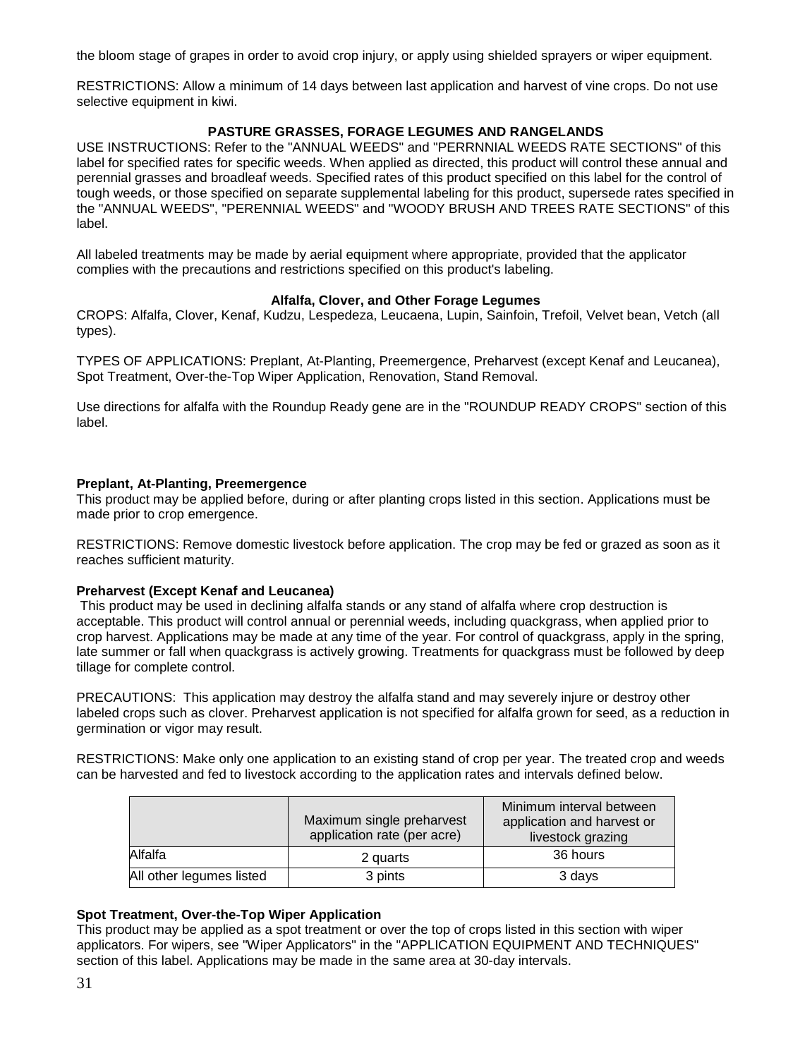the bloom stage of grapes in order to avoid crop injury, or apply using shielded sprayers or wiper equipment.

RESTRICTIONS: Allow a minimum of 14 days between last application and harvest of vine crops. Do not use selective equipment in kiwi.

## PASTURE GRASSES, FORAGE LEGUMES AND RANGELANDS

USE INSTRUCTIONS: Refer to the "ANNUAL WEEDS" and "PERRNNIAL WEEDS RATE SECTIONS" of this label for specified rates for specific weeds. When applied as directed, this product will control these annual and perennial grasses and broadleaf weeds. Specified rates of this product specified on this label for the control of tough weeds, or those specified on separate supplemental labeling for this product, supersede rates specified in the "ANNUAL WEEDS", "PERENNIAL WEEDS" and "WOODY BRUSH AND TREES RATE SECTIONS" of this label.

All labeled treatments may be made by aerial equipment where appropriate, provided that the applicator complies with the precautions and restrictions specified on this product's labeling.

### Alfalfa, Clover, and Other Forage Legumes

CROPS: Alfalfa, Clover, Kenaf, Kudzu, Lespedeza, Leucaena, Lupin, Sainfoin, Trefoil, Velvet bean, Vetch (all types).

TYPES OF APPLICATIONS: Preplant, At-Planting, Preemergence, Preharvest (except Kenaf and Leucanea), Spot Treatment, Over-the-Top Wiper Application, Renovation, Stand Removal.

Use directions for alfalfa with the Roundup Ready gene are in the "ROUNDUP READY CROPS" section of this label.

**Preplant, At-Planting, Preemergence**

This product may be applied before, during or after planting crops listed in this section. Applications must be made prior to crop emergence.

RESTRICTIONS: Remove domestic livestock before application. The crop may be fed or grazed as soon as it reaches sufficient maturity.

**Preharvest (Except Kenaf and Leucanea)**

This product may be used in declining alfalfa stands or any stand of alfalfa where crop destruction is acceptable. This product will control annual or perennial weeds, including quackgrass, when applied prior to crop harvest. Applications may be made at any time of the year. For control of quackgrass, apply in the spring, late summer or fall when quackgrass is actively growing. Treatments for quackgrass must be followed by deep tillage for complete control.

PRECAUTIONS: This application may destroy the alfalfa stand and may severely injure or destroy other labeled crops such as clover. Preharvest application is not specified for alfalfa grown for seed, as a reduction in germination or vigor may result.

RESTRICTIONS: Make only one application to an existing stand of crop per year. The treated crop and weeds can be harvested and fed to livestock according to the application rates and intervals defined below.

| | Maximum single preharvest application rate (per acre) | Minimum interval between application and harvest or livestock grazing |
|---|---|---|
| Alfalfa | 2 quarts | 36 hours |
| All other legumes listed | 3 pints | 3 days |

**Spot Treatment, Over-the-Top Wiper Application**

This product may be applied as a spot treatment or over the top of crops listed in this section with wiper applicators. For wipers, see "Wiper Applicators" in the "APPLICATION EQUIPMENT AND TECHNIQUES" section of this label. Applications may be made in the same area at 30-day intervals.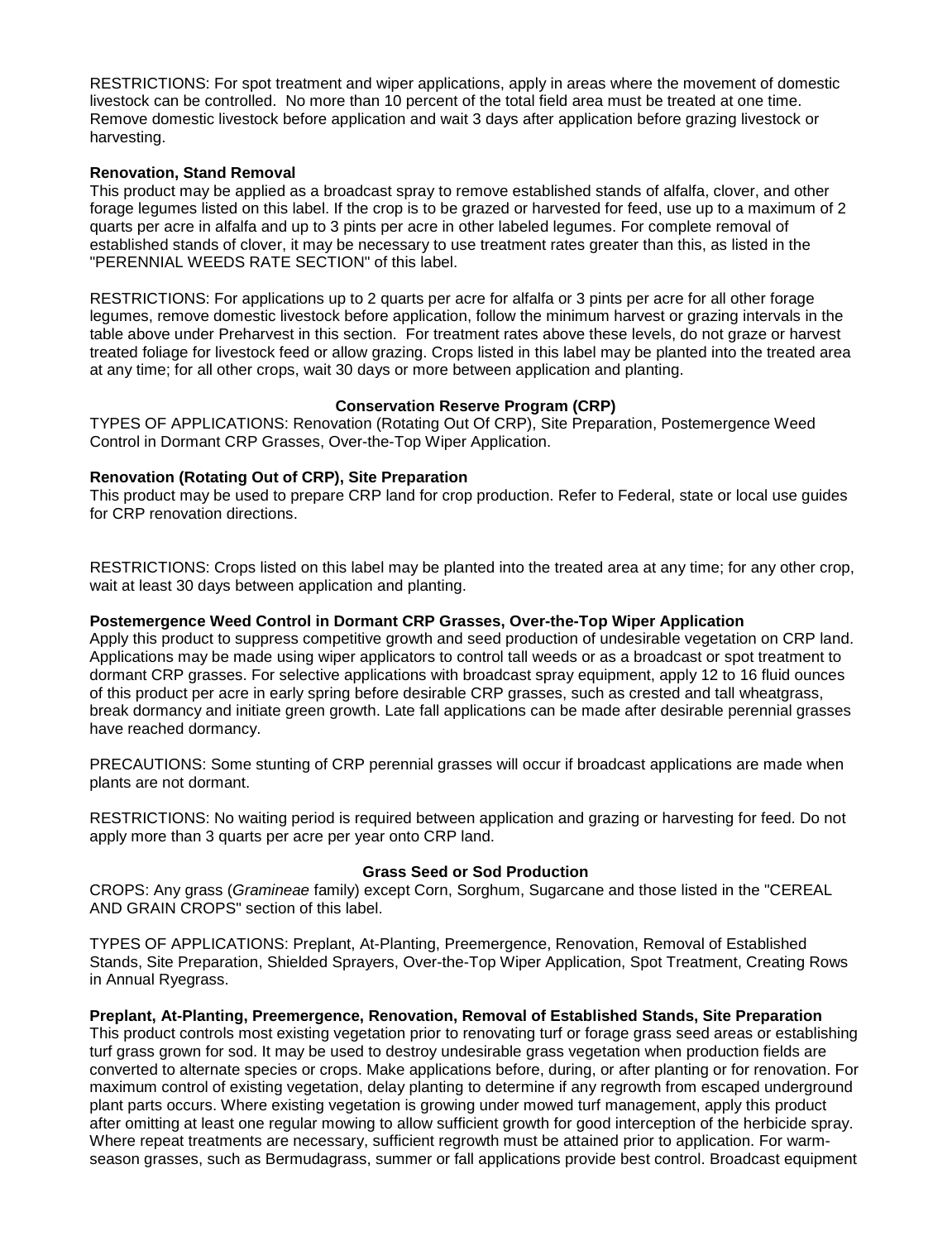RESTRICTIONS: For spot treatment and wiper applications, apply in areas where the movement of domestic livestock can be controlled. No more than 10 percent of the total field area must be treated at one time. Remove domestic livestock before application and wait 3 days after application before grazing livestock or harvesting.

**Renovation, Stand Removal**

This product may be applied as a broadcast spray to remove established stands of alfalfa, clover, and other forage legumes listed on this label. If the crop is to be grazed or harvested for feed, use up to a maximum of 2 quarts per acre in alfalfa and up to 3 pints per acre in other labeled legumes. For complete removal of established stands of clover, it may be necessary to use treatment rates greater than this, as listed in the "PERENNIAL WEEDS RATE SECTION" of this label.

RESTRICTIONS: For applications up to 2 quarts per acre for alfalfa or 3 pints per acre for all other forage legumes, remove domestic livestock before application, follow the minimum harvest or grazing intervals in the table above under Preharvest in this section. For treatment rates above these levels, do not graze or harvest treated foliage for livestock feed or allow grazing. Crops listed in this label may be planted into the treated area at any time; for all other crops, wait 30 days or more between application and planting.

## Conservation Reserve Program (CRP)

TYPES OF APPLICATIONS: Renovation (Rotating Out Of CRP), Site Preparation, Postemergence Weed Control in Dormant CRP Grasses, Over-the-Top Wiper Application.

**Renovation (Rotating Out of CRP), Site Preparation**

This product may be used to prepare CRP land for crop production. Refer to Federal, state or local use guides for CRP renovation directions.

RESTRICTIONS: Crops listed on this label may be planted into the treated area at any time; for any other crop, wait at least 30 days between application and planting.

**Postemergence Weed Control in Dormant CRP Grasses, Over-the-Top Wiper Application**

Apply this product to suppress competitive growth and seed production of undesirable vegetation on CRP land. Applications may be made using wiper applicators to control tall weeds or as a broadcast or spot treatment to dormant CRP grasses. For selective applications with broadcast spray equipment, apply 12 to 16 fluid ounces of this product per acre in early spring before desirable CRP grasses, such as crested and tall wheatgrass, break dormancy and initiate green growth. Late fall applications can be made after desirable perennial grasses have reached dormancy.

PRECAUTIONS: Some stunting of CRP perennial grasses will occur if broadcast applications are made when plants are not dormant.

RESTRICTIONS: No waiting period is required between application and grazing or harvesting for feed. Do not apply more than 3 quarts per acre per year onto CRP land.

## Grass Seed or Sod Production

CROPS: Any grass (*Gramineae* family) except Corn, Sorghum, Sugarcane and those listed in the "CEREAL AND GRAIN CROPS" section of this label.

TYPES OF APPLICATIONS: Preplant, At-Planting, Preemergence, Renovation, Removal of Established Stands, Site Preparation, Shielded Sprayers, Over-the-Top Wiper Application, Spot Treatment, Creating Rows in Annual Ryegrass.

**Preplant, At-Planting, Preemergence, Renovation, Removal of Established Stands, Site Preparation**

This product controls most existing vegetation prior to renovating turf or forage grass seed areas or establishing turf grass grown for sod. It may be used to destroy undesirable grass vegetation when production fields are converted to alternate species or crops. Make applications before, during, or after planting or for renovation. For maximum control of existing vegetation, delay planting to determine if any regrowth from escaped underground plant parts occurs. Where existing vegetation is growing under mowed turf management, apply this product after omitting at least one regular mowing to allow sufficient growth for good interception of the herbicide spray. Where repeat treatments are necessary, sufficient regrowth must be attained prior to application. For warm-season grasses, such as Bermudagrass, summer or fall applications provide best control. Broadcast equipment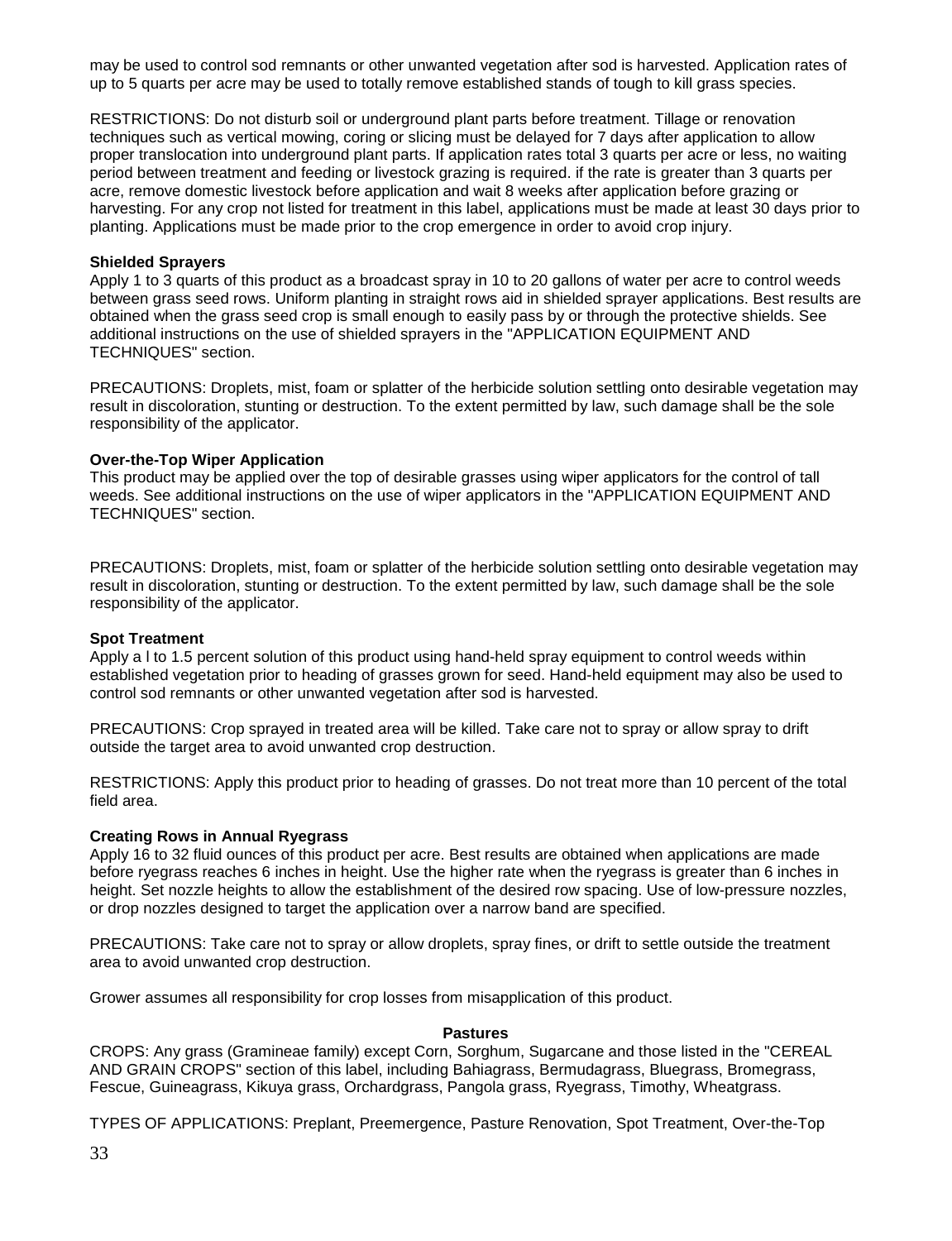may be used to control sod remnants or other unwanted vegetation after sod is harvested. Application rates of up to 5 quarts per acre may be used to totally remove established stands of tough to kill grass species.

RESTRICTIONS: Do not disturb soil or underground plant parts before treatment. Tillage or renovation techniques such as vertical mowing, coring or slicing must be delayed for 7 days after application to allow proper translocation into underground plant parts. If application rates total 3 quarts per acre or less, no waiting period between treatment and feeding or livestock grazing is required. if the rate is greater than 3 quarts per acre, remove domestic livestock before application and wait 8 weeks after application before grazing or harvesting. For any crop not listed for treatment in this label, applications must be made at least 30 days prior to planting. Applications must be made prior to the crop emergence in order to avoid crop injury.

**Shielded Sprayers**

Apply 1 to 3 quarts of this product as a broadcast spray in 10 to 20 gallons of water per acre to control weeds between grass seed rows. Uniform planting in straight rows aid in shielded sprayer applications. Best results are obtained when the grass seed crop is small enough to easily pass by or through the protective shields. See additional instructions on the use of shielded sprayers in the "APPLICATION EQUIPMENT AND TECHNIQUES" section.

PRECAUTIONS: Droplets, mist, foam or splatter of the herbicide solution settling onto desirable vegetation may result in discoloration, stunting or destruction. To the extent permitted by law, such damage shall be the sole responsibility of the applicator.

**Over-the-Top Wiper Application**

This product may be applied over the top of desirable grasses using wiper applicators for the control of tall weeds. See additional instructions on the use of wiper applicators in the "APPLICATION EQUIPMENT AND TECHNIQUES" section.

PRECAUTIONS: Droplets, mist, foam or splatter of the herbicide solution settling onto desirable vegetation may result in discoloration, stunting or destruction. To the extent permitted by law, such damage shall be the sole responsibility of the applicator.

**Spot Treatment**

Apply a l to 1.5 percent solution of this product using hand-held spray equipment to control weeds within established vegetation prior to heading of grasses grown for seed. Hand-held equipment may also be used to control sod remnants or other unwanted vegetation after sod is harvested.

PRECAUTIONS: Crop sprayed in treated area will be killed. Take care not to spray or allow spray to drift outside the target area to avoid unwanted crop destruction.

RESTRICTIONS: Apply this product prior to heading of grasses. Do not treat more than 10 percent of the total field area.

**Creating Rows in Annual Ryegrass**

Apply 16 to 32 fluid ounces of this product per acre. Best results are obtained when applications are made before ryegrass reaches 6 inches in height. Use the higher rate when the ryegrass is greater than 6 inches in height. Set nozzle heights to allow the establishment of the desired row spacing. Use of low-pressure nozzles, or drop nozzles designed to target the application over a narrow band are specified.

PRECAUTIONS: Take care not to spray or allow droplets, spray fines, or drift to settle outside the treatment area to avoid unwanted crop destruction.

Grower assumes all responsibility for crop losses from misapplication of this product.

## Pastures

CROPS: Any grass (Gramineae family) except Corn, Sorghum, Sugarcane and those listed in the "CEREAL AND GRAIN CROPS" section of this label, including Bahiagrass, Bermudagrass, Bluegrass, Bromegrass, Fescue, Guineagrass, Kikuya grass, Orchardgrass, Pangola grass, Ryegrass, Timothy, Wheatgrass.

TYPES OF APPLICATIONS: Preplant, Preemergence, Pasture Renovation, Spot Treatment, Over-the-Top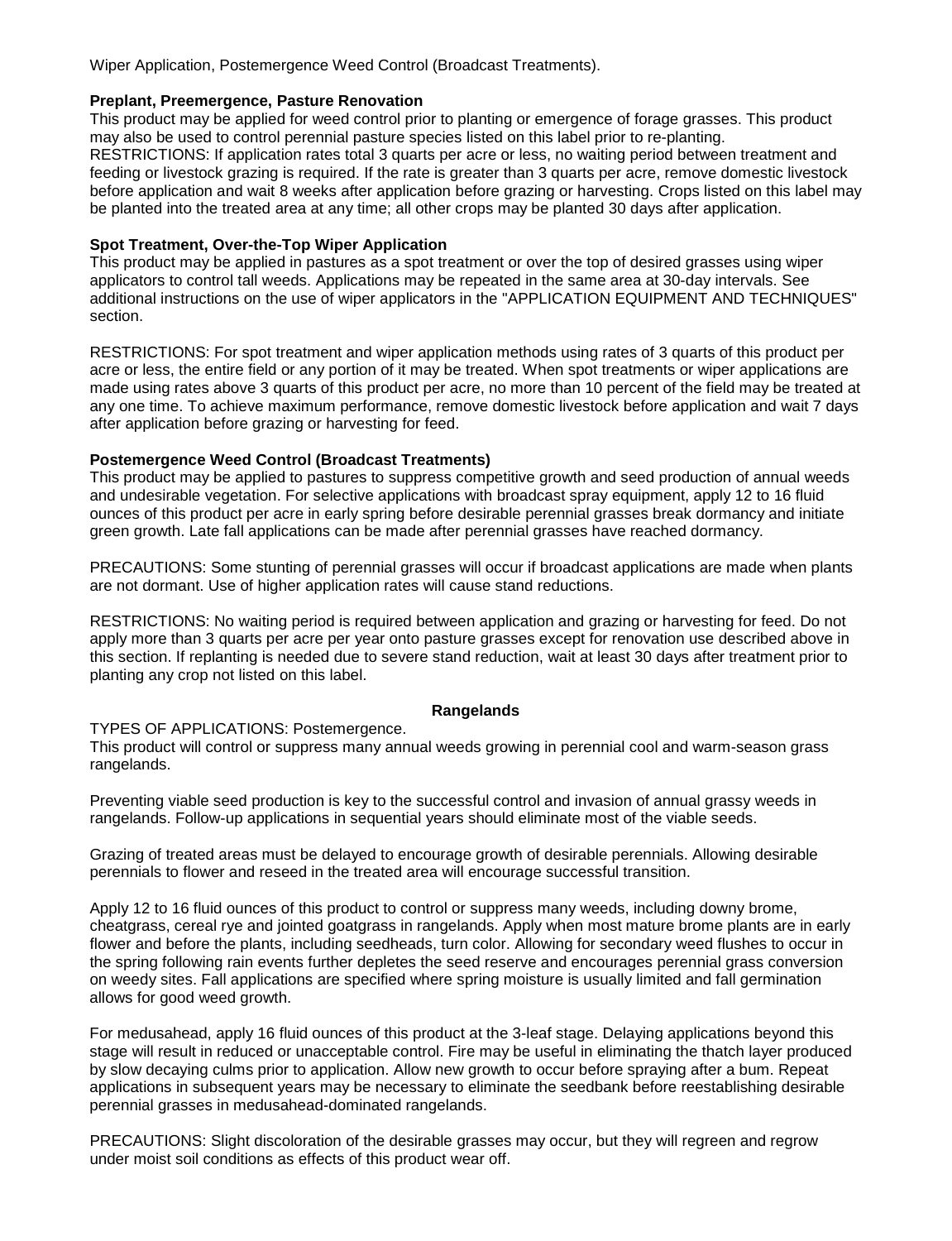Wiper Application, Postemergence Weed Control (Broadcast Treatments).

**Preplant, Preemergence, Pasture Renovation**

This product may be applied for weed control prior to planting or emergence of forage grasses. This product may also be used to control perennial pasture species listed on this label prior to re-planting.
RESTRICTIONS: If application rates total 3 quarts per acre or less, no waiting period between treatment and feeding or livestock grazing is required. If the rate is greater than 3 quarts per acre, remove domestic livestock before application and wait 8 weeks after application before grazing or harvesting. Crops listed on this label may be planted into the treated area at any time; all other crops may be planted 30 days after application.

**Spot Treatment, Over-the-Top Wiper Application**

This product may be applied in pastures as a spot treatment or over the top of desired grasses using wiper applicators to control tall weeds. Applications may be repeated in the same area at 30-day intervals. See additional instructions on the use of wiper applicators in the "APPLICATION EQUIPMENT AND TECHNIQUES" section.

RESTRICTIONS: For spot treatment and wiper application methods using rates of 3 quarts of this product per acre or less, the entire field or any portion of it may be treated. When spot treatments or wiper applications are made using rates above 3 quarts of this product per acre, no more than 10 percent of the field may be treated at any one time. To achieve maximum performance, remove domestic livestock before application and wait 7 days after application before grazing or harvesting for feed.

**Postemergence Weed Control (Broadcast Treatments)**

This product may be applied to pastures to suppress competitive growth and seed production of annual weeds and undesirable vegetation. For selective applications with broadcast spray equipment, apply 12 to 16 fluid ounces of this product per acre in early spring before desirable perennial grasses break dormancy and initiate green growth. Late fall applications can be made after perennial grasses have reached dormancy.

PRECAUTIONS: Some stunting of perennial grasses will occur if broadcast applications are made when plants are not dormant. Use of higher application rates will cause stand reductions.

RESTRICTIONS: No waiting period is required between application and grazing or harvesting for feed. Do not apply more than 3 quarts per acre per year onto pasture grasses except for renovation use described above in this section. If replanting is needed due to severe stand reduction, wait at least 30 days after treatment prior to planting any crop not listed on this label.

## Rangelands

TYPES OF APPLICATIONS: Postemergence.
This product will control or suppress many annual weeds growing in perennial cool and warm-season grass rangelands.

Preventing viable seed production is key to the successful control and invasion of annual grassy weeds in rangelands. Follow-up applications in sequential years should eliminate most of the viable seeds.

Grazing of treated areas must be delayed to encourage growth of desirable perennials. Allowing desirable perennials to flower and reseed in the treated area will encourage successful transition.

Apply 12 to 16 fluid ounces of this product to control or suppress many weeds, including downy brome, cheatgrass, cereal rye and jointed goatgrass in rangelands. Apply when most mature brome plants are in early flower and before the plants, including seedheads, turn color. Allowing for secondary weed flushes to occur in the spring following rain events further depletes the seed reserve and encourages perennial grass conversion on weedy sites. Fall applications are specified where spring moisture is usually limited and fall germination allows for good weed growth.

For medusahead, apply 16 fluid ounces of this product at the 3-leaf stage. Delaying applications beyond this stage will result in reduced or unacceptable control. Fire may be useful in eliminating the thatch layer produced by slow decaying culms prior to application. Allow new growth to occur before spraying after a burn. Repeat applications in subsequent years may be necessary to eliminate the seedbank before reestablishing desirable perennial grasses in medusahead-dominated rangelands.

PRECAUTIONS: Slight discoloration of the desirable grasses may occur, but they will regreen and regrow under moist soil conditions as effects of this product wear off.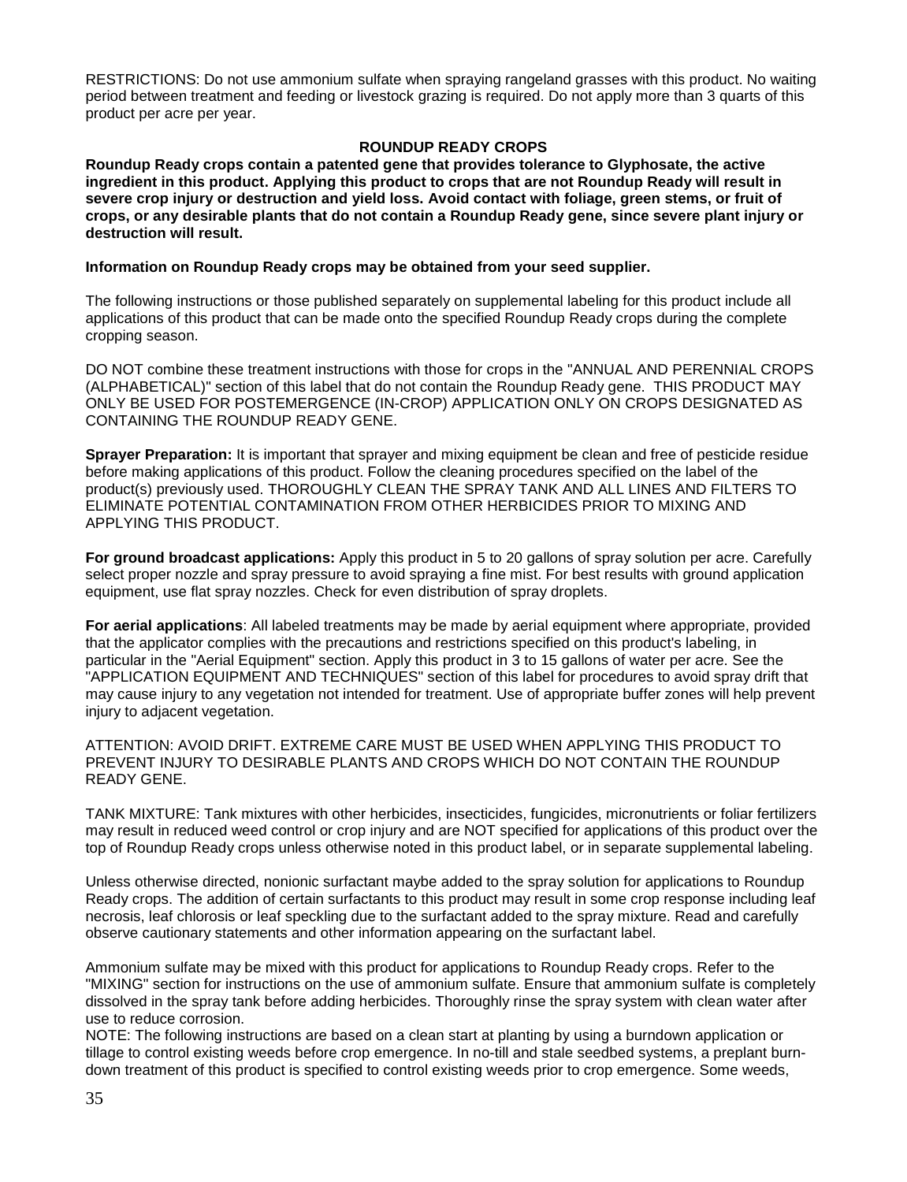RESTRICTIONS: Do not use ammonium sulfate when spraying rangeland grasses with this product. No waiting period between treatment and feeding or livestock grazing is required. Do not apply more than 3 quarts of this product per acre per year.

## ROUNDUP READY CROPS

**Roundup Ready crops contain a patented gene that provides tolerance to Glyphosate, the active ingredient in this product. Applying this product to crops that are not Roundup Ready will result in severe crop injury or destruction and yield loss. Avoid contact with foliage, green stems, or fruit of crops, or any desirable plants that do not contain a Roundup Ready gene, since severe plant injury or destruction will result.**

**Information on Roundup Ready crops may be obtained from your seed supplier.**

The following instructions or those published separately on supplemental labeling for this product include all applications of this product that can be made onto the specified Roundup Ready crops during the complete cropping season.

DO NOT combine these treatment instructions with those for crops in the "ANNUAL AND PERENNIAL CROPS (ALPHABETICAL)" section of this label that do not contain the Roundup Ready gene. THIS PRODUCT MAY ONLY BE USED FOR POSTEMERGENCE (IN-CROP) APPLICATION ONLY ON CROPS DESIGNATED AS CONTAINING THE ROUNDUP READY GENE.

**Sprayer Preparation:** It is important that sprayer and mixing equipment be clean and free of pesticide residue before making applications of this product. Follow the cleaning procedures specified on the label of the product(s) previously used. THOROUGHLY CLEAN THE SPRAY TANK AND ALL LINES AND FILTERS TO ELIMINATE POTENTIAL CONTAMINATION FROM OTHER HERBICIDES PRIOR TO MIXING AND APPLYING THIS PRODUCT.

**For ground broadcast applications:** Apply this product in 5 to 20 gallons of spray solution per acre. Carefully select proper nozzle and spray pressure to avoid spraying a fine mist. For best results with ground application equipment, use flat spray nozzles. Check for even distribution of spray droplets.

**For aerial applications**: All labeled treatments may be made by aerial equipment where appropriate, provided that the applicator complies with the precautions and restrictions specified on this product's labeling, in particular in the "Aerial Equipment" section. Apply this product in 3 to 15 gallons of water per acre. See the "APPLICATION EQUIPMENT AND TECHNIQUES" section of this label for procedures to avoid spray drift that may cause injury to any vegetation not intended for treatment. Use of appropriate buffer zones will help prevent injury to adjacent vegetation.

ATTENTION: AVOID DRIFT. EXTREME CARE MUST BE USED WHEN APPLYING THIS PRODUCT TO PREVENT INJURY TO DESIRABLE PLANTS AND CROPS WHICH DO NOT CONTAIN THE ROUNDUP READY GENE.

TANK MIXTURE: Tank mixtures with other herbicides, insecticides, fungicides, micronutrients or foliar fertilizers may result in reduced weed control or crop injury and are NOT specified for applications of this product over the top of Roundup Ready crops unless otherwise noted in this product label, or in separate supplemental labeling.

Unless otherwise directed, nonionic surfactant maybe added to the spray solution for applications to Roundup Ready crops. The addition of certain surfactants to this product may result in some crop response including leaf necrosis, leaf chlorosis or leaf speckling due to the surfactant added to the spray mixture. Read and carefully observe cautionary statements and other information appearing on the surfactant label.

Ammonium sulfate may be mixed with this product for applications to Roundup Ready crops. Refer to the "MIXING" section for instructions on the use of ammonium sulfate. Ensure that ammonium sulfate is completely dissolved in the spray tank before adding herbicides. Thoroughly rinse the spray system with clean water after use to reduce corrosion.
NOTE: The following instructions are based on a clean start at planting by using a burndown application or tillage to control existing weeds before crop emergence. In no-till and stale seedbed systems, a preplant burn-down treatment of this product is specified to control existing weeds prior to crop emergence. Some weeds,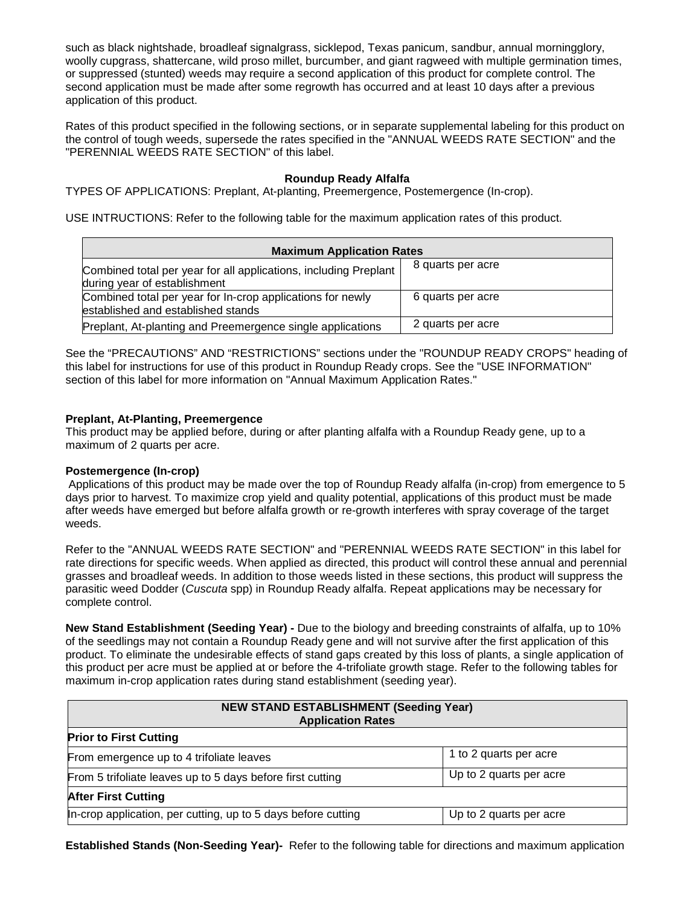such as black nightshade, broadleaf signalgrass, sicklepod, Texas panicum, sandbur, annual morningglory, woolly cupgrass, shattercane, wild proso millet, burcumber, and giant ragweed with multiple germination times, or suppressed (stunted) weeds may require a second application of this product for complete control. The second application must be made after some regrowth has occurred and at least 10 days after a previous application of this product.

Rates of this product specified in the following sections, or in separate supplemental labeling for this product on the control of tough weeds, supersede the rates specified in the "ANNUAL WEEDS RATE SECTION" and the "PERENNIAL WEEDS RATE SECTION" of this label.

**Roundup Ready Alfalfa**

TYPES OF APPLICATIONS: Preplant, At-planting, Preemergence, Postemergence (In-crop).

USE INTRUCTIONS: Refer to the following table for the maximum application rates of this product.

| Maximum Application Rates | |
|---|---|
| Combined total per year for all applications, including Preplant during year of establishment | 8 quarts per acre |
| Combined total per year for In-crop applications for newly established and established stands | 6 quarts per acre |
| Preplant, At-planting and Preemergence single applications | 2 quarts per acre |

See the “PRECAUTIONS” AND “RESTRICTIONS” sections under the "ROUNDUP READY CROPS" heading of this label for instructions for use of this product in Roundup Ready crops. See the "USE INFORMATION" section of this label for more information on "Annual Maximum Application Rates."

**Preplant, At-Planting, Preemergence**

This product may be applied before, during or after planting alfalfa with a Roundup Ready gene, up to a maximum of 2 quarts per acre.

**Postemergence (In-crop)**

Applications of this product may be made over the top of Roundup Ready alfalfa (in-crop) from emergence to 5 days prior to harvest. To maximize crop yield and quality potential, applications of this product must be made after weeds have emerged but before alfalfa growth or re-growth interferes with spray coverage of the target weeds.

Refer to the "ANNUAL WEEDS RATE SECTION" and "PERENNIAL WEEDS RATE SECTION" in this label for rate directions for specific weeds. When applied as directed, this product will control these annual and perennial grasses and broadleaf weeds. In addition to those weeds listed in these sections, this product will suppress the parasitic weed Dodder (*Cuscuta* spp) in Roundup Ready alfalfa. Repeat applications may be necessary for complete control.

**New Stand Establishment (Seeding Year) -** Due to the biology and breeding constraints of alfalfa, up to 10% of the seedlings may not contain a Roundup Ready gene and will not survive after the first application of this product. To eliminate the undesirable effects of stand gaps created by this loss of plants, a single application of this product per acre must be applied at or before the 4-trifoliate growth stage. Refer to the following tables for maximum in-crop application rates during stand establishment (seeding year).

| NEW STAND ESTABLISHMENT (Seeding Year) Application Rates | |
|---|---|
| **Prior to First Cutting** | |
| From emergence up to 4 trifoliate leaves | 1 to 2 quarts per acre |
| From 5 trifoliate leaves up to 5 days before first cutting | Up to 2 quarts per acre |
| **After First Cutting** | |
| In-crop application, per cutting, up to 5 days before cutting | Up to 2 quarts per acre |

**Established Stands (Non-Seeding Year)-** Refer to the following table for directions and maximum application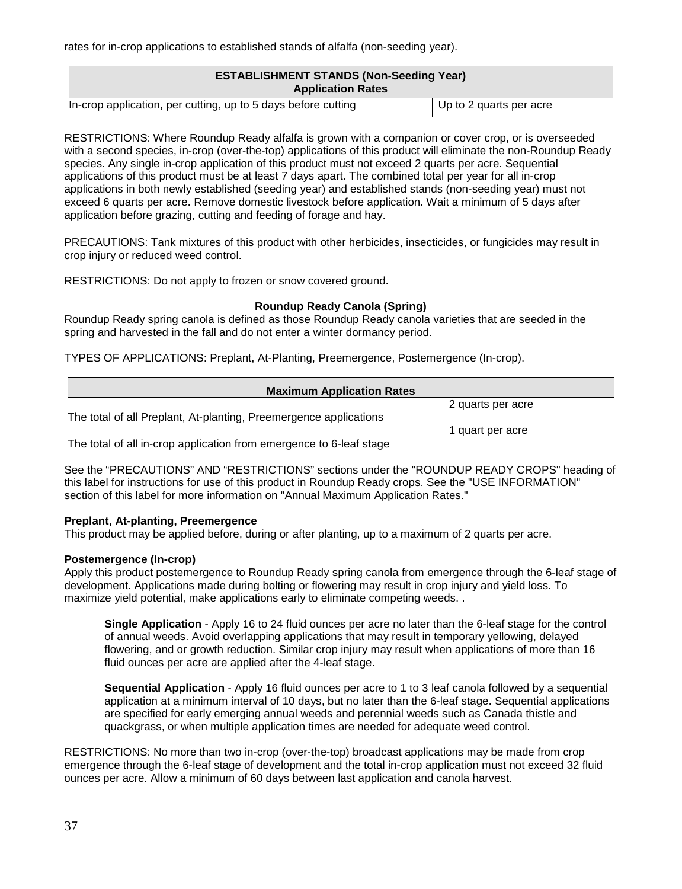rates for in-crop applications to established stands of alfalfa (non-seeding year).

| ESTABLISHMENT STANDS (Non-Seeding Year) Application Rates | |
|---|---|
| In-crop application, per cutting, up to 5 days before cutting | Up to 2 quarts per acre |

RESTRICTIONS: Where Roundup Ready alfalfa is grown with a companion or cover crop, or is overseeded with a second species, in-crop (over-the-top) applications of this product will eliminate the non-Roundup Ready species. Any single in-crop application of this product must not exceed 2 quarts per acre. Sequential applications of this product must be at least 7 days apart. The combined total per year for all in-crop applications in both newly established (seeding year) and established stands (non-seeding year) must not exceed 6 quarts per acre. Remove domestic livestock before application. Wait a minimum of 5 days after application before grazing, cutting and feeding of forage and hay.

PRECAUTIONS: Tank mixtures of this product with other herbicides, insecticides, or fungicides may result in crop injury or reduced weed control.

RESTRICTIONS: Do not apply to frozen or snow covered ground.

### Roundup Ready Canola (Spring)

Roundup Ready spring canola is defined as those Roundup Ready canola varieties that are seeded in the spring and harvested in the fall and do not enter a winter dormancy period.

TYPES OF APPLICATIONS: Preplant, At-Planting, Preemergence, Postemergence (In-crop).

| Maximum Application Rates | |
|---|---|
| The total of all Preplant, At-planting, Preemergence applications | 2 quarts per acre |
| The total of all in-crop application from emergence to 6-leaf stage | 1 quart per acre |

See the "PRECAUTIONS" AND "RESTRICTIONS" sections under the "ROUNDUP READY CROPS" heading of this label for instructions for use of this product in Roundup Ready crops. See the "USE INFORMATION" section of this label for more information on "Annual Maximum Application Rates."

**Preplant, At-planting, Preemergence**

This product may be applied before, during or after planting, up to a maximum of 2 quarts per acre.

**Postemergence (In-crop)**

Apply this product postemergence to Roundup Ready spring canola from emergence through the 6-leaf stage of development. Applications made during bolting or flowering may result in crop injury and yield loss. To maximize yield potential, make applications early to eliminate competing weeds. .

**Single Application** - Apply 16 to 24 fluid ounces per acre no later than the 6-leaf stage for the control of annual weeds. Avoid overlapping applications that may result in temporary yellowing, delayed flowering, and or growth reduction. Similar crop injury may result when applications of more than 16 fluid ounces per acre are applied after the 4-leaf stage.

**Sequential Application** - Apply 16 fluid ounces per acre to 1 to 3 leaf canola followed by a sequential application at a minimum interval of 10 days, but no later than the 6-leaf stage. Sequential applications are specified for early emerging annual weeds and perennial weeds such as Canada thistle and quackgrass, or when multiple application times are needed for adequate weed control.

RESTRICTIONS: No more than two in-crop (over-the-top) broadcast applications may be made from crop emergence through the 6-leaf stage of development and the total in-crop application must not exceed 32 fluid ounces per acre. Allow a minimum of 60 days between last application and canola harvest.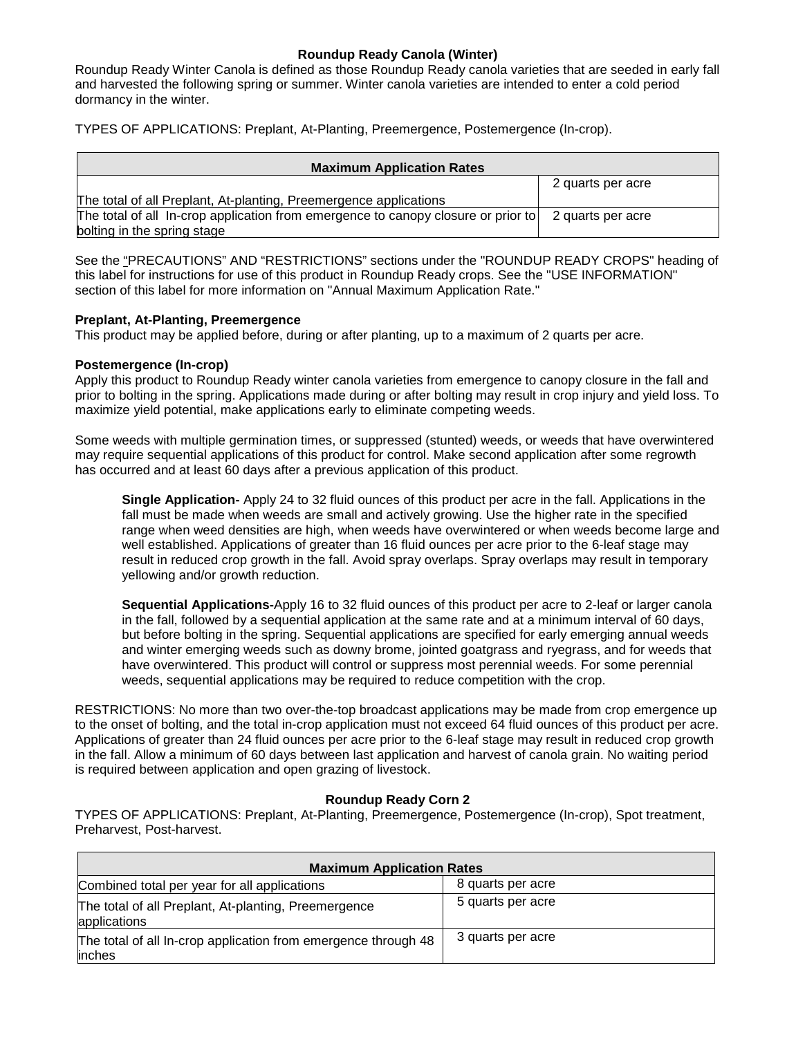### Roundup Ready Canola (Winter)

Roundup Ready Winter Canola is defined as those Roundup Ready canola varieties that are seeded in early fall and harvested the following spring or summer. Winter canola varieties are intended to enter a cold period dormancy in the winter.

TYPES OF APPLICATIONS: Preplant, At-Planting, Preemergence, Postemergence (In-crop).

| Maximum Application Rates | |
|---|---|
| The total of all Preplant, At-planting, Preemergence applications | 2 quarts per acre |
| The total of all In-crop application from emergence to canopy closure or prior to bolting in the spring stage | 2 quarts per acre |

See the "PRECAUTIONS" AND "RESTRICTIONS" sections under the "ROUNDUP READY CROPS" heading of this label for instructions for use of this product in Roundup Ready crops. See the "USE INFORMATION" section of this label for more information on "Annual Maximum Application Rate."

**Preplant, At-Planting, Preemergence**

This product may be applied before, during or after planting, up to a maximum of 2 quarts per acre.

**Postemergence (In-crop)**

Apply this product to Roundup Ready winter canola varieties from emergence to canopy closure in the fall and prior to bolting in the spring. Applications made during or after bolting may result in crop injury and yield loss. To maximize yield potential, make applications early to eliminate competing weeds.

Some weeds with multiple germination times, or suppressed (stunted) weeds, or weeds that have overwintered may require sequential applications of this product for control. Make second application after some regrowth has occurred and at least 60 days after a previous application of this product.

**Single Application-** Apply 24 to 32 fluid ounces of this product per acre in the fall. Applications in the fall must be made when weeds are small and actively growing. Use the higher rate in the specified range when weed densities are high, when weeds have overwintered or when weeds become large and well established. Applications of greater than 16 fluid ounces per acre prior to the 6-leaf stage may result in reduced crop growth in the fall. Avoid spray overlaps. Spray overlaps may result in temporary yellowing and/or growth reduction.

**Sequential Applications-**Apply 16 to 32 fluid ounces of this product per acre to 2-leaf or larger canola in the fall, followed by a sequential application at the same rate and at a minimum interval of 60 days, but before bolting in the spring. Sequential applications are specified for early emerging annual weeds and winter emerging weeds such as downy brome, jointed goatgrass and ryegrass, and for weeds that have overwintered. This product will control or suppress most perennial weeds. For some perennial weeds, sequential applications may be required to reduce competition with the crop.

RESTRICTIONS: No more than two over-the-top broadcast applications may be made from crop emergence up to the onset of bolting, and the total in-crop application must not exceed 64 fluid ounces of this product per acre. Applications of greater than 24 fluid ounces per acre prior to the 6-leaf stage may result in reduced crop growth in the fall. Allow a minimum of 60 days between last application and harvest of canola grain. No waiting period is required between application and open grazing of livestock.

### Roundup Ready Corn 2

TYPES OF APPLICATIONS: Preplant, At-Planting, Preemergence, Postemergence (In-crop), Spot treatment, Preharvest, Post-harvest.

| Maximum Application Rates | |
|---|---|
| Combined total per year for all applications | 8 quarts per acre |
| The total of all Preplant, At-planting, Preemergence applications | 5 quarts per acre |
| The total of all In-crop application from emergence through 48 inches | 3 quarts per acre |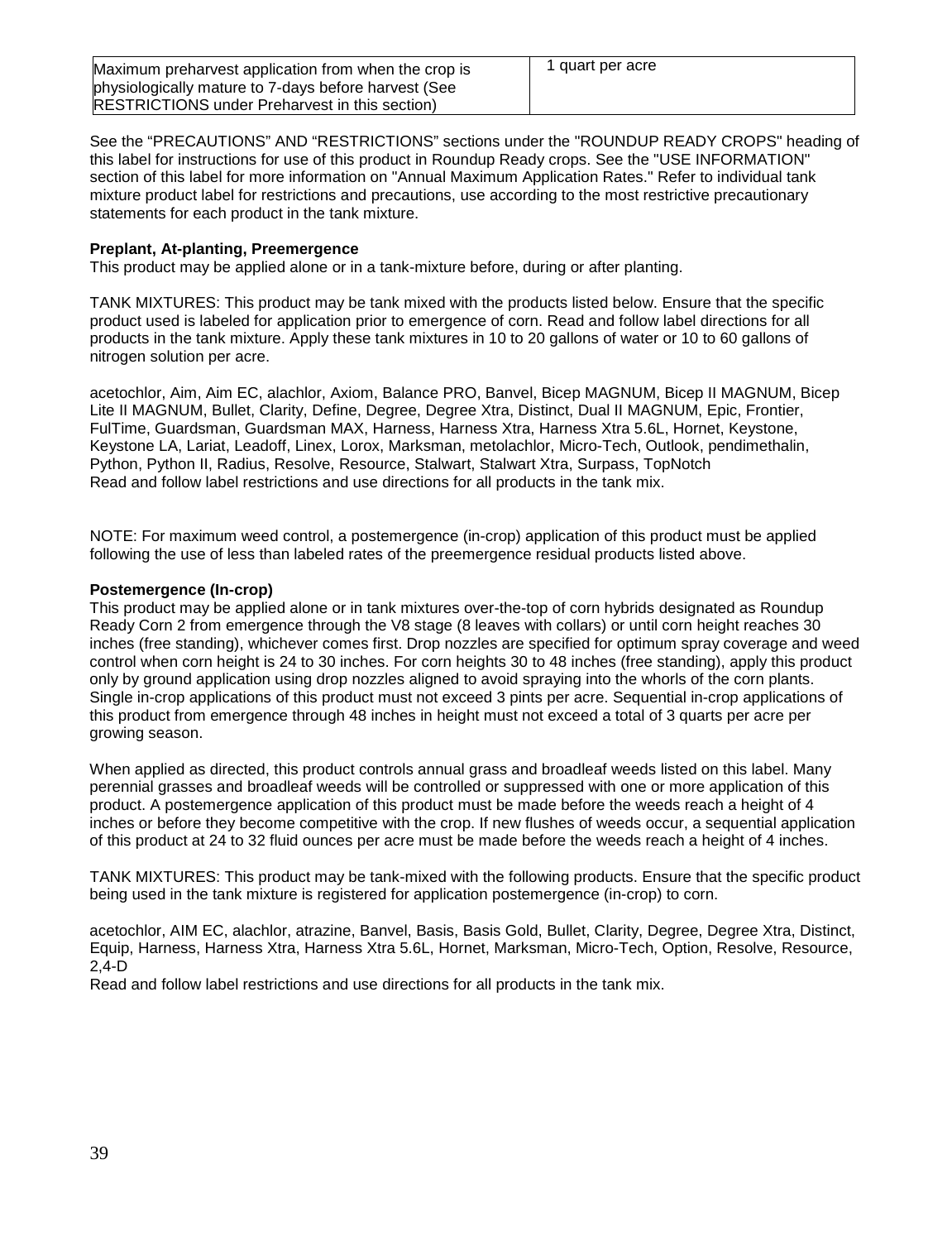| Maximum preharvest application from when the crop is physiologically mature to 7-days before harvest (See RESTRICTIONS under Preharvest in this section) | 1 quart per acre |
| --- | --- |

See the “PRECAUTIONS” AND “RESTRICTIONS” sections under the "ROUNDUP READY CROPS" heading of this label for instructions for use of this product in Roundup Ready crops. See the "USE INFORMATION" section of this label for more information on "Annual Maximum Application Rates." Refer to individual tank mixture product label for restrictions and precautions, use according to the most restrictive precautionary statements for each product in the tank mixture.

**Preplant, At-planting, Preemergence**

This product may be applied alone or in a tank-mixture before, during or after planting.

TANK MIXTURES: This product may be tank mixed with the products listed below. Ensure that the specific product used is labeled for application prior to emergence of corn. Read and follow label directions for all products in the tank mixture. Apply these tank mixtures in 10 to 20 gallons of water or 10 to 60 gallons of nitrogen solution per acre.

acetochlor, Aim, Aim EC, alachlor, Axiom, Balance PRO, Banvel, Bicep MAGNUM, Bicep II MAGNUM, Bicep Lite II MAGNUM, Bullet, Clarity, Define, Degree, Degree Xtra, Distinct, Dual II MAGNUM, Epic, Frontier, FulTime, Guardsman, Guardsman MAX, Harness, Harness Xtra, Harness Xtra 5.6L, Hornet, Keystone, Keystone LA, Lariat, Leadoff, Linex, Lorox, Marksman, metolachlor, Micro-Tech, Outlook, pendimethalin, Python, Python II, Radius, Resolve, Resource, Stalwart, Stalwart Xtra, Surpass, TopNotch
Read and follow label restrictions and use directions for all products in the tank mix.

NOTE: For maximum weed control, a postemergence (in-crop) application of this product must be applied following the use of less than labeled rates of the preemergence residual products listed above.

**Postemergence (In-crop)**

This product may be applied alone or in tank mixtures over-the-top of corn hybrids designated as Roundup Ready Corn 2 from emergence through the V8 stage (8 leaves with collars) or until corn height reaches 30 inches (free standing), whichever comes first. Drop nozzles are specified for optimum spray coverage and weed control when corn height is 24 to 30 inches. For corn heights 30 to 48 inches (free standing), apply this product only by ground application using drop nozzles aligned to avoid spraying into the whorls of the corn plants. Single in-crop applications of this product must not exceed 3 pints per acre. Sequential in-crop applications of this product from emergence through 48 inches in height must not exceed a total of 3 quarts per acre per growing season.

When applied as directed, this product controls annual grass and broadleaf weeds listed on this label. Many perennial grasses and broadleaf weeds will be controlled or suppressed with one or more application of this product. A postemergence application of this product must be made before the weeds reach a height of 4 inches or before they become competitive with the crop. If new flushes of weeds occur, a sequential application of this product at 24 to 32 fluid ounces per acre must be made before the weeds reach a height of 4 inches.

TANK MIXTURES: This product may be tank-mixed with the following products. Ensure that the specific product being used in the tank mixture is registered for application postemergence (in-crop) to corn.

acetochlor, AIM EC, alachlor, atrazine, Banvel, Basis, Basis Gold, Bullet, Clarity, Degree, Degree Xtra, Distinct, Equip, Harness, Harness Xtra, Harness Xtra 5.6L, Hornet, Marksman, Micro-Tech, Option, Resolve, Resource, 2,4-D
Read and follow label restrictions and use directions for all products in the tank mix.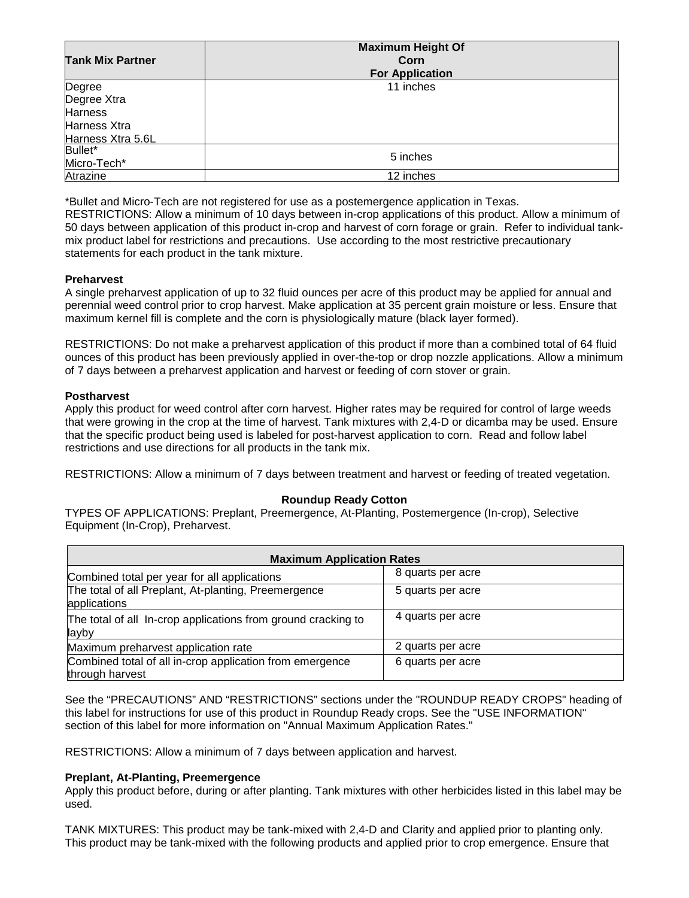| Tank Mix Partner | Maximum Height Of Corn For Application |
|---|---|
| Degree<br>Degree Xtra<br>Harness<br>Harness Xtra<br>Harness Xtra 5.6L | 11 inches |
| Bullet*<br>Micro-Tech* | 5 inches |
| Atrazine | 12 inches |

*Bullet and Micro-Tech are not registered for use as a postemergence application in Texas.

RESTRICTIONS: Allow a minimum of 10 days between in-crop applications of this product. Allow a minimum of 50 days between application of this product in-crop and harvest of corn forage or grain. Refer to individual tank-mix product label for restrictions and precautions. Use according to the most restrictive precautionary statements for each product in the tank mixture.

**Preharvest**

A single preharvest application of up to 32 fluid ounces per acre of this product may be applied for annual and perennial weed control prior to crop harvest. Make application at 35 percent grain moisture or less. Ensure that maximum kernel fill is complete and the corn is physiologically mature (black layer formed).

RESTRICTIONS: Do not make a preharvest application of this product if more than a combined total of 64 fluid ounces of this product has been previously applied in over-the-top or drop nozzle applications. Allow a minimum of 7 days between a preharvest application and harvest or feeding of corn stover or grain.

**Postharvest**

Apply this product for weed control after corn harvest. Higher rates may be required for control of large weeds that were growing in the crop at the time of harvest. Tank mixtures with 2,4-D or dicamba may be used. Ensure that the specific product being used is labeled for post-harvest application to corn. Read and follow label restrictions and use directions for all products in the tank mix.

RESTRICTIONS: Allow a minimum of 7 days between treatment and harvest or feeding of treated vegetation.

### Roundup Ready Cotton

TYPES OF APPLICATIONS: Preplant, Preemergence, At-Planting, Postemergence (In-crop), Selective Equipment (In-Crop), Preharvest.

| Maximum Application Rates | |
|---|---|
| Combined total per year for all applications | 8 quarts per acre |
| The total of all Preplant, At-planting, Preemergence applications | 5 quarts per acre |
| The total of all In-crop applications from ground cracking to layby | 4 quarts per acre |
| Maximum preharvest application rate | 2 quarts per acre |
| Combined total of all in-crop application from emergence through harvest | 6 quarts per acre |

See the "PRECAUTIONS" AND "RESTRICTIONS" sections under the "ROUNDUP READY CROPS" heading of this label for instructions for use of this product in Roundup Ready crops. See the "USE INFORMATION" section of this label for more information on "Annual Maximum Application Rates."

RESTRICTIONS: Allow a minimum of 7 days between application and harvest.

**Preplant, At-Planting, Preemergence**

Apply this product before, during or after planting. Tank mixtures with other herbicides listed in this label may be used.

TANK MIXTURES: This product may be tank-mixed with 2,4-D and Clarity and applied prior to planting only. This product may be tank-mixed with the following products and applied prior to crop emergence. Ensure that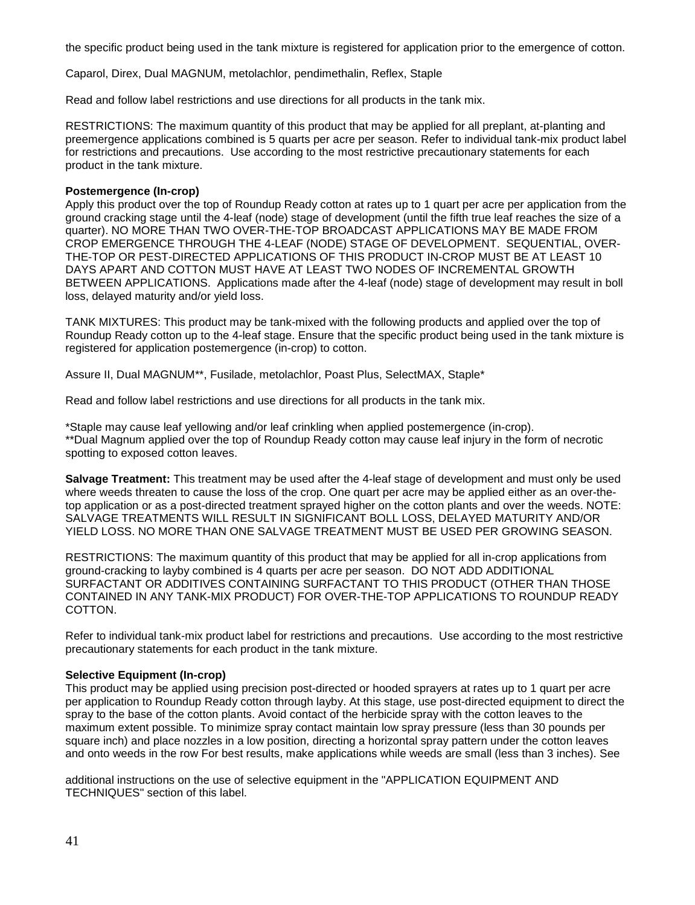the specific product being used in the tank mixture is registered for application prior to the emergence of cotton.

Caparol, Direx, Dual MAGNUM, metolachlor, pendimethalin, Reflex, Staple

Read and follow label restrictions and use directions for all products in the tank mix.

RESTRICTIONS: The maximum quantity of this product that may be applied for all preplant, at-planting and preemergence applications combined is 5 quarts per acre per season. Refer to individual tank-mix product label for restrictions and precautions. Use according to the most restrictive precautionary statements for each product in the tank mixture.

**Postemergence (In-crop)**

Apply this product over the top of Roundup Ready cotton at rates up to 1 quart per acre per application from the ground cracking stage until the 4-leaf (node) stage of development (until the fifth true leaf reaches the size of a quarter). NO MORE THAN TWO OVER-THE-TOP BROADCAST APPLICATIONS MAY BE MADE FROM CROP EMERGENCE THROUGH THE 4-LEAF (NODE) STAGE OF DEVELOPMENT. SEQUENTIAL, OVER-THE-TOP OR PEST-DIRECTED APPLICATIONS OF THIS PRODUCT IN-CROP MUST BE AT LEAST 10 DAYS APART AND COTTON MUST HAVE AT LEAST TWO NODES OF INCREMENTAL GROWTH BETWEEN APPLICATIONS. Applications made after the 4-leaf (node) stage of development may result in boll loss, delayed maturity and/or yield loss.

TANK MIXTURES: This product may be tank-mixed with the following products and applied over the top of Roundup Ready cotton up to the 4-leaf stage. Ensure that the specific product being used in the tank mixture is registered for application postemergence (in-crop) to cotton.

Assure II, Dual MAGNUM**, Fusilade, metolachlor, Poast Plus, SelectMAX, Staple*

Read and follow label restrictions and use directions for all products in the tank mix.

*Staple may cause leaf yellowing and/or leaf crinkling when applied postemergence (in-crop).
**Dual Magnum applied over the top of Roundup Ready cotton may cause leaf injury in the form of necrotic spotting to exposed cotton leaves.

**Salvage Treatment:** This treatment may be used after the 4-leaf stage of development and must only be used where weeds threaten to cause the loss of the crop. One quart per acre may be applied either as an over-the-top application or as a post-directed treatment sprayed higher on the cotton plants and over the weeds. NOTE: SALVAGE TREATMENTS WILL RESULT IN SIGNIFICANT BOLL LOSS, DELAYED MATURITY AND/OR YIELD LOSS. NO MORE THAN ONE SALVAGE TREATMENT MUST BE USED PER GROWING SEASON.

RESTRICTIONS: The maximum quantity of this product that may be applied for all in-crop applications from ground-cracking to layby combined is 4 quarts per acre per season. DO NOT ADD ADDITIONAL SURFACTANT OR ADDITIVES CONTAINING SURFACTANT TO THIS PRODUCT (OTHER THAN THOSE CONTAINED IN ANY TANK-MIX PRODUCT) FOR OVER-THE-TOP APPLICATIONS TO ROUNDUP READY COTTON.

Refer to individual tank-mix product label for restrictions and precautions. Use according to the most restrictive precautionary statements for each product in the tank mixture.

**Selective Equipment (In-crop)**

This product may be applied using precision post-directed or hooded sprayers at rates up to 1 quart per acre per application to Roundup Ready cotton through layby. At this stage, use post-directed equipment to direct the spray to the base of the cotton plants. Avoid contact of the herbicide spray with the cotton leaves to the maximum extent possible. To minimize spray contact maintain low spray pressure (less than 30 pounds per square inch) and place nozzles in a low position, directing a horizontal spray pattern under the cotton leaves and onto weeds in the row For best results, make applications while weeds are small (less than 3 inches). See additional instructions on the use of selective equipment in the "APPLICATION EQUIPMENT AND TECHNIQUES" section of this label.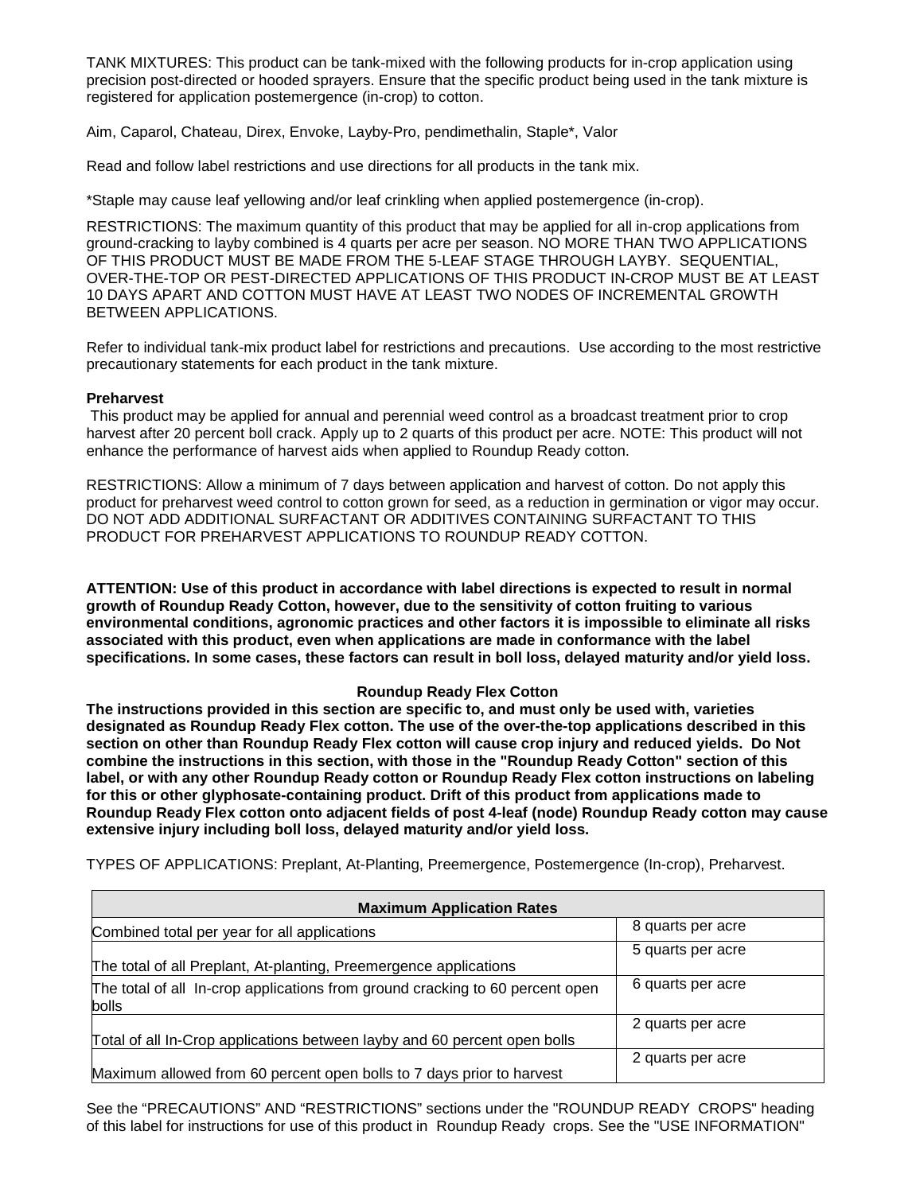TANK MIXTURES: This product can be tank-mixed with the following products for in-crop application using precision post-directed or hooded sprayers. Ensure that the specific product being used in the tank mixture is registered for application postemergence (in-crop) to cotton.

Aim, Caparol, Chateau, Direx, Envoke, Layby-Pro, pendimethalin, Staple*, Valor

Read and follow label restrictions and use directions for all products in the tank mix.

*Staple may cause leaf yellowing and/or leaf crinkling when applied postemergence (in-crop).

RESTRICTIONS: The maximum quantity of this product that may be applied for all in-crop applications from ground-cracking to layby combined is 4 quarts per acre per season. NO MORE THAN TWO APPLICATIONS OF THIS PRODUCT MUST BE MADE FROM THE 5-LEAF STAGE THROUGH LAYBY. SEQUENTIAL, OVER-THE-TOP OR PEST-DIRECTED APPLICATIONS OF THIS PRODUCT IN-CROP MUST BE AT LEAST 10 DAYS APART AND COTTON MUST HAVE AT LEAST TWO NODES OF INCREMENTAL GROWTH BETWEEN APPLICATIONS.

Refer to individual tank-mix product label for restrictions and precautions. Use according to the most restrictive precautionary statements for each product in the tank mixture.

**Preharvest**

This product may be applied for annual and perennial weed control as a broadcast treatment prior to crop harvest after 20 percent boll crack. Apply up to 2 quarts of this product per acre. NOTE: This product will not enhance the performance of harvest aids when applied to Roundup Ready cotton.

RESTRICTIONS: Allow a minimum of 7 days between application and harvest of cotton. Do not apply this product for preharvest weed control to cotton grown for seed, as a reduction in germination or vigor may occur. DO NOT ADD ADDITIONAL SURFACTANT OR ADDITIVES CONTAINING SURFACTANT TO THIS PRODUCT FOR PREHARVEST APPLICATIONS TO ROUNDUP READY COTTON.

**ATTENTION: Use of this product in accordance with label directions is expected to result in normal growth of Roundup Ready Cotton, however, due to the sensitivity of cotton fruiting to various environmental conditions, agronomic practices and other factors it is impossible to eliminate all risks associated with this product, even when applications are made in conformance with the label specifications. In some cases, these factors can result in boll loss, delayed maturity and/or yield loss.**

**Roundup Ready Flex Cotton**

**The instructions provided in this section are specific to, and must only be used with, varieties designated as Roundup Ready Flex cotton. The use of the over-the-top applications described in this section on other than Roundup Ready Flex cotton will cause crop injury and reduced yields. Do Not combine the instructions in this section, with those in the "Roundup Ready Cotton" section of this label, or with any other Roundup Ready cotton or Roundup Ready Flex cotton instructions on labeling for this or other glyphosate-containing product. Drift of this product from applications made to Roundup Ready Flex cotton onto adjacent fields of post 4-leaf (node) Roundup Ready cotton may cause extensive injury including boll loss, delayed maturity and/or yield loss.**

TYPES OF APPLICATIONS: Preplant, At-Planting, Preemergence, Postemergence (In-crop), Preharvest.

| Maximum Application Rates | |
|---|---|
| Combined total per year for all applications | 8 quarts per acre |
| The total of all Preplant, At-planting, Preemergence applications | 5 quarts per acre |
| The total of all In-crop applications from ground cracking to 60 percent open bolls | 6 quarts per acre |
| Total of all In-Crop applications between layby and 60 percent open bolls | 2 quarts per acre |
| Maximum allowed from 60 percent open bolls to 7 days prior to harvest | 2 quarts per acre |

See the "PRECAUTIONS" AND "RESTRICTIONS" sections under the "ROUNDUP READY CROPS" heading of this label for instructions for use of this product in Roundup Ready crops. See the "USE INFORMATION"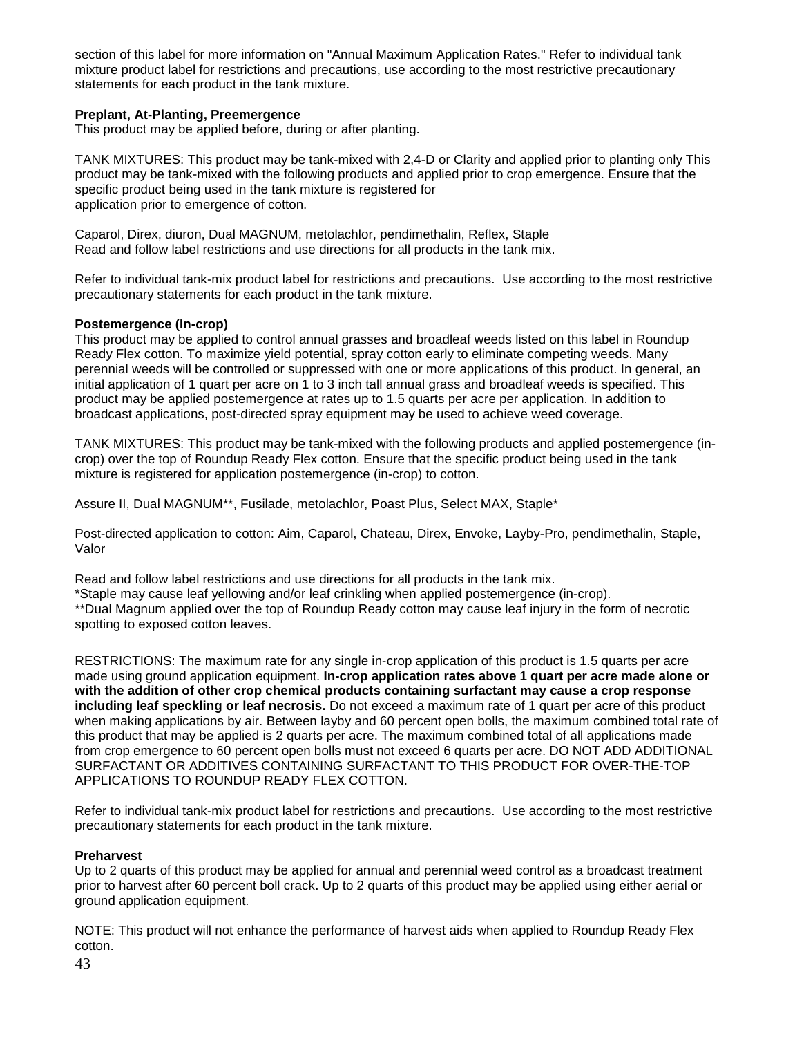section of this label for more information on "Annual Maximum Application Rates." Refer to individual tank mixture product label for restrictions and precautions, use according to the most restrictive precautionary statements for each product in the tank mixture.

**Preplant, At-Planting, Preemergence**
This product may be applied before, during or after planting.

TANK MIXTURES: This product may be tank-mixed with 2,4-D or Clarity and applied prior to planting only This product may be tank-mixed with the following products and applied prior to crop emergence. Ensure that the specific product being used in the tank mixture is registered for
application prior to emergence of cotton.

Caparol, Direx, diuron, Dual MAGNUM, metolachlor, pendimethalin, Reflex, Staple
Read and follow label restrictions and use directions for all products in the tank mix.

Refer to individual tank-mix product label for restrictions and precautions. Use according to the most restrictive precautionary statements for each product in the tank mixture.

**Postemergence (In-crop)**
This product may be applied to control annual grasses and broadleaf weeds listed on this label in Roundup Ready Flex cotton. To maximize yield potential, spray cotton early to eliminate competing weeds. Many perennial weeds will be controlled or suppressed with one or more applications of this product. In general, an initial application of 1 quart per acre on 1 to 3 inch tall annual grass and broadleaf weeds is specified. This product may be applied postemergence at rates up to 1.5 quarts per acre per application. In addition to broadcast applications, post-directed spray equipment may be used to achieve weed coverage.

TANK MIXTURES: This product may be tank-mixed with the following products and applied postemergence (in-crop) over the top of Roundup Ready Flex cotton. Ensure that the specific product being used in the tank mixture is registered for application postemergence (in-crop) to cotton.

Assure II, Dual MAGNUM**, Fusilade, metolachlor, Poast Plus, Select MAX, Staple*

Post-directed application to cotton: Aim, Caparol, Chateau, Direx, Envoke, Layby-Pro, pendimethalin, Staple, Valor

Read and follow label restrictions and use directions for all products in the tank mix.
*Staple may cause leaf yellowing and/or leaf crinkling when applied postemergence (in-crop).
**Dual Magnum applied over the top of Roundup Ready cotton may cause leaf injury in the form of necrotic spotting to exposed cotton leaves.

RESTRICTIONS: The maximum rate for any single in-crop application of this product is 1.5 quarts per acre made using ground application equipment. **In-crop application rates above 1 quart per acre made alone or with the addition of other crop chemical products containing surfactant may cause a crop response including leaf speckling or leaf necrosis.** Do not exceed a maximum rate of 1 quart per acre of this product when making applications by air. Between layby and 60 percent open bolls, the maximum combined total rate of this product that may be applied is 2 quarts per acre. The maximum combined total of all applications made from crop emergence to 60 percent open bolls must not exceed 6 quarts per acre. DO NOT ADD ADDITIONAL SURFACTANT OR ADDITIVES CONTAINING SURFACTANT TO THIS PRODUCT FOR OVER-THE-TOP APPLICATIONS TO ROUNDUP READY FLEX COTTON.

Refer to individual tank-mix product label for restrictions and precautions. Use according to the most restrictive precautionary statements for each product in the tank mixture.

**Preharvest**
Up to 2 quarts of this product may be applied for annual and perennial weed control as a broadcast treatment prior to harvest after 60 percent boll crack. Up to 2 quarts of this product may be applied using either aerial or ground application equipment.

NOTE: This product will not enhance the performance of harvest aids when applied to Roundup Ready Flex cotton.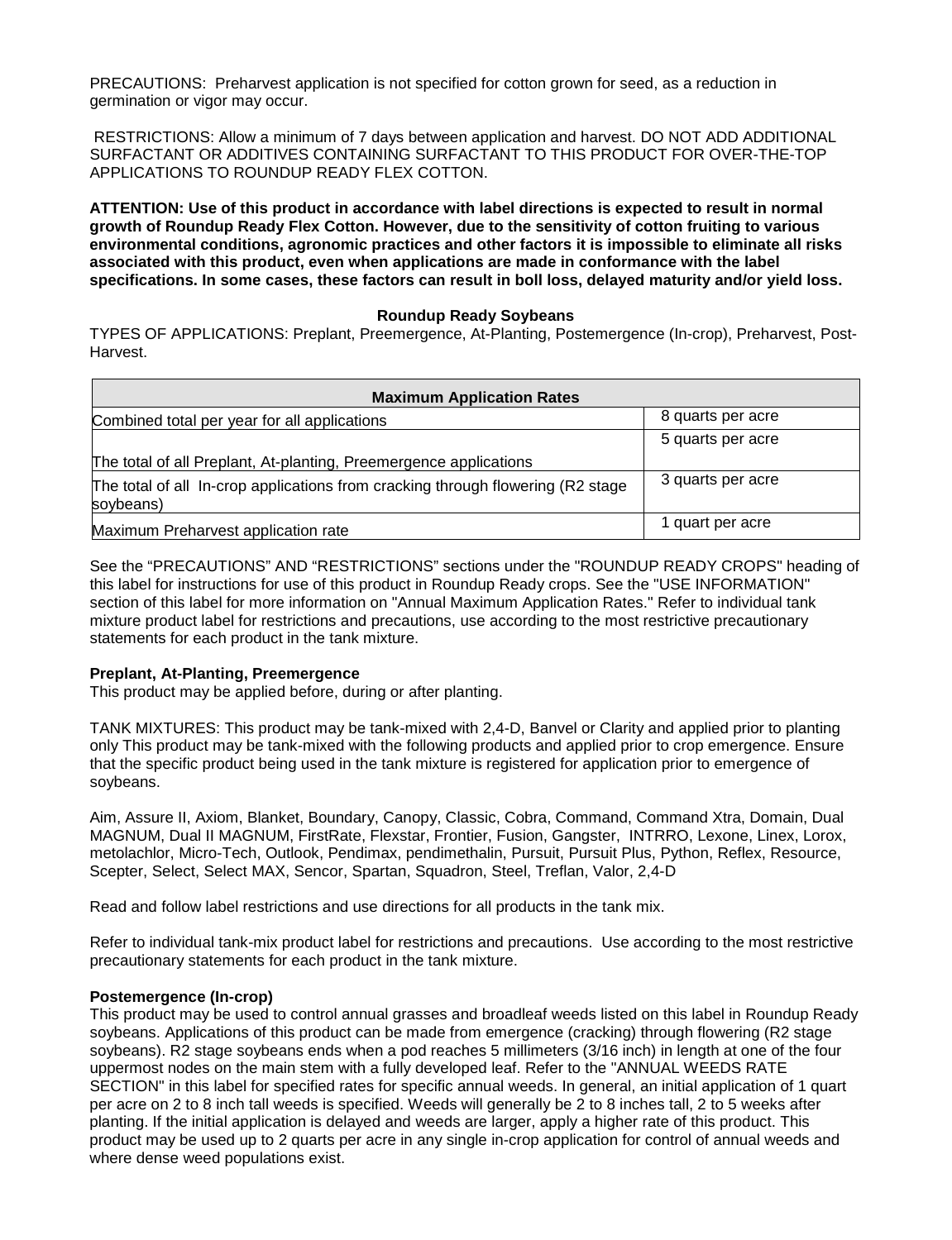PRECAUTIONS: Preharvest application is not specified for cotton grown for seed, as a reduction in germination or vigor may occur.

RESTRICTIONS: Allow a minimum of 7 days between application and harvest. DO NOT ADD ADDITIONAL SURFACTANT OR ADDITIVES CONTAINING SURFACTANT TO THIS PRODUCT FOR OVER-THE-TOP APPLICATIONS TO ROUNDUP READY FLEX COTTON.

**ATTENTION: Use of this product in accordance with label directions is expected to result in normal growth of Roundup Ready Flex Cotton. However, due to the sensitivity of cotton fruiting to various environmental conditions, agronomic practices and other factors it is impossible to eliminate all risks associated with this product, even when applications are made in conformance with the label specifications. In some cases, these factors can result in boll loss, delayed maturity and/or yield loss.**

### Roundup Ready Soybeans

TYPES OF APPLICATIONS: Preplant, Preemergence, At-Planting, Postemergence (In-crop), Preharvest, Post-Harvest.

| Maximum Application Rates | |
|---|---|
| Combined total per year for all applications | 8 quarts per acre |
| The total of all Preplant, At-planting, Preemergence applications | 5 quarts per acre |
| The total of all In-crop applications from cracking through flowering (R2 stage soybeans) | 3 quarts per acre |
| Maximum Preharvest application rate | 1 quart per acre |

See the "PRECAUTIONS" AND "RESTRICTIONS" sections under the "ROUNDUP READY CROPS" heading of this label for instructions for use of this product in Roundup Ready crops. See the "USE INFORMATION" section of this label for more information on "Annual Maximum Application Rates." Refer to individual tank mixture product label for restrictions and precautions, use according to the most restrictive precautionary statements for each product in the tank mixture.

**Preplant, At-Planting, Preemergence**

This product may be applied before, during or after planting.

TANK MIXTURES: This product may be tank-mixed with 2,4-D, Banvel or Clarity and applied prior to planting only This product may be tank-mixed with the following products and applied prior to crop emergence. Ensure that the specific product being used in the tank mixture is registered for application prior to emergence of soybeans.

Aim, Assure II, Axiom, Blanket, Boundary, Canopy, Classic, Cobra, Command, Command Xtra, Domain, Dual MAGNUM, Dual II MAGNUM, FirstRate, Flexstar, Frontier, Fusion, Gangster, INTRRO, Lexone, Linex, Lorox, metolachlor, Micro-Tech, Outlook, Pendimax, pendimethalin, Pursuit, Pursuit Plus, Python, Reflex, Resource, Scepter, Select, Select MAX, Sencor, Spartan, Squadron, Steel, Treflan, Valor, 2,4-D

Read and follow label restrictions and use directions for all products in the tank mix.

Refer to individual tank-mix product label for restrictions and precautions. Use according to the most restrictive precautionary statements for each product in the tank mixture.

**Postemergence (In-crop)**

This product may be used to control annual grasses and broadleaf weeds listed on this label in Roundup Ready soybeans. Applications of this product can be made from emergence (cracking) through flowering (R2 stage soybeans). R2 stage soybeans ends when a pod reaches 5 millimeters (3/16 inch) in length at one of the four uppermost nodes on the main stem with a fully developed leaf. Refer to the "ANNUAL WEEDS RATE SECTION" in this label for specified rates for specific annual weeds. In general, an initial application of 1 quart per acre on 2 to 8 inch tall weeds is specified. Weeds will generally be 2 to 8 inches tall, 2 to 5 weeks after planting. If the initial application is delayed and weeds are larger, apply a higher rate of this product. This product may be used up to 2 quarts per acre in any single in-crop application for control of annual weeds and where dense weed populations exist.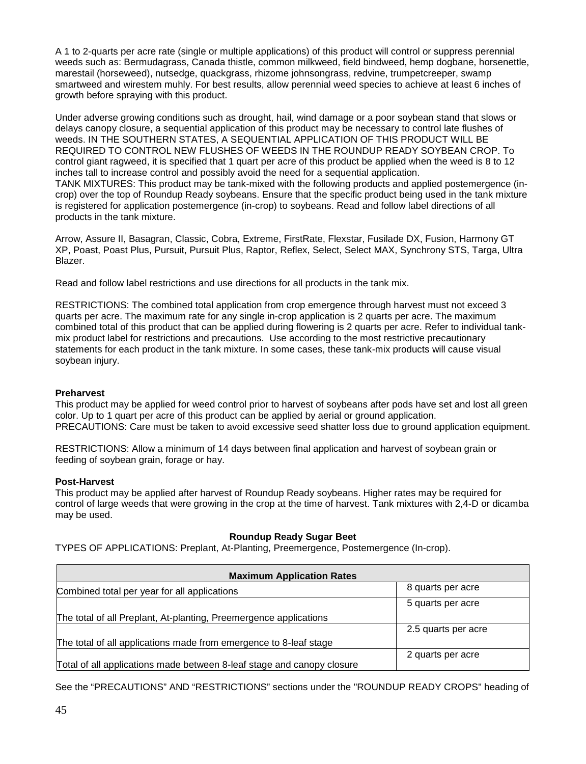A 1 to 2-quarts per acre rate (single or multiple applications) of this product will control or suppress perennial weeds such as: Bermudagrass, Canada thistle, common milkweed, field bindweed, hemp dogbane, horsenettle, marestail (horseweed), nutsedge, quackgrass, rhizome johnsongrass, redvine, trumpetcreeper, swamp smartweed and wirestem muhly. For best results, allow perennial weed species to achieve at least 6 inches of growth before spraying with this product.

Under adverse growing conditions such as drought, hail, wind damage or a poor soybean stand that slows or delays canopy closure, a sequential application of this product may be necessary to control late flushes of weeds. IN THE SOUTHERN STATES, A SEQUENTIAL APPLICATION OF THIS PRODUCT WILL BE REQUIRED TO CONTROL NEW FLUSHES OF WEEDS IN THE ROUNDUP READY SOYBEAN CROP. To control giant ragweed, it is specified that 1 quart per acre of this product be applied when the weed is 8 to 12 inches tall to increase control and possibly avoid the need for a sequential application.

TANK MIXTURES: This product may be tank-mixed with the following products and applied postemergence (in-crop) over the top of Roundup Ready soybeans. Ensure that the specific product being used in the tank mixture is registered for application postemergence (in-crop) to soybeans. Read and follow label directions of all products in the tank mixture.

Arrow, Assure II, Basagran, Classic, Cobra, Extreme, FirstRate, Flexstar, Fusilade DX, Fusion, Harmony GT XP, Poast, Poast Plus, Pursuit, Pursuit Plus, Raptor, Reflex, Select, Select MAX, Synchrony STS, Targa, Ultra Blazer.

Read and follow label restrictions and use directions for all products in the tank mix.

RESTRICTIONS: The combined total application from crop emergence through harvest must not exceed 3 quarts per acre. The maximum rate for any single in-crop application is 2 quarts per acre. The maximum combined total of this product that can be applied during flowering is 2 quarts per acre. Refer to individual tank-mix product label for restrictions and precautions. Use according to the most restrictive precautionary statements for each product in the tank mixture. In some cases, these tank-mix products will cause visual soybean injury.

**Preharvest**

This product may be applied for weed control prior to harvest of soybeans after pods have set and lost all green color. Up to 1 quart per acre of this product can be applied by aerial or ground application.

PRECAUTIONS: Care must be taken to avoid excessive seed shatter loss due to ground application equipment.

RESTRICTIONS: Allow a minimum of 14 days between final application and harvest of soybean grain or feeding of soybean grain, forage or hay.

**Post-Harvest**

This product may be applied after harvest of Roundup Ready soybeans. Higher rates may be required for control of large weeds that were growing in the crop at the time of harvest. Tank mixtures with 2,4-D or dicamba may be used.

**Roundup Ready Sugar Beet**

TYPES OF APPLICATIONS: Preplant, At-Planting, Preemergence, Postemergence (In-crop).

| Maximum Application Rates | |
|---|---|
| Combined total per year for all applications | 8 quarts per acre |
| The total of all Preplant, At-planting, Preemergence applications | 5 quarts per acre |
| The total of all applications made from emergence to 8-leaf stage | 2.5 quarts per acre |
| Total of all applications made between 8-leaf stage and canopy closure | 2 quarts per acre |

See the “PRECAUTIONS” AND “RESTRICTIONS” sections under the "ROUNDUP READY CROPS" heading of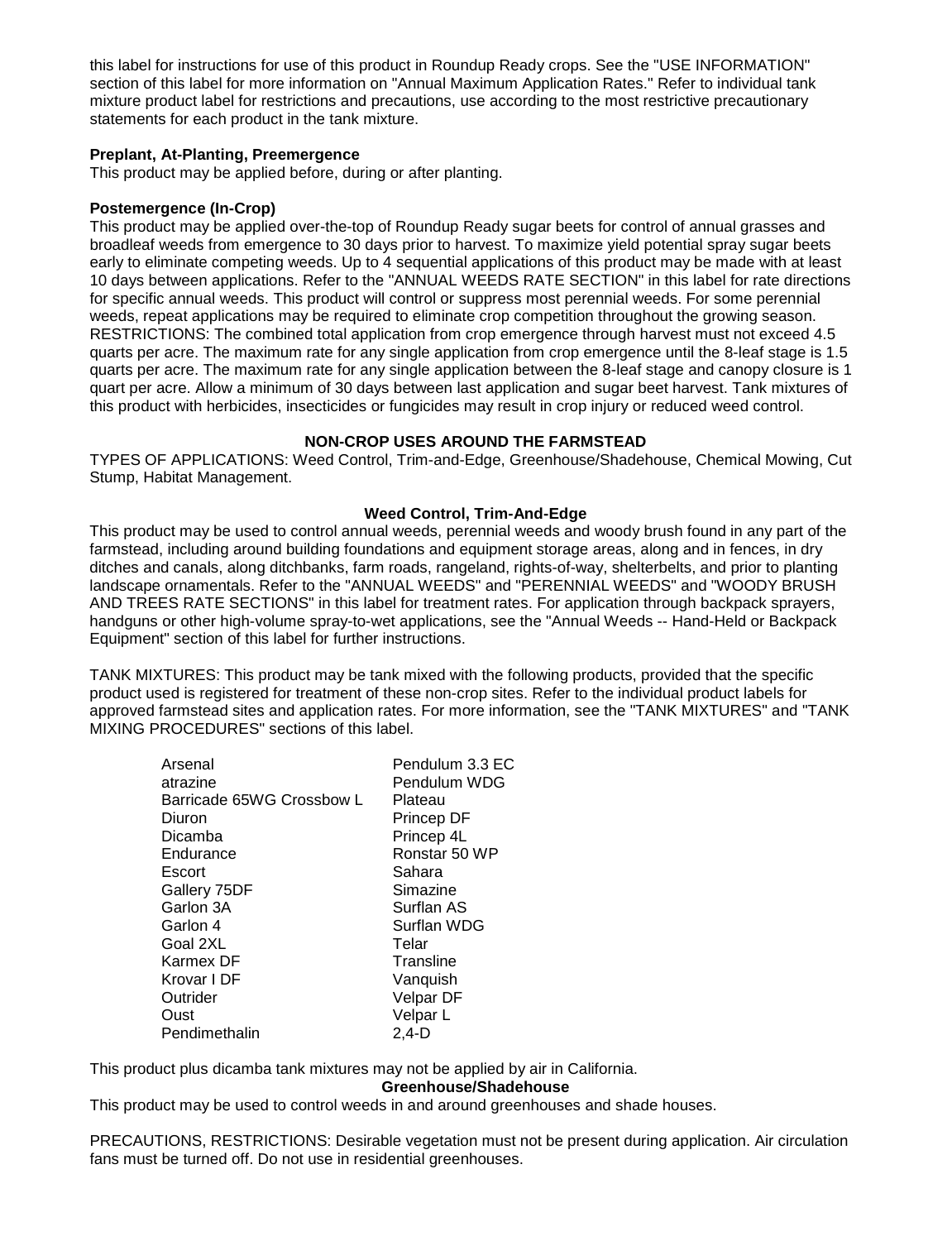this label for instructions for use of this product in Roundup Ready crops. See the "USE INFORMATION" section of this label for more information on "Annual Maximum Application Rates." Refer to individual tank mixture product label for restrictions and precautions, use according to the most restrictive precautionary statements for each product in the tank mixture.

**Preplant, At-Planting, Preemergence**

This product may be applied before, during or after planting.

**Postemergence (In-Crop)**

This product may be applied over-the-top of Roundup Ready sugar beets for control of annual grasses and broadleaf weeds from emergence to 30 days prior to harvest. To maximize yield potential spray sugar beets early to eliminate competing weeds. Up to 4 sequential applications of this product may be made with at least 10 days between applications. Refer to the "ANNUAL WEEDS RATE SECTION" in this label for rate directions for specific annual weeds. This product will control or suppress most perennial weeds. For some perennial weeds, repeat applications may be required to eliminate crop competition throughout the growing season. RESTRICTIONS: The combined total application from crop emergence through harvest must not exceed 4.5 quarts per acre. The maximum rate for any single application from crop emergence until the 8-leaf stage is 1.5 quarts per acre. The maximum rate for any single application between the 8-leaf stage and canopy closure is 1 quart per acre. Allow a minimum of 30 days between last application and sugar beet harvest. Tank mixtures of this product with herbicides, insecticides or fungicides may result in crop injury or reduced weed control.

## NON-CROP USES AROUND THE FARMSTEAD

TYPES OF APPLICATIONS: Weed Control, Trim-and-Edge, Greenhouse/Shadehouse, Chemical Mowing, Cut Stump, Habitat Management.

### Weed Control, Trim-And-Edge

This product may be used to control annual weeds, perennial weeds and woody brush found in any part of the farmstead, including around building foundations and equipment storage areas, along and in fences, in dry ditches and canals, along ditchbanks, farm roads, rangeland, rights-of-way, shelterbelts, and prior to planting landscape ornamentals. Refer to the "ANNUAL WEEDS" and "PERENNIAL WEEDS" and "WOODY BRUSH AND TREES RATE SECTIONS" in this label for treatment rates. For application through backpack sprayers, handguns or other high-volume spray-to-wet applications, see the "Annual Weeds -- Hand-Held or Backpack Equipment" section of this label for further instructions.

TANK MIXTURES: This product may be tank mixed with the following products, provided that the specific product used is registered for treatment of these non-crop sites. Refer to the individual product labels for approved farmstead sites and application rates. For more information, see the "TANK MIXTURES" and "TANK MIXING PROCEDURES" sections of this label.

| | |
|---|---|
| Arsenal | Pendulum 3.3 EC |
| atrazine | Pendulum WDG |
| Barricade 65WG Crossbow L | Plateau |
| Diuron | Princep DF |
| Dicamba | Princep 4L |
| Endurance | Ronstar 50 WP |
| Escort | Sahara |
| Gallery 75DF | Simazine |
| Garlon 3A | Surflan AS |
| Garlon 4 | Surflan WDG |
| Goal 2XL | Telar |
| Karmex DF | Transline |
| Krovar I DF | Vanquish |
| Outrider | Velpar DF |
| Oust | Velpar L |
| Pendimethalin | 2,4-D |

This product plus dicamba tank mixtures may not be applied by air in California.

### Greenhouse/Shadehouse

This product may be used to control weeds in and around greenhouses and shade houses.

PRECAUTIONS, RESTRICTIONS: Desirable vegetation must not be present during application. Air circulation fans must be turned off. Do not use in residential greenhouses.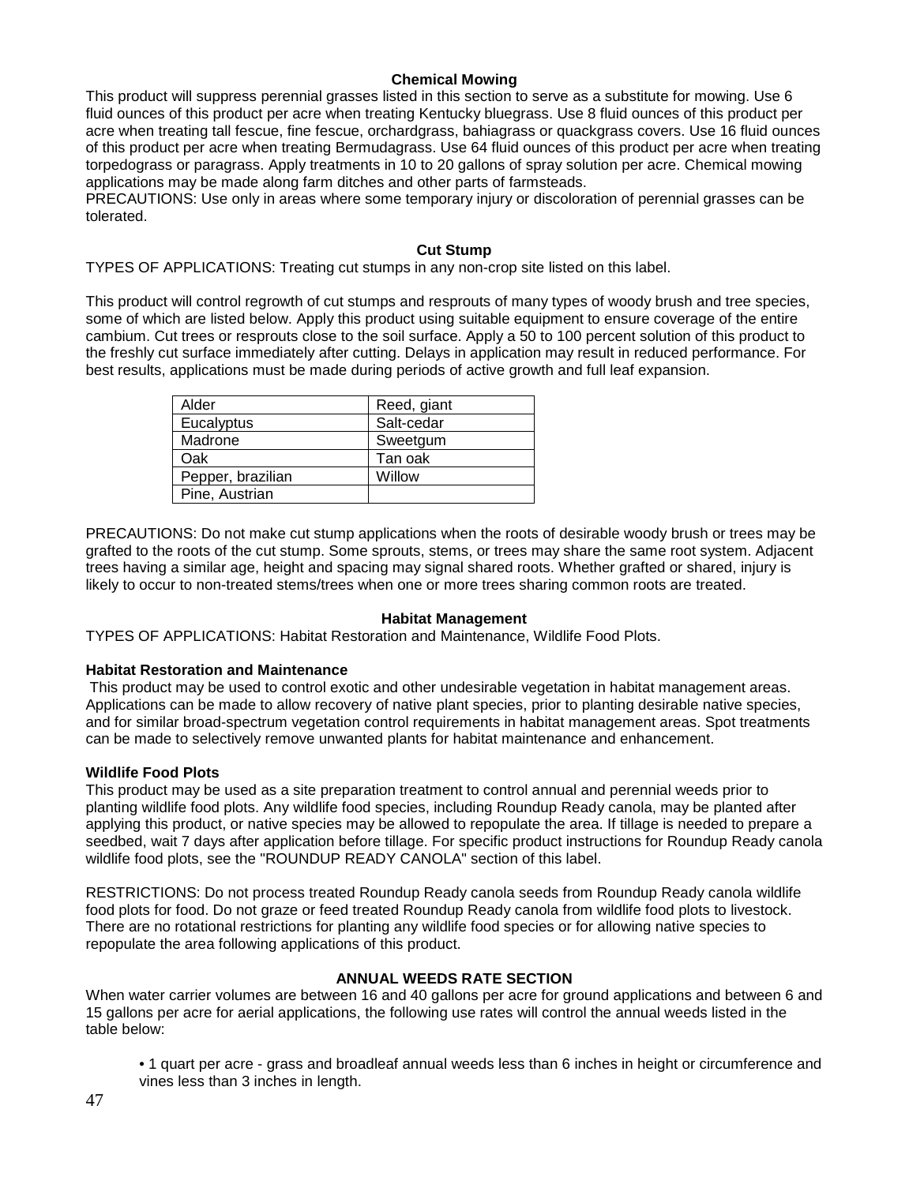### Chemical Mowing

This product will suppress perennial grasses listed in this section to serve as a substitute for mowing. Use 6 fluid ounces of this product per acre when treating Kentucky bluegrass. Use 8 fluid ounces of this product per acre when treating tall fescue, fine fescue, orchardgrass, bahiagrass or quackgrass covers. Use 16 fluid ounces of this product per acre when treating Bermudagrass. Use 64 fluid ounces of this product per acre when treating torpedograss or paragrass. Apply treatments in 10 to 20 gallons of spray solution per acre. Chemical mowing applications may be made along farm ditches and other parts of farmsteads.

PRECAUTIONS: Use only in areas where some temporary injury or discoloration of perennial grasses can be tolerated.

### Cut Stump

TYPES OF APPLICATIONS: Treating cut stumps in any non-crop site listed on this label.

This product will control regrowth of cut stumps and resprouts of many types of woody brush and tree species, some of which are listed below. Apply this product using suitable equipment to ensure coverage of the entire cambium. Cut trees or resprouts close to the soil surface. Apply a 50 to 100 percent solution of this product to the freshly cut surface immediately after cutting. Delays in application may result in reduced performance. For best results, applications must be made during periods of active growth and full leaf expansion.

| | |
|---|---|
| Alder | Reed, giant |
| Eucalyptus | Salt-cedar |
| Madrone | Sweetgum |
| Oak | Tan oak |
| Pepper, brazilian | Willow |
| Pine, Austrian | |

PRECAUTIONS: Do not make cut stump applications when the roots of desirable woody brush or trees may be grafted to the roots of the cut stump. Some sprouts, stems, or trees may share the same root system. Adjacent trees having a similar age, height and spacing may signal shared roots. Whether grafted or shared, injury is likely to occur to non-treated stems/trees when one or more trees sharing common roots are treated.

### Habitat Management

TYPES OF APPLICATIONS: Habitat Restoration and Maintenance, Wildlife Food Plots.

**Habitat Restoration and Maintenance**

This product may be used to control exotic and other undesirable vegetation in habitat management areas. Applications can be made to allow recovery of native plant species, prior to planting desirable native species, and for similar broad-spectrum vegetation control requirements in habitat management areas. Spot treatments can be made to selectively remove unwanted plants for habitat maintenance and enhancement.

**Wildlife Food Plots**

This product may be used as a site preparation treatment to control annual and perennial weeds prior to planting wildlife food plots. Any wildlife food species, including Roundup Ready canola, may be planted after applying this product, or native species may be allowed to repopulate the area. If tillage is needed to prepare a seedbed, wait 7 days after application before tillage. For specific product instructions for Roundup Ready canola wildlife food plots, see the "ROUNDUP READY CANOLA" section of this label.

RESTRICTIONS: Do not process treated Roundup Ready canola seeds from Roundup Ready canola wildlife food plots for food. Do not graze or feed treated Roundup Ready canola from wildlife food plots to livestock. There are no rotational restrictions for planting any wildlife food species or for allowing native species to repopulate the area following applications of this product.

### ANNUAL WEEDS RATE SECTION

When water carrier volumes are between 16 and 40 gallons per acre for ground applications and between 6 and 15 gallons per acre for aerial applications, the following use rates will control the annual weeds listed in the table below:

- 1 quart per acre - grass and broadleaf annual weeds less than 6 inches in height or circumference and vines less than 3 inches in length.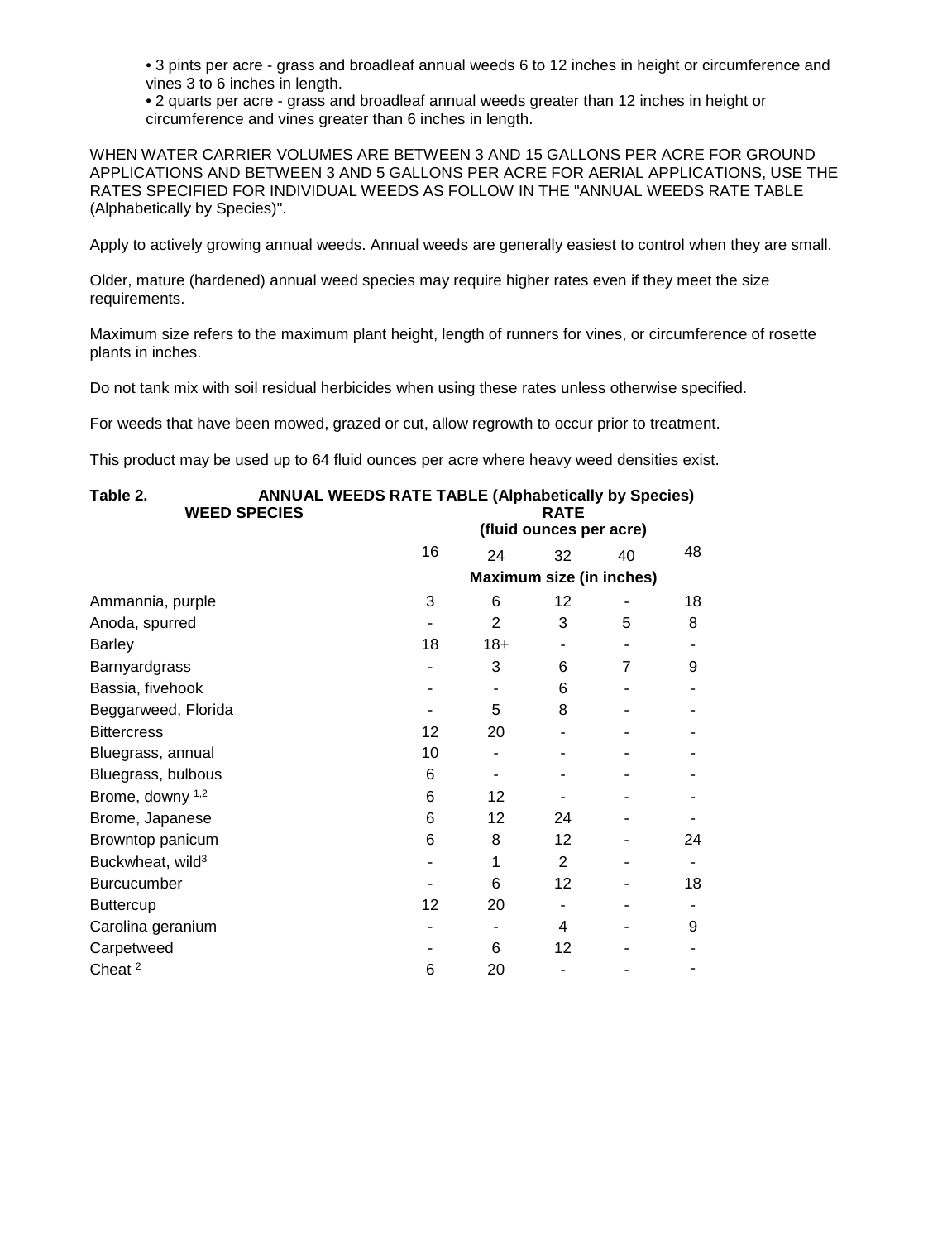• 3 pints per acre - grass and broadleaf annual weeds 6 to 12 inches in height or circumference and vines 3 to 6 inches in length.
• 2 quarts per acre - grass and broadleaf annual weeds greater than 12 inches in height or circumference and vines greater than 6 inches in length.

WHEN WATER CARRIER VOLUMES ARE BETWEEN 3 AND 15 GALLONS PER ACRE FOR GROUND APPLICATIONS AND BETWEEN 3 AND 5 GALLONS PER ACRE FOR AERIAL APPLICATIONS, USE THE RATES SPECIFIED FOR INDIVIDUAL WEEDS AS FOLLOW IN THE "ANNUAL WEEDS RATE TABLE (Alphabetically by Species)".

Apply to actively growing annual weeds. Annual weeds are generally easiest to control when they are small.

Older, mature (hardened) annual weed species may require higher rates even if they meet the size requirements.

Maximum size refers to the maximum plant height, length of runners for vines, or circumference of rosette plants in inches.

Do not tank mix with soil residual herbicides when using these rates unless otherwise specified.

For weeds that have been mowed, grazed or cut, allow regrowth to occur prior to treatment.

This product may be used up to 64 fluid ounces per acre where heavy weed densities exist.

**Table 2. ANNUAL WEEDS RATE TABLE (Alphabetically by Species)**

| WEED SPECIES | RATE (fluid ounces per acre) | | | | |
|---|---|---|---|---|---|
| | 16 | 24 | 32 | 40 | 48 |
| | Maximum size (in inches) | | | | |
| Ammannia, purple | 3 | 6 | 12 | - | 18 |
| Anoda, spurred | - | 2 | 3 | 5 | 8 |
| Barley | 18 | 18+ | - | - | - |
| Barnyardgrass | - | 3 | 6 | 7 | 9 |
| Bassia, fivehook | - | - | 6 | - | - |
| Beggarweed, Florida | - | 5 | 8 | - | - |
| Bittercress | 12 | 20 | - | - | - |
| Bluegrass, annual | 10 | - | - | - | - |
| Bluegrass, bulbous | 6 | - | - | - | - |
| Brome, downy [1,2] | 6 | 12 | - | - | - |
| Brome, Japanese | 6 | 12 | 24 | - | - |
| Browntop panicum | 6 | 8 | 12 | - | 24 |
| Buckwheat, wild[3] | - | 1 | 2 | - | - |
| Burcucumber | - | 6 | 12 | - | 18 |
| Buttercup | 12 | 20 | - | - | - |
| Carolina geranium | - | - | 4 | - | 9 |
| Carpetweed | - | 6 | 12 | - | - |
| Cheat [2] | 6 | 20 | - | - | - |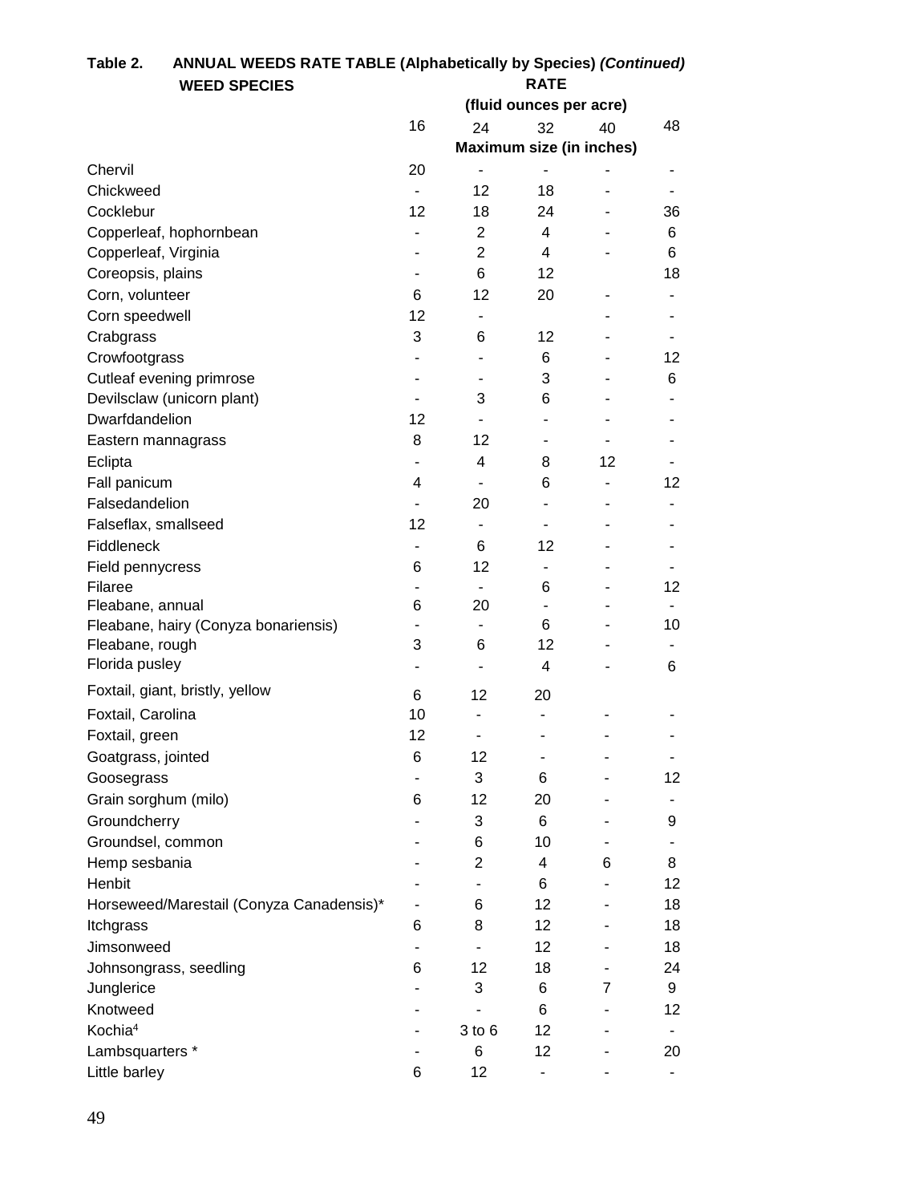**Table 2. ANNUAL WEEDS RATE TABLE (Alphabetically by Species) *(Continued)***

| WEED SPECIES | RATE (fluid ounces per acre) | | | | |
|---|---|---|---|---|---|
| | 16 | 24 | 32 | 40 | 48 |
| | Maximum size (in inches) | | | | |
| Chervil | 20 | - | - | - | - |
| Chickweed | - | 12 | 18 | - | - |
| Cocklebur | 12 | 18 | 24 | - | 36 |
| Copperleaf, hophornbean | - | 2 | 4 | - | 6 |
| Copperleaf, Virginia | - | 2 | 4 | - | 6 |
| Coreopsis, plains | - | 6 | 12 | | 18 |
| Corn, volunteer | 6 | 12 | 20 | - | - |
| Corn speedwell | 12 | - | | - | - |
| Crabgrass | 3 | 6 | 12 | - | - |
| Crowfootgrass | - | - | 6 | - | 12 |
| Cutleaf evening primrose | - | - | 3 | - | 6 |
| Devilsclaw (unicorn plant) | - | 3 | 6 | - | - |
| Dwarfdandelion | 12 | - | - | - | - |
| Eastern mannagrass | 8 | 12 | - | - | - |
| Eclipta | - | 4 | 8 | 12 | - |
| Fall panicum | 4 | - | 6 | - | 12 |
| Falsedandelion | - | 20 | - | - | - |
| Falseflax, smallseed | 12 | - | - | - | - |
| Fiddleneck | - | 6 | 12 | - | - |
| Field pennycress | 6 | 12 | - | - | - |
| Filaree | - | - | 6 | - | 12 |
| Fleabane, annual | 6 | 20 | - | - | - |
| Fleabane, hairy (Conyza bonariensis) | - | - | 6 | - | 10 |
| Fleabane, rough | 3 | 6 | 12 | - | - |
| Florida pusley | - | - | 4 | - | 6 |
| Foxtail, giant, bristly, yellow | 6 | 12 | 20 | | |
| Foxtail, Carolina | 10 | - | - | - | - |
| Foxtail, green | 12 | - | - | - | - |
| Goatgrass, jointed | 6 | 12 | - | - | - |
| Goosegrass | - | 3 | 6 | - | 12 |
| Grain sorghum (milo) | 6 | 12 | 20 | - | - |
| Groundcherry | - | 3 | 6 | - | 9 |
| Groundsel, common | - | 6 | 10 | - | - |
| Hemp sesbania | - | 2 | 4 | 6 | 8 |
| Henbit | - | - | 6 | - | 12 |
| Horseweed/Marestail (Conyza Canadensis)* | - | 6 | 12 | - | 18 |
| Itchgrass | 6 | 8 | 12 | - | 18 |
| Jimsonweed | - | - | 12 | - | 18 |
| Johnsongrass, seedling | 6 | 12 | 18 | - | 24 |
| Junglerice | - | 3 | 6 | 7 | 9 |
| Knotweed | - | - | 6 | - | 12 |
| Kochia[4] | - | 3 to 6 | 12 | - | - |
| Lambsquarters * | - | 6 | 12 | - | 20 |
| Little barley | 6 | 12 | - | - | - |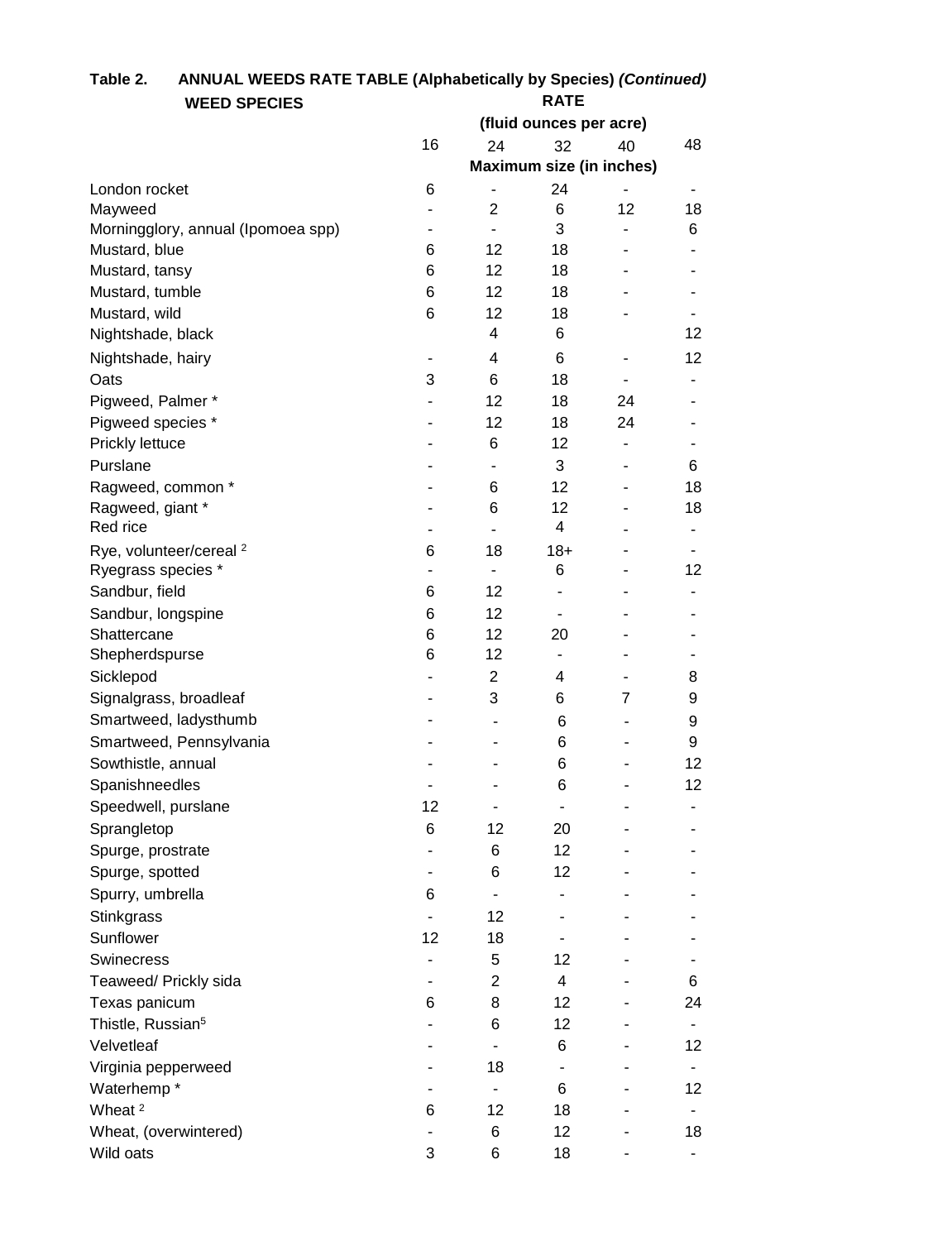**Table 2. ANNUAL WEEDS RATE TABLE (Alphabetically by Species) *(Continued)***

| WEED SPECIES | RATE (fluid ounces per acre) | | | | |
|---|---|---|---|---|---|
| | 16 | 24 | 32 | 40 | 48 |
| | Maximum size (in inches) | | | | |
| London rocket | 6 | - | 24 | - | - |
| Mayweed | - | 2 | 6 | 12 | 18 |
| Morningglory, annual (Ipomoea spp) | - | - | 3 | - | 6 |
| Mustard, blue | 6 | 12 | 18 | - | - |
| Mustard, tansy | 6 | 12 | 18 | - | - |
| Mustard, tumble | 6 | 12 | 18 | - | - |
| Mustard, wild | 6 | 12 | 18 | - | - |
| Nightshade, black | | 4 | 6 | | 12 |
| Nightshade, hairy | - | 4 | 6 | - | 12 |
| Oats | 3 | 6 | 18 | - | - |
| Pigweed, Palmer * | - | 12 | 18 | 24 | - |
| Pigweed species * | - | 12 | 18 | 24 | - |
| Prickly lettuce | - | 6 | 12 | - | - |
| Purslane | - | - | 3 | - | 6 |
| Ragweed, common * | - | 6 | 12 | - | 18 |
| Ragweed, giant * | - | 6 | 12 | - | 18 |
| Red rice | - | - | 4 | - | - |
| Rye, volunteer/cereal [2] | 6 | 18 | 18+ | - | - |
| Ryegrass species * | - | - | 6 | - | 12 |
| Sandbur, field | 6 | 12 | - | - | - |
| Sandbur, longspine | 6 | 12 | - | - | - |
| Shattercane | 6 | 12 | 20 | - | - |
| Shepherdspurse | 6 | 12 | - | - | - |
| Sicklepod | - | 2 | 4 | - | 8 |
| Signalgrass, broadleaf | - | 3 | 6 | 7 | 9 |
| Smartweed, ladysthumb | - | - | 6 | - | 9 |
| Smartweed, Pennsylvania | - | - | 6 | - | 9 |
| Sowthistle, annual | - | - | 6 | - | 12 |
| Spanishneedles | - | - | 6 | - | 12 |
| Speedwell, purslane | 12 | - | - | - | - |
| Sprangletop | 6 | 12 | 20 | - | - |
| Spurge, prostrate | - | 6 | 12 | - | - |
| Spurge, spotted | - | 6 | 12 | - | - |
| Spurry, umbrella | 6 | - | - | - | - |
| Stinkgrass | - | 12 | - | - | - |
| Sunflower | 12 | 18 | - | - | - |
| Swinecress | - | 5 | 12 | - | - |
| Teaweed/ Prickly sida | - | 2 | 4 | - | 6 |
| Texas panicum | 6 | 8 | 12 | - | 24 |
| Thistle, Russian[5] | - | 6 | 12 | - | - |
| Velvetleaf | - | - | 6 | - | 12 |
| Virginia pepperweed | - | 18 | - | - | - |
| Waterhemp * | - | - | 6 | - | 12 |
| Wheat [2] | 6 | 12 | 18 | - | - |
| Wheat, (overwintered) | - | 6 | 12 | - | 18 |
| Wild oats | 3 | 6 | 18 | - | - |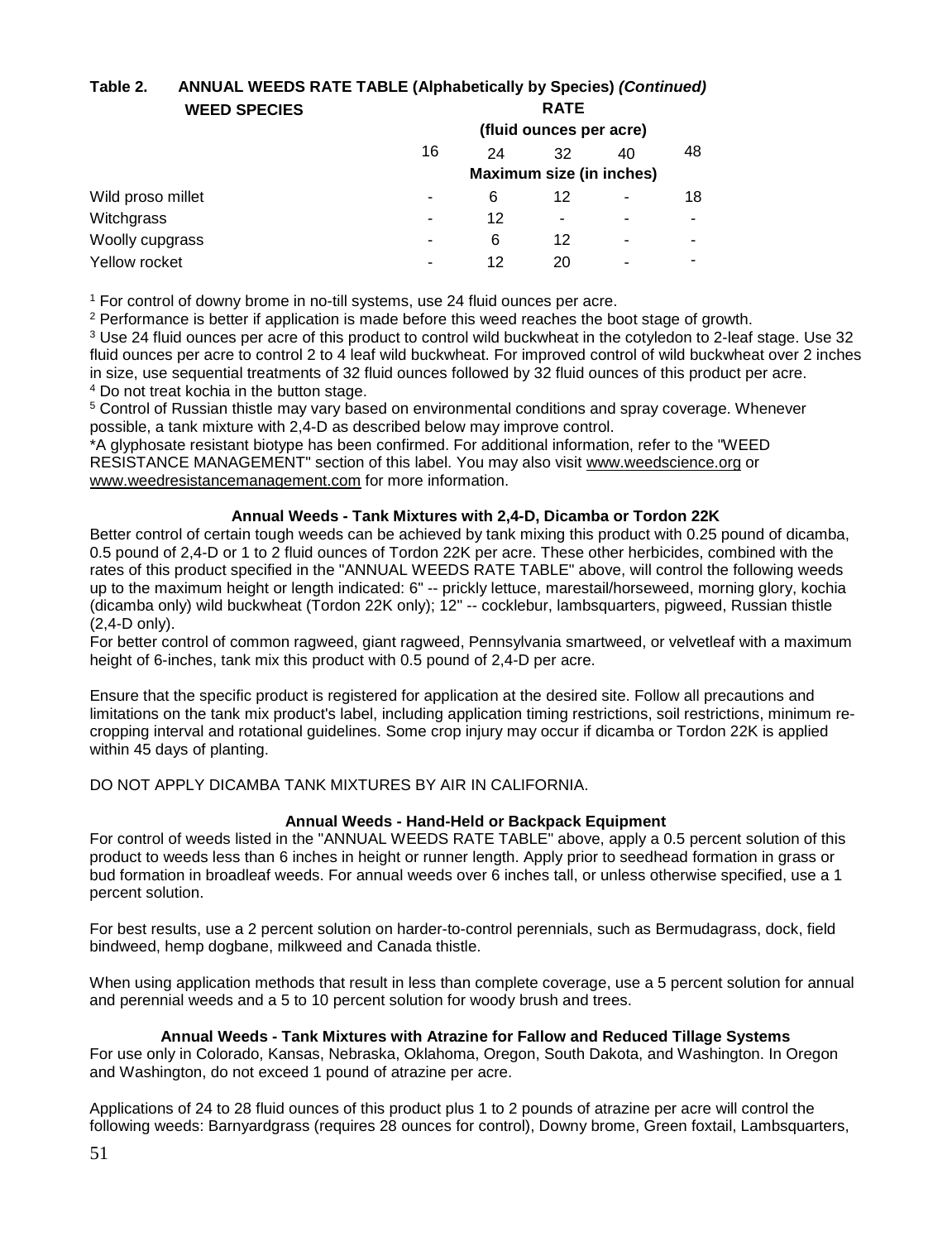**Table 2. ANNUAL WEEDS RATE TABLE (Alphabetically by Species)** ***(Continued)***

| WEED SPECIES | RATE (fluid ounces per acre) | | | | |
|---|---|---|---|---|---|
| | 16 | 24 | 32 | 40 | 48 |
| | Maximum size (in inches) | | | | |
| Wild proso millet | - | 6 | 12 | - | 18 |
| Witchgrass | - | 12 | - | - | - |
| Woolly cupgrass | - | 6 | 12 | - | - |
| Yellow rocket | - | 12 | 20 | - | - |

[1] For control of downy brome in no-till systems, use 24 fluid ounces per acre.
[2] Performance is better if application is made before this weed reaches the boot stage of growth.
[3] Use 24 fluid ounces per acre of this product to control wild buckwheat in the cotyledon to 2-leaf stage. Use 32 fluid ounces per acre to control 2 to 4 leaf wild buckwheat. For improved control of wild buckwheat over 2 inches in size, use sequential treatments of 32 fluid ounces followed by 32 fluid ounces of this product per acre.
[4] Do not treat kochia in the button stage.
[5] Control of Russian thistle may vary based on environmental conditions and spray coverage. Whenever possible, a tank mixture with 2,4-D as described below may improve control.
*A glyphosate resistant biotype has been confirmed. For additional information, refer to the "WEED RESISTANCE MANAGEMENT" section of this label. You may also visit www.weedscience.org or www.weedresistancemanagement.com for more information.

**Annual Weeds - Tank Mixtures with 2,4-D, Dicamba or Tordon 22K**

Better control of certain tough weeds can be achieved by tank mixing this product with 0.25 pound of dicamba, 0.5 pound of 2,4-D or 1 to 2 fluid ounces of Tordon 22K per acre. These other herbicides, combined with the rates of this product specified in the "ANNUAL WEEDS RATE TABLE" above, will control the following weeds up to the maximum height or length indicated: 6" -- prickly lettuce, marestail/horseweed, morning glory, kochia (dicamba only) wild buckwheat (Tordon 22K only); 12" -- cocklebur, lambsquarters, pigweed, Russian thistle (2,4-D only).
For better control of common ragweed, giant ragweed, Pennsylvania smartweed, or velvetleaf with a maximum height of 6-inches, tank mix this product with 0.5 pound of 2,4-D per acre.

Ensure that the specific product is registered for application at the desired site. Follow all precautions and limitations on the tank mix product's label, including application timing restrictions, soil restrictions, minimum re-cropping interval and rotational guidelines. Some crop injury may occur if dicamba or Tordon 22K is applied within 45 days of planting.

DO NOT APPLY DICAMBA TANK MIXTURES BY AIR IN CALIFORNIA.

**Annual Weeds - Hand-Held or Backpack Equipment**

For control of weeds listed in the "ANNUAL WEEDS RATE TABLE" above, apply a 0.5 percent solution of this product to weeds less than 6 inches in height or runner length. Apply prior to seedhead formation in grass or bud formation in broadleaf weeds. For annual weeds over 6 inches tall, or unless otherwise specified, use a 1 percent solution.

For best results, use a 2 percent solution on harder-to-control perennials, such as Bermudagrass, dock, field bindweed, hemp dogbane, milkweed and Canada thistle.

When using application methods that result in less than complete coverage, use a 5 percent solution for annual and perennial weeds and a 5 to 10 percent solution for woody brush and trees.

**Annual Weeds - Tank Mixtures with Atrazine for Fallow and Reduced Tillage Systems**

For use only in Colorado, Kansas, Nebraska, Oklahoma, Oregon, South Dakota, and Washington. In Oregon and Washington, do not exceed 1 pound of atrazine per acre.

Applications of 24 to 28 fluid ounces of this product plus 1 to 2 pounds of atrazine per acre will control the following weeds: Barnyardgrass (requires 28 ounces for control), Downy brome, Green foxtail, Lambsquarters,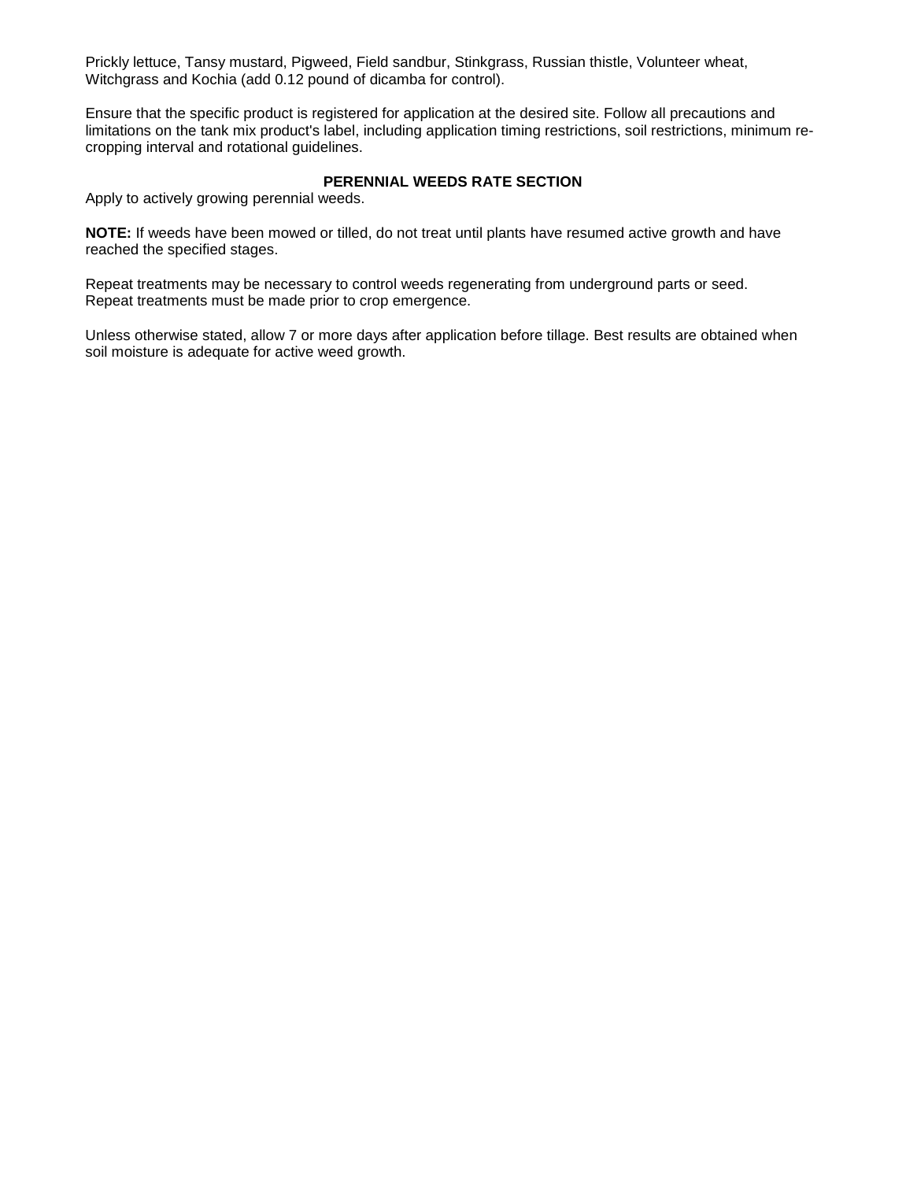Prickly lettuce, Tansy mustard, Pigweed, Field sandbur, Stinkgrass, Russian thistle, Volunteer wheat, Witchgrass and Kochia (add 0.12 pound of dicamba for control).

Ensure that the specific product is registered for application at the desired site. Follow all precautions and limitations on the tank mix product's label, including application timing restrictions, soil restrictions, minimum re-cropping interval and rotational guidelines.

### PERENNIAL WEEDS RATE SECTION

Apply to actively growing perennial weeds.

**NOTE:** If weeds have been mowed or tilled, do not treat until plants have resumed active growth and have reached the specified stages.

Repeat treatments may be necessary to control weeds regenerating from underground parts or seed. Repeat treatments must be made prior to crop emergence.

Unless otherwise stated, allow 7 or more days after application before tillage. Best results are obtained when soil moisture is adequate for active weed growth.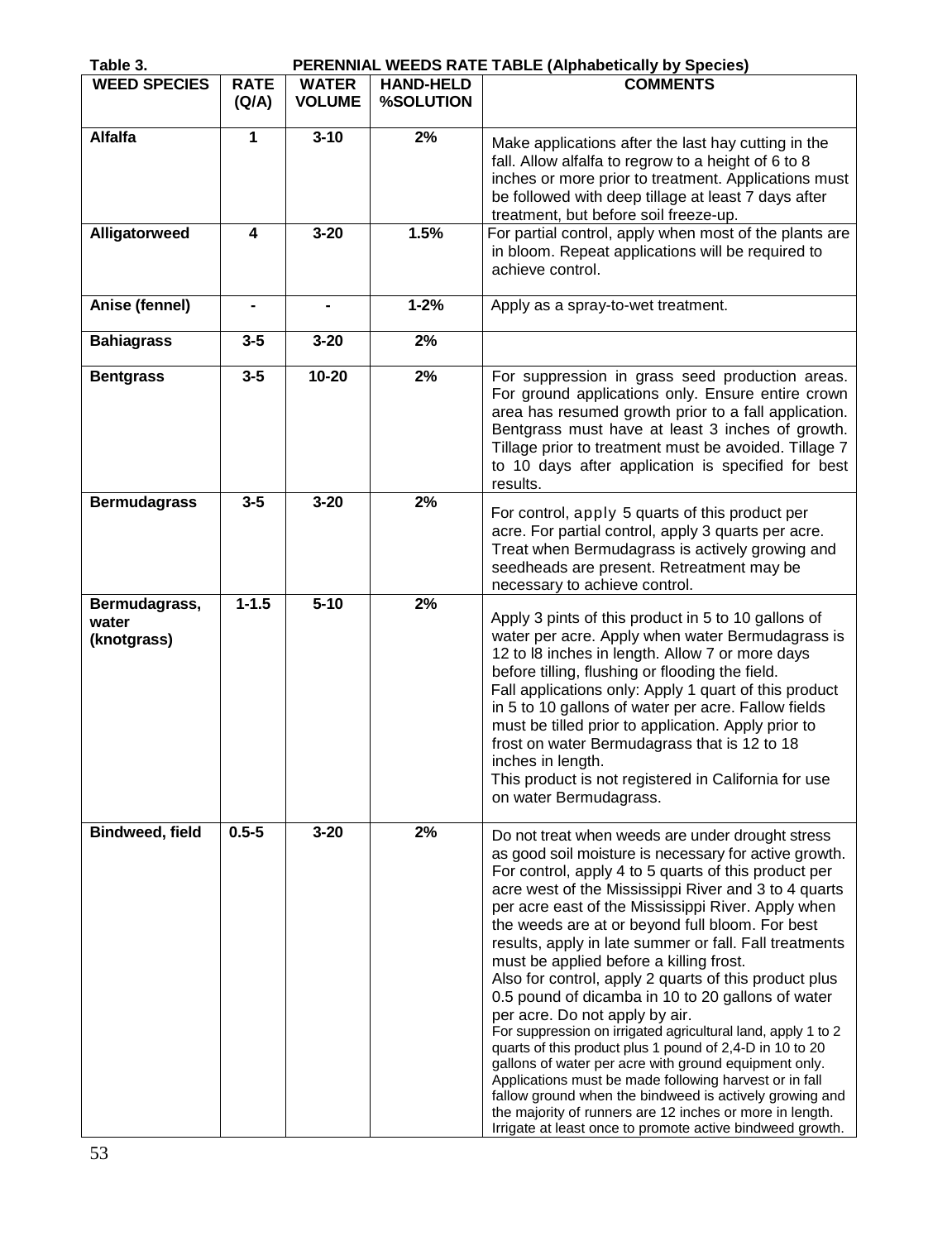**Table 3. PERENNIAL WEEDS RATE TABLE (Alphabetically by Species)**

| WEED SPECIES | RATE (Q/A) | WATER VOLUME | HAND-HELD %SOLUTION | COMMENTS |
|---|---|---|---|---|
| **Alfalfa** | **1** | **3-10** | **2%** | Make applications after the last hay cutting in the fall. Allow alfalfa to regrow to a height of 6 to 8 inches or more prior to treatment. Applications must be followed with deep tillage at least 7 days after treatment, but before soil freeze-up. |
| **Alligatorweed** | **4** | **3-20** | **1.5%** | For partial control, apply when most of the plants are in bloom. Repeat applications will be required to achieve control. |
| **Anise (fennel)** | **-** | **-** | **1-2%** | Apply as a spray-to-wet treatment. |
| **Bahiagrass** | **3-5** | **3-20** | **2%** | |
| **Bentgrass** | **3-5** | **10-20** | **2%** | For suppression in grass seed production areas. For ground applications only. Ensure entire crown area has resumed growth prior to a fall application. Bentgrass must have at least 3 inches of growth. Tillage prior to treatment must be avoided. Tillage 7 to 10 days after application is specified for best results. |
| **Bermudagrass** | **3-5** | **3-20** | **2%** | For control, apply 5 quarts of this product per acre. For partial control, apply 3 quarts per acre. Treat when Bermudagrass is actively growing and seedheads are present. Retreatment may be necessary to achieve control. |
| **Bermudagrass, water (knotgrass)** | **1-1.5** | **5-10** | **2%** | Apply 3 pints of this product in 5 to 10 gallons of water per acre. Apply when water Bermudagrass is 12 to l8 inches in length. Allow 7 or more days before tilling, flushing or flooding the field. Fall applications only: Apply 1 quart of this product in 5 to 10 gallons of water per acre. Fallow fields must be tilled prior to application. Apply prior to frost on water Bermudagrass that is 12 to 18 inches in length. This product is not registered in California for use on water Bermudagrass. |
| **Bindweed, field** | **0.5-5** | **3-20** | **2%** | Do not treat when weeds are under drought stress as good soil moisture is necessary for active growth. For control, apply 4 to 5 quarts of this product per acre west of the Mississippi River and 3 to 4 quarts per acre east of the Mississippi River. Apply when the weeds are at or beyond full bloom. For best results, apply in late summer or fall. Fall treatments must be applied before a killing frost. Also for control, apply 2 quarts of this product plus 0.5 pound of dicamba in 10 to 20 gallons of water per acre. Do not apply by air. For suppression on irrigated agricultural land, apply 1 to 2 quarts of this product plus 1 pound of 2,4-D in 10 to 20 gallons of water per acre with ground equipment only. Applications must be made following harvest or in fall fallow ground when the bindweed is actively growing and the majority of runners are 12 inches or more in length. Irrigate at least once to promote active bindweed growth. |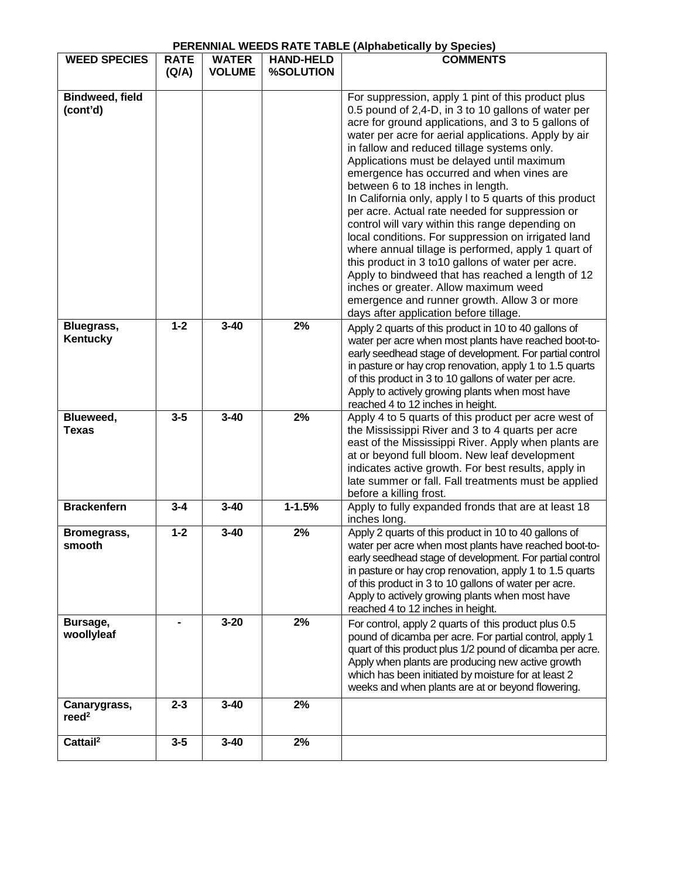**PERENNIAL WEEDS RATE TABLE (Alphabetically by Species)**

| WEED SPECIES | RATE (Q/A) | WATER VOLUME | HAND-HELD %SOLUTION | COMMENTS |
|---|---|---|---|---|
| **Bindweed, field (cont'd)** | | | | For suppression, apply 1 pint of this product plus 0.5 pound of 2,4-D, in 3 to 10 gallons of water per acre for ground applications, and 3 to 5 gallons of water per acre for aerial applications. Apply by air in fallow and reduced tillage systems only. Applications must be delayed until maximum emergence has occurred and when vines are between 6 to 18 inches in length. In California only, apply l to 5 quarts of this product per acre. Actual rate needed for suppression or control will vary within this range depending on local conditions. For suppression on irrigated land where annual tillage is performed, apply 1 quart of this product in 3 to10 gallons of water per acre. Apply to bindweed that has reached a length of 12 inches or greater. Allow maximum weed emergence and runner growth. Allow 3 or more days after application before tillage. |
| **Bluegrass, Kentucky** | **1-2** | **3-40** | **2%** | Apply 2 quarts of this product in 10 to 40 gallons of water per acre when most plants have reached boot-to-early seedhead stage of development. For partial control in pasture or hay crop renovation, apply 1 to 1.5 quarts of this product in 3 to 10 gallons of water per acre. Apply to actively growing plants when most have reached 4 to 12 inches in height. |
| **Blueweed, Texas** | **3-5** | **3-40** | **2%** | Apply 4 to 5 quarts of this product per acre west of the Mississippi River and 3 to 4 quarts per acre east of the Mississippi River. Apply when plants are at or beyond full bloom. New leaf development indicates active growth. For best results, apply in late summer or fall. Fall treatments must be applied before a killing frost. |
| **Brackenfern** | **3-4** | **3-40** | **1-1.5%** | Apply to fully expanded fronds that are at least 18 inches long. |
| **Bromegrass, smooth** | **1-2** | **3-40** | **2%** | Apply 2 quarts of this product in 10 to 40 gallons of water per acre when most plants have reached boot-to-early seedhead stage of development. For partial control in pasture or hay crop renovation, apply 1 to 1.5 quarts of this product in 3 to 10 gallons of water per acre. Apply to actively growing plants when most have reached 4 to 12 inches in height. |
| **Bursage, woollyleaf** | **-** | **3-20** | **2%** | For control, apply 2 quarts of this product plus 0.5 pound of dicamba per acre. For partial control, apply 1 quart of this product plus 1/2 pound of dicamba per acre. Apply when plants are producing new active growth which has been initiated by moisture for at least 2 weeks and when plants are at or beyond flowering. |
| **Canarygrass, reed[2]** | **2-3** | **3-40** | **2%** | |
| **Cattail[2]** | **3-5** | **3-40** | **2%** | |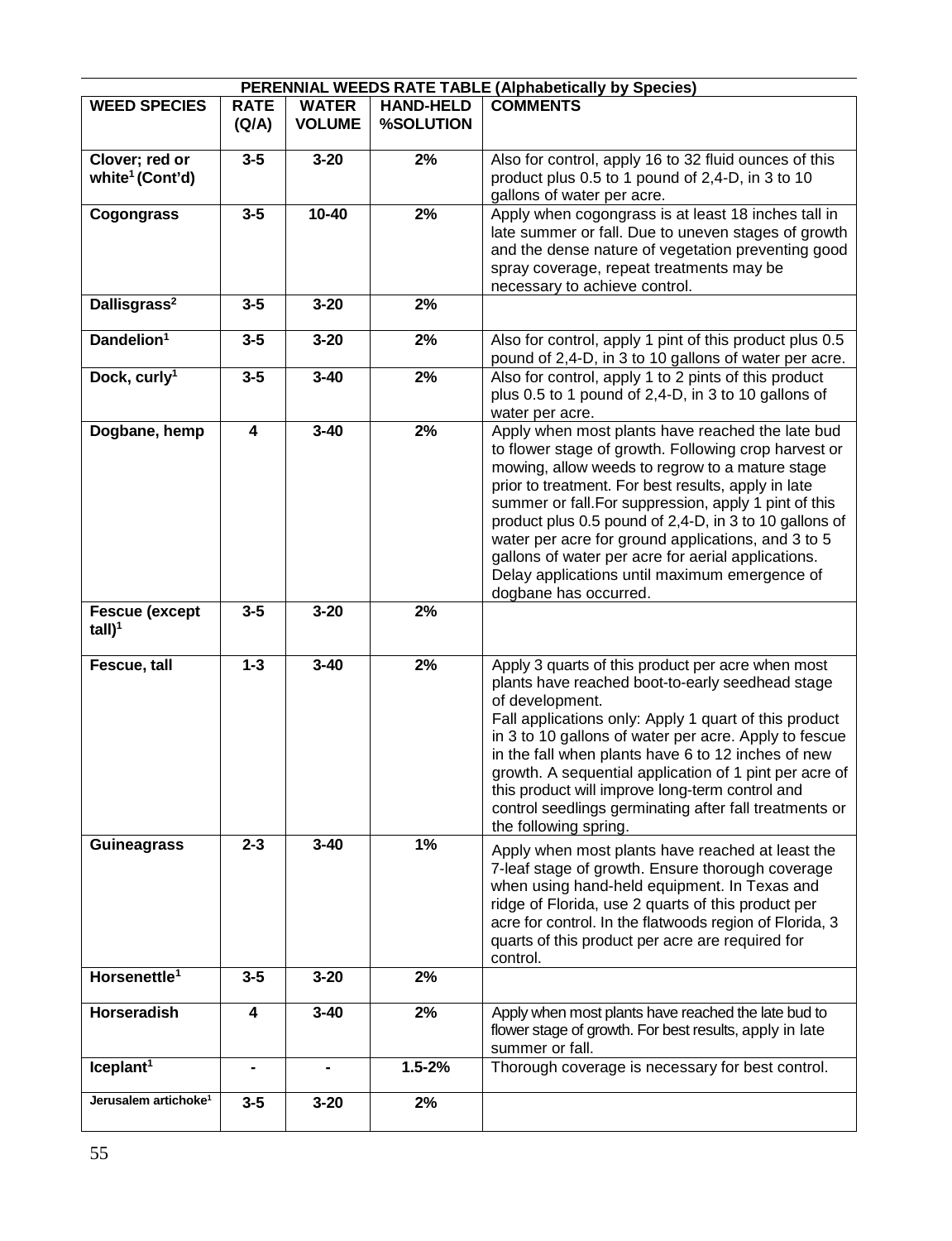**PERENNIAL WEEDS RATE TABLE (Alphabetically by Species)**

| WEED SPECIES | RATE (Q/A) | WATER VOLUME | HAND-HELD %SOLUTION | COMMENTS |
|---|---|---|---|---|
| **Clover; red or white[1] (Cont'd)** | **3-5** | **3-20** | **2%** | Also for control, apply 16 to 32 fluid ounces of this product plus 0.5 to 1 pound of 2,4-D, in 3 to 10 gallons of water per acre. |
| **Cogongrass** | **3-5** | **10-40** | **2%** | Apply when cogongrass is at least 18 inches tall in late summer or fall. Due to uneven stages of growth and the dense nature of vegetation preventing good spray coverage, repeat treatments may be necessary to achieve control. |
| **Dallisgrass[2]** | **3-5** | **3-20** | **2%** | |
| **Dandelion[1]** | **3-5** | **3-20** | **2%** | Also for control, apply 1 pint of this product plus 0.5 pound of 2,4-D, in 3 to 10 gallons of water per acre. |
| **Dock, curly[1]** | **3-5** | **3-40** | **2%** | Also for control, apply 1 to 2 pints of this product plus 0.5 to 1 pound of 2,4-D, in 3 to 10 gallons of water per acre. |
| **Dogbane, hemp** | **4** | **3-40** | **2%** | Apply when most plants have reached the late bud to flower stage of growth. Following crop harvest or mowing, allow weeds to regrow to a mature stage prior to treatment. For best results, apply in late summer or fall.For suppression, apply 1 pint of this product plus 0.5 pound of 2,4-D, in 3 to 10 gallons of water per acre for ground applications, and 3 to 5 gallons of water per acre for aerial applications. Delay applications until maximum emergence of dogbane has occurred. |
| **Fescue (except tall)[1]** | **3-5** | **3-20** | **2%** | |
| **Fescue, tall** | **1-3** | **3-40** | **2%** | Apply 3 quarts of this product per acre when most plants have reached boot-to-early seedhead stage of development. Fall applications only: Apply 1 quart of this product in 3 to 10 gallons of water per acre. Apply to fescue in the fall when plants have 6 to 12 inches of new growth. A sequential application of 1 pint per acre of this product will improve long-term control and control seedlings germinating after fall treatments or the following spring. |
| **Guineagrass** | **2-3** | **3-40** | **1%** | Apply when most plants have reached at least the 7-leaf stage of growth. Ensure thorough coverage when using hand-held equipment. In Texas and ridge of Florida, use 2 quarts of this product per acre for control. In the flatwoods region of Florida, 3 quarts of this product per acre are required for control. |
| **Horsenettle[1]** | **3-5** | **3-20** | **2%** | |
| **Horseradish** | **4** | **3-40** | **2%** | Apply when most plants have reached the late bud to flower stage of growth. For best results, apply in late summer or fall. |
| **Iceplant[1]** | **-** | **-** | **1.5-2%** | Thorough coverage is necessary for best control. |
| **Jerusalem artichoke[1]** | **3-5** | **3-20** | **2%** | |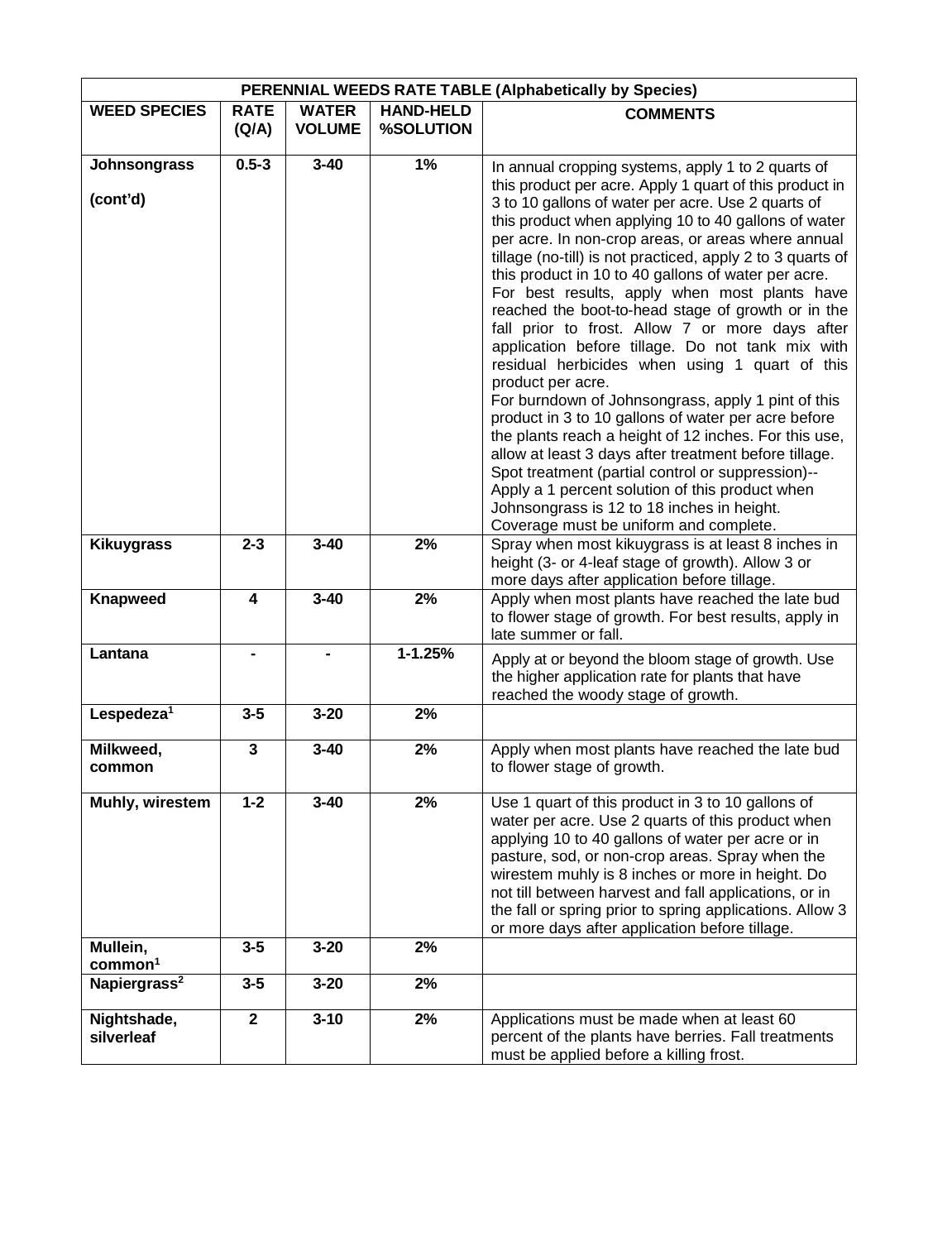| PERENNIAL WEEDS RATE TABLE (Alphabetically by Species) | | | | |
|---|---|---|---|---|
| **WEED SPECIES** | **RATE (Q/A)** | **WATER VOLUME** | **HAND-HELD %SOLUTION** | **COMMENTS** |
| **Johnsongrass (cont'd)** | **0.5-3** | **3-40** | **1%** | In annual cropping systems, apply 1 to 2 quarts of this product per acre. Apply 1 quart of this product in 3 to 10 gallons of water per acre. Use 2 quarts of this product when applying 10 to 40 gallons of water per acre. In non-crop areas, or areas where annual tillage (no-till) is not practiced, apply 2 to 3 quarts of this product in 10 to 40 gallons of water per acre. For best results, apply when most plants have reached the boot-to-head stage of growth or in the fall prior to frost. Allow 7 or more days after application before tillage. Do not tank mix with residual herbicides when using 1 quart of this product per acre. For burndown of Johnsongrass, apply 1 pint of this product in 3 to 10 gallons of water per acre before the plants reach a height of 12 inches. For this use, allow at least 3 days after treatment before tillage. Spot treatment (partial control or suppression)-- Apply a 1 percent solution of this product when Johnsongrass is 12 to 18 inches in height. Coverage must be uniform and complete. |
| **Kikuygrass** | **2-3** | **3-40** | **2%** | Spray when most kikuygrass is at least 8 inches in height (3- or 4-leaf stage of growth). Allow 3 or more days after application before tillage. |
| **Knapweed** | **4** | **3-40** | **2%** | Apply when most plants have reached the late bud to flower stage of growth. For best results, apply in late summer or fall. |
| **Lantana** | **-** | **-** | **1-1.25%** | Apply at or beyond the bloom stage of growth. Use the higher application rate for plants that have reached the woody stage of growth. |
| **Lespedeza[1]** | **3-5** | **3-20** | **2%** | |
| **Milkweed, common** | **3** | **3-40** | **2%** | Apply when most plants have reached the late bud to flower stage of growth. |
| **Muhly, wirestem** | **1-2** | **3-40** | **2%** | Use 1 quart of this product in 3 to 10 gallons of water per acre. Use 2 quarts of this product when applying 10 to 40 gallons of water per acre or in pasture, sod, or non-crop areas. Spray when the wirestem muhly is 8 inches or more in height. Do not till between harvest and fall applications, or in the fall or spring prior to spring applications. Allow 3 or more days after application before tillage. |
| **Mullein, common[1]** | **3-5** | **3-20** | **2%** | |
| **Napiergrass[2]** | **3-5** | **3-20** | **2%** | |
| **Nightshade, silverleaf** | **2** | **3-10** | **2%** | Applications must be made when at least 60 percent of the plants have berries. Fall treatments must be applied before a killing frost. |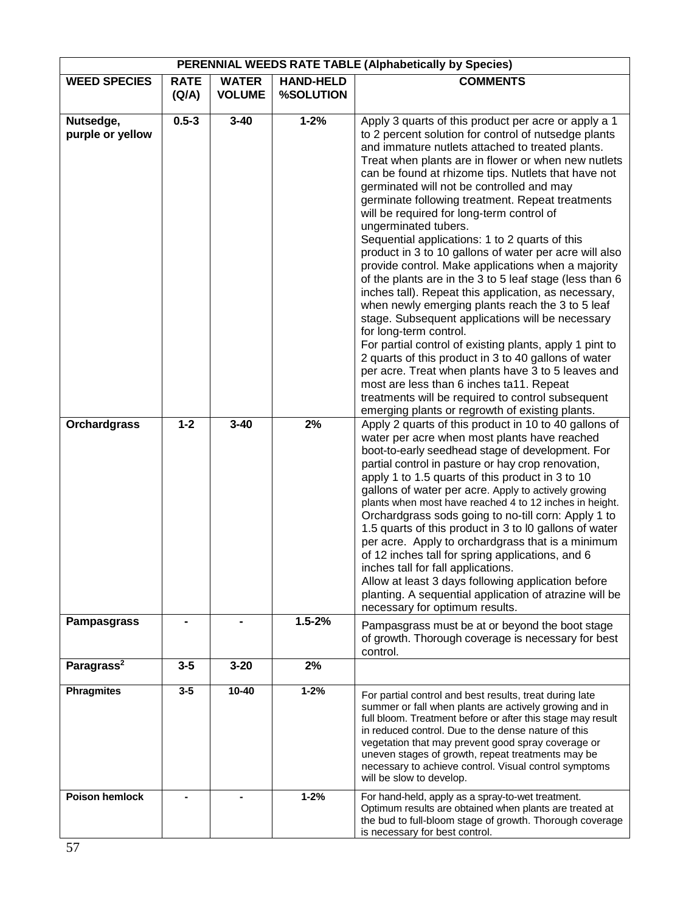| PERENNIAL WEEDS RATE TABLE (Alphabetically by Species) | | | | |
|---|---|---|---|---|
| **WEED SPECIES** | **RATE (Q/A)** | **WATER VOLUME** | **HAND-HELD %SOLUTION** | **COMMENTS** |
| **Nutsedge, purple or yellow** | **0.5-3** | **3-40** | **1-2%** | Apply 3 quarts of this product per acre or apply a 1 to 2 percent solution for control of nutsedge plants and immature nutlets attached to treated plants. Treat when plants are in flower or when new nutlets can be found at rhizome tips. Nutlets that have not germinated will not be controlled and may germinate following treatment. Repeat treatments will be required for long-term control of ungerminated tubers. Sequential applications: 1 to 2 quarts of this product in 3 to 10 gallons of water per acre will also provide control. Make applications when a majority of the plants are in the 3 to 5 leaf stage (less than 6 inches tall). Repeat this application, as necessary, when newly emerging plants reach the 3 to 5 leaf stage. Subsequent applications will be necessary for long-term control. For partial control of existing plants, apply 1 pint to 2 quarts of this product in 3 to 40 gallons of water per acre. Treat when plants have 3 to 5 leaves and most are less than 6 inches ta11. Repeat treatments will be required to control subsequent emerging plants or regrowth of existing plants. |
| **Orchardgrass** | **1-2** | **3-40** | **2%** | Apply 2 quarts of this product in 10 to 40 gallons of water per acre when most plants have reached boot-to-early seedhead stage of development. For partial control in pasture or hay crop renovation, apply 1 to 1.5 quarts of this product in 3 to 10 gallons of water per acre. Apply to actively growing plants when most have reached 4 to 12 inches in height. Orchardgrass sods going to no-till corn: Apply 1 to 1.5 quarts of this product in 3 to l0 gallons of water per acre. Apply to orchardgrass that is a minimum of 12 inches tall for spring applications, and 6 inches tall for fall applications. Allow at least 3 days following application before planting. A sequential application of atrazine will be necessary for optimum results. |
| **Pampasgrass** | **-** | **-** | **1.5-2%** | Pampasgrass must be at or beyond the boot stage of growth. Thorough coverage is necessary for best control. |
| **Paragrass[2]** | **3-5** | **3-20** | **2%** | |
| **Phragmites** | **3-5** | **10-40** | **1-2%** | For partial control and best results, treat during late summer or fall when plants are actively growing and in full bloom. Treatment before or after this stage may result in reduced control. Due to the dense nature of this vegetation that may prevent good spray coverage or uneven stages of growth, repeat treatments may be necessary to achieve control. Visual control symptoms will be slow to develop. |
| **Poison hemlock** | **-** | **-** | **1-2%** | For hand-held, apply as a spray-to-wet treatment. Optimum results are obtained when plants are treated at the bud to full-bloom stage of growth. Thorough coverage is necessary for best control. |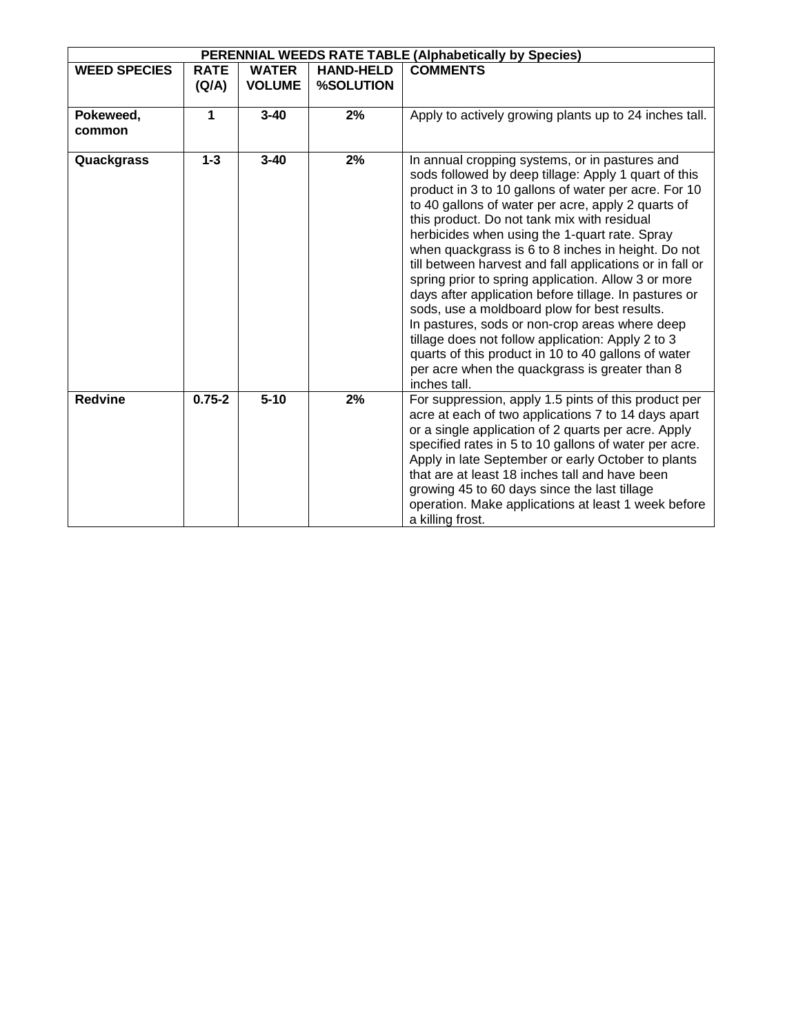| PERENNIAL WEEDS RATE TABLE (Alphabetically by Species) | | | | |
|---|---|---|---|---|
| **WEED SPECIES** | **RATE (Q/A)** | **WATER VOLUME** | **HAND-HELD %SOLUTION** | **COMMENTS** |
| **Pokeweed, common** | **1** | **3-40** | **2%** | Apply to actively growing plants up to 24 inches tall. |
| **Quackgrass** | **1-3** | **3-40** | **2%** | In annual cropping systems, or in pastures and sods followed by deep tillage: Apply 1 quart of this product in 3 to 10 gallons of water per acre. For 10 to 40 gallons of water per acre, apply 2 quarts of this product. Do not tank mix with residual herbicides when using the 1-quart rate. Spray when quackgrass is 6 to 8 inches in height. Do not till between harvest and fall applications or in fall or spring prior to spring application. Allow 3 or more days after application before tillage. In pastures or sods, use a moldboard plow for best results. In pastures, sods or non-crop areas where deep tillage does not follow application: Apply 2 to 3 quarts of this product in 10 to 40 gallons of water per acre when the quackgrass is greater than 8 inches tall. |
| **Redvine** | **0.75-2** | **5-10** | **2%** | For suppression, apply 1.5 pints of this product per acre at each of two applications 7 to 14 days apart or a single application of 2 quarts per acre. Apply specified rates in 5 to 10 gallons of water per acre. Apply in late September or early October to plants that are at least 18 inches tall and have been growing 45 to 60 days since the last tillage operation. Make applications at least 1 week before a killing frost. |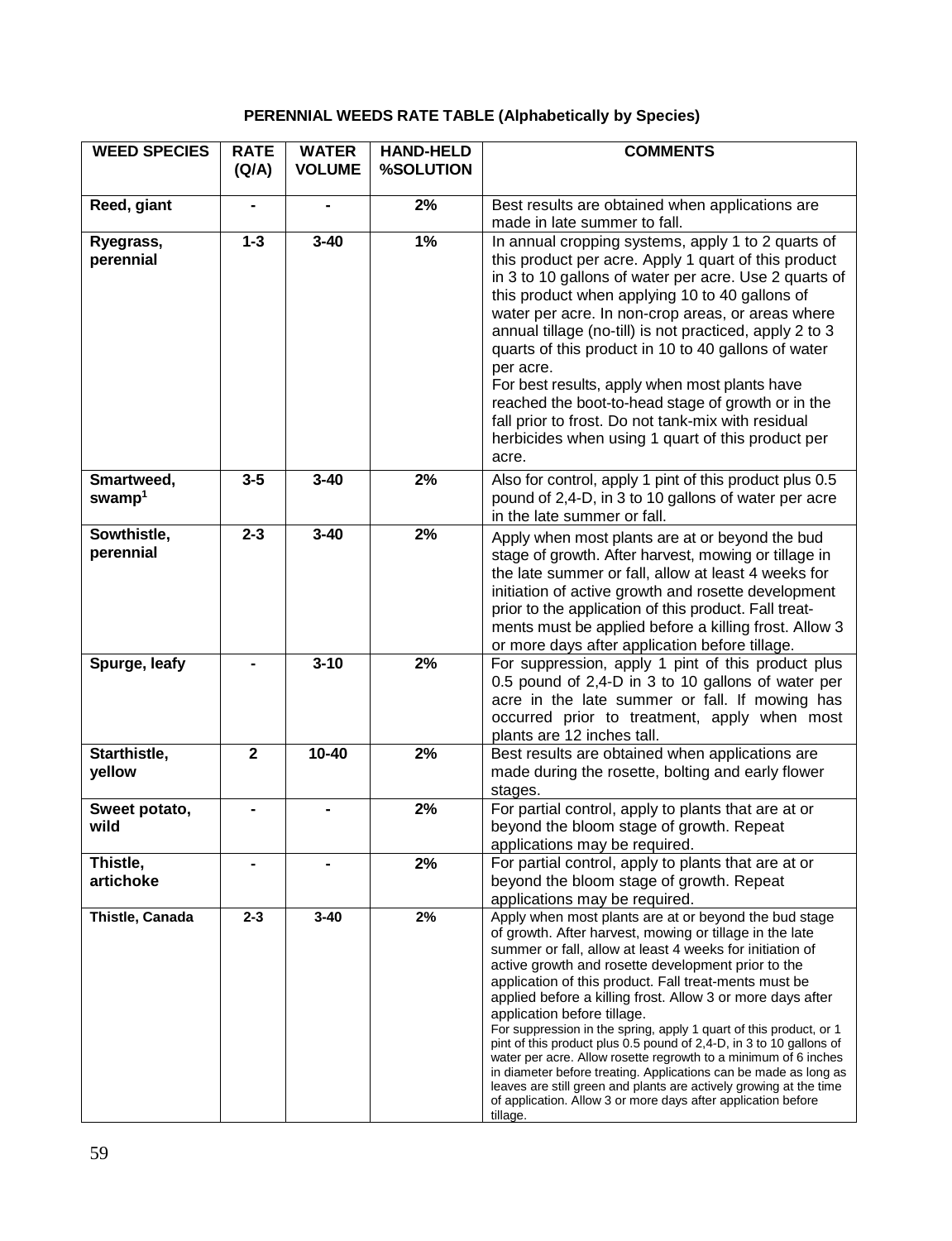**PERENNIAL WEEDS RATE TABLE (Alphabetically by Species)**

| WEED SPECIES | RATE (Q/A) | WATER VOLUME | HAND-HELD %SOLUTION | COMMENTS |
|---|---|---|---|---|
| **Reed, giant** | **-** | **-** | **2%** | Best results are obtained when applications are made in late summer to fall. |
| **Ryegrass, perennial** | **1-3** | **3-40** | **1%** | In annual cropping systems, apply 1 to 2 quarts of this product per acre. Apply 1 quart of this product in 3 to 10 gallons of water per acre. Use 2 quarts of this product when applying 10 to 40 gallons of water per acre. In non-crop areas, or areas where annual tillage (no-till) is not practiced, apply 2 to 3 quarts of this product in 10 to 40 gallons of water per acre.<br>For best results, apply when most plants have reached the boot-to-head stage of growth or in the fall prior to frost. Do not tank-mix with residual herbicides when using 1 quart of this product per acre. |
| **Smartweed, swamp**[1] | **3-5** | **3-40** | **2%** | Also for control, apply 1 pint of this product plus 0.5 pound of 2,4-D, in 3 to 10 gallons of water per acre in the late summer or fall. |
| **Sowthistle, perennial** | **2-3** | **3-40** | **2%** | Apply when most plants are at or beyond the bud stage of growth. After harvest, mowing or tillage in the late summer or fall, allow at least 4 weeks for initiation of active growth and rosette development prior to the application of this product. Fall treat-ments must be applied before a killing frost. Allow 3 or more days after application before tillage. |
| **Spurge, leafy** | **-** | **3-10** | **2%** | For suppression, apply 1 pint of this product plus 0.5 pound of 2,4-D in 3 to 10 gallons of water per acre in the late summer or fall. If mowing has occurred prior to treatment, apply when most plants are 12 inches tall. |
| **Starthistle, yellow** | **2** | **10-40** | **2%** | Best results are obtained when applications are made during the rosette, bolting and early flower stages. |
| **Sweet potato, wild** | **-** | **-** | **2%** | For partial control, apply to plants that are at or beyond the bloom stage of growth. Repeat applications may be required. |
| **Thistle, artichoke** | **-** | **-** | **2%** | For partial control, apply to plants that are at or beyond the bloom stage of growth. Repeat applications may be required. |
| **Thistle, Canada** | **2-3** | **3-40** | **2%** | Apply when most plants are at or beyond the bud stage of growth. After harvest, mowing or tillage in the late summer or fall, allow at least 4 weeks for initiation of active growth and rosette development prior to the application of this product. Fall treat-ments must be applied before a killing frost. Allow 3 or more days after application before tillage.<br>For suppression in the spring, apply 1 quart of this product, or 1 pint of this product plus 0.5 pound of 2,4-D, in 3 to 10 gallons of water per acre. Allow rosette regrowth to a minimum of 6 inches in diameter before treating. Applications can be made as long as leaves are still green and plants are actively growing at the time of application. Allow 3 or more days after application before tillage. |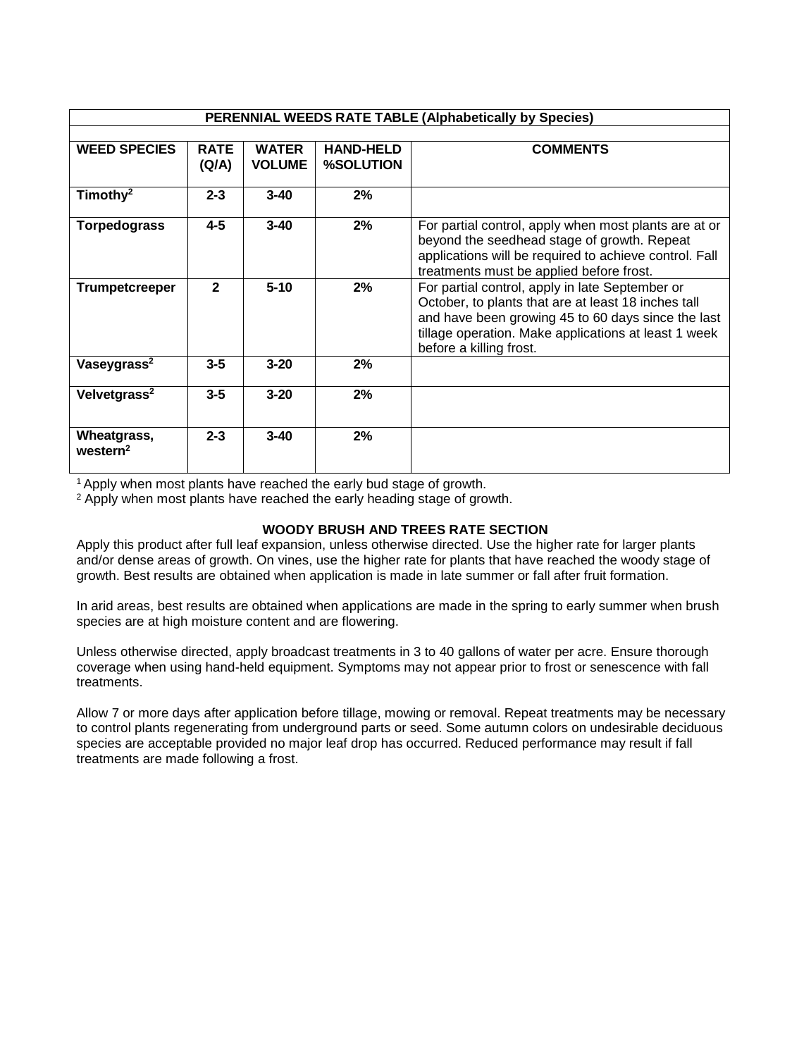| PERENNIAL WEEDS RATE TABLE (Alphabetically by Species) | | | | |
|---|---|---|---|---|
| **WEED SPECIES** | **RATE (Q/A)** | **WATER VOLUME** | **HAND-HELD %SOLUTION** | **COMMENTS** |
| **Timothy**[2] | **2-3** | **3-40** | **2%** | |
| **Torpedograss** | **4-5** | **3-40** | **2%** | For partial control, apply when most plants are at or beyond the seedhead stage of growth. Repeat applications will be required to achieve control. Fall treatments must be applied before frost. |
| **Trumpetcreeper** | **2** | **5-10** | **2%** | For partial control, apply in late September or October, to plants that are at least 18 inches tall and have been growing 45 to 60 days since the last tillage operation. Make applications at least 1 week before a killing frost. |
| **Vaseygrass**[2] | **3-5** | **3-20** | **2%** | |
| **Velvetgrass**[2] | **3-5** | **3-20** | **2%** | |
| **Wheatgrass, western**[2] | **2-3** | **3-40** | **2%** | |

[1] Apply when most plants have reached the early bud stage of growth.
[2] Apply when most plants have reached the early heading stage of growth.

### WOODY BRUSH AND TREES RATE SECTION

Apply this product after full leaf expansion, unless otherwise directed. Use the higher rate for larger plants and/or dense areas of growth. On vines, use the higher rate for plants that have reached the woody stage of growth. Best results are obtained when application is made in late summer or fall after fruit formation.

In arid areas, best results are obtained when applications are made in the spring to early summer when brush species are at high moisture content and are flowering.

Unless otherwise directed, apply broadcast treatments in 3 to 40 gallons of water per acre. Ensure thorough coverage when using hand-held equipment. Symptoms may not appear prior to frost or senescence with fall treatments.

Allow 7 or more days after application before tillage, mowing or removal. Repeat treatments may be necessary to control plants regenerating from underground parts or seed. Some autumn colors on undesirable deciduous species are acceptable provided no major leaf drop has occurred. Reduced performance may result if fall treatments are made following a frost.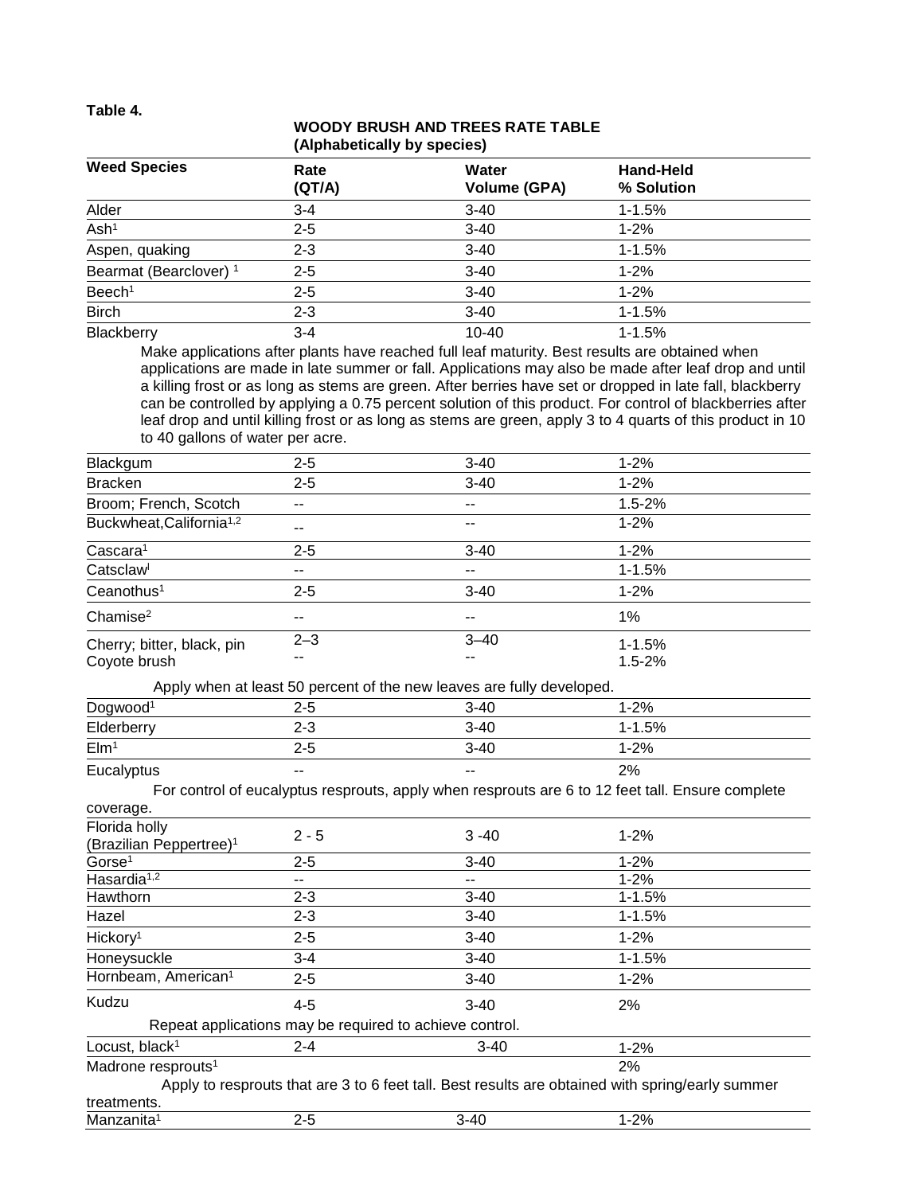**Table 4.**

**WOODY BRUSH AND TREES RATE TABLE (Alphabetically by species)**

| Weed Species | Rate (QT/A) | Water Volume (GPA) | Hand-Held % Solution |
|---|---|---|---|
| Alder | 3-4 | 3-40 | 1-1.5% |
| Ash[1] | 2-5 | 3-40 | 1-2% |
| Aspen, quaking | 2-3 | 3-40 | 1-1.5% |
| Bearmat (Bearclover) [1] | 2-5 | 3-40 | 1-2% |
| Beech[1] | 2-5 | 3-40 | 1-2% |
| Birch | 2-3 | 3-40 | 1-1.5% |
| Blackberry | 3-4 | 10-40 | 1-1.5% |
| Make applications after plants have reached full leaf maturity. Best results are obtained when applications are made in late summer or fall. Applications may also be made after leaf drop and until a killing frost or as long as stems are green. After berries have set or dropped in late fall, blackberry can be controlled by applying a 0.75 percent solution of this product. For control of blackberries after leaf drop and until killing frost or as long as stems are green, apply 3 to 4 quarts of this product in 10 to 40 gallons of water per acre. | | | |
| Blackgum | 2-5 | 3-40 | 1-2% |
| Bracken | 2-5 | 3-40 | 1-2% |
| Broom; French, Scotch | -- | -- | 1.5-2% |
| Buckwheat, California[1,2] | -- | -- | 1-2% |
| Cascara[1] | 2-5 | 3-40 | 1-2% |
| Catsclaw[1] | -- | -- | 1-1.5% |
| Ceanothus[1] | 2-5 | 3-40 | 1-2% |
| Chamise[2] | -- | -- | 1% |
| Cherry; bitter, black, pin | 2–3 | 3–40 | 1-1.5% |
| Coyote brush | -- | -- | 1.5-2% |
| Apply when at least 50 percent of the new leaves are fully developed. | | | |
| Dogwood[1] | 2-5 | 3-40 | 1-2% |
| Elderberry | 2-3 | 3-40 | 1-1.5% |
| Elm[1] | 2-5 | 3-40 | 1-2% |
| Eucalyptus | -- | -- | 2% |
| For control of eucalyptus resprouts, apply when resprouts are 6 to 12 feet tall. Ensure complete coverage. | | | |
| Florida holly (Brazilian Peppertree)[1] | 2 - 5 | 3 -40 | 1-2% |
| Gorse[1] | 2-5 | 3-40 | 1-2% |
| Hasardia[1,2] | -- | -- | 1-2% |
| Hawthorn | 2-3 | 3-40 | 1-1.5% |
| Hazel | 2-3 | 3-40 | 1-1.5% |
| Hickory[1] | 2-5 | 3-40 | 1-2% |
| Honeysuckle | 3-4 | 3-40 | 1-1.5% |
| Hornbeam, American[1] | 2-5 | 3-40 | 1-2% |
| Kudzu | 4-5 | 3-40 | 2% |
| Repeat applications may be required to achieve control. | | | |
| Locust, black[1] | 2-4 | 3-40 | 1-2% |
| Madrone resprouts[1] | | | 2% |
| Apply to resprouts that are 3 to 6 feet tall. Best results are obtained with spring/early summer treatments. | | | |
| Manzanita[1] | 2-5 | 3-40 | 1-2% |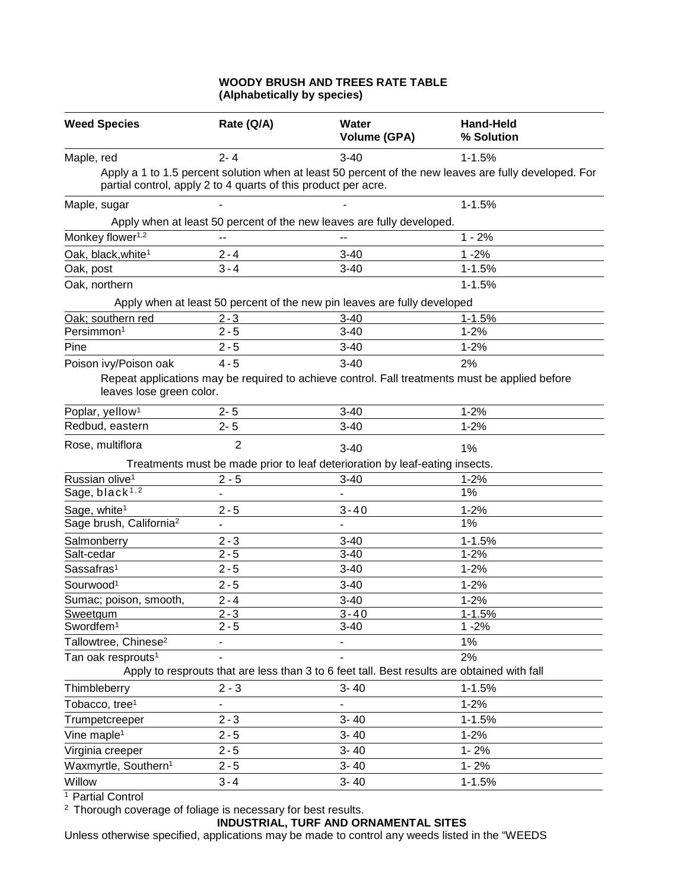**WOODY BRUSH AND TREES RATE TABLE**
**(Alphabetically by species)**

| Weed Species | Rate (Q/A) | Water Volume (GPA) | Hand-Held % Solution |
|---|---|---|---|
| Maple, red | 2- 4 | 3-40 | 1-1.5% |
| Apply a 1 to 1.5 percent solution when at least 50 percent of the new leaves are fully developed. For partial control, apply 2 to 4 quarts of this product per acre. | | | |
| Maple, sugar | - | - | 1-1.5% |
| Apply when at least 50 percent of the new leaves are fully developed. | | | |
| Monkey flower[1,2] | -- | -- | 1 - 2% |
| Oak, black,white[1] | 2 - 4 | 3-40 | 1 -2% |
| Oak, post | 3 - 4 | 3-40 | 1-1.5% |
| Oak, northern | | | 1-1.5% |
| Apply when at least 50 percent of the new pin leaves are fully developed | | | |
| Oak; southern red | 2 - 3 | 3-40 | 1-1.5% |
| Persimmon[1] | 2 - 5 | 3-40 | 1-2% |
| Pine | 2 - 5 | 3-40 | 1-2% |
| Poison ivy/Poison oak | 4 - 5 | 3-40 | 2% |
| Repeat applications may be required to achieve control. Fall treatments must be applied before leaves lose green color. | | | |
| Poplar, yellow[1] | 2- 5 | 3-40 | 1-2% |
| Redbud, eastern | 2- 5 | 3-40 | 1-2% |
| Rose, multiflora | 2 | 3-40 | 1% |
| Treatments must be made prior to leaf deterioration by leaf-eating insects. | | | |
| Russian olive[1] | 2 - 5 | 3-40 | 1-2% |
| Sage, black[1,2] | - | - | 1% |
| Sage, white[1] | 2 - 5 | 3 - 40 | 1-2% |
| Sage brush, California[2] | - | - | 1% |
| Salmonberry | 2 - 3 | 3-40 | 1-1.5% |
| Salt-cedar | 2 - 5 | 3-40 | 1-2% |
| Sassafras[1] | 2 - 5 | 3-40 | 1-2% |
| Sourwood[1] | 2 - 5 | 3-40 | 1-2% |
| Sumac; poison, smooth, | 2 - 4 | 3-40 | 1-2% |
| Sweetgum | 2 - 3 | 3 - 40 | 1-1.5% |
| Swordfern[1] | 2 - 5 | 3-40 | 1 -2% |
| Tallowtree, Chinese[2] | - | - | 1% |
| Tan oak resprouts[1] | - | - | 2% |
| Apply to resprouts that are less than 3 to 6 feet tall. Best results are obtained with fall | | | |
| Thimbleberry | 2 - 3 | 3- 40 | 1-1.5% |
| Tobacco, tree[1] | - | - | 1-2% |
| Trumpetcreeper | 2 - 3 | 3- 40 | 1-1.5% |
| Vine maple[1] | 2 - 5 | 3- 40 | 1-2% |
| Virginia creeper | 2 - 5 | 3- 40 | 1- 2% |
| Waxmyrtle, Southern[1] | 2 - 5 | 3- 40 | 1- 2% |
| Willow | 3 - 4 | 3- 40 | 1-1.5% |

[1] Partial Control

[2] Thorough coverage of foliage is necessary for best results.

**INDUSTRIAL, TURF AND ORNAMENTAL SITES**

Unless otherwise specified, applications may be made to control any weeds listed in the "WEEDS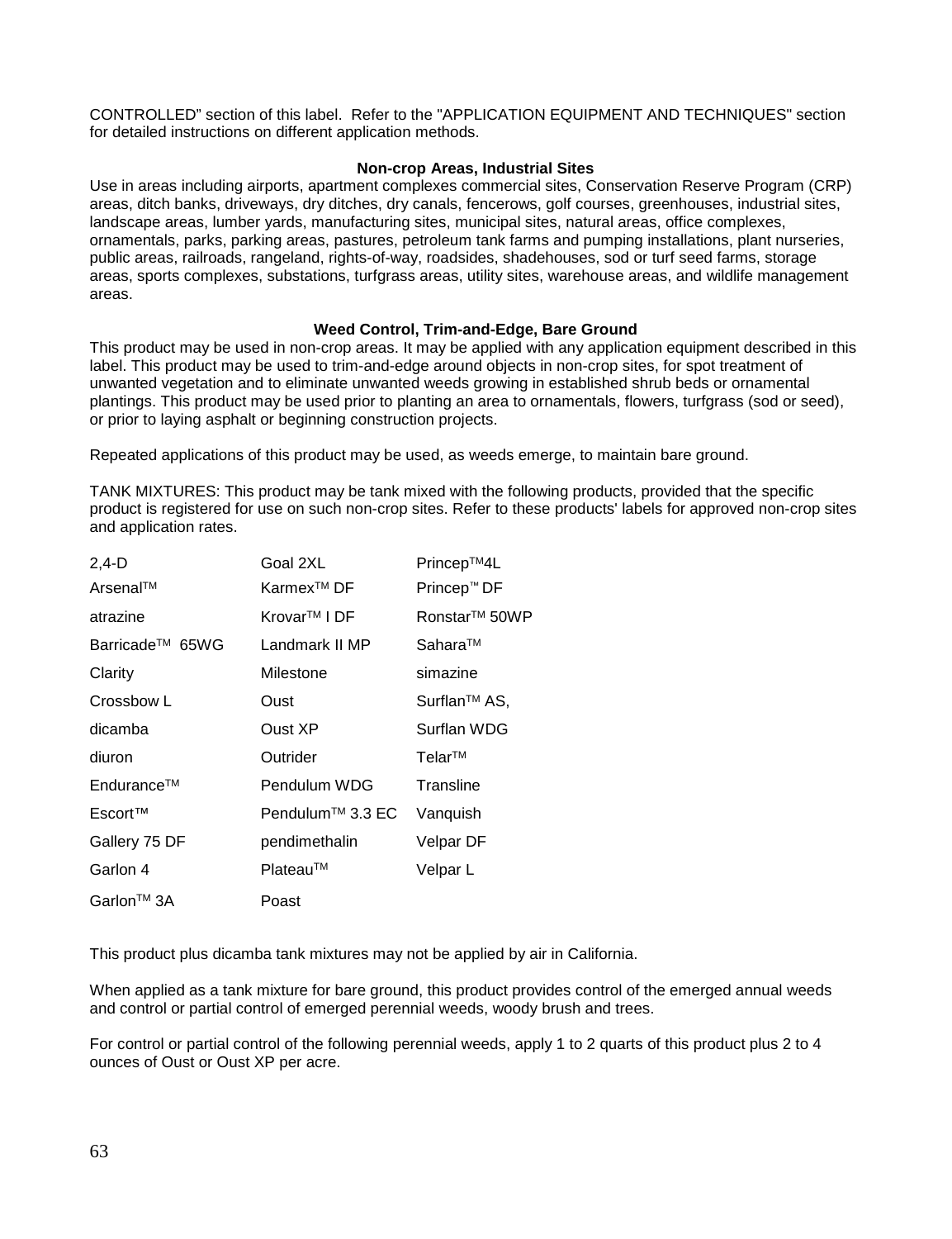CONTROLLED" section of this label. Refer to the "APPLICATION EQUIPMENT AND TECHNIQUES" section for detailed instructions on different application methods.

**Non-crop Areas, Industrial Sites**

Use in areas including airports, apartment complexes commercial sites, Conservation Reserve Program (CRP) areas, ditch banks, driveways, dry ditches, dry canals, fencerows, golf courses, greenhouses, industrial sites, landscape areas, lumber yards, manufacturing sites, municipal sites, natural areas, office complexes, ornamentals, parks, parking areas, pastures, petroleum tank farms and pumping installations, plant nurseries, public areas, railroads, rangeland, rights-of-way, roadsides, shadehouses, sod or turf seed farms, storage areas, sports complexes, substations, turfgrass areas, utility sites, warehouse areas, and wildlife management areas.

**Weed Control, Trim-and-Edge, Bare Ground**

This product may be used in non-crop areas. It may be applied with any application equipment described in this label. This product may be used to trim-and-edge around objects in non-crop sites, for spot treatment of unwanted vegetation and to eliminate unwanted weeds growing in established shrub beds or ornamental plantings. This product may be used prior to planting an area to ornamentals, flowers, turfgrass (sod or seed), or prior to laying asphalt or beginning construction projects.

Repeated applications of this product may be used, as weeds emerge, to maintain bare ground.

TANK MIXTURES: This product may be tank mixed with the following products, provided that the specific product is registered for use on such non-crop sites. Refer to these products' labels for approved non-crop sites and application rates.

| | | |
|---|---|---|
| 2,4-D | Goal 2XL | Princep™4L |
| Arsenal™ | Karmex™ DF | Princep™ DF |
| atrazine | Krovar™ I DF | Ronstar™ 50WP |
| Barricade™ 65WG | Landmark II MP | Sahara™ |
| Clarity | Milestone | simazine |
| Crossbow L | Oust | Surflan™ AS, |
| dicamba | Oust XP | Surflan WDG |
| diuron | Outrider | Telar™ |
| Endurance™ | Pendulum WDG | Transline |
| Escort™ | Pendulum™ 3.3 EC | Vanquish |
| Gallery 75 DF | pendimethalin | Velpar DF |
| Garlon 4 | Plateau™ | Velpar L |
| Garlon™ 3A | Poast | |

This product plus dicamba tank mixtures may not be applied by air in California.

When applied as a tank mixture for bare ground, this product provides control of the emerged annual weeds and control or partial control of emerged perennial weeds, woody brush and trees.

For control or partial control of the following perennial weeds, apply 1 to 2 quarts of this product plus 2 to 4 ounces of Oust or Oust XP per acre.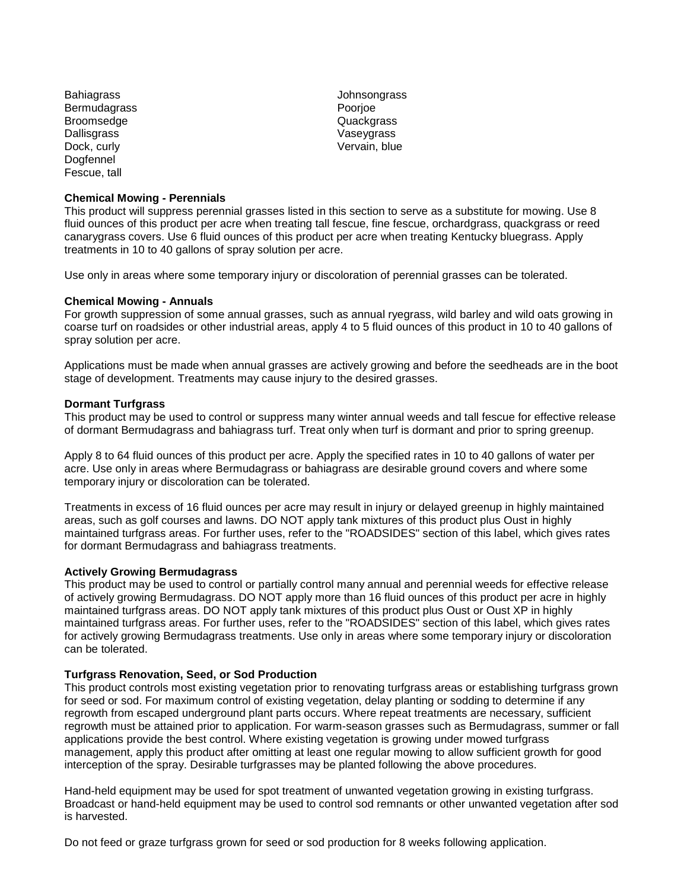- Bahiagrass
- Bermudagrass
- Broomsedge
- Dallisgrass
- Dock, curly
- Dogfennel
- Fescue, tall
- Johnsongrass
- Poorjoe
- Quackgrass
- Vaseygrass
- Vervain, blue

**Chemical Mowing - Perennials**

This product will suppress perennial grasses listed in this section to serve as a substitute for mowing. Use 8 fluid ounces of this product per acre when treating tall fescue, fine fescue, orchardgrass, quackgrass or reed canarygrass covers. Use 6 fluid ounces of this product per acre when treating Kentucky bluegrass. Apply treatments in 10 to 40 gallons of spray solution per acre.

Use only in areas where some temporary injury or discoloration of perennial grasses can be tolerated.

**Chemical Mowing - Annuals**

For growth suppression of some annual grasses, such as annual ryegrass, wild barley and wild oats growing in coarse turf on roadsides or other industrial areas, apply 4 to 5 fluid ounces of this product in 10 to 40 gallons of spray solution per acre.

Applications must be made when annual grasses are actively growing and before the seedheads are in the boot stage of development. Treatments may cause injury to the desired grasses.

**Dormant Turfgrass**

This product may be used to control or suppress many winter annual weeds and tall fescue for effective release of dormant Bermudagrass and bahiagrass turf. Treat only when turf is dormant and prior to spring greenup.

Apply 8 to 64 fluid ounces of this product per acre. Apply the specified rates in 10 to 40 gallons of water per acre. Use only in areas where Bermudagrass or bahiagrass are desirable ground covers and where some temporary injury or discoloration can be tolerated.

Treatments in excess of 16 fluid ounces per acre may result in injury or delayed greenup in highly maintained areas, such as golf courses and lawns. DO NOT apply tank mixtures of this product plus Oust in highly maintained turfgrass areas. For further uses, refer to the "ROADSIDES" section of this label, which gives rates for dormant Bermudagrass and bahiagrass treatments.

**Actively Growing Bermudagrass**

This product may be used to control or partially control many annual and perennial weeds for effective release of actively growing Bermudagrass. DO NOT apply more than 16 fluid ounces of this product per acre in highly maintained turfgrass areas. DO NOT apply tank mixtures of this product plus Oust or Oust XP in highly maintained turfgrass areas. For further uses, refer to the "ROADSIDES" section of this label, which gives rates for actively growing Bermudagrass treatments. Use only in areas where some temporary injury or discoloration can be tolerated.

**Turfgrass Renovation, Seed, or Sod Production**

This product controls most existing vegetation prior to renovating turfgrass areas or establishing turfgrass grown for seed or sod. For maximum control of existing vegetation, delay planting or sodding to determine if any regrowth from escaped underground plant parts occurs. Where repeat treatments are necessary, sufficient regrowth must be attained prior to application. For warm-season grasses such as Bermudagrass, summer or fall applications provide the best control. Where existing vegetation is growing under mowed turfgrass management, apply this product after omitting at least one regular mowing to allow sufficient growth for good interception of the spray. Desirable turfgrasses may be planted following the above procedures.

Hand-held equipment may be used for spot treatment of unwanted vegetation growing in existing turfgrass. Broadcast or hand-held equipment may be used to control sod remnants or other unwanted vegetation after sod is harvested.

Do not feed or graze turfgrass grown for seed or sod production for 8 weeks following application.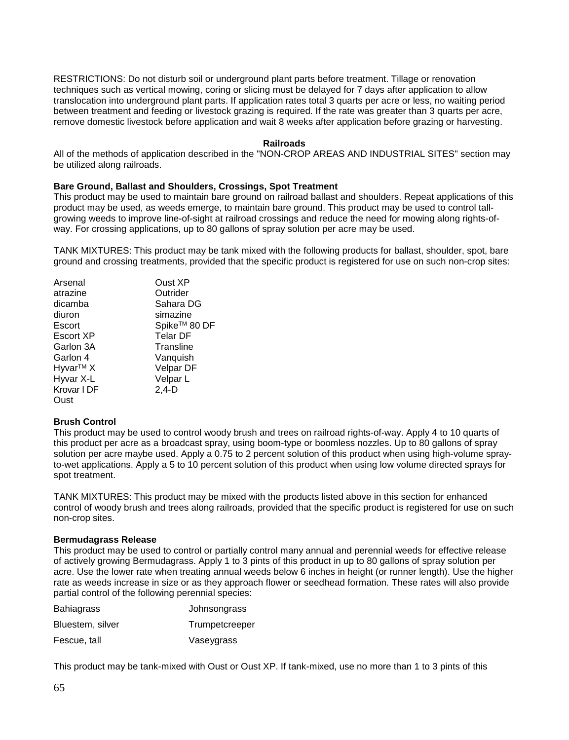RESTRICTIONS: Do not disturb soil or underground plant parts before treatment. Tillage or renovation techniques such as vertical mowing, coring or slicing must be delayed for 7 days after application to allow translocation into underground plant parts. If application rates total 3 quarts per acre or less, no waiting period between treatment and feeding or livestock grazing is required. If the rate was greater than 3 quarts per acre, remove domestic livestock before application and wait 8 weeks after application before grazing or harvesting.

## Railroads

All of the methods of application described in the "NON-CROP AREAS AND INDUSTRIAL SITES" section may be utilized along railroads.

### Bare Ground, Ballast and Shoulders, Crossings, Spot Treatment

This product may be used to maintain bare ground on railroad ballast and shoulders. Repeat applications of this product may be used, as weeds emerge, to maintain bare ground. This product may be used to control tall-growing weeds to improve line-of-sight at railroad crossings and reduce the need for mowing along rights-of-way. For crossing applications, up to 80 gallons of spray solution per acre may be used.

TANK MIXTURES: This product may be tank mixed with the following products for ballast, shoulder, spot, bare ground and crossing treatments, provided that the specific product is registered for use on such non-crop sites:

| | |
|---|---|
| Arsenal | Oust XP |
| atrazine | Outrider |
| dicamba | Sahara DG |
| diuron | simazine |
| Escort | Spike™ 80 DF |
| Escort XP | Telar DF |
| Garlon 3A | Transline |
| Garlon 4 | Vanquish |
| Hyvar™ X | Velpar DF |
| Hyvar X-L | Velpar L |
| Krovar I DF | 2,4-D |
| Oust | |

### Brush Control

This product may be used to control woody brush and trees on railroad rights-of-way. Apply 4 to 10 quarts of this product per acre as a broadcast spray, using boom-type or boomless nozzles. Up to 80 gallons of spray solution per acre maybe used. Apply a 0.75 to 2 percent solution of this product when using high-volume spray-to-wet applications. Apply a 5 to 10 percent solution of this product when using low volume directed sprays for spot treatment.

TANK MIXTURES: This product may be mixed with the products listed above in this section for enhanced control of woody brush and trees along railroads, provided that the specific product is registered for use on such non-crop sites.

### Bermudagrass Release

This product may be used to control or partially control many annual and perennial weeds for effective release of actively growing Bermudagrass. Apply 1 to 3 pints of this product in up to 80 gallons of spray solution per acre. Use the lower rate when treating annual weeds below 6 inches in height (or runner length). Use the higher rate as weeds increase in size or as they approach flower or seedhead formation. These rates will also provide partial control of the following perennial species:

| | |
|---|---|
| Bahiagrass | Johnsongrass |
| Bluestem, silver | Trumpetcreeper |
| Fescue, tall | Vaseygrass |

This product may be tank-mixed with Oust or Oust XP. If tank-mixed, use no more than 1 to 3 pints of this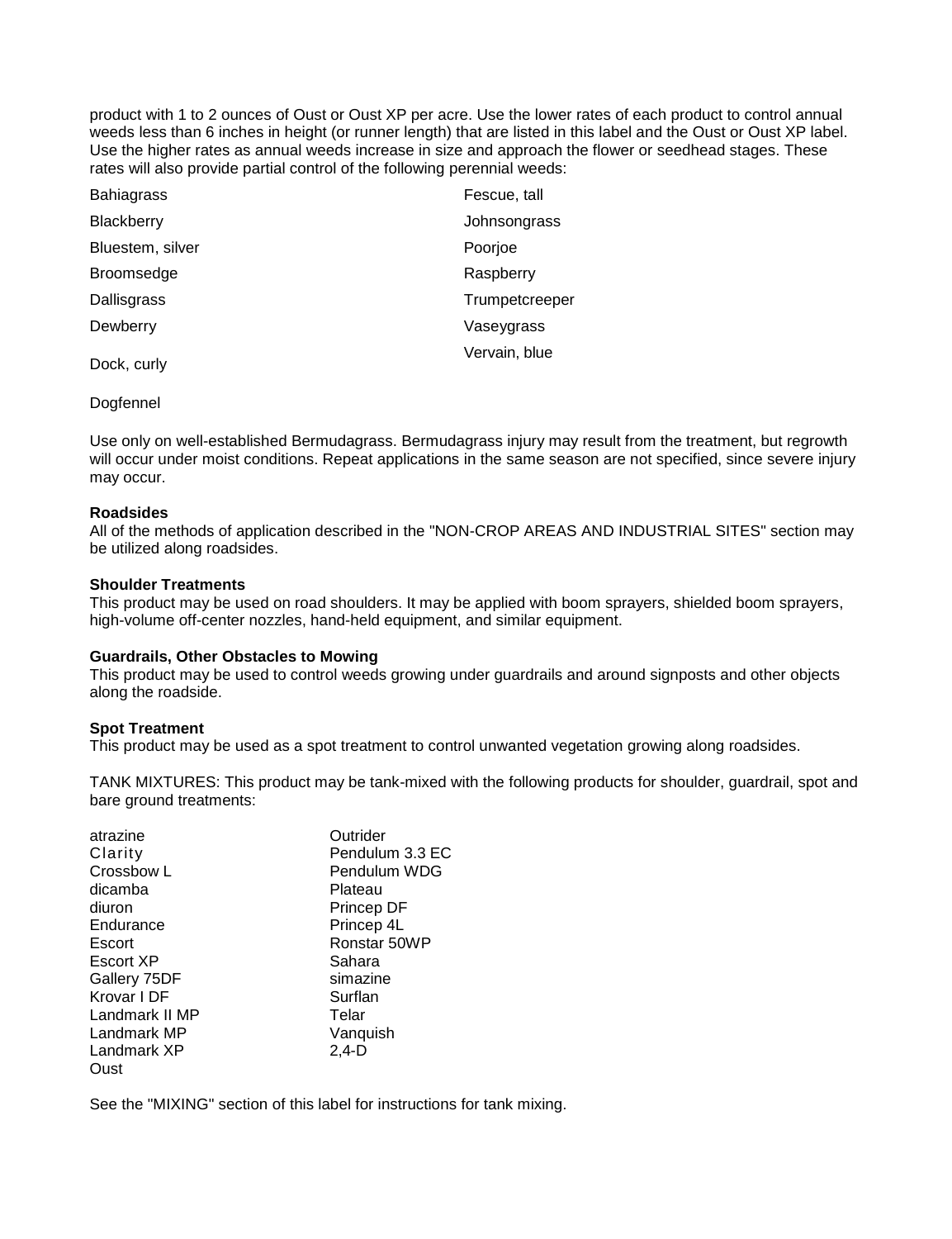product with 1 to 2 ounces of Oust or Oust XP per acre. Use the lower rates of each product to control annual weeds less than 6 inches in height (or runner length) that are listed in this label and the Oust or Oust XP label. Use the higher rates as annual weeds increase in size and approach the flower or seedhead stages. These rates will also provide partial control of the following perennial weeds:

| | |
|---|---|
| Bahiagrass | Fescue, tall |
| Blackberry | Johnsongrass |
| Bluestem, silver | Poorjoe |
| Broomsedge | Raspberry |
| Dallisgrass | Trumpetcreeper |
| Dewberry | Vaseygrass |
| Dock, curly | Vervain, blue |
| Dogfennel | |

Use only on well-established Bermudagrass. Bermudagrass injury may result from the treatment, but regrowth will occur under moist conditions. Repeat applications in the same season are not specified, since severe injury may occur.

**Roadsides**

All of the methods of application described in the "NON-CROP AREAS AND INDUSTRIAL SITES" section may be utilized along roadsides.

**Shoulder Treatments**

This product may be used on road shoulders. It may be applied with boom sprayers, shielded boom sprayers, high-volume off-center nozzles, hand-held equipment, and similar equipment.

**Guardrails, Other Obstacles to Mowing**

This product may be used to control weeds growing under guardrails and around signposts and other objects along the roadside.

**Spot Treatment**

This product may be used as a spot treatment to control unwanted vegetation growing along roadsides.

TANK MIXTURES: This product may be tank-mixed with the following products for shoulder, guardrail, spot and bare ground treatments:

| | |
|---|---|
| atrazine | Outrider |
| Clarity | Pendulum 3.3 EC |
| Crossbow L | Pendulum WDG |
| dicamba | Plateau |
| diuron | Princep DF |
| Endurance | Princep 4L |
| Escort | Ronstar 50WP |
| Escort XP | Sahara |
| Gallery 75DF | simazine |
| Krovar I DF | Surflan |
| Landmark II MP | Telar |
| Landmark MP | Vanquish |
| Landmark XP | 2,4-D |
| Oust | |

See the "MIXING" section of this label for instructions for tank mixing.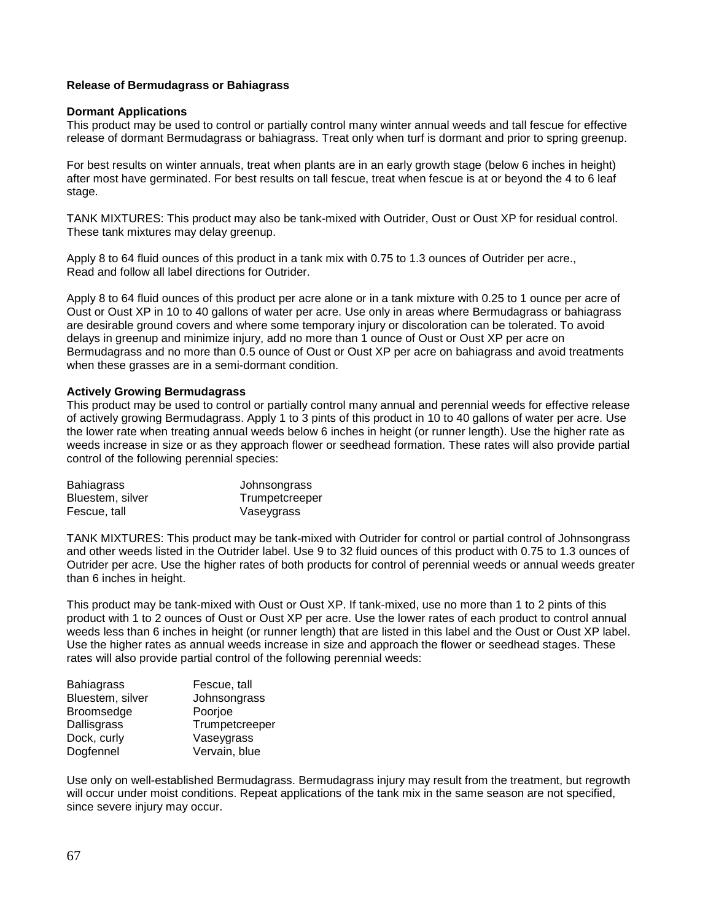**Release of Bermudagrass or Bahiagrass**

**Dormant Applications**

This product may be used to control or partially control many winter annual weeds and tall fescue for effective release of dormant Bermudagrass or bahiagrass. Treat only when turf is dormant and prior to spring greenup.

For best results on winter annuals, treat when plants are in an early growth stage (below 6 inches in height) after most have germinated. For best results on tall fescue, treat when fescue is at or beyond the 4 to 6 leaf stage.

TANK MIXTURES: This product may also be tank-mixed with Outrider, Oust or Oust XP for residual control. These tank mixtures may delay greenup.

Apply 8 to 64 fluid ounces of this product in a tank mix with 0.75 to 1.3 ounces of Outrider per acre., Read and follow all label directions for Outrider.

Apply 8 to 64 fluid ounces of this product per acre alone or in a tank mixture with 0.25 to 1 ounce per acre of Oust or Oust XP in 10 to 40 gallons of water per acre. Use only in areas where Bermudagrass or bahiagrass are desirable ground covers and where some temporary injury or discoloration can be tolerated. To avoid delays in greenup and minimize injury, add no more than 1 ounce of Oust or Oust XP per acre on Bermudagrass and no more than 0.5 ounce of Oust or Oust XP per acre on bahiagrass and avoid treatments when these grasses are in a semi-dormant condition.

**Actively Growing Bermudagrass**

This product may be used to control or partially control many annual and perennial weeds for effective release of actively growing Bermudagrass. Apply 1 to 3 pints of this product in 10 to 40 gallons of water per acre. Use the lower rate when treating annual weeds below 6 inches in height (or runner length). Use the higher rate as weeds increase in size or as they approach flower or seedhead formation. These rates will also provide partial control of the following perennial species:

| | |
|---|---|
| Bahiagrass | Johnsongrass |
| Bluestem, silver | Trumpetcreeper |
| Fescue, tall | Vaseygrass |

TANK MIXTURES: This product may be tank-mixed with Outrider for control or partial control of Johnsongrass and other weeds listed in the Outrider label. Use 9 to 32 fluid ounces of this product with 0.75 to 1.3 ounces of Outrider per acre. Use the higher rates of both products for control of perennial weeds or annual weeds greater than 6 inches in height.

This product may be tank-mixed with Oust or Oust XP. If tank-mixed, use no more than 1 to 2 pints of this product with 1 to 2 ounces of Oust or Oust XP per acre. Use the lower rates of each product to control annual weeds less than 6 inches in height (or runner length) that are listed in this label and the Oust or Oust XP label. Use the higher rates as annual weeds increase in size and approach the flower or seedhead stages. These rates will also provide partial control of the following perennial weeds:

| | |
|---|---|
| Bahiagrass | Fescue, tall |
| Bluestem, silver | Johnsongrass |
| Broomsedge | Poorjoe |
| Dallisgrass | Trumpetcreeper |
| Dock, curly | Vaseygrass |
| Dogfennel | Vervain, blue |

Use only on well-established Bermudagrass. Bermudagrass injury may result from the treatment, but regrowth will occur under moist conditions. Repeat applications of the tank mix in the same season are not specified, since severe injury may occur.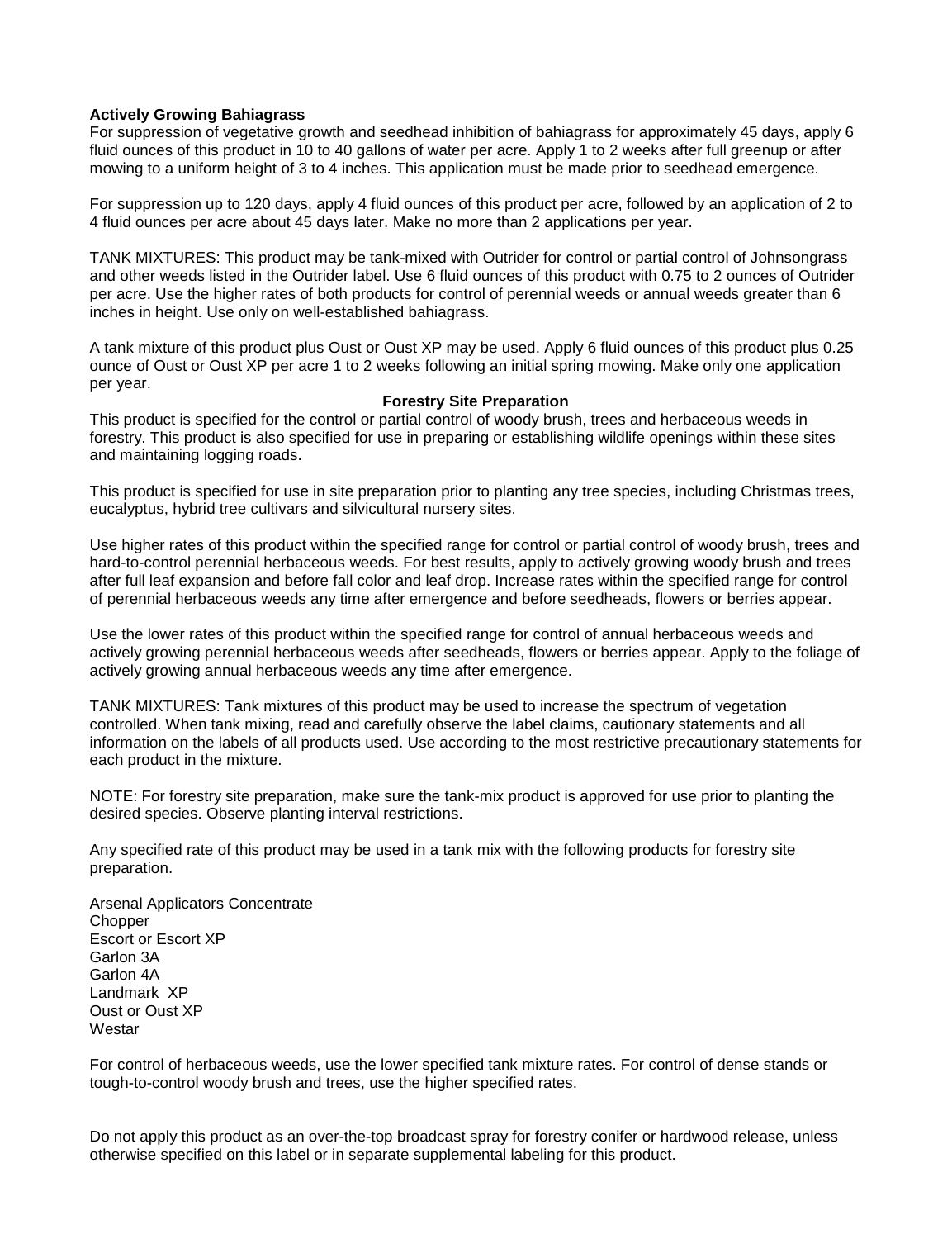**Actively Growing Bahiagrass**

For suppression of vegetative growth and seedhead inhibition of bahiagrass for approximately 45 days, apply 6 fluid ounces of this product in 10 to 40 gallons of water per acre. Apply 1 to 2 weeks after full greenup or after mowing to a uniform height of 3 to 4 inches. This application must be made prior to seedhead emergence.

For suppression up to 120 days, apply 4 fluid ounces of this product per acre, followed by an application of 2 to 4 fluid ounces per acre about 45 days later. Make no more than 2 applications per year.

TANK MIXTURES: This product may be tank-mixed with Outrider for control or partial control of Johnsongrass and other weeds listed in the Outrider label. Use 6 fluid ounces of this product with 0.75 to 2 ounces of Outrider per acre. Use the higher rates of both products for control of perennial weeds or annual weeds greater than 6 inches in height. Use only on well-established bahiagrass.

A tank mixture of this product plus Oust or Oust XP may be used. Apply 6 fluid ounces of this product plus 0.25 ounce of Oust or Oust XP per acre 1 to 2 weeks following an initial spring mowing. Make only one application per year.

## Forestry Site Preparation

This product is specified for the control or partial control of woody brush, trees and herbaceous weeds in forestry. This product is also specified for use in preparing or establishing wildlife openings within these sites and maintaining logging roads.

This product is specified for use in site preparation prior to planting any tree species, including Christmas trees, eucalyptus, hybrid tree cultivars and silvicultural nursery sites.

Use higher rates of this product within the specified range for control or partial control of woody brush, trees and hard-to-control perennial herbaceous weeds. For best results, apply to actively growing woody brush and trees after full leaf expansion and before fall color and leaf drop. Increase rates within the specified range for control of perennial herbaceous weeds any time after emergence and before seedheads, flowers or berries appear.

Use the lower rates of this product within the specified range for control of annual herbaceous weeds and actively growing perennial herbaceous weeds after seedheads, flowers or berries appear. Apply to the foliage of actively growing annual herbaceous weeds any time after emergence.

TANK MIXTURES: Tank mixtures of this product may be used to increase the spectrum of vegetation controlled. When tank mixing, read and carefully observe the label claims, cautionary statements and all information on the labels of all products used. Use according to the most restrictive precautionary statements for each product in the mixture.

NOTE: For forestry site preparation, make sure the tank-mix product is approved for use prior to planting the desired species. Observe planting interval restrictions.

Any specified rate of this product may be used in a tank mix with the following products for forestry site preparation.

Arsenal Applicators Concentrate
Chopper
Escort or Escort XP
Garlon 3A
Garlon 4A
Landmark XP
Oust or Oust XP
Westar

For control of herbaceous weeds, use the lower specified tank mixture rates. For control of dense stands or tough-to-control woody brush and trees, use the higher specified rates.

Do not apply this product as an over-the-top broadcast spray for forestry conifer or hardwood release, unless otherwise specified on this label or in separate supplemental labeling for this product.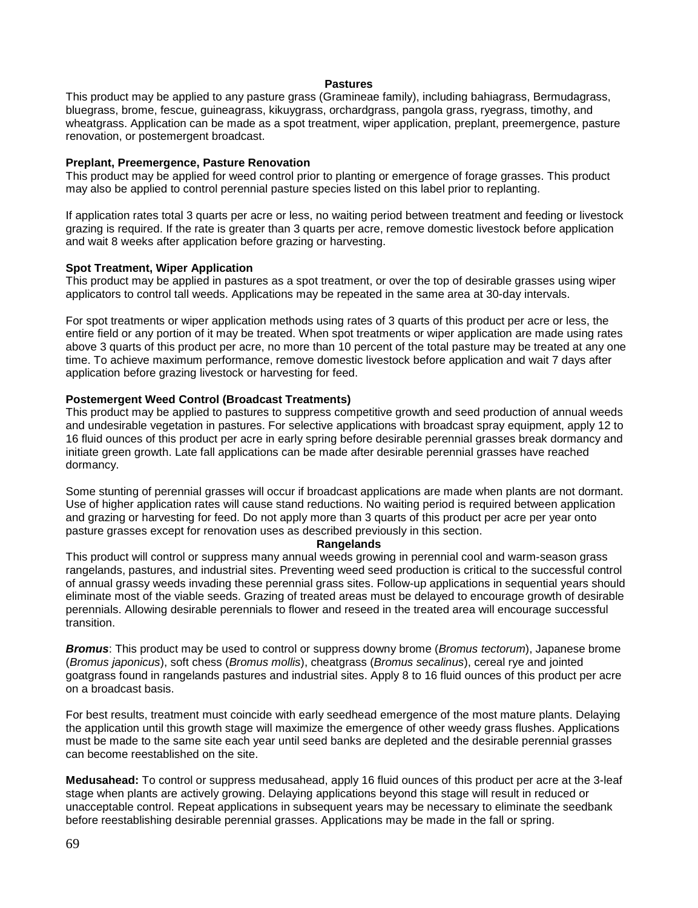## Pastures

This product may be applied to any pasture grass (Gramineae family), including bahiagrass, Bermudagrass, bluegrass, brome, fescue, guineagrass, kikuygrass, orchardgrass, pangola grass, ryegrass, timothy, and wheatgrass. Application can be made as a spot treatment, wiper application, preplant, preemergence, pasture renovation, or postemergent broadcast.

### Preplant, Preemergence, Pasture Renovation

This product may be applied for weed control prior to planting or emergence of forage grasses. This product may also be applied to control perennial pasture species listed on this label prior to replanting.

If application rates total 3 quarts per acre or less, no waiting period between treatment and feeding or livestock grazing is required. If the rate is greater than 3 quarts per acre, remove domestic livestock before application and wait 8 weeks after application before grazing or harvesting.

### Spot Treatment, Wiper Application

This product may be applied in pastures as a spot treatment, or over the top of desirable grasses using wiper applicators to control tall weeds. Applications may be repeated in the same area at 30-day intervals.

For spot treatments or wiper application methods using rates of 3 quarts of this product per acre or less, the entire field or any portion of it may be treated. When spot treatments or wiper application are made using rates above 3 quarts of this product per acre, no more than 10 percent of the total pasture may be treated at any one time. To achieve maximum performance, remove domestic livestock before application and wait 7 days after application before grazing livestock or harvesting for feed.

### Postemergent Weed Control (Broadcast Treatments)

This product may be applied to pastures to suppress competitive growth and seed production of annual weeds and undesirable vegetation in pastures. For selective applications with broadcast spray equipment, apply 12 to 16 fluid ounces of this product per acre in early spring before desirable perennial grasses break dormancy and initiate green growth. Late fall applications can be made after desirable perennial grasses have reached dormancy.

Some stunting of perennial grasses will occur if broadcast applications are made when plants are not dormant. Use of higher application rates will cause stand reductions. No waiting period is required between application and grazing or harvesting for feed. Do not apply more than 3 quarts of this product per acre per year onto pasture grasses except for renovation uses as described previously in this section.

## Rangelands

This product will control or suppress many annual weeds growing in perennial cool and warm-season grass rangelands, pastures, and industrial sites. Preventing weed seed production is critical to the successful control of annual grassy weeds invading these perennial grass sites. Follow-up applications in sequential years should eliminate most of the viable seeds. Grazing of treated areas must be delayed to encourage growth of desirable perennials. Allowing desirable perennials to flower and reseed in the treated area will encourage successful transition.

***Bromus***: This product may be used to control or suppress downy brome (*Bromus tectorum*), Japanese brome (*Bromus japonicus*), soft chess (*Bromus mollis*), cheatgrass (*Bromus secalinus*), cereal rye and jointed goatgrass found in rangelands pastures and industrial sites. Apply 8 to 16 fluid ounces of this product per acre on a broadcast basis.

For best results, treatment must coincide with early seedhead emergence of the most mature plants. Delaying the application until this growth stage will maximize the emergence of other weedy grass flushes. Applications must be made to the same site each year until seed banks are depleted and the desirable perennial grasses can become reestablished on the site.

**Medusahead:** To control or suppress medusahead, apply 16 fluid ounces of this product per acre at the 3-leaf stage when plants are actively growing. Delaying applications beyond this stage will result in reduced or unacceptable control. Repeat applications in subsequent years may be necessary to eliminate the seedbank before reestablishing desirable perennial grasses. Applications may be made in the fall or spring.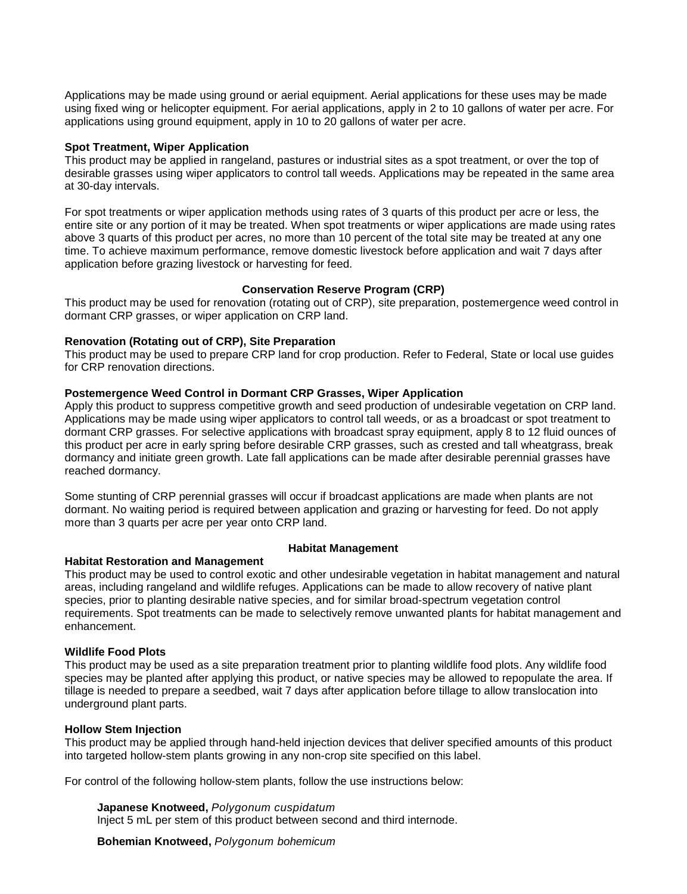Applications may be made using ground or aerial equipment. Aerial applications for these uses may be made using fixed wing or helicopter equipment. For aerial applications, apply in 2 to 10 gallons of water per acre. For applications using ground equipment, apply in 10 to 20 gallons of water per acre.

**Spot Treatment, Wiper Application**

This product may be applied in rangeland, pastures or industrial sites as a spot treatment, or over the top of desirable grasses using wiper applicators to control tall weeds. Applications may be repeated in the same area at 30-day intervals.

For spot treatments or wiper application methods using rates of 3 quarts of this product per acre or less, the entire site or any portion of it may be treated. When spot treatments or wiper applications are made using rates above 3 quarts of this product per acres, no more than 10 percent of the total site may be treated at any one time. To achieve maximum performance, remove domestic livestock before application and wait 7 days after application before grazing livestock or harvesting for feed.

## Conservation Reserve Program (CRP)

This product may be used for renovation (rotating out of CRP), site preparation, postemergence weed control in dormant CRP grasses, or wiper application on CRP land.

**Renovation (Rotating out of CRP), Site Preparation**

This product may be used to prepare CRP land for crop production. Refer to Federal, State or local use guides for CRP renovation directions.

**Postemergence Weed Control in Dormant CRP Grasses, Wiper Application**

Apply this product to suppress competitive growth and seed production of undesirable vegetation on CRP land. Applications may be made using wiper applicators to control tall weeds, or as a broadcast or spot treatment to dormant CRP grasses. For selective applications with broadcast spray equipment, apply 8 to 12 fluid ounces of this product per acre in early spring before desirable CRP grasses, such as crested and tall wheatgrass, break dormancy and initiate green growth. Late fall applications can be made after desirable perennial grasses have reached dormancy.

Some stunting of CRP perennial grasses will occur if broadcast applications are made when plants are not dormant. No waiting period is required between application and grazing or harvesting for feed. Do not apply more than 3 quarts per acre per year onto CRP land.

## Habitat Management

**Habitat Restoration and Management**

This product may be used to control exotic and other undesirable vegetation in habitat management and natural areas, including rangeland and wildlife refuges. Applications can be made to allow recovery of native plant species, prior to planting desirable native species, and for similar broad-spectrum vegetation control requirements. Spot treatments can be made to selectively remove unwanted plants for habitat management and enhancement.

**Wildlife Food Plots**

This product may be used as a site preparation treatment prior to planting wildlife food plots. Any wildlife food species may be planted after applying this product, or native species may be allowed to repopulate the area. If tillage is needed to prepare a seedbed, wait 7 days after application before tillage to allow translocation into underground plant parts.

**Hollow Stem Injection**

This product may be applied through hand-held injection devices that deliver specified amounts of this product into targeted hollow-stem plants growing in any non-crop site specified on this label.

For control of the following hollow-stem plants, follow the use instructions below:

**Japanese Knotweed,** *Polygonum cuspidatum*
Inject 5 mL per stem of this product between second and third internode.

**Bohemian Knotweed,** *Polygonum bohemicum*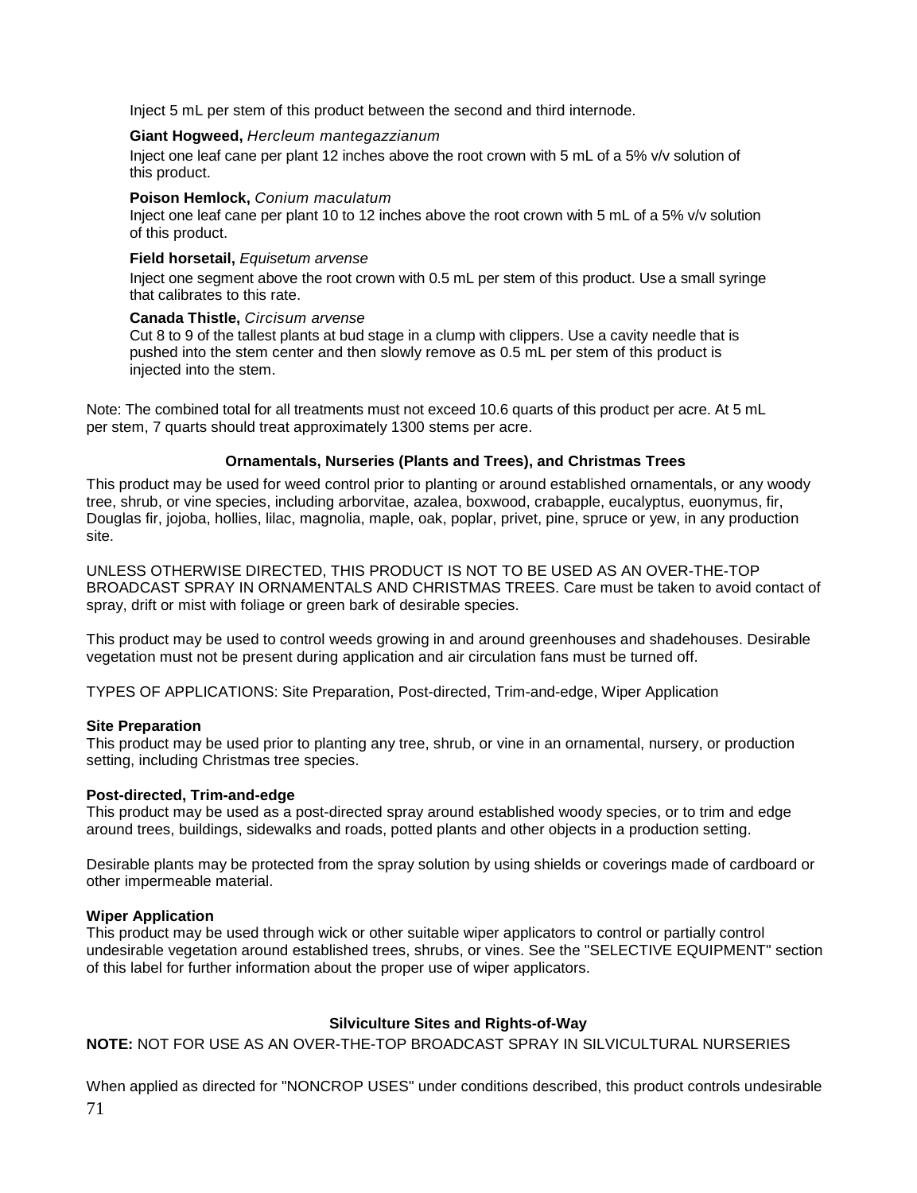Inject 5 mL per stem of this product between the second and third internode.

**Giant Hogweed,** *Hercleum mantegazzianum*

Inject one leaf cane per plant 12 inches above the root crown with 5 mL of a 5% v/v solution of this product.

**Poison Hemlock,** *Conium maculatum*

Inject one leaf cane per plant 10 to 12 inches above the root crown with 5 mL of a 5% v/v solution of this product.

**Field horsetail,** *Equisetum arvense*

Inject one segment above the root crown with 0.5 mL per stem of this product. Use a small syringe that calibrates to this rate.

**Canada Thistle,** *Circisum arvense*

Cut 8 to 9 of the tallest plants at bud stage in a clump with clippers. Use a cavity needle that is pushed into the stem center and then slowly remove as 0.5 mL per stem of this product is injected into the stem.

Note: The combined total for all treatments must not exceed 10.6 quarts of this product per acre. At 5 mL per stem, 7 quarts should treat approximately 1300 stems per acre.

### Ornamentals, Nurseries (Plants and Trees), and Christmas Trees

This product may be used for weed control prior to planting or around established ornamentals, or any woody tree, shrub, or vine species, including arborvitae, azalea, boxwood, crabapple, eucalyptus, euonymus, fir, Douglas fir, jojoba, hollies, lilac, magnolia, maple, oak, poplar, privet, pine, spruce or yew, in any production site.

UNLESS OTHERWISE DIRECTED, THIS PRODUCT IS NOT TO BE USED AS AN OVER-THE-TOP BROADCAST SPRAY IN ORNAMENTALS AND CHRISTMAS TREES. Care must be taken to avoid contact of spray, drift or mist with foliage or green bark of desirable species.

This product may be used to control weeds growing in and around greenhouses and shadehouses. Desirable vegetation must not be present during application and air circulation fans must be turned off.

TYPES OF APPLICATIONS: Site Preparation, Post-directed, Trim-and-edge, Wiper Application

**Site Preparation**

This product may be used prior to planting any tree, shrub, or vine in an ornamental, nursery, or production setting, including Christmas tree species.

**Post-directed, Trim-and-edge**

This product may be used as a post-directed spray around established woody species, or to trim and edge around trees, buildings, sidewalks and roads, potted plants and other objects in a production setting.

Desirable plants may be protected from the spray solution by using shields or coverings made of cardboard or other impermeable material.

**Wiper Application**

This product may be used through wick or other suitable wiper applicators to control or partially control undesirable vegetation around established trees, shrubs, or vines. See the "SELECTIVE EQUIPMENT" section of this label for further information about the proper use of wiper applicators.

### Silviculture Sites and Rights-of-Way

**NOTE:** NOT FOR USE AS AN OVER-THE-TOP BROADCAST SPRAY IN SILVICULTURAL NURSERIES

When applied as directed for "NONCROP USES" under conditions described, this product controls undesirable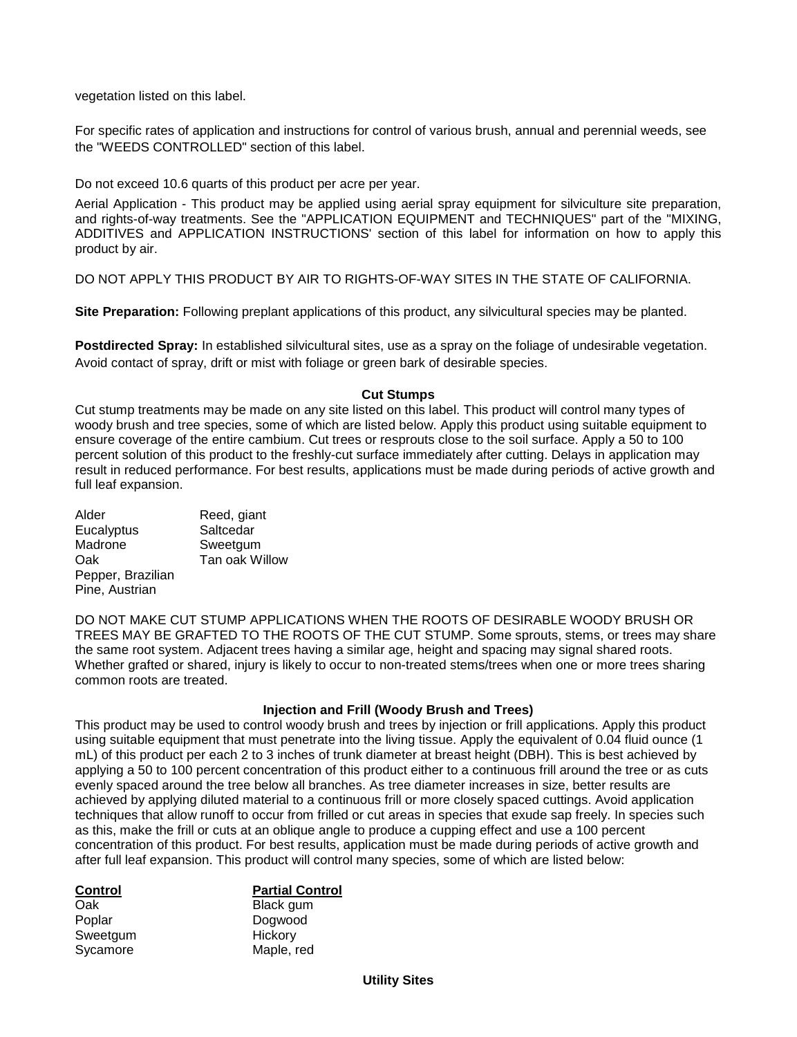vegetation listed on this label.

For specific rates of application and instructions for control of various brush, annual and perennial weeds, see the "WEEDS CONTROLLED" section of this label.

Do not exceed 10.6 quarts of this product per acre per year.

Aerial Application - This product may be applied using aerial spray equipment for silviculture site preparation, and rights-of-way treatments. See the "APPLICATION EQUIPMENT and TECHNIQUES" part of the "MIXING, ADDITIVES and APPLICATION INSTRUCTIONS' section of this label for information on how to apply this product by air.

DO NOT APPLY THIS PRODUCT BY AIR TO RIGHTS-OF-WAY SITES IN THE STATE OF CALIFORNIA.

**Site Preparation:** Following preplant applications of this product, any silvicultural species may be planted.

**Postdirected Spray:** In established silvicultural sites, use as a spray on the foliage of undesirable vegetation. Avoid contact of spray, drift or mist with foliage or green bark of desirable species.

**Cut Stumps**

Cut stump treatments may be made on any site listed on this label. This product will control many types of woody brush and tree species, some of which are listed below. Apply this product using suitable equipment to ensure coverage of the entire cambium. Cut trees or resprouts close to the soil surface. Apply a 50 to 100 percent solution of this product to the freshly-cut surface immediately after cutting. Delays in application may result in reduced performance. For best results, applications must be made during periods of active growth and full leaf expansion.

| | |
|---|---|
| Alder | Reed, giant |
| Eucalyptus | Saltcedar |
| Madrone | Sweetgum |
| Oak | Tan oak Willow |
| Pepper, Brazilian | |
| Pine, Austrian | |

DO NOT MAKE CUT STUMP APPLICATIONS WHEN THE ROOTS OF DESIRABLE WOODY BRUSH OR TREES MAY BE GRAFTED TO THE ROOTS OF THE CUT STUMP. Some sprouts, stems, or trees may share the same root system. Adjacent trees having a similar age, height and spacing may signal shared roots. Whether grafted or shared, injury is likely to occur to non-treated stems/trees when one or more trees sharing common roots are treated.

**Injection and Frill (Woody Brush and Trees)**

This product may be used to control woody brush and trees by injection or frill applications. Apply this product using suitable equipment that must penetrate into the living tissue. Apply the equivalent of 0.04 fluid ounce (1 mL) of this product per each 2 to 3 inches of trunk diameter at breast height (DBH). This is best achieved by applying a 50 to 100 percent concentration of this product either to a continuous frill around the tree or as cuts evenly spaced around the tree below all branches. As tree diameter increases in size, better results are achieved by applying diluted material to a continuous frill or more closely spaced cuttings. Avoid application techniques that allow runoff to occur from frilled or cut areas in species that exude sap freely. In species such as this, make the frill or cuts at an oblique angle to produce a cupping effect and use a 100 percent concentration of this product. For best results, application must be made during periods of active growth and after full leaf expansion. This product will control many species, some of which are listed below:

| Control | Partial Control |
|---|---|
| Oak | Black gum |
| Poplar | Dogwood |
| Sweetgum | Hickory |
| Sycamore | Maple, red |

**Utility Sites**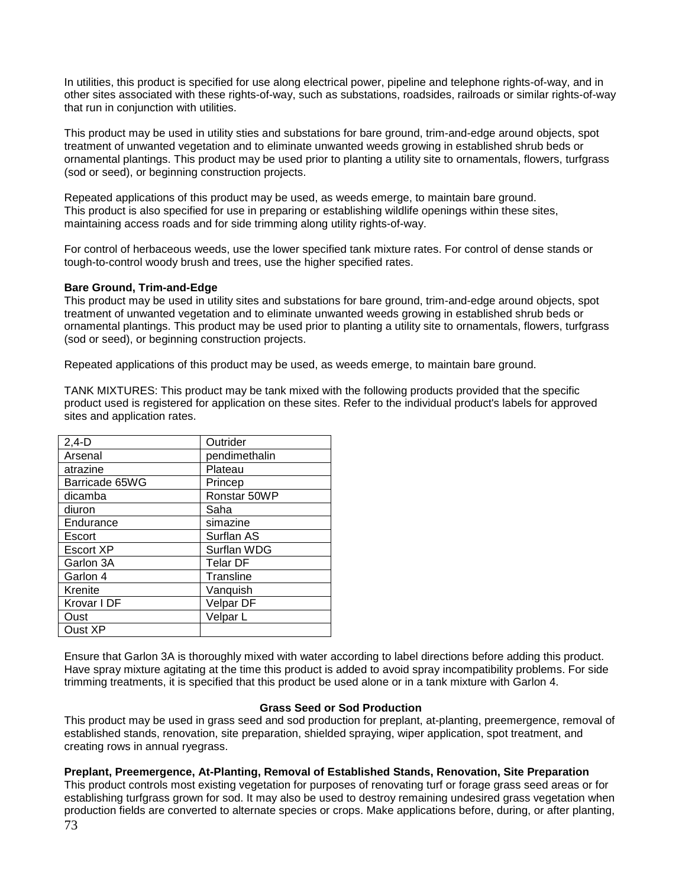In utilities, this product is specified for use along electrical power, pipeline and telephone rights-of-way, and in other sites associated with these rights-of-way, such as substations, roadsides, railroads or similar rights-of-way that run in conjunction with utilities.

This product may be used in utility sties and substations for bare ground, trim-and-edge around objects, spot treatment of unwanted vegetation and to eliminate unwanted weeds growing in established shrub beds or ornamental plantings. This product may be used prior to planting a utility site to ornamentals, flowers, turfgrass (sod or seed), or beginning construction projects.

Repeated applications of this product may be used, as weeds emerge, to maintain bare ground.
This product is also specified for use in preparing or establishing wildlife openings within these sites, maintaining access roads and for side trimming along utility rights-of-way.

For control of herbaceous weeds, use the lower specified tank mixture rates. For control of dense stands or tough-to-control woody brush and trees, use the higher specified rates.

**Bare Ground, Trim-and-Edge**

This product may be used in utility sites and substations for bare ground, trim-and-edge around objects, spot treatment of unwanted vegetation and to eliminate unwanted weeds growing in established shrub beds or ornamental plantings. This product may be used prior to planting a utility site to ornamentals, flowers, turfgrass (sod or seed), or beginning construction projects.

Repeated applications of this product may be used, as weeds emerge, to maintain bare ground.

TANK MIXTURES: This product may be tank mixed with the following products provided that the specific product used is registered for application on these sites. Refer to the individual product's labels for approved sites and application rates.

| | |
|---|---|
| 2,4-D | Outrider |
| Arsenal | pendimethalin |
| atrazine | Plateau |
| Barricade 65WG | Princep |
| dicamba | Ronstar 50WP |
| diuron | Saha |
| Endurance | simazine |
| Escort | Surflan AS |
| Escort XP | Surflan WDG |
| Garlon 3A | Telar DF |
| Garlon 4 | Transline |
| Krenite | Vanquish |
| Krovar I DF | Velpar DF |
| Oust | Velpar L |
| Oust XP | |

Ensure that Garlon 3A is thoroughly mixed with water according to label directions before adding this product. Have spray mixture agitating at the time this product is added to avoid spray incompatibility problems. For side trimming treatments, it is specified that this product be used alone or in a tank mixture with Garlon 4.

## Grass Seed or Sod Production

This product may be used in grass seed and sod production for preplant, at-planting, preemergence, removal of established stands, renovation, site preparation, shielded spraying, wiper application, spot treatment, and creating rows in annual ryegrass.

**Preplant, Preemergence, At-Planting, Removal of Established Stands, Renovation, Site Preparation**

This product controls most existing vegetation for purposes of renovating turf or forage grass seed areas or for establishing turfgrass grown for sod. It may also be used to destroy remaining undesired grass vegetation when production fields are converted to alternate species or crops. Make applications before, during, or after planting,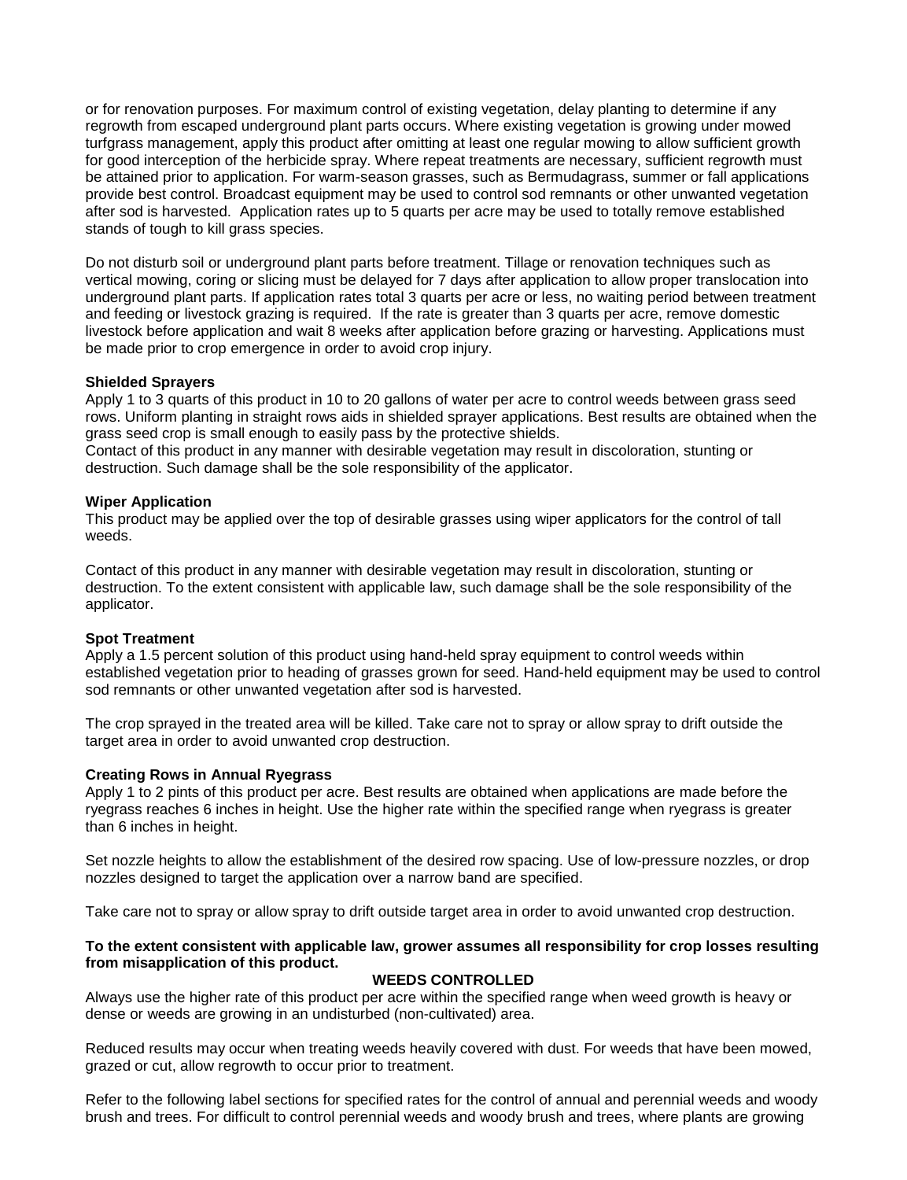or for renovation purposes. For maximum control of existing vegetation, delay planting to determine if any regrowth from escaped underground plant parts occurs. Where existing vegetation is growing under mowed turfgrass management, apply this product after omitting at least one regular mowing to allow sufficient growth for good interception of the herbicide spray. Where repeat treatments are necessary, sufficient regrowth must be attained prior to application. For warm-season grasses, such as Bermudagrass, summer or fall applications provide best control. Broadcast equipment may be used to control sod remnants or other unwanted vegetation after sod is harvested. Application rates up to 5 quarts per acre may be used to totally remove established stands of tough to kill grass species.

Do not disturb soil or underground plant parts before treatment. Tillage or renovation techniques such as vertical mowing, coring or slicing must be delayed for 7 days after application to allow proper translocation into underground plant parts. If application rates total 3 quarts per acre or less, no waiting period between treatment and feeding or livestock grazing is required. If the rate is greater than 3 quarts per acre, remove domestic livestock before application and wait 8 weeks after application before grazing or harvesting. Applications must be made prior to crop emergence in order to avoid crop injury.

**Shielded Sprayers**

Apply 1 to 3 quarts of this product in 10 to 20 gallons of water per acre to control weeds between grass seed rows. Uniform planting in straight rows aids in shielded sprayer applications. Best results are obtained when the grass seed crop is small enough to easily pass by the protective shields.
Contact of this product in any manner with desirable vegetation may result in discoloration, stunting or destruction. Such damage shall be the sole responsibility of the applicator.

**Wiper Application**

This product may be applied over the top of desirable grasses using wiper applicators for the control of tall weeds.

Contact of this product in any manner with desirable vegetation may result in discoloration, stunting or destruction. To the extent consistent with applicable law, such damage shall be the sole responsibility of the applicator.

**Spot Treatment**

Apply a 1.5 percent solution of this product using hand-held spray equipment to control weeds within established vegetation prior to heading of grasses grown for seed. Hand-held equipment may be used to control sod remnants or other unwanted vegetation after sod is harvested.

The crop sprayed in the treated area will be killed. Take care not to spray or allow spray to drift outside the target area in order to avoid unwanted crop destruction.

**Creating Rows in Annual Ryegrass**

Apply 1 to 2 pints of this product per acre. Best results are obtained when applications are made before the ryegrass reaches 6 inches in height. Use the higher rate within the specified range when ryegrass is greater than 6 inches in height.

Set nozzle heights to allow the establishment of the desired row spacing. Use of low-pressure nozzles, or drop nozzles designed to target the application over a narrow band are specified.

Take care not to spray or allow spray to drift outside target area in order to avoid unwanted crop destruction.

**To the extent consistent with applicable law, grower assumes all responsibility for crop losses resulting from misapplication of this product.**

## WEEDS CONTROLLED

Always use the higher rate of this product per acre within the specified range when weed growth is heavy or dense or weeds are growing in an undisturbed (non-cultivated) area.

Reduced results may occur when treating weeds heavily covered with dust. For weeds that have been mowed, grazed or cut, allow regrowth to occur prior to treatment.

Refer to the following label sections for specified rates for the control of annual and perennial weeds and woody brush and trees. For difficult to control perennial weeds and woody brush and trees, where plants are growing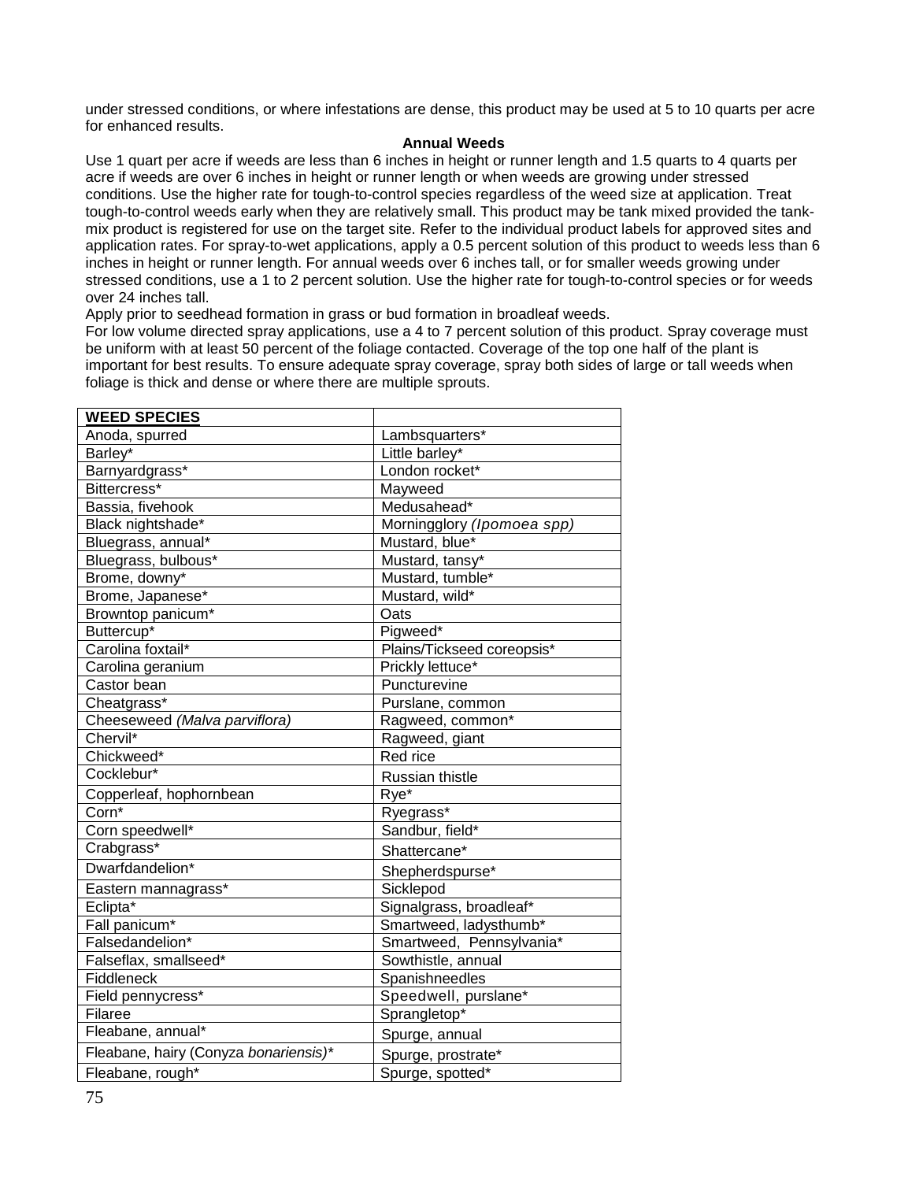under stressed conditions, or where infestations are dense, this product may be used at 5 to 10 quarts per acre for enhanced results.

**Annual Weeds**

Use 1 quart per acre if weeds are less than 6 inches in height or runner length and 1.5 quarts to 4 quarts per acre if weeds are over 6 inches in height or runner length or when weeds are growing under stressed conditions. Use the higher rate for tough-to-control species regardless of the weed size at application. Treat tough-to-control weeds early when they are relatively small. This product may be tank mixed provided the tank-mix product is registered for use on the target site. Refer to the individual product labels for approved sites and application rates. For spray-to-wet applications, apply a 0.5 percent solution of this product to weeds less than 6 inches in height or runner length. For annual weeds over 6 inches tall, or for smaller weeds growing under stressed conditions, use a 1 to 2 percent solution. Use the higher rate for tough-to-control species or for weeds over 24 inches tall.

Apply prior to seedhead formation in grass or bud formation in broadleaf weeds.

For low volume directed spray applications, use a 4 to 7 percent solution of this product. Spray coverage must be uniform with at least 50 percent of the foliage contacted. Coverage of the top one half of the plant is important for best results. To ensure adequate spray coverage, spray both sides of large or tall weeds when foliage is thick and dense or where there are multiple sprouts.

| **WEED SPECIES** | |
|---|---|
| Anoda, spurred | Lambsquarters* |
| Barley* | Little barley* |
| Barnyardgrass* | London rocket* |
| Bittercress* | Mayweed |
| Bassia, fivehook | Medusahead* |
| Black nightshade* | Morningglory *(Ipomoea spp)* |
| Bluegrass, annual* | Mustard, blue* |
| Bluegrass, bulbous* | Mustard, tansy* |
| Brome, downy* | Mustard, tumble* |
| Brome, Japanese* | Mustard, wild* |
| Browntop panicum* | Oats |
| Buttercup* | Pigweed* |
| Carolina foxtail* | Plains/Tickseed coreopsis* |
| Carolina geranium | Prickly lettuce* |
| Castor bean | Puncturevine |
| Cheatgrass* | Purslane, common |
| Cheeseweed *(Malva parviflora)* | Ragweed, common* |
| Chervil* | Ragweed, giant |
| Chickweed* | Red rice |
| Cocklebur* | Russian thistle |
| Copperleaf, hophornbean | Rye* |
| Corn* | Ryegrass* |
| Corn speedwell* | Sandbur, field* |
| Crabgrass* | Shattercane* |
| Dwarfdandelion* | Shepherdspurse* |
| Eastern mannagrass* | Sicklepod |
| Eclipta* | Signalgrass, broadleaf* |
| Fall panicum* | Smartweed, ladysthumb* |
| Falsedandelion* | Smartweed, Pennsylvania* |
| Falseflax, smallseed* | Sowthistle, annual |
| Fiddleneck | Spanishneedles |
| Field pennycress* | Speedwell, purslane* |
| Filaree | Sprangletop* |
| Fleabane, annual* | Spurge, annual |
| Fleabane, hairy (Conyza *bonariensis)** | Spurge, prostrate* |
| Fleabane, rough* | Spurge, spotted* |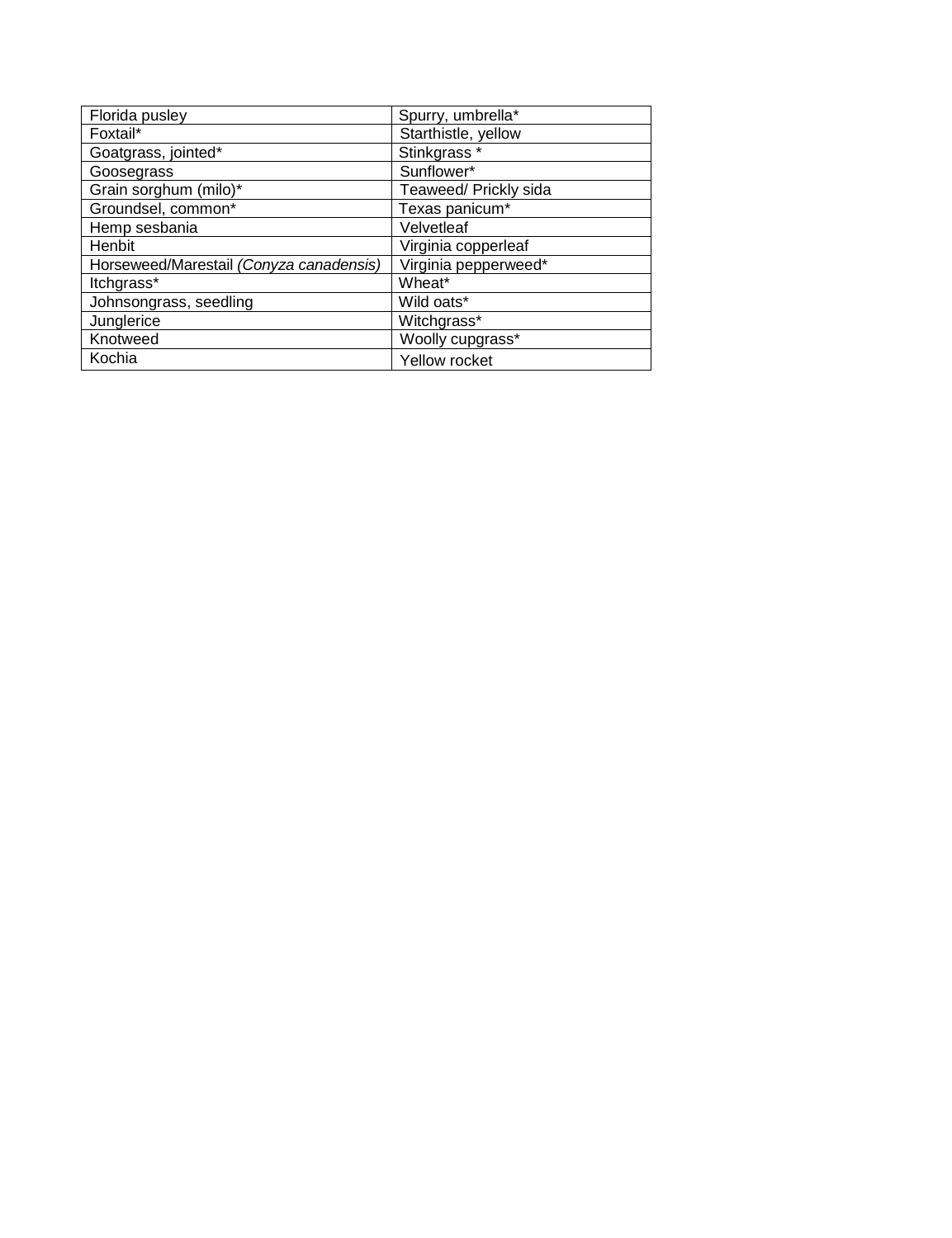| | |
|---|---|
| Florida pusley | Spurry, umbrella* |
| Foxtail* | Starthistle, yellow |
| Goatgrass, jointed* | Stinkgrass * |
| Goosegrass | Sunflower* |
| Grain sorghum (milo)* | Teaweed/ Prickly sida |
| Groundsel, common* | Texas panicum* |
| Hemp sesbania | Velvetleaf |
| Henbit | Virginia copperleaf |
| Horseweed/Marestail *(Conyza canadensis)* | Virginia pepperweed* |
| Itchgrass* | Wheat* |
| Johnsongrass, seedling | Wild oats* |
| Junglerice | Witchgrass* |
| Knotweed | Woolly cupgrass* |
| Kochia | Yellow rocket |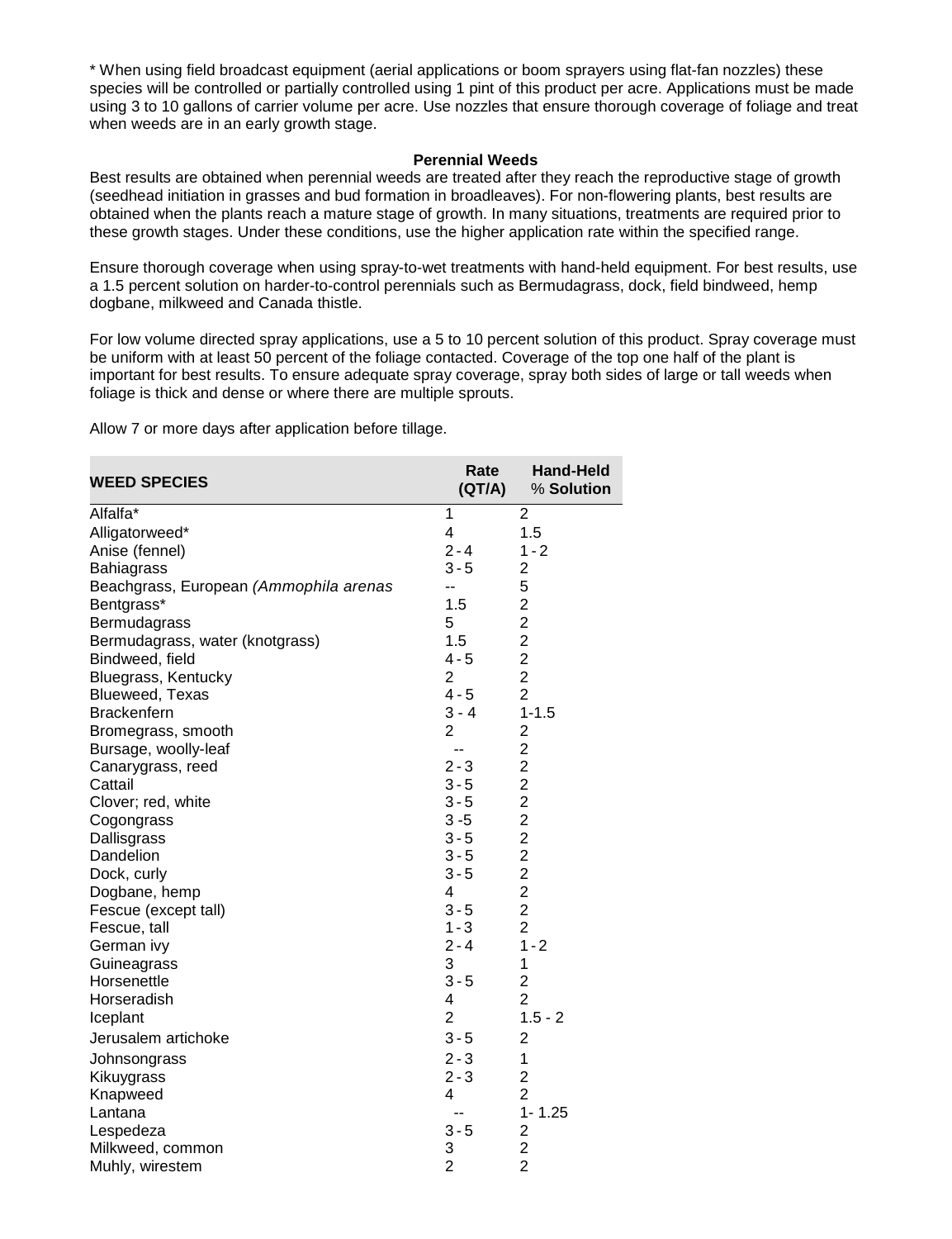* When using field broadcast equipment (aerial applications or boom sprayers using flat-fan nozzles) these species will be controlled or partially controlled using 1 pint of this product per acre. Applications must be made using 3 to 10 gallons of carrier volume per acre. Use nozzles that ensure thorough coverage of foliage and treat when weeds are in an early growth stage.

### Perennial Weeds

Best results are obtained when perennial weeds are treated after they reach the reproductive stage of growth (seedhead initiation in grasses and bud formation in broadleaves). For non-flowering plants, best results are obtained when the plants reach a mature stage of growth. In many situations, treatments are required prior to these growth stages. Under these conditions, use the higher application rate within the specified range.

Ensure thorough coverage when using spray-to-wet treatments with hand-held equipment. For best results, use a 1.5 percent solution on harder-to-control perennials such as Bermudagrass, dock, field bindweed, hemp dogbane, milkweed and Canada thistle.

For low volume directed spray applications, use a 5 to 10 percent solution of this product. Spray coverage must be uniform with at least 50 percent of the foliage contacted. Coverage of the top one half of the plant is important for best results. To ensure adequate spray coverage, spray both sides of large or tall weeds when foliage is thick and dense or where there are multiple sprouts.

Allow 7 or more days after application before tillage.

| WEED SPECIES | Rate (QT/A) | Hand-Held % Solution |
|---|---|---|
| Alfalfa* | 1 | 2 |
| Alligatorweed* | 4 | 1.5 |
| Anise (fennel) | 2 - 4 | 1 - 2 |
| Bahiagrass | 3 - 5 | 2 |
| Beachgrass, European *(Ammophila arenas* | -- | 5 |
| Bentgrass* | 1.5 | 2 |
| Bermudagrass | 5 | 2 |
| Bermudagrass, water (knotgrass) | 1.5 | 2 |
| Bindweed, field | 4 - 5 | 2 |
| Bluegrass, Kentucky | 2 | 2 |
| Blueweed, Texas | 4 - 5 | 2 |
| Brackenfern | 3 - 4 | 1-1.5 |
| Bromegrass, smooth | 2 | 2 |
| Bursage, woolly-leaf | -- | 2 |
| Canarygrass, reed | 2 - 3 | 2 |
| Cattail | 3 - 5 | 2 |
| Clover; red, white | 3 - 5 | 2 |
| Cogongrass | 3 -5 | 2 |
| Dallisgrass | 3 - 5 | 2 |
| Dandelion | 3 - 5 | 2 |
| Dock, curly | 3 - 5 | 2 |
| Dogbane, hemp | 4 | 2 |
| Fescue (except tall) | 3 - 5 | 2 |
| Fescue, tall | 1 - 3 | 2 |
| German ivy | 2 - 4 | 1 - 2 |
| Guineagrass | 3 | 1 |
| Horsenettle | 3 - 5 | 2 |
| Horseradish | 4 | 2 |
| Iceplant | 2 | 1.5 - 2 |
| Jerusalem artichoke | 3 - 5 | 2 |
| Johnsongrass | 2 - 3 | 1 |
| Kikuygrass | 2 - 3 | 2 |
| Knapweed | 4 | 2 |
| Lantana | -- | 1- 1.25 |
| Lespedeza | 3 - 5 | 2 |
| Milkweed, common | 3 | 2 |
| Muhly, wirestem | 2 | 2 |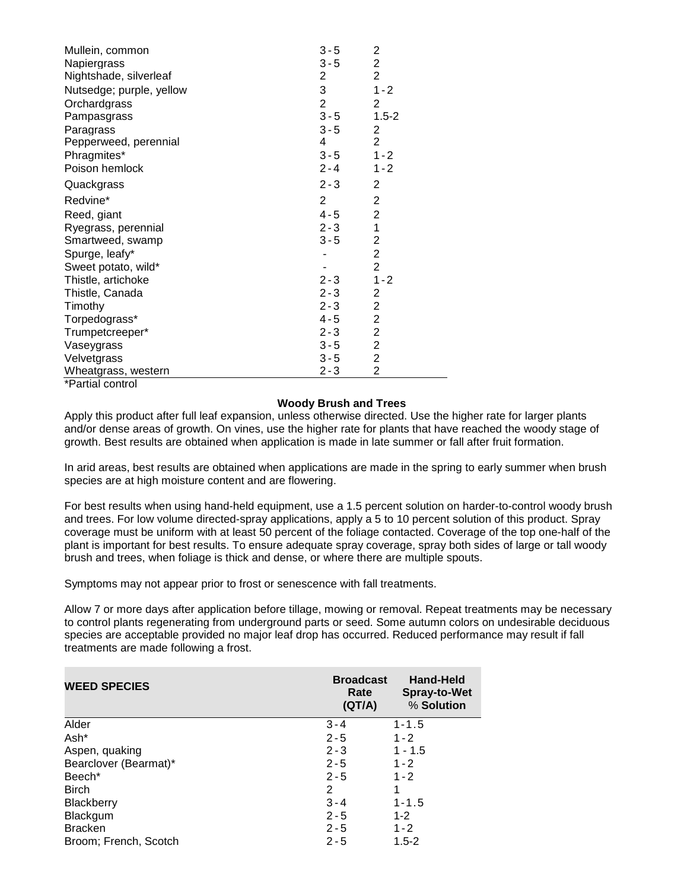| | | |
|---|---|---|
| Mullein, common | 3 - 5 | 2 |
| Napiergrass | 3 - 5 | 2 |
| Nightshade, silverleaf | 2 | 2 |
| Nutsedge; purple, yellow | 3 | 1 - 2 |
| Orchardgrass | 2 | 2 |
| Pampasgrass | 3 - 5 | 1.5-2 |
| Paragrass | 3 - 5 | 2 |
| Pepperweed, perennial | 4 | 2 |
| Phragmites* | 3 - 5 | 1 - 2 |
| Poison hemlock | 2 - 4 | 1 - 2 |
| Quackgrass | 2 - 3 | 2 |
| Redvine* | 2 | 2 |
| Reed, giant | 4 - 5 | 2 |
| Ryegrass, perennial | 2 - 3 | 1 |
| Smartweed, swamp | 3 - 5 | 2 |
| Spurge, leafy* | - | 2 |
| Sweet potato, wild* | - | 2 |
| Thistle, artichoke | 2 - 3 | 1 - 2 |
| Thistle, Canada | 2 - 3 | 2 |
| Timothy | 2 - 3 | 2 |
| Torpedograss* | 4 - 5 | 2 |
| Trumpetcreeper* | 2 - 3 | 2 |
| Vaseygrass | 3 - 5 | 2 |
| Velvetgrass | 3 - 5 | 2 |
| Wheatgrass, western | 2 - 3 | 2 |

*Partial control

### Woody Brush and Trees

Apply this product after full leaf expansion, unless otherwise directed. Use the higher rate for larger plants and/or dense areas of growth. On vines, use the higher rate for plants that have reached the woody stage of growth. Best results are obtained when application is made in late summer or fall after fruit formation.

In arid areas, best results are obtained when applications are made in the spring to early summer when brush species are at high moisture content and are flowering.

For best results when using hand-held equipment, use a 1.5 percent solution on harder-to-control woody brush and trees. For low volume directed-spray applications, apply a 5 to 10 percent solution of this product. Spray coverage must be uniform with at least 50 percent of the foliage contacted. Coverage of the top one-half of the plant is important for best results. To ensure adequate spray coverage, spray both sides of large or tall woody brush and trees, when foliage is thick and dense, or where there are multiple spouts.

Symptoms may not appear prior to frost or senescence with fall treatments.

Allow 7 or more days after application before tillage, mowing or removal. Repeat treatments may be necessary to control plants regenerating from underground parts or seed. Some autumn colors on undesirable deciduous species are acceptable provided no major leaf drop has occurred. Reduced performance may result if fall treatments are made following a frost.

| WEED SPECIES | Broadcast Rate (QT/A) | Hand-Held Spray-to-Wet % Solution |
|---|---|---|
| Alder | 3 - 4 | 1 - 1.5 |
| Ash* | 2 - 5 | 1 - 2 |
| Aspen, quaking | 2 - 3 | 1 - 1.5 |
| Bearclover (Bearmat)* | 2 - 5 | 1 - 2 |
| Beech* | 2 - 5 | 1 - 2 |
| Birch | 2 | 1 |
| Blackberry | 3 - 4 | 1 - 1.5 |
| Blackgum | 2 - 5 | 1-2 |
| Bracken | 2 - 5 | 1 - 2 |
| Broom; French, Scotch | 2 - 5 | 1.5-2 |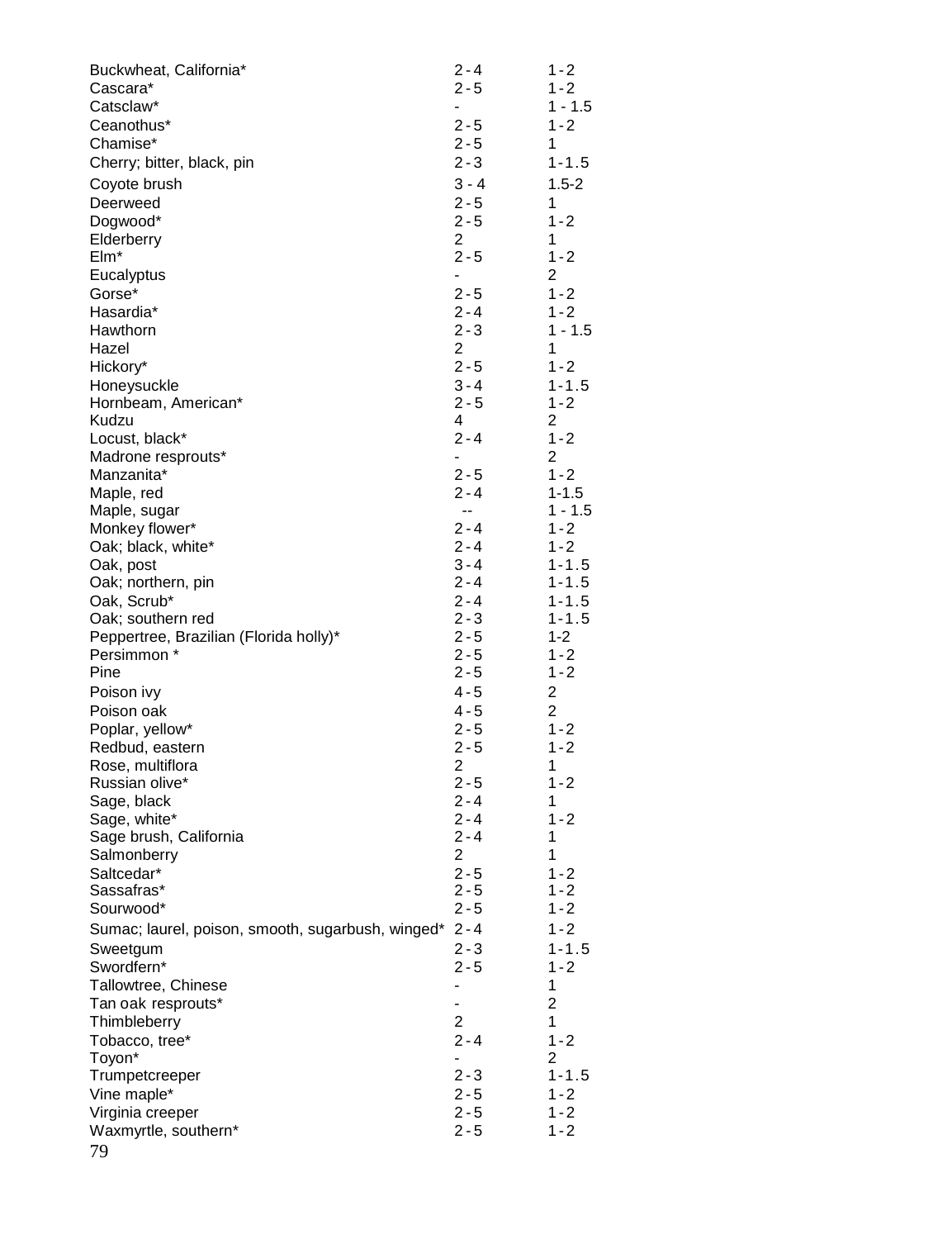| | | |
|---|---|---|
| Buckwheat, California* | 2 - 4 | 1 - 2 |
| Cascara* | 2 - 5 | 1 - 2 |
| Catsclaw* | - | 1 - 1.5 |
| Ceanothus* | 2 - 5 | 1 - 2 |
| Chamise* | 2 - 5 | 1 |
| Cherry; bitter, black, pin | 2 - 3 | 1 - 1.5 |
| Coyote brush | 3 - 4 | 1.5-2 |
| Deerweed | 2 - 5 | 1 |
| Dogwood* | 2 - 5 | 1 - 2 |
| Elderberry | 2 | 1 |
| Elm* | 2 - 5 | 1 - 2 |
| Eucalyptus | - | 2 |
| Gorse* | 2 - 5 | 1 - 2 |
| Hasardia* | 2 - 4 | 1 - 2 |
| Hawthorn | 2 - 3 | 1 - 1.5 |
| Hazel | 2 | 1 |
| Hickory* | 2 - 5 | 1 - 2 |
| Honeysuckle | 3 - 4 | 1 - 1.5 |
| Hornbeam, American* | 2 - 5 | 1 - 2 |
| Kudzu | 4 | 2 |
| Locust, black* | 2 - 4 | 1 - 2 |
| Madrone resprouts* | - | 2 |
| Manzanita* | 2 - 5 | 1 - 2 |
| Maple, red | 2 - 4 | 1-1.5 |
| Maple, sugar | -- | 1 - 1.5 |
| Monkey flower* | 2 - 4 | 1 - 2 |
| Oak; black, white* | 2 - 4 | 1 - 2 |
| Oak, post | 3 - 4 | 1 - 1.5 |
| Oak; northern, pin | 2 - 4 | 1 - 1.5 |
| Oak, Scrub* | 2 - 4 | 1 - 1.5 |
| Oak; southern red | 2 - 3 | 1 - 1.5 |
| Peppertree, Brazilian (Florida holly)* | 2 - 5 | 1-2 |
| Persimmon * | 2 - 5 | 1 - 2 |
| Pine | 2 - 5 | 1 - 2 |
| Poison ivy | 4 - 5 | 2 |
| Poison oak | 4 - 5 | 2 |
| Poplar, yellow* | 2 - 5 | 1 - 2 |
| Redbud, eastern | 2 - 5 | 1 - 2 |
| Rose, multiflora | 2 | 1 |
| Russian olive* | 2 - 5 | 1 - 2 |
| Sage, black | 2 - 4 | 1 |
| Sage, white* | 2 - 4 | 1 - 2 |
| Sage brush, California | 2 - 4 | 1 |
| Salmonberry | 2 | 1 |
| Saltcedar* | 2 - 5 | 1 - 2 |
| Sassafras* | 2 - 5 | 1 - 2 |
| Sourwood* | 2 - 5 | 1 - 2 |
| Sumac; laurel, poison, smooth, sugarbush, winged* | 2 - 4 | 1 - 2 |
| Sweetgum | 2 - 3 | 1 - 1.5 |
| Swordfern* | 2 - 5 | 1 - 2 |
| Tallowtree, Chinese | - | 1 |
| Tan oak resprouts* | - | 2 |
| Thimbleberry | 2 | 1 |
| Tobacco, tree* | 2 - 4 | 1 - 2 |
| Toyon* | - | 2 |
| Trumpetcreeper | 2 - 3 | 1 - 1.5 |
| Vine maple* | 2 - 5 | 1 - 2 |
| Virginia creeper | 2 - 5 | 1 - 2 |
| Waxmyrtle, southern* | 2 - 5 | 1 - 2 |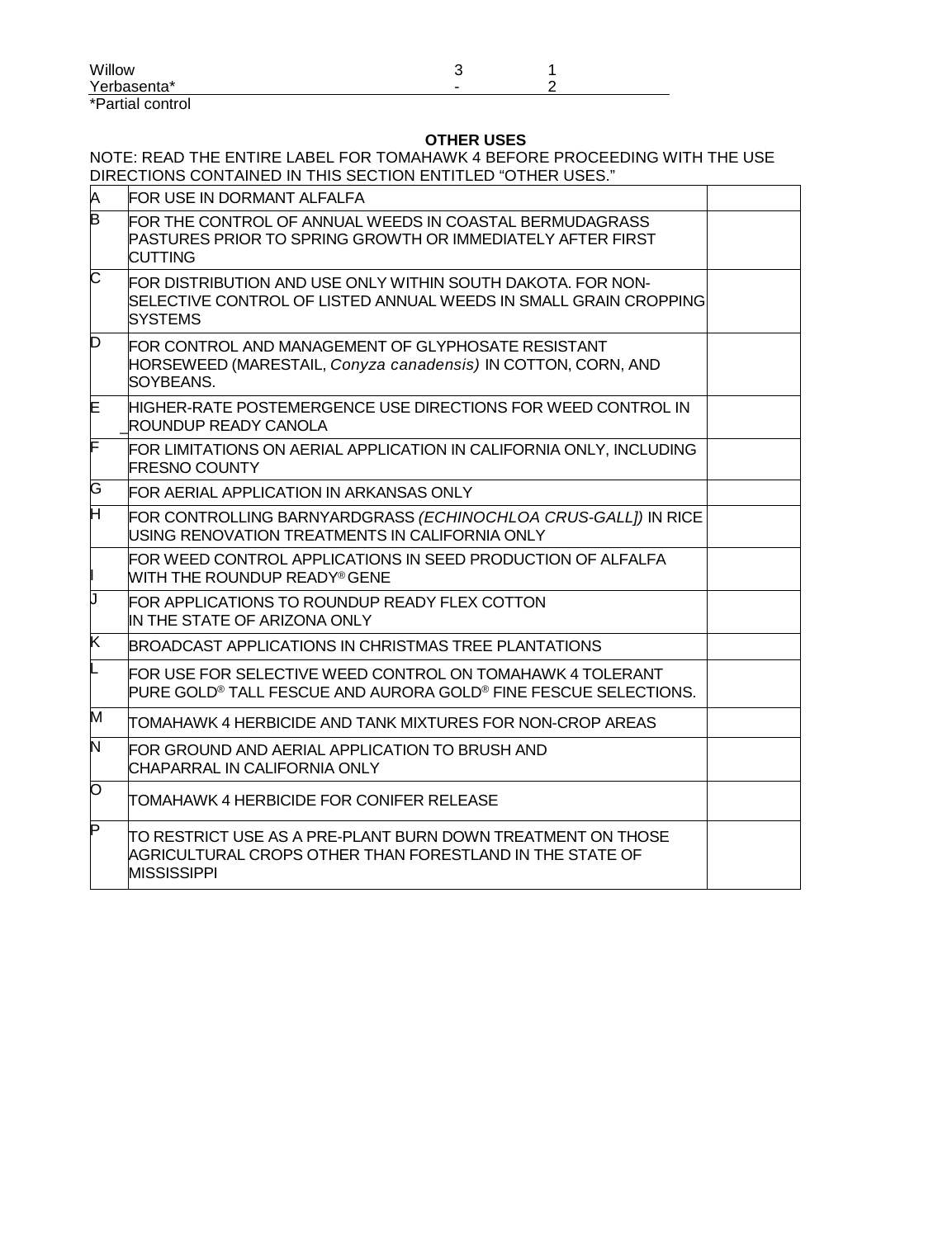| | | |
|---|---|---|
| Willow | 3 | 1 |
| Yerbasenta* | - | 2 |

*Partial control

**OTHER USES**

NOTE: READ THE ENTIRE LABEL FOR TOMAHAWK 4 BEFORE PROCEEDING WITH THE USE DIRECTIONS CONTAINED IN THIS SECTION ENTITLED "OTHER USES."

| | | |
|---|---|---|
| A | FOR USE IN DORMANT ALFALFA | |
| B | FOR THE CONTROL OF ANNUAL WEEDS IN COASTAL BERMUDAGRASS PASTURES PRIOR TO SPRING GROWTH OR IMMEDIATELY AFTER FIRST CUTTING | |
| C | FOR DISTRIBUTION AND USE ONLY WITHIN SOUTH DAKOTA. FOR NON-SELECTIVE CONTROL OF LISTED ANNUAL WEEDS IN SMALL GRAIN CROPPING SYSTEMS | |
| D | FOR CONTROL AND MANAGEMENT OF GLYPHOSATE RESISTANT HORSEWEED (MARESTAIL, *Conyza canadensis)* IN COTTON, CORN, AND SOYBEANS. | |
| E | HIGHER-RATE POSTEMERGENCE USE DIRECTIONS FOR WEED CONTROL IN ROUNDUP READY CANOLA | |
| F | FOR LIMITATIONS ON AERIAL APPLICATION IN CALIFORNIA ONLY, INCLUDING FRESNO COUNTY | |
| G | FOR AERIAL APPLICATION IN ARKANSAS ONLY | |
| H | FOR CONTROLLING BARNYARDGRASS *(ECHINOCHLOA CRUS-GALLI])* IN RICE USING RENOVATION TREATMENTS IN CALIFORNIA ONLY | |
| I | FOR WEED CONTROL APPLICATIONS IN SEED PRODUCTION OF ALFALFA WITH THE ROUNDUP READY® GENE | |
| J | FOR APPLICATIONS TO ROUNDUP READY FLEX COTTON IN THE STATE OF ARIZONA ONLY | |
| K | BROADCAST APPLICATIONS IN CHRISTMAS TREE PLANTATIONS | |
| L | FOR USE FOR SELECTIVE WEED CONTROL ON TOMAHAWK 4 TOLERANT PURE GOLD® TALL FESCUE AND AURORA GOLD® FINE FESCUE SELECTIONS. | |
| M | TOMAHAWK 4 HERBICIDE AND TANK MIXTURES FOR NON-CROP AREAS | |
| N | FOR GROUND AND AERIAL APPLICATION TO BRUSH AND CHAPARRAL IN CALIFORNIA ONLY | |
| O | TOMAHAWK 4 HERBICIDE FOR CONIFER RELEASE | |
| P | TO RESTRICT USE AS A PRE-PLANT BURN DOWN TREATMENT ON THOSE AGRICULTURAL CROPS OTHER THAN FORESTLAND IN THE STATE OF MISSISSIPPI | |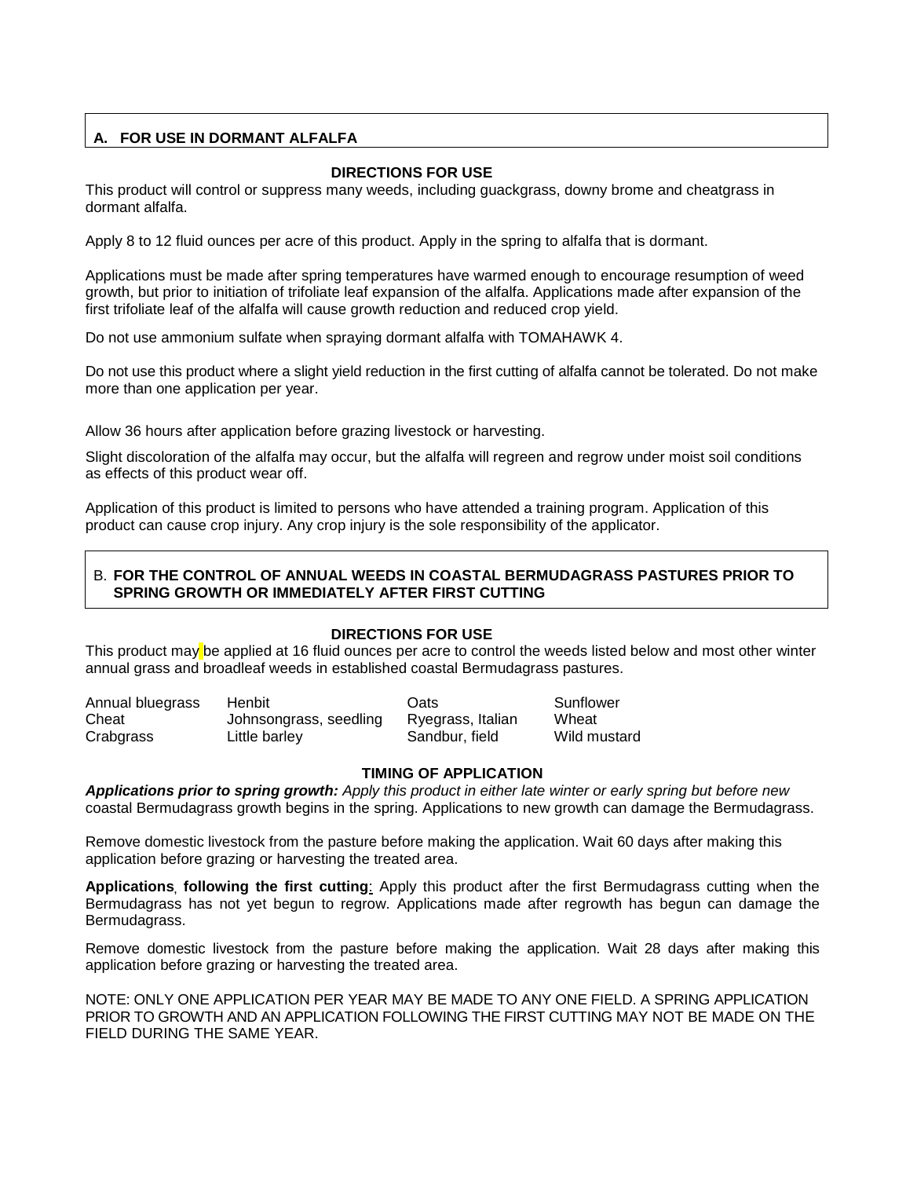## A. FOR USE IN DORMANT ALFALFA

**DIRECTIONS FOR USE**

This product will control or suppress many weeds, including guackgrass, downy brome and cheatgrass in dormant alfalfa.

Apply 8 to 12 fluid ounces per acre of this product. Apply in the spring to alfalfa that is dormant.

Applications must be made after spring temperatures have warmed enough to encourage resumption of weed growth, but prior to initiation of trifoliate leaf expansion of the alfalfa. Applications made after expansion of the first trifoliate leaf of the alfalfa will cause growth reduction and reduced crop yield.

Do not use ammonium sulfate when spraying dormant alfalfa with TOMAHAWK 4.

Do not use this product where a slight yield reduction in the first cutting of alfalfa cannot be tolerated. Do not make more than one application per year.

Allow 36 hours after application before grazing livestock or harvesting.

Slight discoloration of the alfalfa may occur, but the alfalfa will regreen and regrow under moist soil conditions as effects of this product wear off.

Application of this product is limited to persons who have attended a training program. Application of this product can cause crop injury. Any crop injury is the sole responsibility of the applicator.

## B. FOR THE CONTROL OF ANNUAL WEEDS IN COASTAL BERMUDAGRASS PASTURES PRIOR TO SPRING GROWTH OR IMMEDIATELY AFTER FIRST CUTTING

**DIRECTIONS FOR USE**

This product may be applied at 16 fluid ounces per acre to control the weeds listed below and most other winter annual grass and broadleaf weeds in established coastal Bermudagrass pastures.

| | | | |
|---|---|---|---|
| Annual bluegrass | Henbit | Oats | Sunflower |
| Cheat | Johnsongrass, seedling | Ryegrass, Italian | Wheat |
| Crabgrass | Little barley | Sandbur, field | Wild mustard |

**TIMING OF APPLICATION**

***Applications prior to spring growth:*** *Apply this product in either late winter or early spring but before new* coastal Bermudagrass growth begins in the spring. Applications to new growth can damage the Bermudagrass.

Remove domestic livestock from the pasture before making the application. Wait 60 days after making this application before grazing or harvesting the treated area.

**Applications following the first cutting**: Apply this product after the first Bermudagrass cutting when the Bermudagrass has not yet begun to regrow. Applications made after regrowth has begun can damage the Bermudagrass.

Remove domestic livestock from the pasture before making the application. Wait 28 days after making this application before grazing or harvesting the treated area.

NOTE: ONLY ONE APPLICATION PER YEAR MAY BE MADE TO ANY ONE FIELD. A SPRING APPLICATION PRIOR TO GROWTH AND AN APPLICATION FOLLOWING THE FIRST CUTTING MAY NOT BE MADE ON THE FIELD DURING THE SAME YEAR.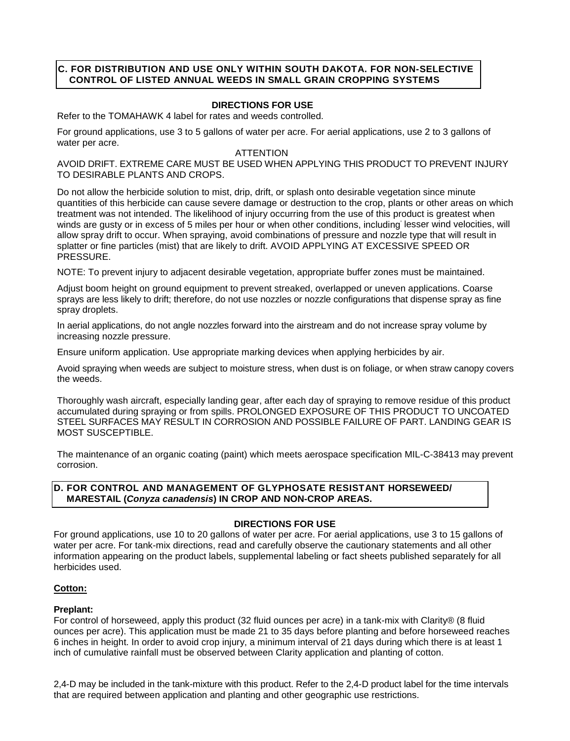## C. FOR DISTRIBUTION AND USE ONLY WITHIN SOUTH DAKOTA. FOR NON-SELECTIVE CONTROL OF LISTED ANNUAL WEEDS IN SMALL GRAIN CROPPING SYSTEMS

### DIRECTIONS FOR USE

Refer to the TOMAHAWK 4 label for rates and weeds controlled.

For ground applications, use 3 to 5 gallons of water per acre. For aerial applications, use 2 to 3 gallons of water per acre.

ATTENTION

AVOID DRIFT. EXTREME CARE MUST BE USED WHEN APPLYING THIS PRODUCT TO PREVENT INJURY TO DESIRABLE PLANTS AND CROPS.

Do not allow the herbicide solution to mist, drip, drift, or splash onto desirable vegetation since minute quantities of this herbicide can cause severe damage or destruction to the crop, plants or other areas on which treatment was not intended. The likelihood of injury occurring from the use of this product is greatest when winds are gusty or in excess of 5 miles per hour or when other conditions, including lesser wind velocities, will allow spray drift to occur. When spraying, avoid combinations of pressure and nozzle type that will result in splatter or fine particles (mist) that are likely to drift. AVOID APPLYING AT EXCESSIVE SPEED OR PRESSURE.

NOTE: To prevent injury to adjacent desirable vegetation, appropriate buffer zones must be maintained.

Adjust boom height on ground equipment to prevent streaked, overlapped or uneven applications. Coarse sprays are less likely to drift; therefore, do not use nozzles or nozzle configurations that dispense spray as fine spray droplets.

In aerial applications, do not angle nozzles forward into the airstream and do not increase spray volume by increasing nozzle pressure.

Ensure uniform application. Use appropriate marking devices when applying herbicides by air.

Avoid spraying when weeds are subject to moisture stress, when dust is on foliage, or when straw canopy covers the weeds.

Thoroughly wash aircraft, especially landing gear, after each day of spraying to remove residue of this product accumulated during spraying or from spills. PROLONGED EXPOSURE OF THIS PRODUCT TO UNCOATED STEEL SURFACES MAY RESULT IN CORROSION AND POSSIBLE FAILURE OF PART. LANDING GEAR IS MOST SUSCEPTIBLE.

The maintenance of an organic coating (paint) which meets aerospace specification MIL-C-38413 may prevent corrosion.

## D. FOR CONTROL AND MANAGEMENT OF GLYPHOSATE RESISTANT HORSEWEED/ MARESTAIL (*Conyza canadensis*) IN CROP AND NON-CROP AREAS.

### DIRECTIONS FOR USE

For ground applications, use 10 to 20 gallons of water per acre. For aerial applications, use 3 to 15 gallons of water per acre. For tank-mix directions, read and carefully observe the cautionary statements and all other information appearing on the product labels, supplemental labeling or fact sheets published separately for all herbicides used.

**Cotton:**

**Preplant:**

For control of horseweed, apply this product (32 fluid ounces per acre) in a tank-mix with Clarity® (8 fluid ounces per acre). This application must be made 21 to 35 days before planting and before horseweed reaches 6 inches in height. In order to avoid crop injury, a minimum interval of 21 days during which there is at least 1 inch of cumulative rainfall must be observed between Clarity application and planting of cotton.

2,4-D may be included in the tank-mixture with this product. Refer to the 2,4-D product label for the time intervals that are required between application and planting and other geographic use restrictions.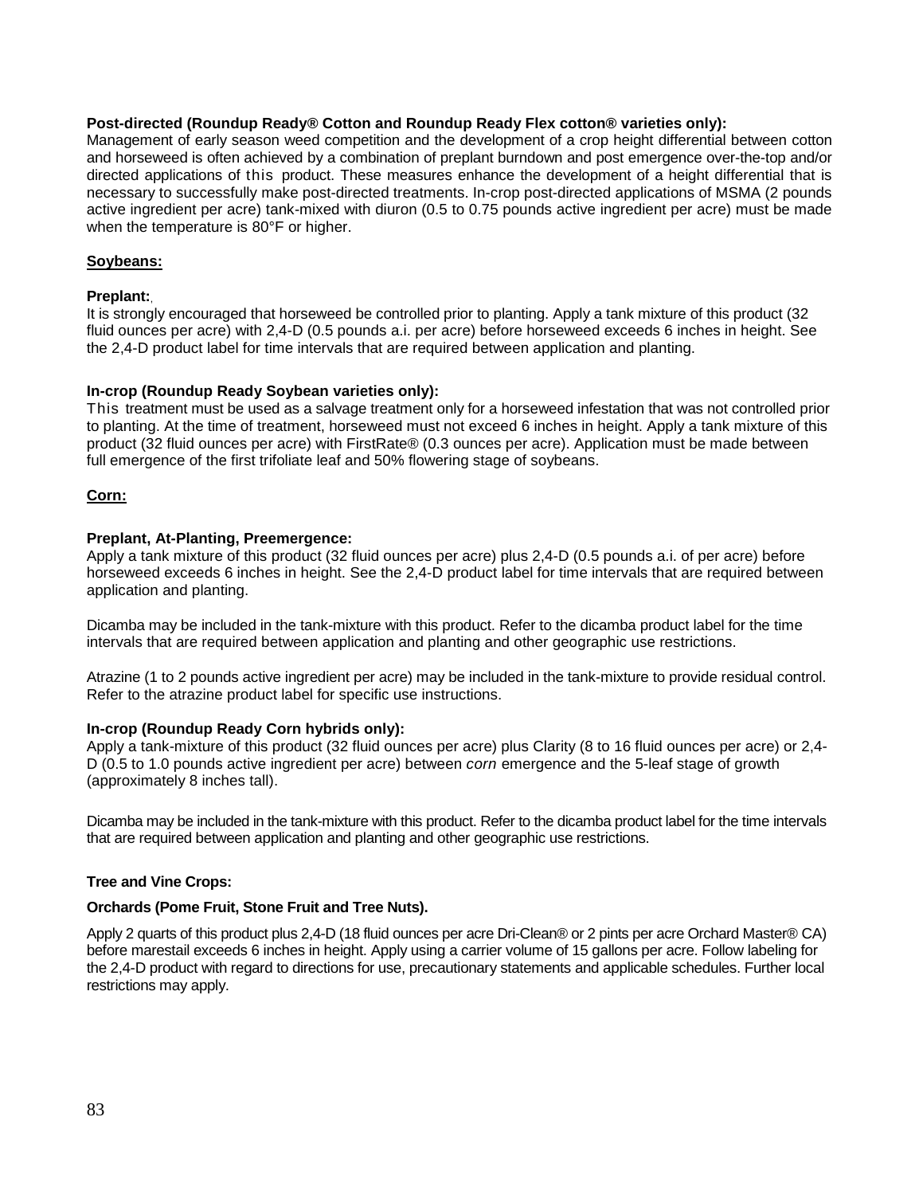**Post-directed (Roundup Ready® Cotton and Roundup Ready Flex cotton® varieties only):**
Management of early season weed competition and the development of a crop height differential between cotton and horseweed is often achieved by a combination of preplant burndown and post emergence over-the-top and/or directed applications of this product. These measures enhance the development of a height differential that is necessary to successfully make post-directed treatments. In-crop post-directed applications of MSMA (2 pounds active ingredient per acre) tank-mixed with diuron (0.5 to 0.75 pounds active ingredient per acre) must be made when the temperature is 80°F or higher.

**Soybeans:**

**Preplant:**
It is strongly encouraged that horseweed be controlled prior to planting. Apply a tank mixture of this product (32 fluid ounces per acre) with 2,4-D (0.5 pounds a.i. per acre) before horseweed exceeds 6 inches in height. See the 2,4-D product label for time intervals that are required between application and planting.

**In-crop (Roundup Ready Soybean varieties only):**
This treatment must be used as a salvage treatment only for a horseweed infestation that was not controlled prior to planting. At the time of treatment, horseweed must not exceed 6 inches in height. Apply a tank mixture of this product (32 fluid ounces per acre) with FirstRate® (0.3 ounces per acre). Application must be made between full emergence of the first trifoliate leaf and 50% flowering stage of soybeans.

**Corn:**

**Preplant, At-Planting, Preemergence:**
Apply a tank mixture of this product (32 fluid ounces per acre) plus 2,4-D (0.5 pounds a.i. of per acre) before horseweed exceeds 6 inches in height. See the 2,4-D product label for time intervals that are required between application and planting.

Dicamba may be included in the tank-mixture with this product. Refer to the dicamba product label for the time intervals that are required between application and planting and other geographic use restrictions.

Atrazine (1 to 2 pounds active ingredient per acre) may be included in the tank-mixture to provide residual control. Refer to the atrazine product label for specific use instructions.

**In-crop (Roundup Ready Corn hybrids only):**
Apply a tank-mixture of this product (32 fluid ounces per acre) plus Clarity (8 to 16 fluid ounces per acre) or 2,4-D (0.5 to 1.0 pounds active ingredient per acre) between *corn* emergence and the 5-leaf stage of growth (approximately 8 inches tall).

Dicamba may be included in the tank-mixture with this product. Refer to the dicamba product label for the time intervals that are required between application and planting and other geographic use restrictions.

**Tree and Vine Crops:**

**Orchards (Pome Fruit, Stone Fruit and Tree Nuts).**

Apply 2 quarts of this product plus 2,4-D (18 fluid ounces per acre Dri-Clean® or 2 pints per acre Orchard Master® CA) before marestail exceeds 6 inches in height. Apply using a carrier volume of 15 gallons per acre. Follow labeling for the 2,4-D product with regard to directions for use, precautionary statements and applicable schedules. Further local restrictions may apply.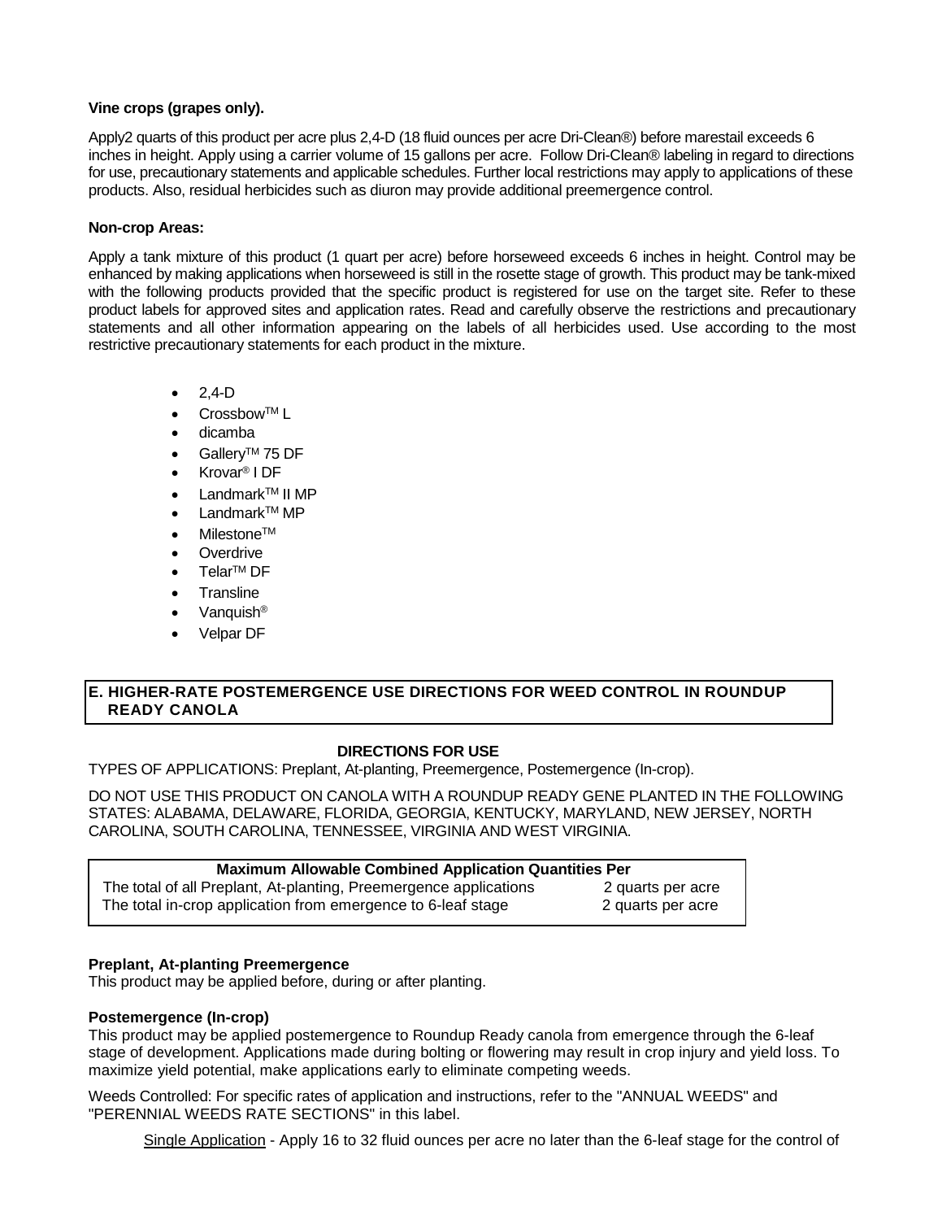**Vine crops (grapes only).**

Apply2 quarts of this product per acre plus 2,4-D (18 fluid ounces per acre Dri-Clean®) before marestail exceeds 6 inches in height. Apply using a carrier volume of 15 gallons per acre. Follow Dri-Clean® labeling in regard to directions for use, precautionary statements and applicable schedules. Further local restrictions may apply to applications of these products. Also, residual herbicides such as diuron may provide additional preemergence control.

**Non-crop Areas:**

Apply a tank mixture of this product (1 quart per acre) before horseweed exceeds 6 inches in height. Control may be enhanced by making applications when horseweed is still in the rosette stage of growth. This product may be tank-mixed with the following products provided that the specific product is registered for use on the target site. Refer to these product labels for approved sites and application rates. Read and carefully observe the restrictions and precautionary statements and all other information appearing on the labels of all herbicides used. Use according to the most restrictive precautionary statements for each product in the mixture.

- 2,4-D
- Crossbow™ L
- dicamba
- Gallery™ 75 DF
- Krovar® I DF
- Landmark™ II MP
- Landmark™ MP
- Milestone™
- Overdrive
- Telar™ DF
- Transline
- Vanquish®
- Velpar DF

## E. HIGHER-RATE POSTEMERGENCE USE DIRECTIONS FOR WEED CONTROL IN ROUNDUP READY CANOLA

**DIRECTIONS FOR USE**

TYPES OF APPLICATIONS: Preplant, At-planting, Preemergence, Postemergence (In-crop).

DO NOT USE THIS PRODUCT ON CANOLA WITH A ROUNDUP READY GENE PLANTED IN THE FOLLOWING STATES: ALABAMA, DELAWARE, FLORIDA, GEORGIA, KENTUCKY, MARYLAND, NEW JERSEY, NORTH CAROLINA, SOUTH CAROLINA, TENNESSEE, VIRGINIA AND WEST VIRGINIA.

| Maximum Allowable Combined Application Quantities Per | |
|---|---|
| The total of all Preplant, At-planting, Preemergence applications | 2 quarts per acre |
| The total in-crop application from emergence to 6-leaf stage | 2 quarts per acre |

**Preplant, At-planting Preemergence**

This product may be applied before, during or after planting.

**Postemergence (In-crop)**

This product may be applied postemergence to Roundup Ready canola from emergence through the 6-leaf stage of development. Applications made during bolting or flowering may result in crop injury and yield loss. To maximize yield potential, make applications early to eliminate competing weeds.

Weeds Controlled: For specific rates of application and instructions, refer to the "ANNUAL WEEDS" and "PERENNIAL WEEDS RATE SECTIONS" in this label.

Single Application - Apply 16 to 32 fluid ounces per acre no later than the 6-leaf stage for the control of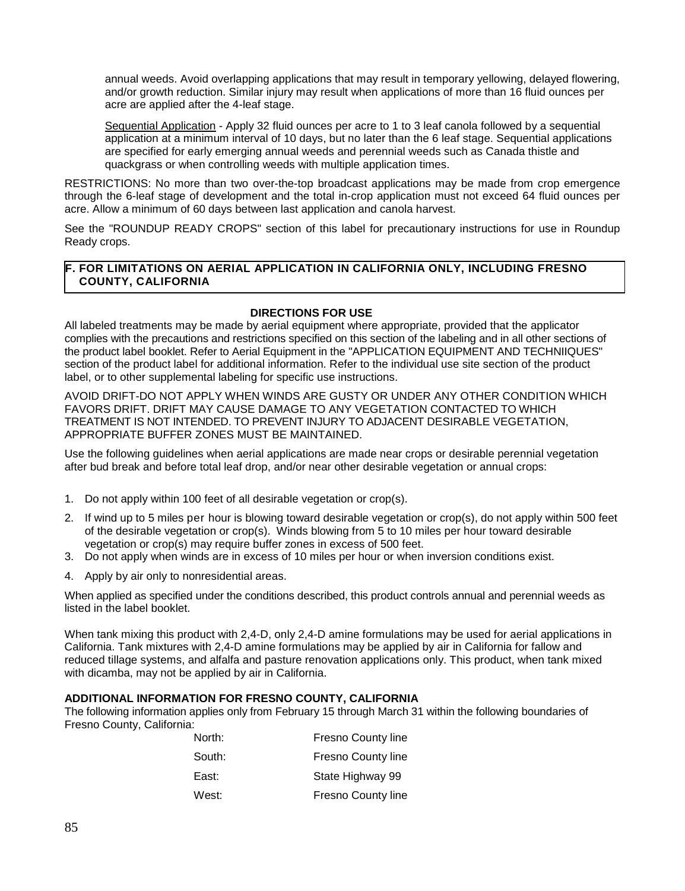annual weeds. Avoid overlapping applications that may result in temporary yellowing, delayed flowering, and/or growth reduction. Similar injury may result when applications of more than 16 fluid ounces per acre are applied after the 4-leaf stage.

Sequential Application - Apply 32 fluid ounces per acre to 1 to 3 leaf canola followed by a sequential application at a minimum interval of 10 days, but no later than the 6 leaf stage. Sequential applications are specified for early emerging annual weeds and perennial weeds such as Canada thistle and quackgrass or when controlling weeds with multiple application times.

RESTRICTIONS: No more than two over-the-top broadcast applications may be made from crop emergence through the 6-leaf stage of development and the total in-crop application must not exceed 64 fluid ounces per acre. Allow a minimum of 60 days between last application and canola harvest.

See the "ROUNDUP READY CROPS" section of this label for precautionary instructions for use in Roundup Ready crops.

## F. FOR LIMITATIONS ON AERIAL APPLICATION IN CALIFORNIA ONLY, INCLUDING FRESNO COUNTY, CALIFORNIA

**DIRECTIONS FOR USE**

All labeled treatments may be made by aerial equipment where appropriate, provided that the applicator complies with the precautions and restrictions specified on this section of the labeling and in all other sections of the product label booklet. Refer to Aerial Equipment in the "APPLICATION EQUIPMENT AND TECHNIIQUES" section of the product label for additional information. Refer to the individual use site section of the product label, or to other supplemental labeling for specific use instructions.

AVOID DRIFT-DO NOT APPLY WHEN WINDS ARE GUSTY OR UNDER ANY OTHER CONDITION WHICH FAVORS DRIFT. DRIFT MAY CAUSE DAMAGE TO ANY VEGETATION CONTACTED TO WHICH TREATMENT IS NOT INTENDED. TO PREVENT INJURY TO ADJACENT DESIRABLE VEGETATION, APPROPRIATE BUFFER ZONES MUST BE MAINTAINED.

Use the following guidelines when aerial applications are made near crops or desirable perennial vegetation after bud break and before total leaf drop, and/or near other desirable vegetation or annual crops:

1. Do not apply within 100 feet of all desirable vegetation or crop(s).
2. If wind up to 5 miles per hour is blowing toward desirable vegetation or crop(s), do not apply within 500 feet of the desirable vegetation or crop(s). Winds blowing from 5 to 10 miles per hour toward desirable vegetation or crop(s) may require buffer zones in excess of 500 feet.
3. Do not apply when winds are in excess of 10 miles per hour or when inversion conditions exist.
4. Apply by air only to nonresidential areas.

When applied as specified under the conditions described, this product controls annual and perennial weeds as listed in the label booklet.

When tank mixing this product with 2,4-D, only 2,4-D amine formulations may be used for aerial applications in California. Tank mixtures with 2,4-D amine formulations may be applied by air in California for fallow and reduced tillage systems, and alfalfa and pasture renovation applications only. This product, when tank mixed with dicamba, may not be applied by air in California.

**ADDITIONAL INFORMATION FOR FRESNO COUNTY, CALIFORNIA**

The following information applies only from February 15 through March 31 within the following boundaries of Fresno County, California:

| | |
|---|---|
| North: | Fresno County line |
| South: | Fresno County line |
| East: | State Highway 99 |
| West: | Fresno County line |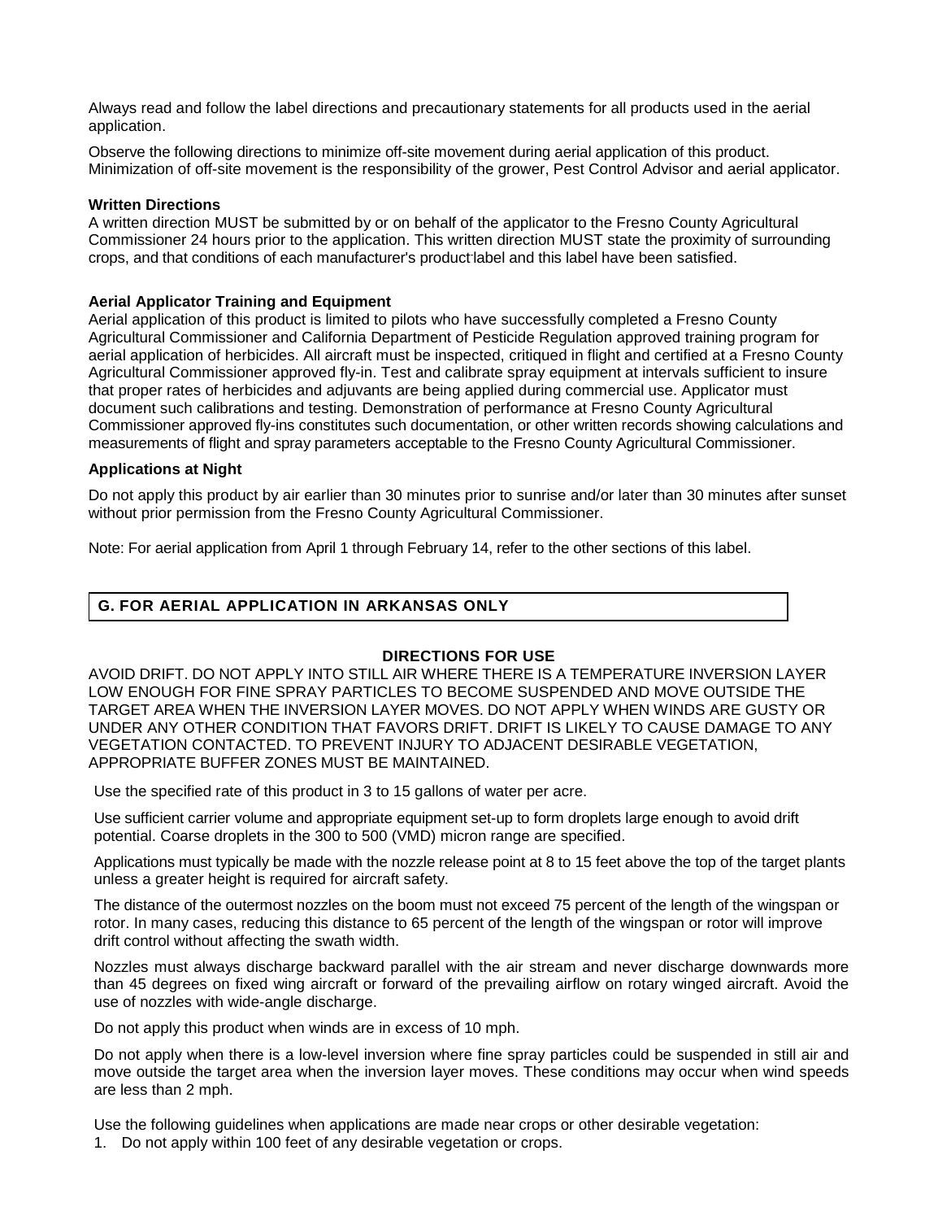Always read and follow the label directions and precautionary statements for all products used in the aerial application.

Observe the following directions to minimize off-site movement during aerial application of this product. Minimization of off-site movement is the responsibility of the grower, Pest Control Advisor and aerial applicator.

**Written Directions**

A written direction MUST be submitted by or on behalf of the applicator to the Fresno County Agricultural Commissioner 24 hours prior to the application. This written direction MUST state the proximity of surrounding crops, and that conditions of each manufacturer's product label and this label have been satisfied.

**Aerial Applicator Training and Equipment**

Aerial application of this product is limited to pilots who have successfully completed a Fresno County Agricultural Commissioner and California Department of Pesticide Regulation approved training program for aerial application of herbicides. All aircraft must be inspected, critiqued in flight and certified at a Fresno County Agricultural Commissioner approved fly-in. Test and calibrate spray equipment at intervals sufficient to insure that proper rates of herbicides and adjuvants are being applied during commercial use. Applicator must document such calibrations and testing. Demonstration of performance at Fresno County Agricultural Commissioner approved fly-ins constitutes such documentation, or other written records showing calculations and measurements of flight and spray parameters acceptable to the Fresno County Agricultural Commissioner.

**Applications at Night**

Do not apply this product by air earlier than 30 minutes prior to sunrise and/or later than 30 minutes after sunset without prior permission from the Fresno County Agricultural Commissioner.

Note: For aerial application from April 1 through February 14, refer to the other sections of this label.

## G. FOR AERIAL APPLICATION IN ARKANSAS ONLY

### DIRECTIONS FOR USE

AVOID DRIFT. DO NOT APPLY INTO STILL AIR WHERE THERE IS A TEMPERATURE INVERSION LAYER LOW ENOUGH FOR FINE SPRAY PARTICLES TO BECOME SUSPENDED AND MOVE OUTSIDE THE TARGET AREA WHEN THE INVERSION LAYER MOVES. DO NOT APPLY WHEN WINDS ARE GUSTY OR UNDER ANY OTHER CONDITION THAT FAVORS DRIFT. DRIFT IS LIKELY TO CAUSE DAMAGE TO ANY VEGETATION CONTACTED. TO PREVENT INJURY TO ADJACENT DESIRABLE VEGETATION, APPROPRIATE BUFFER ZONES MUST BE MAINTAINED.

Use the specified rate of this product in 3 to 15 gallons of water per acre.

Use sufficient carrier volume and appropriate equipment set-up to form droplets large enough to avoid drift potential. Coarse droplets in the 300 to 500 (VMD) micron range are specified.

Applications must typically be made with the nozzle release point at 8 to 15 feet above the top of the target plants unless a greater height is required for aircraft safety.

The distance of the outermost nozzles on the boom must not exceed 75 percent of the length of the wingspan or rotor. In many cases, reducing this distance to 65 percent of the length of the wingspan or rotor will improve drift control without affecting the swath width.

Nozzles must always discharge backward parallel with the air stream and never discharge downwards more than 45 degrees on fixed wing aircraft or forward of the prevailing airflow on rotary winged aircraft. Avoid the use of nozzles with wide-angle discharge.

Do not apply this product when winds are in excess of 10 mph.

Do not apply when there is a low-level inversion where fine spray particles could be suspended in still air and move outside the target area when the inversion layer moves. These conditions may occur when wind speeds are less than 2 mph.

Use the following guidelines when applications are made near crops or other desirable vegetation:

1. Do not apply within 100 feet of any desirable vegetation or crops.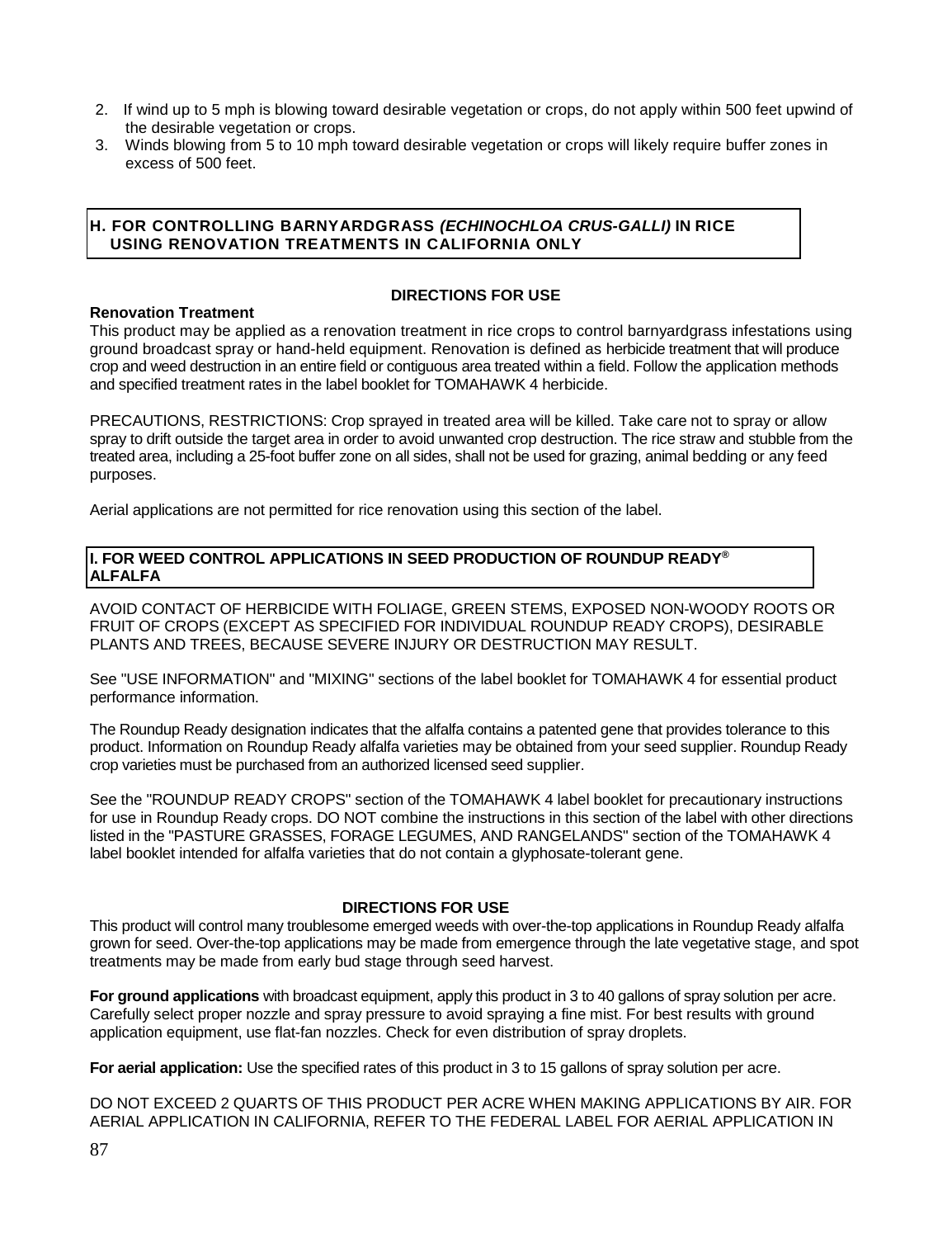2. If wind up to 5 mph is blowing toward desirable vegetation or crops, do not apply within 500 feet upwind of the desirable vegetation or crops.
3. Winds blowing from 5 to 10 mph toward desirable vegetation or crops will likely require buffer zones in excess of 500 feet.

## H. FOR CONTROLLING BARNYARDGRASS *(ECHINOCHLOA CRUS-GALLI)* IN RICE USING RENOVATION TREATMENTS IN CALIFORNIA ONLY

### DIRECTIONS FOR USE

**Renovation Treatment**

This product may be applied as a renovation treatment in rice crops to control barnyardgrass infestations using ground broadcast spray or hand-held equipment. Renovation is defined as herbicide treatment that will produce crop and weed destruction in an entire field or contiguous area treated within a field. Follow the application methods and specified treatment rates in the label booklet for TOMAHAWK 4 herbicide.

PRECAUTIONS, RESTRICTIONS: Crop sprayed in treated area will be killed. Take care not to spray or allow spray to drift outside the target area in order to avoid unwanted crop destruction. The rice straw and stubble from the treated area, including a 25-foot buffer zone on all sides, shall not be used for grazing, animal bedding or any feed purposes.

Aerial applications are not permitted for rice renovation using this section of the label.

## I. FOR WEED CONTROL APPLICATIONS IN SEED PRODUCTION OF ROUNDUP READY® ALFALFA

AVOID CONTACT OF HERBICIDE WITH FOLIAGE, GREEN STEMS, EXPOSED NON-WOODY ROOTS OR FRUIT OF CROPS (EXCEPT AS SPECIFIED FOR INDIVIDUAL ROUNDUP READY CROPS), DESIRABLE PLANTS AND TREES, BECAUSE SEVERE INJURY OR DESTRUCTION MAY RESULT.

See "USE INFORMATION" and "MIXING" sections of the label booklet for TOMAHAWK 4 for essential product performance information.

The Roundup Ready designation indicates that the alfalfa contains a patented gene that provides tolerance to this product. Information on Roundup Ready alfalfa varieties may be obtained from your seed supplier. Roundup Ready crop varieties must be purchased from an authorized licensed seed supplier.

See the "ROUNDUP READY CROPS" section of the TOMAHAWK 4 label booklet for precautionary instructions for use in Roundup Ready crops. DO NOT combine the instructions in this section of the label with other directions listed in the "PASTURE GRASSES, FORAGE LEGUMES, AND RANGELANDS" section of the TOMAHAWK 4 label booklet intended for alfalfa varieties that do not contain a glyphosate-tolerant gene.

### DIRECTIONS FOR USE

This product will control many troublesome emerged weeds with over-the-top applications in Roundup Ready alfalfa grown for seed. Over-the-top applications may be made from emergence through the late vegetative stage, and spot treatments may be made from early bud stage through seed harvest.

**For ground applications** with broadcast equipment, apply this product in 3 to 40 gallons of spray solution per acre. Carefully select proper nozzle and spray pressure to avoid spraying a fine mist. For best results with ground application equipment, use flat-fan nozzles. Check for even distribution of spray droplets.

**For aerial application:** Use the specified rates of this product in 3 to 15 gallons of spray solution per acre.

DO NOT EXCEED 2 QUARTS OF THIS PRODUCT PER ACRE WHEN MAKING APPLICATIONS BY AIR. FOR AERIAL APPLICATION IN CALIFORNIA, REFER TO THE FEDERAL LABEL FOR AERIAL APPLICATION IN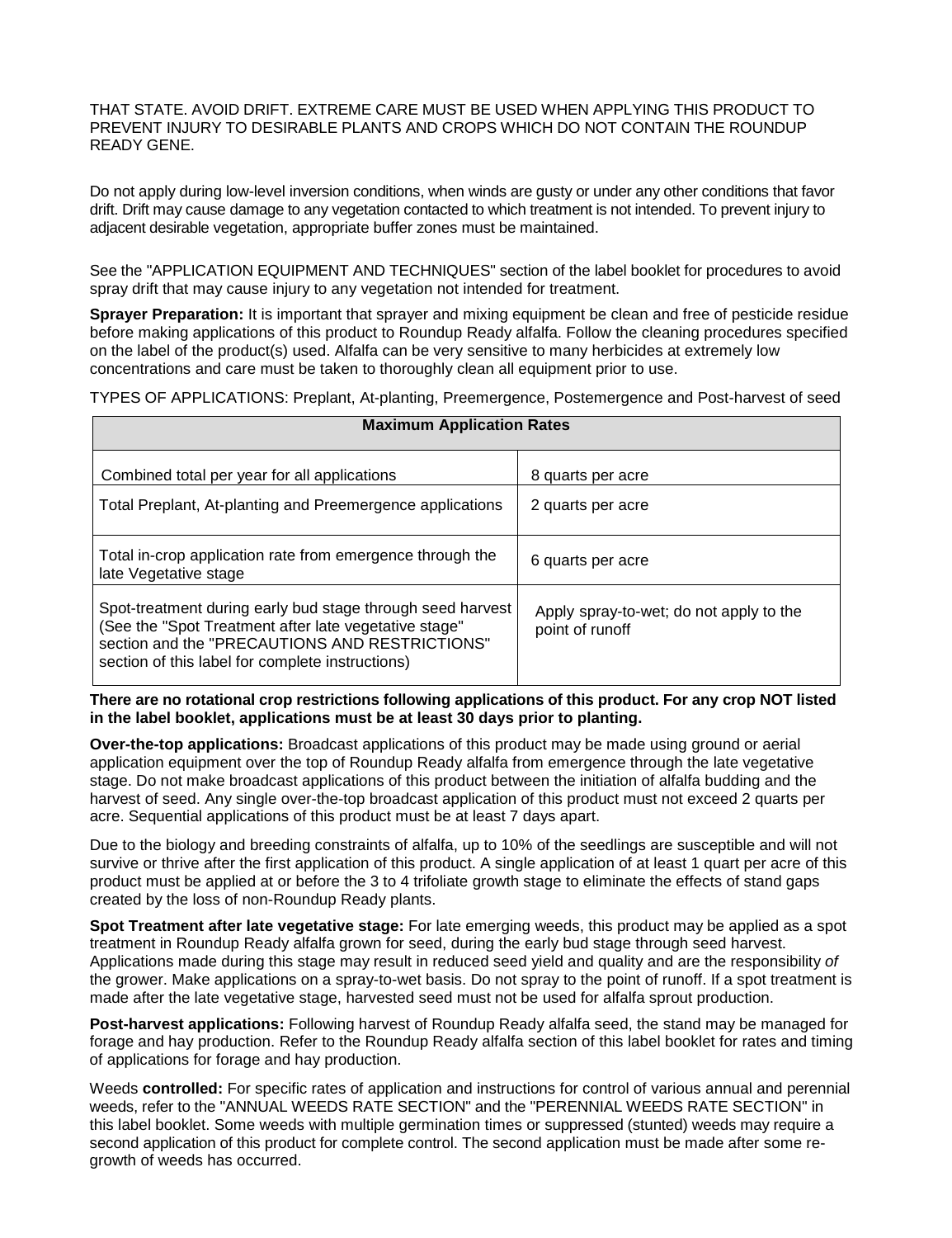THAT STATE. AVOID DRIFT. EXTREME CARE MUST BE USED WHEN APPLYING THIS PRODUCT TO PREVENT INJURY TO DESIRABLE PLANTS AND CROPS WHICH DO NOT CONTAIN THE ROUNDUP READY GENE.

Do not apply during low-level inversion conditions, when winds are gusty or under any other conditions that favor drift. Drift may cause damage to any vegetation contacted to which treatment is not intended. To prevent injury to adjacent desirable vegetation, appropriate buffer zones must be maintained.

See the "APPLICATION EQUIPMENT AND TECHNIQUES" section of the label booklet for procedures to avoid spray drift that may cause injury to any vegetation not intended for treatment.

**Sprayer Preparation:** It is important that sprayer and mixing equipment be clean and free of pesticide residue before making applications of this product to Roundup Ready alfalfa. Follow the cleaning procedures specified on the label of the product(s) used. Alfalfa can be very sensitive to many herbicides at extremely low concentrations and care must be taken to thoroughly clean all equipment prior to use.

TYPES OF APPLICATIONS: Preplant, At-planting, Preemergence, Postemergence and Post-harvest of seed

| **Maximum Application Rates** | |
|---|---|
| Combined total per year for all applications | 8 quarts per acre |
| Total Preplant, At-planting and Preemergence applications | 2 quarts per acre |
| Total in-crop application rate from emergence through the late Vegetative stage | 6 quarts per acre |
| Spot-treatment during early bud stage through seed harvest (See the "Spot Treatment after late vegetative stage" section and the "PRECAUTIONS AND RESTRICTIONS" section of this label for complete instructions) | Apply spray-to-wet; do not apply to the point of runoff |

**There are no rotational crop restrictions following applications of this product. For any crop NOT listed in the label booklet, applications must be at least 30 days prior to planting.**

**Over-the-top applications:** Broadcast applications of this product may be made using ground or aerial application equipment over the top of Roundup Ready alfalfa from emergence through the late vegetative stage. Do not make broadcast applications of this product between the initiation of alfalfa budding and the harvest of seed. Any single over-the-top broadcast application of this product must not exceed 2 quarts per acre. Sequential applications of this product must be at least 7 days apart.

Due to the biology and breeding constraints of alfalfa, up to 10% of the seedlings are susceptible and will not survive or thrive after the first application of this product. A single application of at least 1 quart per acre of this product must be applied at or before the 3 to 4 trifoliate growth stage to eliminate the effects of stand gaps created by the loss of non-Roundup Ready plants.

**Spot Treatment after late vegetative stage:** For late emerging weeds, this product may be applied as a spot treatment in Roundup Ready alfalfa grown for seed, during the early bud stage through seed harvest. Applications made during this stage may result in reduced seed yield and quality and are the responsibility *of* the grower. Make applications on a spray-to-wet basis. Do not spray to the point of runoff. If a spot treatment is made after the late vegetative stage, harvested seed must not be used for alfalfa sprout production.

**Post-harvest applications:** Following harvest of Roundup Ready alfalfa seed, the stand may be managed for forage and hay production. Refer to the Roundup Ready alfalfa section of this label booklet for rates and timing of applications for forage and hay production.

Weeds **controlled:** For specific rates of application and instructions for control of various annual and perennial weeds, refer to the "ANNUAL WEEDS RATE SECTION" and the "PERENNIAL WEEDS RATE SECTION" in this label booklet. Some weeds with multiple germination times or suppressed (stunted) weeds may require a second application of this product for complete control. The second application must be made after some re-growth of weeds has occurred.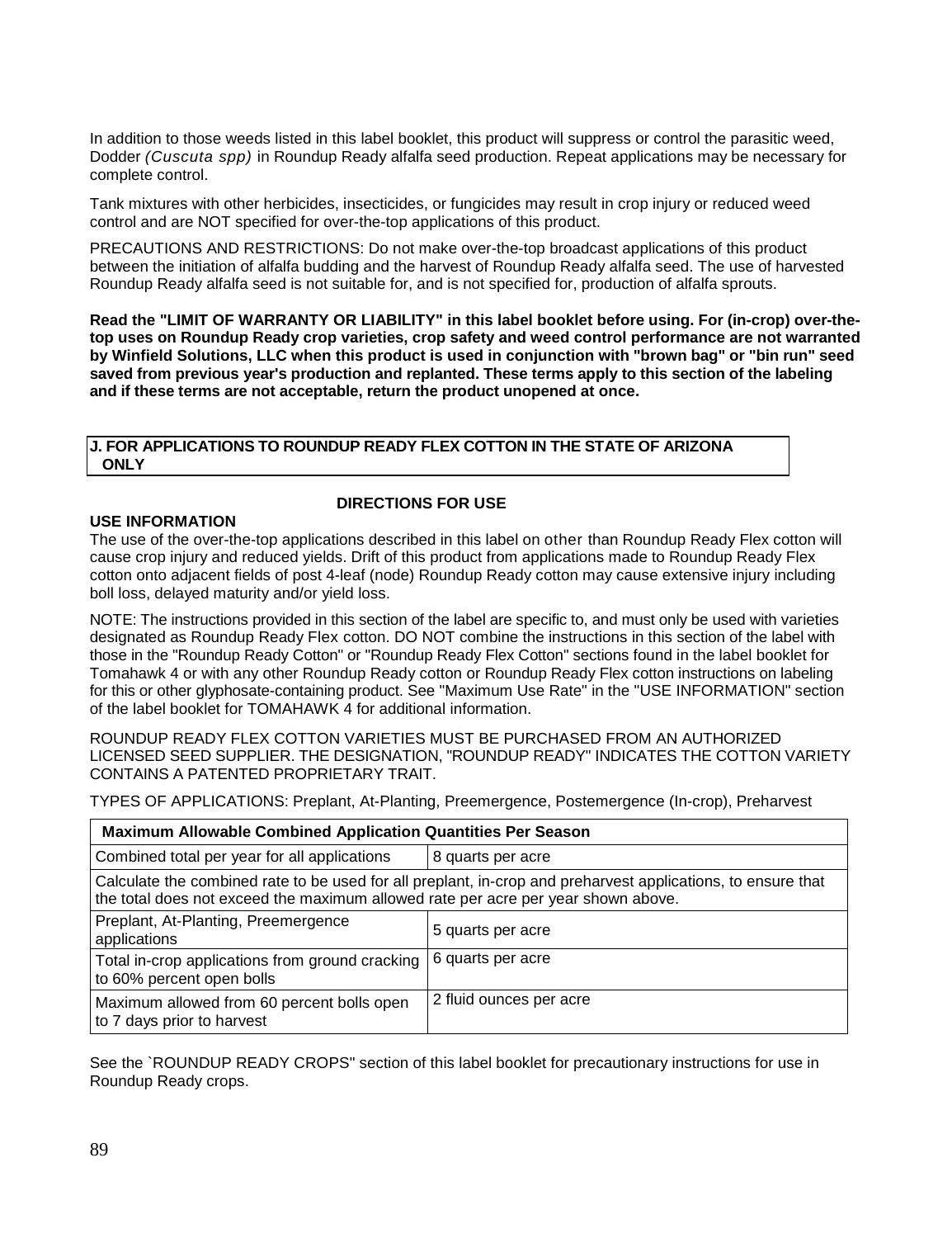In addition to those weeds listed in this label booklet, this product will suppress or control the parasitic weed, Dodder *(Cuscuta spp)* in Roundup Ready alfalfa seed production. Repeat applications may be necessary for complete control.

Tank mixtures with other herbicides, insecticides, or fungicides may result in crop injury or reduced weed control and are NOT specified for over-the-top applications of this product.

PRECAUTIONS AND RESTRICTIONS: Do not make over-the-top broadcast applications of this product between the initiation of alfalfa budding and the harvest of Roundup Ready alfalfa seed. The use of harvested Roundup Ready alfalfa seed is not suitable for, and is not specified for, production of alfalfa sprouts.

**Read the "LIMIT OF WARRANTY OR LIABILITY" in this label booklet before using. For (in-crop) over-the-top uses on Roundup Ready crop varieties, crop safety and weed control performance are not warranted by Winfield Solutions, LLC when this product is used in conjunction with "brown bag" or "bin run" seed saved from previous year's production and replanted. These terms apply to this section of the labeling and if these terms are not acceptable, return the product unopened at once.**

## J. FOR APPLICATIONS TO ROUNDUP READY FLEX COTTON IN THE STATE OF ARIZONA ONLY

### DIRECTIONS FOR USE

**USE INFORMATION**

The use of the over-the-top applications described in this label on other than Roundup Ready Flex cotton will cause crop injury and reduced yields. Drift of this product from applications made to Roundup Ready Flex cotton onto adjacent fields of post 4-leaf (node) Roundup Ready cotton may cause extensive injury including boll loss, delayed maturity and/or yield loss.

NOTE: The instructions provided in this section of the label are specific to, and must only be used with varieties designated as Roundup Ready Flex cotton. DO NOT combine the instructions in this section of the label with those in the "Roundup Ready Cotton" or "Roundup Ready Flex Cotton" sections found in the label booklet for Tomahawk 4 or with any other Roundup Ready cotton or Roundup Ready Flex cotton instructions on labeling for this or other glyphosate-containing product. See "Maximum Use Rate" in the "USE INFORMATION" section of the label booklet for TOMAHAWK 4 for additional information.

ROUNDUP READY FLEX COTTON VARIETIES MUST BE PURCHASED FROM AN AUTHORIZED LICENSED SEED SUPPLIER. THE DESIGNATION, "ROUNDUP READY" INDICATES THE COTTON VARIETY CONTAINS A PATENTED PROPRIETARY TRAIT.

TYPES OF APPLICATIONS: Preplant, At-Planting, Preemergence, Postemergence (In-crop), Preharvest

| **Maximum Allowable Combined Application Quantities Per Season** | |
|---|---|
| Combined total per year for all applications | 8 quarts per acre |
| Calculate the combined rate to be used for all preplant, in-crop and preharvest applications, to ensure that the total does not exceed the maximum allowed rate per acre per year shown above. | |
| Preplant, At-Planting, Preemergence applications | 5 quarts per acre |
| Total in-crop applications from ground cracking to 60% percent open bolls | 6 quarts per acre |
| Maximum allowed from 60 percent bolls open to 7 days prior to harvest | 2 fluid ounces per acre |

See the `ROUNDUP READY CROPS" section of this label booklet for precautionary instructions for use in Roundup Ready crops.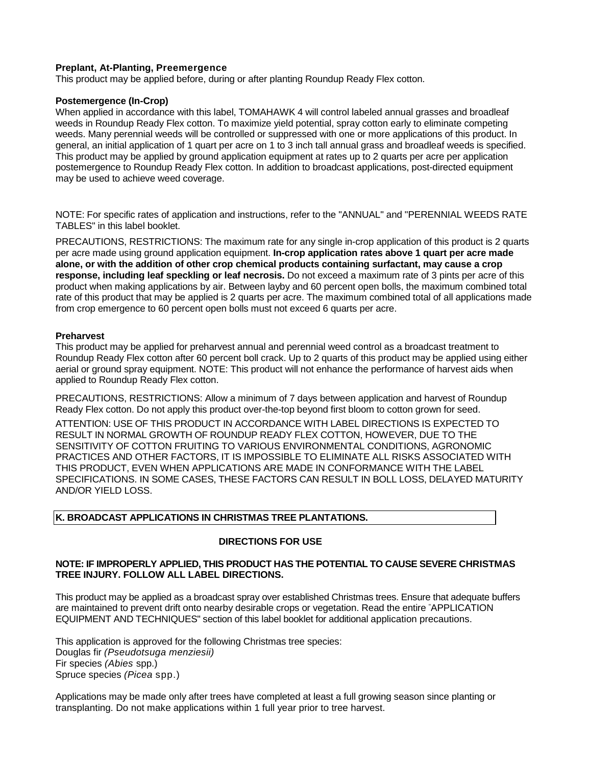**Preplant, At-Planting, Preemergence**

This product may be applied before, during or after planting Roundup Ready Flex cotton.

**Postemergence (In-Crop)**

When applied in accordance with this label, TOMAHAWK 4 will control labeled annual grasses and broadleaf weeds in Roundup Ready Flex cotton. To maximize yield potential, spray cotton early to eliminate competing weeds. Many perennial weeds will be controlled or suppressed with one or more applications of this product. In general, an initial application of 1 quart per acre on 1 to 3 inch tall annual grass and broadleaf weeds is specified. This product may be applied by ground application equipment at rates up to 2 quarts per acre per application postemergence to Roundup Ready Flex cotton. In addition to broadcast applications, post-directed equipment may be used to achieve weed coverage.

NOTE: For specific rates of application and instructions, refer to the "ANNUAL" and "PERENNIAL WEEDS RATE TABLES" in this label booklet.

PRECAUTIONS, RESTRICTIONS: The maximum rate for any single in-crop application of this product is 2 quarts per acre made using ground application equipment. **In-crop application rates above 1 quart per acre made alone, or with the addition of other crop chemical products containing surfactant, may cause a crop response, including leaf speckling or leaf necrosis.** Do not exceed a maximum rate of 3 pints per acre of this product when making applications by air. Between layby and 60 percent open bolls, the maximum combined total rate of this product that may be applied is 2 quarts per acre. The maximum combined total of all applications made from crop emergence to 60 percent open bolls must not exceed 6 quarts per acre.

**Preharvest**

This product may be applied for preharvest annual and perennial weed control as a broadcast treatment to Roundup Ready Flex cotton after 60 percent boll crack. Up to 2 quarts of this product may be applied using either aerial or ground spray equipment. NOTE: This product will not enhance the performance of harvest aids when applied to Roundup Ready Flex cotton.

PRECAUTIONS, RESTRICTIONS: Allow a minimum of 7 days between application and harvest of Roundup Ready Flex cotton. Do not apply this product over-the-top beyond first bloom to cotton grown for seed.

ATTENTION: USE OF THIS PRODUCT IN ACCORDANCE WITH LABEL DIRECTIONS IS EXPECTED TO RESULT IN NORMAL GROWTH OF ROUNDUP READY FLEX COTTON, HOWEVER, DUE TO THE SENSITIVITY OF COTTON FRUITING TO VARIOUS ENVIRONMENTAL CONDITIONS, AGRONOMIC PRACTICES AND OTHER FACTORS, IT IS IMPOSSIBLE TO ELIMINATE ALL RISKS ASSOCIATED WITH THIS PRODUCT, EVEN WHEN APPLICATIONS ARE MADE IN CONFORMANCE WITH THE LABEL SPECIFICATIONS. IN SOME CASES, THESE FACTORS CAN RESULT IN BOLL LOSS, DELAYED MATURITY AND/OR YIELD LOSS.

## K. BROADCAST APPLICATIONS IN CHRISTMAS TREE PLANTATIONS.

### DIRECTIONS FOR USE

**NOTE: IF IMPROPERLY APPLIED, THIS PRODUCT HAS THE POTENTIAL TO CAUSE SEVERE CHRISTMAS TREE INJURY. FOLLOW ALL LABEL DIRECTIONS.**

This product may be applied as a broadcast spray over established Christmas trees. Ensure that adequate buffers are maintained to prevent drift onto nearby desirable crops or vegetation. Read the entire "APPLICATION EQUIPMENT AND TECHNIQUES" section of this label booklet for additional application precautions.

This application is approved for the following Christmas tree species:
Douglas fir *(Pseudotsuga menziesii)*
Fir species *(Abies* spp.)
Spruce species *(Picea* spp.)

Applications may be made only after trees have completed at least a full growing season since planting or transplanting. Do not make applications within 1 full year prior to tree harvest.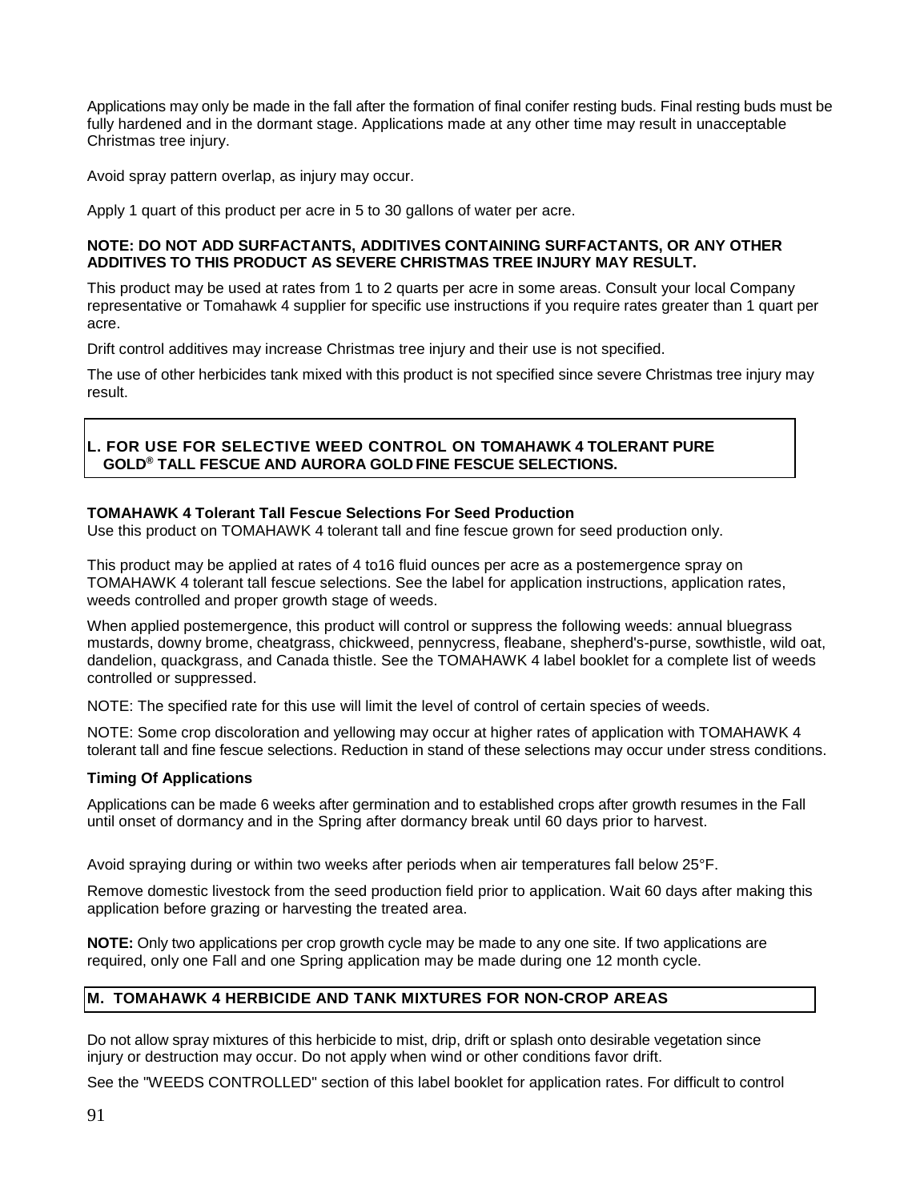Applications may only be made in the fall after the formation of final conifer resting buds. Final resting buds must be fully hardened and in the dormant stage. Applications made at any other time may result in unacceptable Christmas tree injury.

Avoid spray pattern overlap, as injury may occur.

Apply 1 quart of this product per acre in 5 to 30 gallons of water per acre.

**NOTE: DO NOT ADD SURFACTANTS, ADDITIVES CONTAINING SURFACTANTS, OR ANY OTHER ADDITIVES TO THIS PRODUCT AS SEVERE CHRISTMAS TREE INJURY MAY RESULT.**

This product may be used at rates from 1 to 2 quarts per acre in some areas. Consult your local Company representative or Tomahawk 4 supplier for specific use instructions if you require rates greater than 1 quart per acre.

Drift control additives may increase Christmas tree injury and their use is not specified.

The use of other herbicides tank mixed with this product is not specified since severe Christmas tree injury may result.

## L. FOR USE FOR SELECTIVE WEED CONTROL ON TOMAHAWK 4 TOLERANT PURE GOLD® TALL FESCUE AND AURORA GOLD FINE FESCUE SELECTIONS.

**TOMAHAWK 4 Tolerant Tall Fescue Selections For Seed Production**
Use this product on TOMAHAWK 4 tolerant tall and fine fescue grown for seed production only.

This product may be applied at rates of 4 to16 fluid ounces per acre as a postemergence spray on TOMAHAWK 4 tolerant tall fescue selections. See the label for application instructions, application rates, weeds controlled and proper growth stage of weeds.

When applied postemergence, this product will control or suppress the following weeds: annual bluegrass mustards, downy brome, cheatgrass, chickweed, pennycress, fleabane, shepherd's-purse, sowthistle, wild oat, dandelion, quackgrass, and Canada thistle. See the TOMAHAWK 4 label booklet for a complete list of weeds controlled or suppressed.

NOTE: The specified rate for this use will limit the level of control of certain species of weeds.

NOTE: Some crop discoloration and yellowing may occur at higher rates of application with TOMAHAWK 4 tolerant tall and fine fescue selections. Reduction in stand of these selections may occur under stress conditions.

**Timing Of Applications**

Applications can be made 6 weeks after germination and to established crops after growth resumes in the Fall until onset of dormancy and in the Spring after dormancy break until 60 days prior to harvest.

Avoid spraying during or within two weeks after periods when air temperatures fall below 25°F.

Remove domestic livestock from the seed production field prior to application. Wait 60 days after making this application before grazing or harvesting the treated area.

**NOTE:** Only two applications per crop growth cycle may be made to any one site. If two applications are required, only one Fall and one Spring application may be made during one 12 month cycle.

## M. TOMAHAWK 4 HERBICIDE AND TANK MIXTURES FOR NON-CROP AREAS

Do not allow spray mixtures of this herbicide to mist, drip, drift or splash onto desirable vegetation since injury or destruction may occur. Do not apply when wind or other conditions favor drift.

See the "WEEDS CONTROLLED" section of this label booklet for application rates. For difficult to control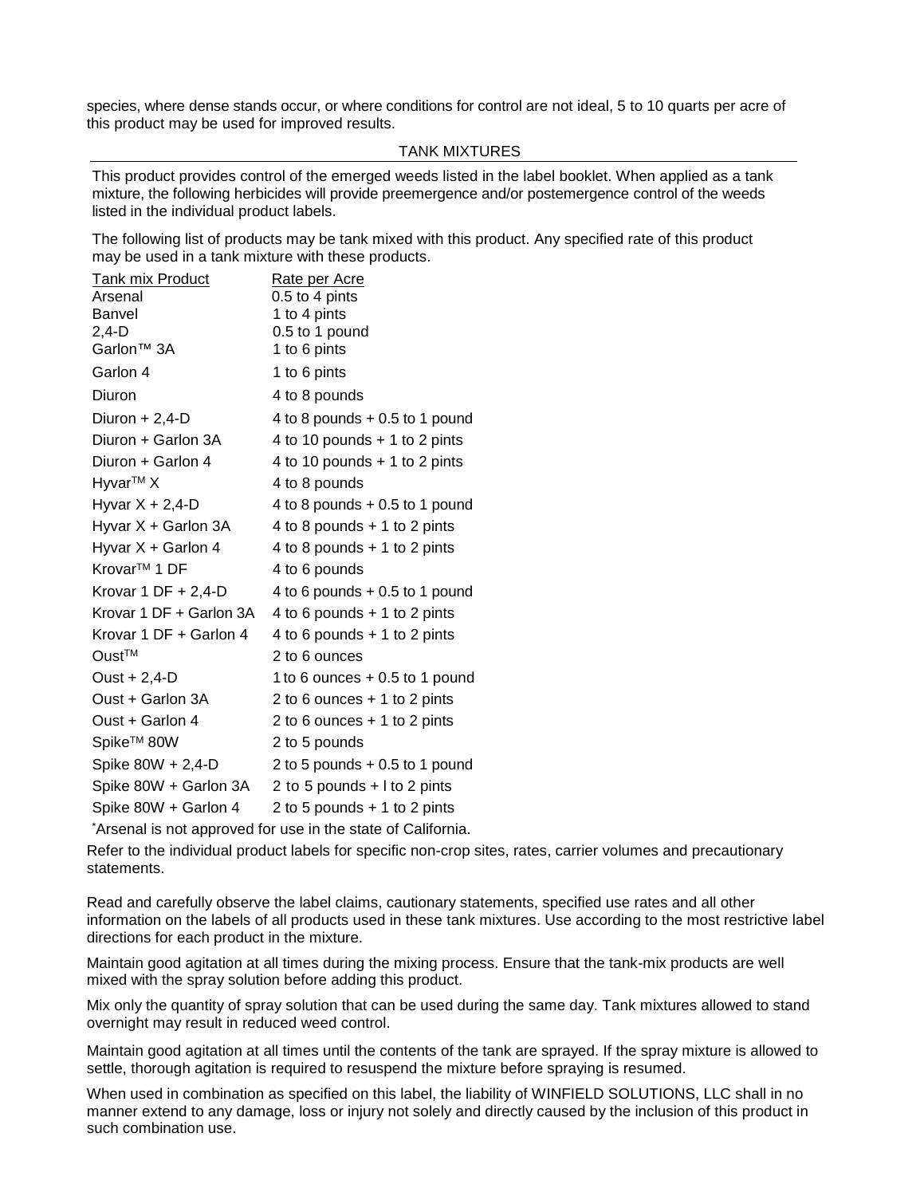species, where dense stands occur, or where conditions for control are not ideal, 5 to 10 quarts per acre of this product may be used for improved results.

## TANK MIXTURES

This product provides control of the emerged weeds listed in the label booklet. When applied as a tank mixture, the following herbicides will provide preemergence and/or postemergence control of the weeds listed in the individual product labels.

The following list of products may be tank mixed with this product. Any specified rate of this product may be used in a tank mixture with these products.

| Tank mix Product | Rate per Acre |
|---|---|
| Arsenal | 0.5 to 4 pints |
| Banvel | 1 to 4 pints |
| 2,4-D | 0.5 to 1 pound |
| Garlon™ 3A | 1 to 6 pints |
| Garlon 4 | 1 to 6 pints |
| Diuron | 4 to 8 pounds |
| Diuron + 2,4-D | 4 to 8 pounds + 0.5 to 1 pound |
| Diuron + Garlon 3A | 4 to 10 pounds + 1 to 2 pints |
| Diuron + Garlon 4 | 4 to 10 pounds + 1 to 2 pints |
| Hyvar™ X | 4 to 8 pounds |
| Hyvar X + 2,4-D | 4 to 8 pounds + 0.5 to 1 pound |
| Hyvar X + Garlon 3A | 4 to 8 pounds + 1 to 2 pints |
| Hyvar X + Garlon 4 | 4 to 8 pounds + 1 to 2 pints |
| Krovar™ 1 DF | 4 to 6 pounds |
| Krovar 1 DF + 2,4-D | 4 to 6 pounds + 0.5 to 1 pound |
| Krovar 1 DF + Garlon 3A | 4 to 6 pounds + 1 to 2 pints |
| Krovar 1 DF + Garlon 4 | 4 to 6 pounds + 1 to 2 pints |
| Oust™ | 2 to 6 ounces |
| Oust + 2,4-D | 1 to 6 ounces + 0.5 to 1 pound |
| Oust + Garlon 3A | 2 to 6 ounces + 1 to 2 pints |
| Oust + Garlon 4 | 2 to 6 ounces + 1 to 2 pints |
| Spike™ 80W | 2 to 5 pounds |
| Spike 80W + 2,4-D | 2 to 5 pounds + 0.5 to 1 pound |
| Spike 80W + Garlon 3A | 2 to 5 pounds + l to 2 pints |
| Spike 80W + Garlon 4 | 2 to 5 pounds + 1 to 2 pints |

*Arsenal is not approved for use in the state of California.

Refer to the individual product labels for specific non-crop sites, rates, carrier volumes and precautionary statements.

Read and carefully observe the label claims, cautionary statements, specified use rates and all other information on the labels of all products used in these tank mixtures. Use according to the most restrictive label directions for each product in the mixture.

Maintain good agitation at all times during the mixing process. Ensure that the tank-mix products are well mixed with the spray solution before adding this product.

Mix only the quantity of spray solution that can be used during the same day. Tank mixtures allowed to stand overnight may result in reduced weed control.

Maintain good agitation at all times until the contents of the tank are sprayed. If the spray mixture is allowed to settle, thorough agitation is required to resuspend the mixture before spraying is resumed.

When used in combination as specified on this label, the liability of WINFIELD SOLUTIONS, LLC shall in no manner extend to any damage, loss or injury not solely and directly caused by the inclusion of this product in such combination use.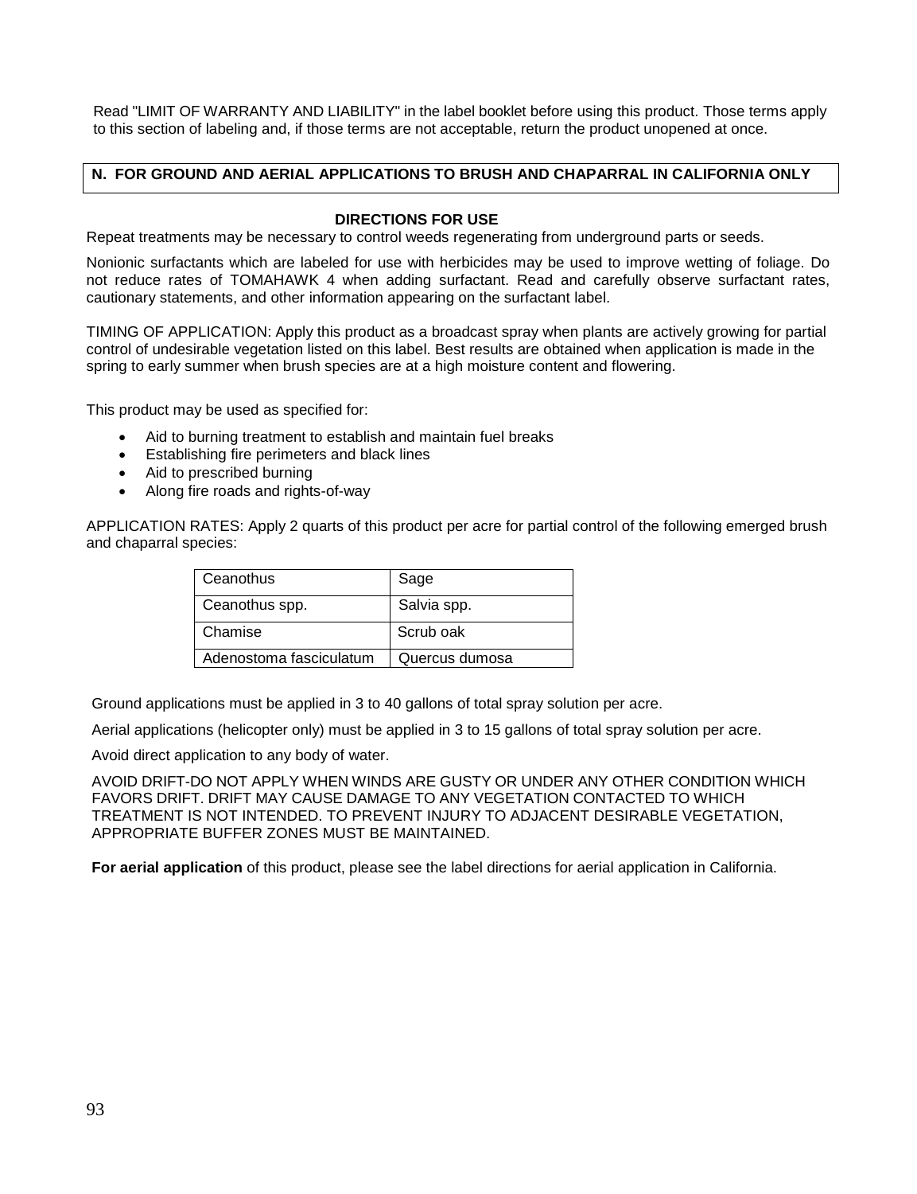Read "LIMIT OF WARRANTY AND LIABILITY" in the label booklet before using this product. Those terms apply to this section of labeling and, if those terms are not acceptable, return the product unopened at once.

## N. FOR GROUND AND AERIAL APPLICATIONS TO BRUSH AND CHAPARRAL IN CALIFORNIA ONLY

**DIRECTIONS FOR USE**

Repeat treatments may be necessary to control weeds regenerating from underground parts or seeds.

Nonionic surfactants which are labeled for use with herbicides may be used to improve wetting of foliage. Do not reduce rates of TOMAHAWK 4 when adding surfactant. Read and carefully observe surfactant rates, cautionary statements, and other information appearing on the surfactant label.

TIMING OF APPLICATION: Apply this product as a broadcast spray when plants are actively growing for partial control of undesirable vegetation listed on this label. Best results are obtained when application is made in the spring to early summer when brush species are at a high moisture content and flowering.

This product may be used as specified for:

- Aid to burning treatment to establish and maintain fuel breaks
- Establishing fire perimeters and black lines
- Aid to prescribed burning
- Along fire roads and rights-of-way

APPLICATION RATES: Apply 2 quarts of this product per acre for partial control of the following emerged brush and chaparral species:

| Ceanothus | Sage |
|---|---|
| Ceanothus spp. | Salvia spp. |
| Chamise | Scrub oak |
| Adenostoma fasciculatum | Quercus dumosa |

Ground applications must be applied in 3 to 40 gallons of total spray solution per acre.

Aerial applications (helicopter only) must be applied in 3 to 15 gallons of total spray solution per acre.

Avoid direct application to any body of water.

AVOID DRIFT-DO NOT APPLY WHEN WINDS ARE GUSTY OR UNDER ANY OTHER CONDITION WHICH FAVORS DRIFT. DRIFT MAY CAUSE DAMAGE TO ANY VEGETATION CONTACTED TO WHICH TREATMENT IS NOT INTENDED. TO PREVENT INJURY TO ADJACENT DESIRABLE VEGETATION, APPROPRIATE BUFFER ZONES MUST BE MAINTAINED.

**For aerial application** of this product, please see the label directions for aerial application in California.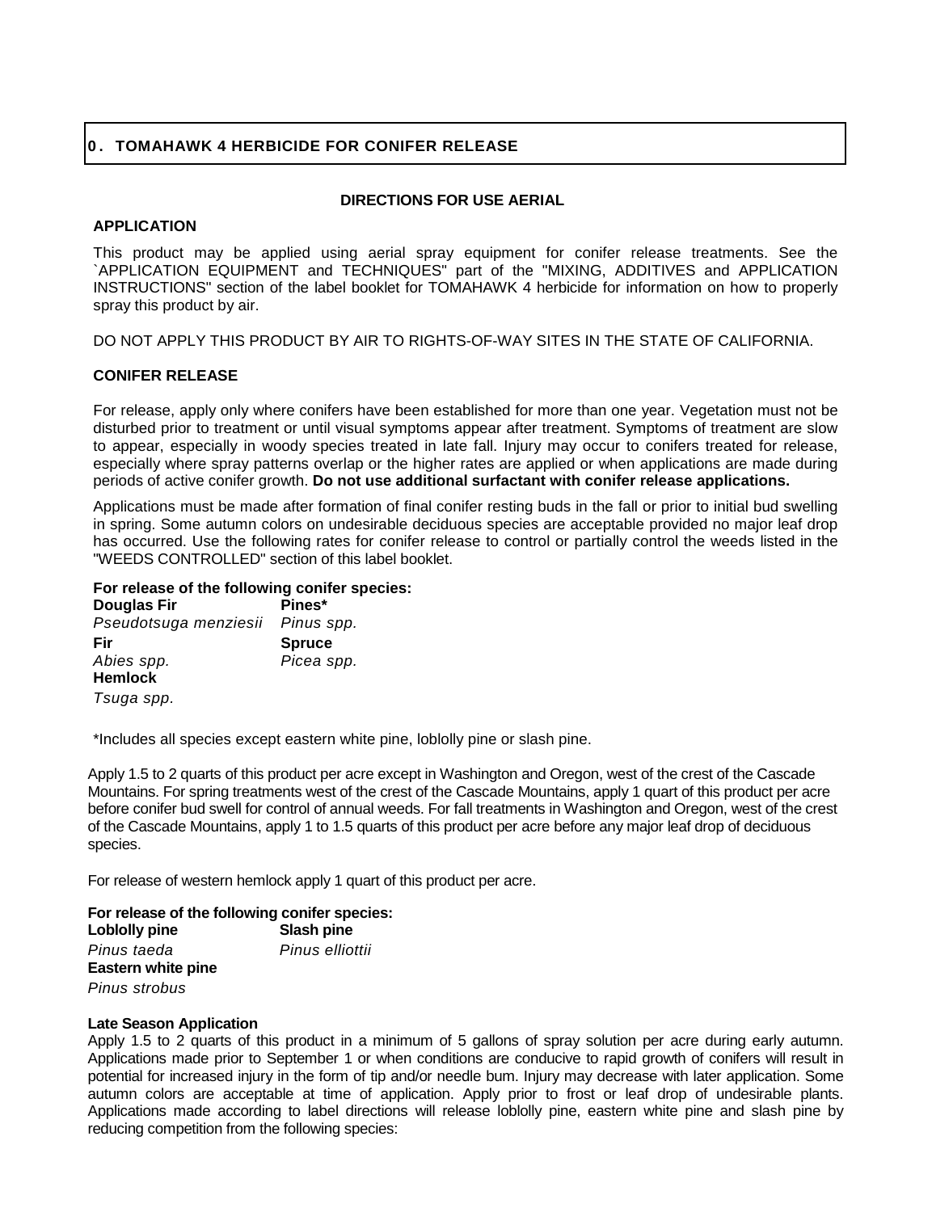## 0. TOMAHAWK 4 HERBICIDE FOR CONIFER RELEASE

**DIRECTIONS FOR USE AERIAL**

### APPLICATION

This product may be applied using aerial spray equipment for conifer release treatments. See the `APPLICATION EQUIPMENT and TECHNIQUES" part of the "MIXING, ADDITIVES and APPLICATION INSTRUCTIONS" section of the label booklet for TOMAHAWK 4 herbicide for information on how to properly spray this product by air.

DO NOT APPLY THIS PRODUCT BY AIR TO RIGHTS-OF-WAY SITES IN THE STATE OF CALIFORNIA.

### CONIFER RELEASE

For release, apply only where conifers have been established for more than one year. Vegetation must not be disturbed prior to treatment or until visual symptoms appear after treatment. Symptoms of treatment are slow to appear, especially in woody species treated in late fall. Injury may occur to conifers treated for release, especially where spray patterns overlap or the higher rates are applied or when applications are made during periods of active conifer growth. **Do not use additional surfactant with conifer release applications.**

Applications must be made after formation of final conifer resting buds in the fall or prior to initial bud swelling in spring. Some autumn colors on undesirable deciduous species are acceptable provided no major leaf drop has occurred. Use the following rates for conifer release to control or partially control the weeds listed in the "WEEDS CONTROLLED" section of this label booklet.

**For release of the following conifer species:**

**Douglas Fir** *Pseudotsuga menziesii*

**Fir** *Abies spp.*

**Hemlock** *Tsuga spp.*

**Pines*** *Pinus spp.*

**Spruce** *Picea spp.*

*Includes all species except eastern white pine, loblolly pine or slash pine.

Apply 1.5 to 2 quarts of this product per acre except in Washington and Oregon, west of the crest of the Cascade Mountains. For spring treatments west of the crest of the Cascade Mountains, apply 1 quart of this product per acre before conifer bud swell for control of annual weeds. For fall treatments in Washington and Oregon, west of the crest of the Cascade Mountains, apply 1 to 1.5 quarts of this product per acre before any major leaf drop of deciduous species.

For release of western hemlock apply 1 quart of this product per acre.

**For release of the following conifer species:**

**Loblolly pine** *Pinus taeda*

**Eastern white pine** *Pinus strobus*

**Slash pine** *Pinus elliottii*

**Late Season Application**

Apply 1.5 to 2 quarts of this product in a minimum of 5 gallons of spray solution per acre during early autumn. Applications made prior to September 1 or when conditions are conducive to rapid growth of conifers will result in potential for increased injury in the form of tip and/or needle bum. Injury may decrease with later application. Some autumn colors are acceptable at time of application. Apply prior to frost or leaf drop of undesirable plants. Applications made according to label directions will release loblolly pine, eastern white pine and slash pine by reducing competition from the following species: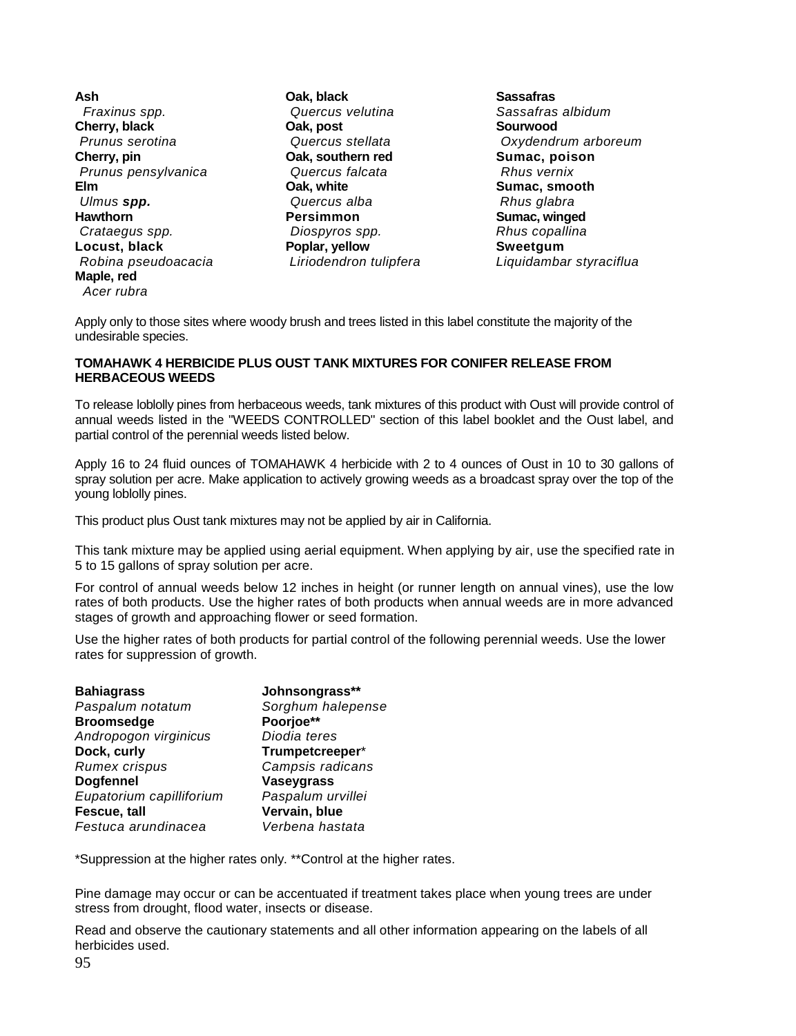**Ash**
*Fraxinus spp.*
**Cherry, black**
*Prunus serotina*
**Cherry, pin**
*Prunus pensylvanica*
**Elm**
*Ulmus* ***spp.***
**Hawthorn**
*Crataegus spp.*
**Locust, black**
*Robina pseudoacacia*
**Maple, red**
*Acer rubra*

**Oak, black**
*Quercus velutina*
**Oak, post**
*Quercus stellata*
**Oak, southern red**
*Quercus falcata*
**Oak, white**
*Quercus alba*
**Persimmon**
*Diospyros spp.*
**Poplar, yellow**
*Liriodendron tulipfera*

**Sassafras**
*Sassafras albidum*
**Sourwood**
*Oxydendrum arboreum*
**Sumac, poison**
*Rhus vernix*
**Sumac, smooth**
*Rhus glabra*
**Sumac, winged**
*Rhus copallina*
**Sweetgum**
*Liquidambar styraciflua*

Apply only to those sites where woody brush and trees listed in this label constitute the majority of the undesirable species.

**TOMAHAWK 4 HERBICIDE PLUS OUST TANK MIXTURES FOR CONIFER RELEASE FROM HERBACEOUS WEEDS**

To release loblolly pines from herbaceous weeds, tank mixtures of this product with Oust will provide control of annual weeds listed in the "WEEDS CONTROLLED" section of this label booklet and the Oust label, and partial control of the perennial weeds listed below.

Apply 16 to 24 fluid ounces of TOMAHAWK 4 herbicide with 2 to 4 ounces of Oust in 10 to 30 gallons of spray solution per acre. Make application to actively growing weeds as a broadcast spray over the top of the young loblolly pines.

This product plus Oust tank mixtures may not be applied by air in California.

This tank mixture may be applied using aerial equipment. When applying by air, use the specified rate in 5 to 15 gallons of spray solution per acre.

For control of annual weeds below 12 inches in height (or runner length on annual vines), use the low rates of both products. Use the higher rates of both products when annual weeds are in more advanced stages of growth and approaching flower or seed formation.

Use the higher rates of both products for partial control of the following perennial weeds. Use the lower rates for suppression of growth.

**Bahiagrass**
*Paspalum notatum*
**Broomsedge**
*Andropogon virginicus*
**Dock, curly**
*Rumex crispus*
**Dogfennel**
*Eupatorium capilliforium*
**Fescue, tall**
*Festuca arundinacea*

**Johnsongrass****
*Sorghum halepense*
**Poorjoe****
*Diodia teres*
**Trumpetcreeper***
*Campsis radicans*
**Vaseygrass**
*Paspalum urvillei*
**Vervain, blue**
*Verbena hastata*

*Suppression at the higher rates only. **Control at the higher rates.

Pine damage may occur or can be accentuated if treatment takes place when young trees are under stress from drought, flood water, insects or disease.

Read and observe the cautionary statements and all other information appearing on the labels of all herbicides used.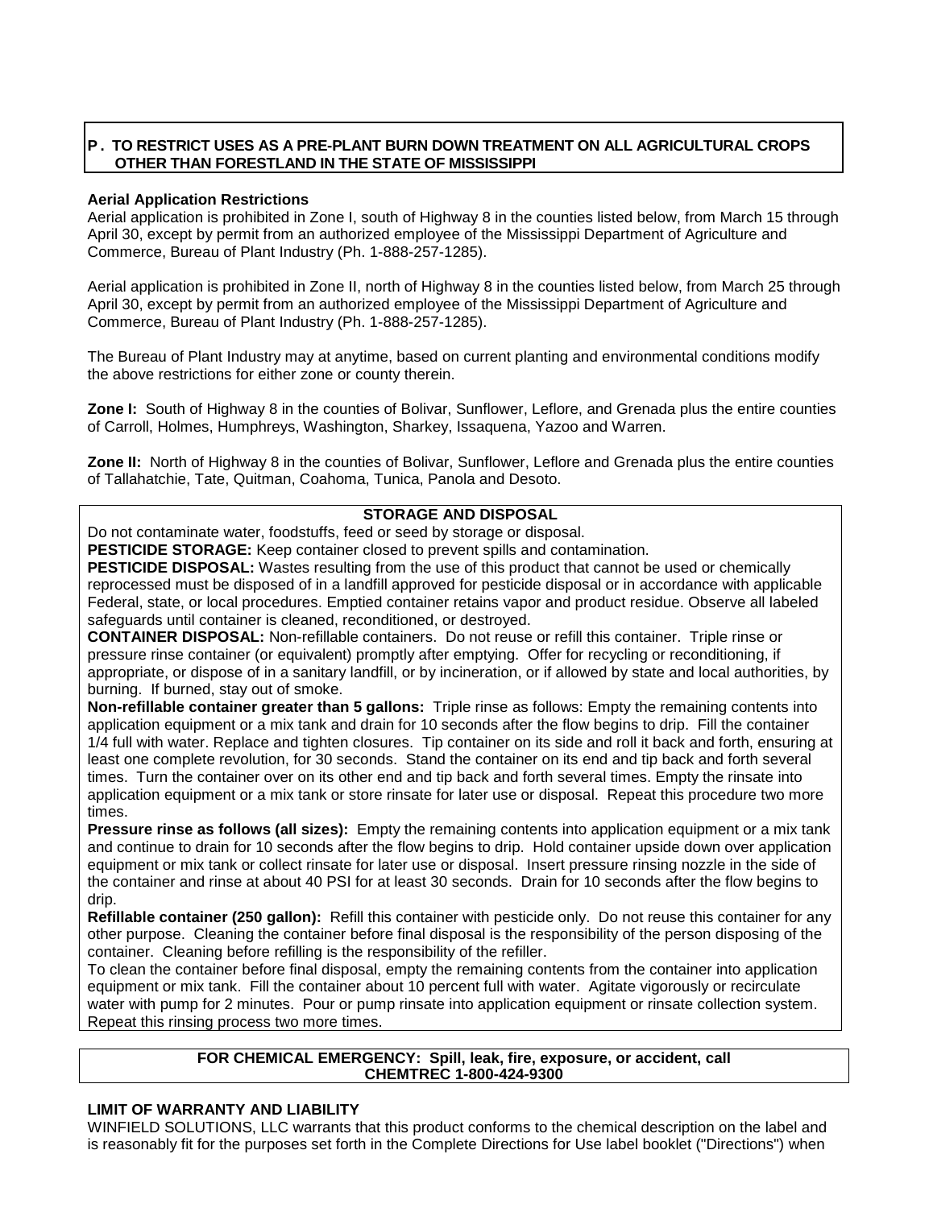**P. TO RESTRICT USES AS A PRE-PLANT BURN DOWN TREATMENT ON ALL AGRICULTURAL CROPS OTHER THAN FORESTLAND IN THE STATE OF MISSISSIPPI**

**Aerial Application Restrictions**

Aerial application is prohibited in Zone I, south of Highway 8 in the counties listed below, from March 15 through April 30, except by permit from an authorized employee of the Mississippi Department of Agriculture and Commerce, Bureau of Plant Industry (Ph. 1-888-257-1285).

Aerial application is prohibited in Zone II, north of Highway 8 in the counties listed below, from March 25 through April 30, except by permit from an authorized employee of the Mississippi Department of Agriculture and Commerce, Bureau of Plant Industry (Ph. 1-888-257-1285).

The Bureau of Plant Industry may at anytime, based on current planting and environmental conditions modify the above restrictions for either zone or county therein.

**Zone I:** South of Highway 8 in the counties of Bolivar, Sunflower, Leflore, and Grenada plus the entire counties of Carroll, Holmes, Humphreys, Washington, Sharkey, Issaquena, Yazoo and Warren.

**Zone II:** North of Highway 8 in the counties of Bolivar, Sunflower, Leflore and Grenada plus the entire counties of Tallahatchie, Tate, Quitman, Coahoma, Tunica, Panola and Desoto.

**STORAGE AND DISPOSAL**

Do not contaminate water, foodstuffs, feed or seed by storage or disposal.

**PESTICIDE STORAGE:** Keep container closed to prevent spills and contamination.

**PESTICIDE DISPOSAL:** Wastes resulting from the use of this product that cannot be used or chemically reprocessed must be disposed of in a landfill approved for pesticide disposal or in accordance with applicable Federal, state, or local procedures. Emptied container retains vapor and product residue. Observe all labeled safeguards until container is cleaned, reconditioned, or destroyed.

**CONTAINER DISPOSAL:** Non-refillable containers. Do not reuse or refill this container. Triple rinse or pressure rinse container (or equivalent) promptly after emptying. Offer for recycling or reconditioning, if appropriate, or dispose of in a sanitary landfill, or by incineration, or if allowed by state and local authorities, by burning. If burned, stay out of smoke.

**Non-refillable container greater than 5 gallons:** Triple rinse as follows: Empty the remaining contents into application equipment or a mix tank and drain for 10 seconds after the flow begins to drip. Fill the container 1/4 full with water. Replace and tighten closures. Tip container on its side and roll it back and forth, ensuring at least one complete revolution, for 30 seconds. Stand the container on its end and tip back and forth several times. Turn the container over on its other end and tip back and forth several times. Empty the rinsate into application equipment or a mix tank or store rinsate for later use or disposal. Repeat this procedure two more times.

**Pressure rinse as follows (all sizes):** Empty the remaining contents into application equipment or a mix tank and continue to drain for 10 seconds after the flow begins to drip. Hold container upside down over application equipment or mix tank or collect rinsate for later use or disposal. Insert pressure rinsing nozzle in the side of the container and rinse at about 40 PSI for at least 30 seconds. Drain for 10 seconds after the flow begins to drip.

**Refillable container (250 gallon):** Refill this container with pesticide only. Do not reuse this container for any other purpose. Cleaning the container before final disposal is the responsibility of the person disposing of the container. Cleaning before refilling is the responsibility of the refiller.

To clean the container before final disposal, empty the remaining contents from the container into application equipment or mix tank. Fill the container about 10 percent full with water. Agitate vigorously or recirculate water with pump for 2 minutes. Pour or pump rinsate into application equipment or rinsate collection system. Repeat this rinsing process two more times.

**FOR CHEMICAL EMERGENCY: Spill, leak, fire, exposure, or accident, call CHEMTREC 1-800-424-9300**

**LIMIT OF WARRANTY AND LIABILITY**

WINFIELD SOLUTIONS, LLC warrants that this product conforms to the chemical description on the label and is reasonably fit for the purposes set forth in the Complete Directions for Use label booklet ("Directions") when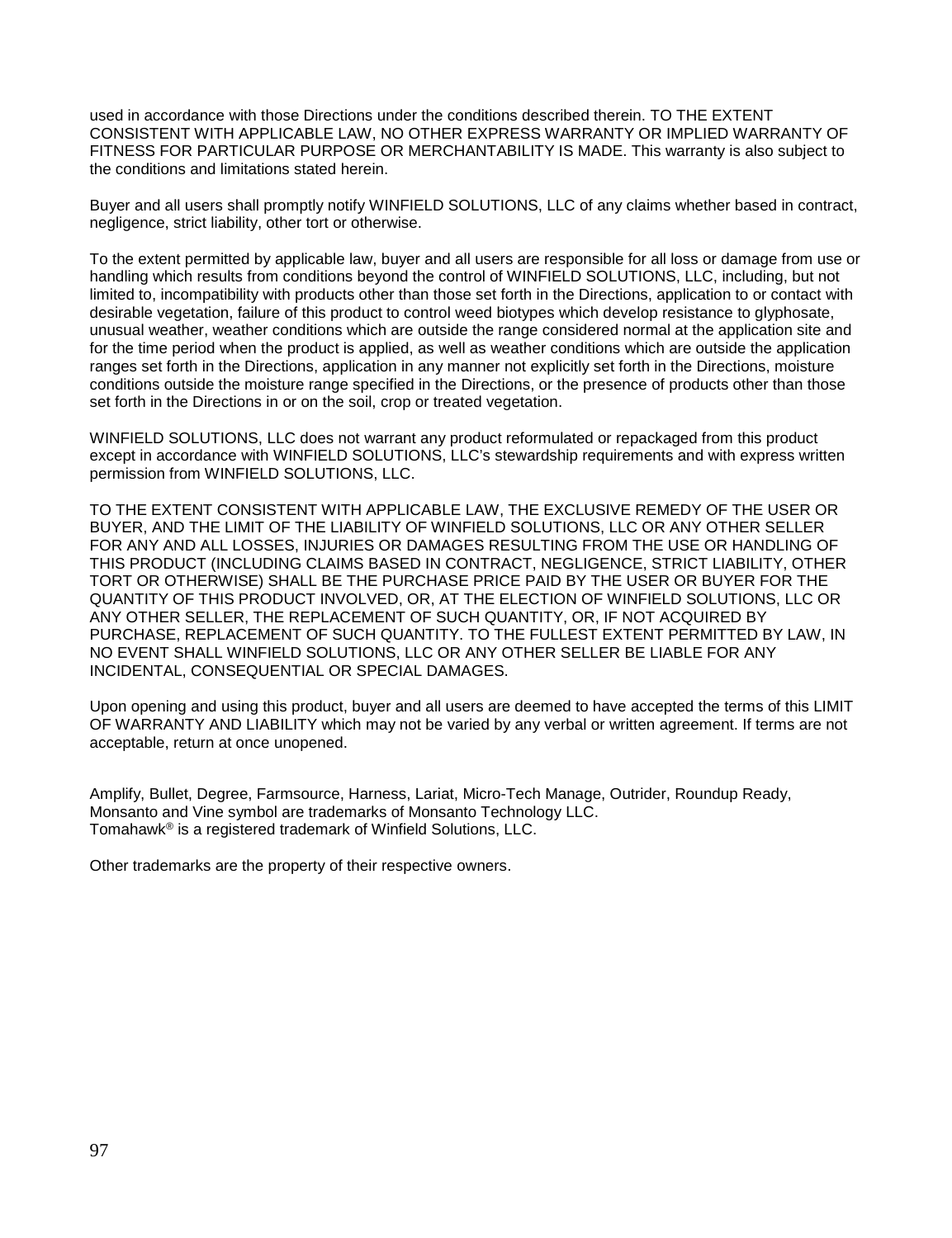used in accordance with those Directions under the conditions described therein. TO THE EXTENT CONSISTENT WITH APPLICABLE LAW, NO OTHER EXPRESS WARRANTY OR IMPLIED WARRANTY OF FITNESS FOR PARTICULAR PURPOSE OR MERCHANTABILITY IS MADE. This warranty is also subject to the conditions and limitations stated herein.

Buyer and all users shall promptly notify WINFIELD SOLUTIONS, LLC of any claims whether based in contract, negligence, strict liability, other tort or otherwise.

To the extent permitted by applicable law, buyer and all users are responsible for all loss or damage from use or handling which results from conditions beyond the control of WINFIELD SOLUTIONS, LLC, including, but not limited to, incompatibility with products other than those set forth in the Directions, application to or contact with desirable vegetation, failure of this product to control weed biotypes which develop resistance to glyphosate, unusual weather, weather conditions which are outside the range considered normal at the application site and for the time period when the product is applied, as well as weather conditions which are outside the application ranges set forth in the Directions, application in any manner not explicitly set forth in the Directions, moisture conditions outside the moisture range specified in the Directions, or the presence of products other than those set forth in the Directions in or on the soil, crop or treated vegetation.

WINFIELD SOLUTIONS, LLC does not warrant any product reformulated or repackaged from this product except in accordance with WINFIELD SOLUTIONS, LLC's stewardship requirements and with express written permission from WINFIELD SOLUTIONS, LLC.

TO THE EXTENT CONSISTENT WITH APPLICABLE LAW, THE EXCLUSIVE REMEDY OF THE USER OR BUYER, AND THE LIMIT OF THE LIABILITY OF WINFIELD SOLUTIONS, LLC OR ANY OTHER SELLER FOR ANY AND ALL LOSSES, INJURIES OR DAMAGES RESULTING FROM THE USE OR HANDLING OF THIS PRODUCT (INCLUDING CLAIMS BASED IN CONTRACT, NEGLIGENCE, STRICT LIABILITY, OTHER TORT OR OTHERWISE) SHALL BE THE PURCHASE PRICE PAID BY THE USER OR BUYER FOR THE QUANTITY OF THIS PRODUCT INVOLVED, OR, AT THE ELECTION OF WINFIELD SOLUTIONS, LLC OR ANY OTHER SELLER, THE REPLACEMENT OF SUCH QUANTITY, OR, IF NOT ACQUIRED BY PURCHASE, REPLACEMENT OF SUCH QUANTITY. TO THE FULLEST EXTENT PERMITTED BY LAW, IN NO EVENT SHALL WINFIELD SOLUTIONS, LLC OR ANY OTHER SELLER BE LIABLE FOR ANY INCIDENTAL, CONSEQUENTIAL OR SPECIAL DAMAGES.

Upon opening and using this product, buyer and all users are deemed to have accepted the terms of this LIMIT OF WARRANTY AND LIABILITY which may not be varied by any verbal or written agreement. If terms are not acceptable, return at once unopened.

Amplify, Bullet, Degree, Farmsource, Harness, Lariat, Micro-Tech Manage, Outrider, Roundup Ready, Monsanto and Vine symbol are trademarks of Monsanto Technology LLC.
Tomahawk® is a registered trademark of Winfield Solutions, LLC.

Other trademarks are the property of their respective owners.